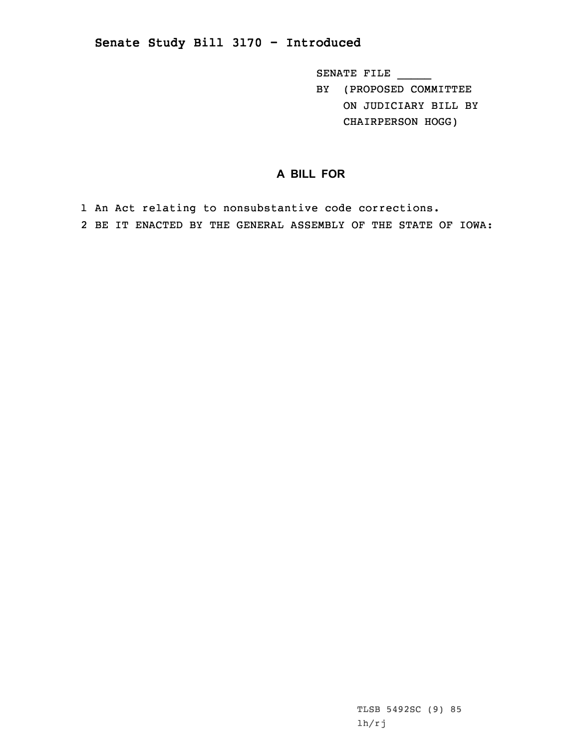# Senate Study Bill 3170 - Introduced

SENATE FILE _____
BY (PROPOSED COMMITTEE ON JUDICIARY BILL BY CHAIRPERSON HOGG)

## A BILL FOR

1 An Act relating to nonsubstantive code corrections.
2 BE IT ENACTED BY THE GENERAL ASSEMBLY OF THE STATE OF IOWA:

TLSB 5492SC (9) 85
lh/rj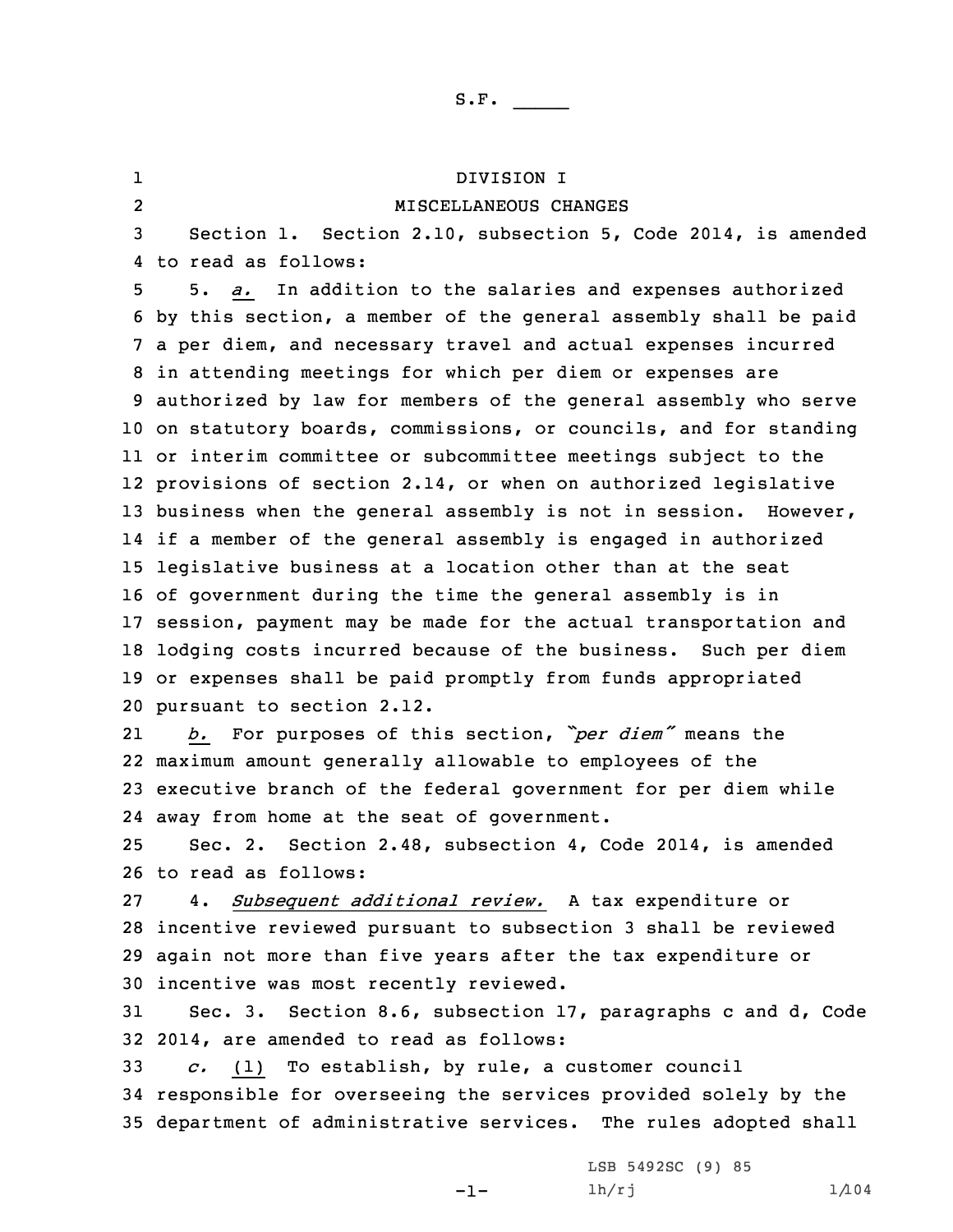S.F. _____

DIVISION I

MISCELLANEOUS CHANGES

Section 1. Section 2.10, subsection 5, Code 2014, is amended to read as follows:

5. *a.* In addition to the salaries and expenses authorized by this section, a member of the general assembly shall be paid a per diem, and necessary travel and actual expenses incurred in attending meetings for which per diem or expenses are authorized by law for members of the general assembly who serve on statutory boards, commissions, or councils, and for standing or interim committee or subcommittee meetings subject to the provisions of section 2.14, or when on authorized legislative business when the general assembly is not in session. However, if a member of the general assembly is engaged in authorized legislative business at a location other than at the seat of government during the time the general assembly is in session, payment may be made for the actual transportation and lodging costs incurred because of the business. Such per diem or expenses shall be paid promptly from funds appropriated pursuant to section 2.12.

*b.* For purposes of this section, *"per diem"* means the maximum amount generally allowable to employees of the executive branch of the federal government for per diem while away from home at the seat of government.

Sec. 2. Section 2.48, subsection 4, Code 2014, is amended to read as follows:

4. *Subsequent additional review.* A tax expenditure or incentive reviewed pursuant to subsection 3 shall be reviewed again not more than five years after the tax expenditure or incentive was most recently reviewed.

Sec. 3. Section 8.6, subsection 17, paragraphs c and d, Code 2014, are amended to read as follows:

*c.* (1) To establish, by rule, a customer council responsible for overseeing the services provided solely by the department of administrative services. The rules adopted shall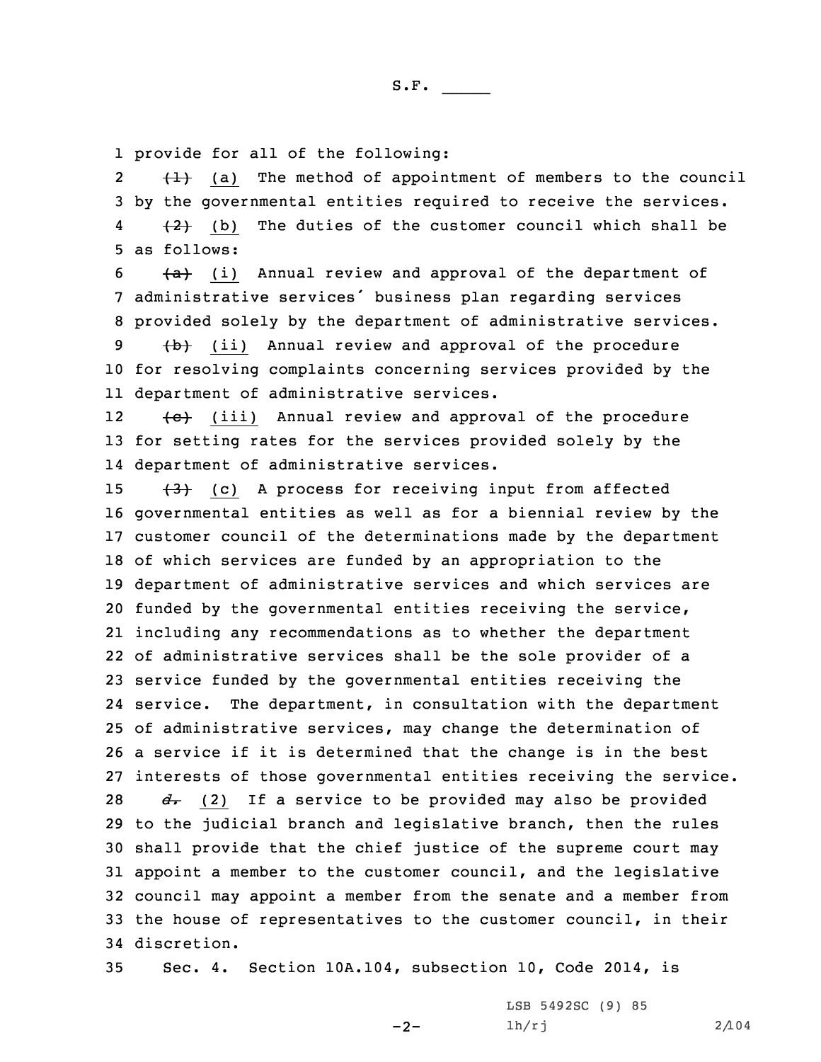provide for all of the following:

~~(1)~~ (a) The method of appointment of members to the council by the governmental entities required to receive the services.

~~(2)~~ (b) The duties of the customer council which shall be as follows:

~~(a)~~ (i) Annual review and approval of the department of administrative services' business plan regarding services provided solely by the department of administrative services.

~~(b)~~ (ii) Annual review and approval of the procedure for resolving complaints concerning services provided by the department of administrative services.

~~(c)~~ (iii) Annual review and approval of the procedure for setting rates for the services provided solely by the department of administrative services.

~~(3)~~ (c) A process for receiving input from affected governmental entities as well as for a biennial review by the customer council of the determinations made by the department of which services are funded by an appropriation to the department of administrative services and which services are funded by the governmental entities receiving the service, including any recommendations as to whether the department of administrative services shall be the sole provider of a service funded by the governmental entities receiving the service. The department, in consultation with the department of administrative services, may change the determination of a service if it is determined that the change is in the best interests of those governmental entities receiving the service.

~~*d.*~~ (2) If a service to be provided may also be provided to the judicial branch and legislative branch, then the rules shall provide that the chief justice of the supreme court may appoint a member to the customer council, and the legislative council may appoint a member from the senate and a member from the house of representatives to the customer council, in their discretion.

Sec. 4. Section 10A.104, subsection 10, Code 2014, is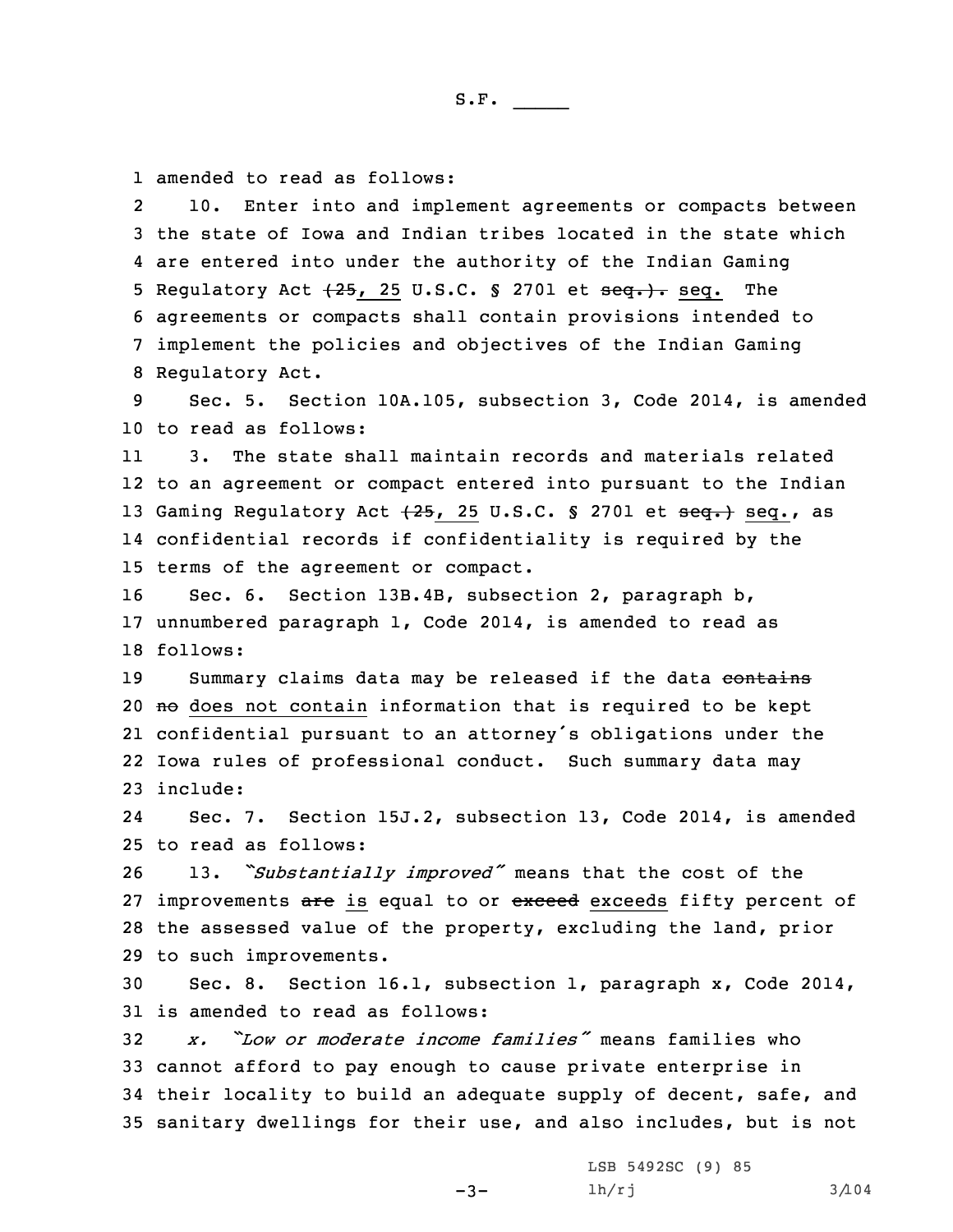amended to read as follows:

10. Enter into and implement agreements or compacts between the state of Iowa and Indian tribes located in the state which are entered into under the authority of the Indian Gaming Regulatory Act ~~(25~~, 25 U.S.C. § 2701 et ~~seq.).~~ seq. The agreements or compacts shall contain provisions intended to implement the policies and objectives of the Indian Gaming Regulatory Act.

Sec. 5. Section 10A.105, subsection 3, Code 2014, is amended to read as follows:

3. The state shall maintain records and materials related to an agreement or compact entered into pursuant to the Indian Gaming Regulatory Act ~~(25~~, 25 U.S.C. § 2701 et ~~seq.)~~ seq., as confidential records if confidentiality is required by the terms of the agreement or compact.

Sec. 6. Section 13B.4B, subsection 2, paragraph b, unnumbered paragraph 1, Code 2014, is amended to read as follows:

Summary claims data may be released if the data ~~contains no~~ does not contain information that is required to be kept confidential pursuant to an attorney's obligations under the Iowa rules of professional conduct. Such summary data may include:

Sec. 7. Section 15J.2, subsection 13, Code 2014, is amended to read as follows:

13. *"Substantially improved"* means that the cost of the improvements ~~are~~ is equal to or ~~exceed~~ exceeds fifty percent of the assessed value of the property, excluding the land, prior to such improvements.

Sec. 8. Section 16.1, subsection 1, paragraph x, Code 2014, is amended to read as follows:

*x. "Low or moderate income families"* means families who cannot afford to pay enough to cause private enterprise in their locality to build an adequate supply of decent, safe, and sanitary dwellings for their use, and also includes, but is not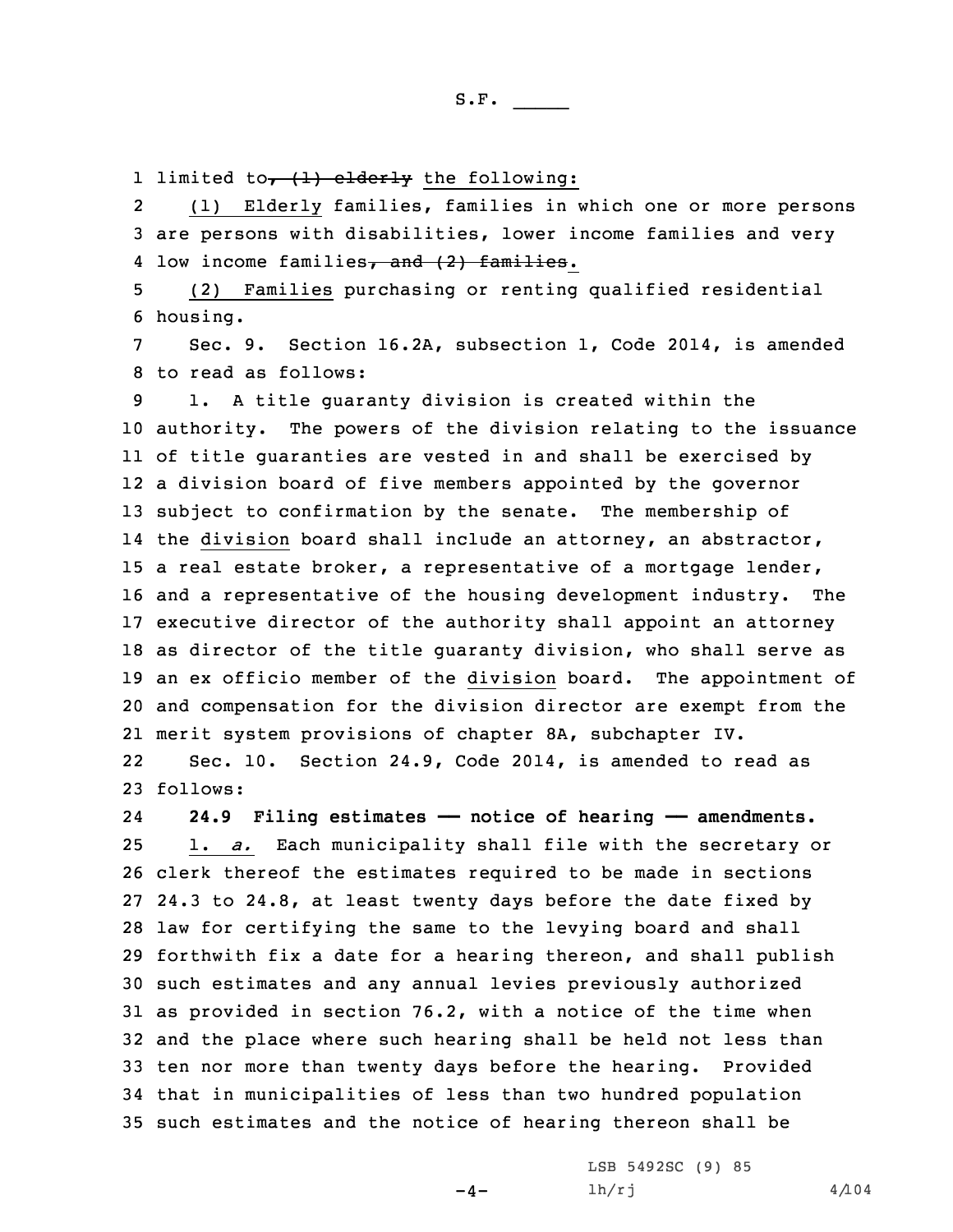limited to~~, (1) elderly~~ the following:

(1) Elderly families, families in which one or more persons are persons with disabilities, lower income families and very low income families~~, and (2) families~~.

(2) Families purchasing or renting qualified residential housing.

Sec. 9. Section 16.2A, subsection 1, Code 2014, is amended to read as follows:

1. A title guaranty division is created within the authority. The powers of the division relating to the issuance of title guaranties are vested in and shall be exercised by a division board of five members appointed by the governor subject to confirmation by the senate. The membership of the division board shall include an attorney, an abstractor, a real estate broker, a representative of a mortgage lender, and a representative of the housing development industry. The executive director of the authority shall appoint an attorney as director of the title guaranty division, who shall serve as an ex officio member of the division board. The appointment of and compensation for the division director are exempt from the merit system provisions of chapter 8A, subchapter IV.

Sec. 10. Section 24.9, Code 2014, is amended to read as follows:

**24.9 Filing estimates —— notice of hearing —— amendments.**

1. *a.* Each municipality shall file with the secretary or clerk thereof the estimates required to be made in sections 24.3 to 24.8, at least twenty days before the date fixed by law for certifying the same to the levying board and shall forthwith fix a date for a hearing thereon, and shall publish such estimates and any annual levies previously authorized as provided in section 76.2, with a notice of the time when and the place where such hearing shall be held not less than ten nor more than twenty days before the hearing. Provided that in municipalities of less than two hundred population such estimates and the notice of hearing thereon shall be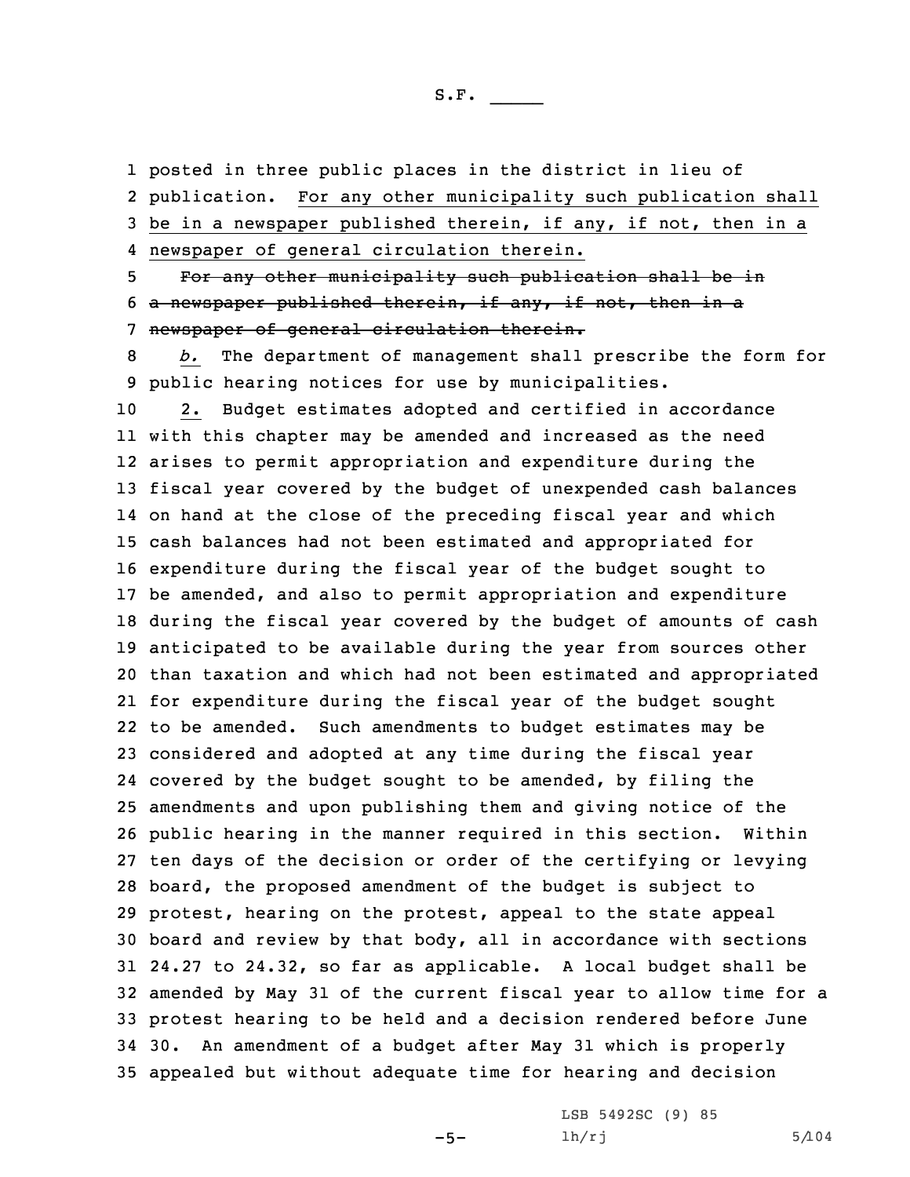posted in three public places in the district in lieu of publication. For any other municipality such publication shall be in a newspaper published therein, if any, if not, then in a newspaper of general circulation therein.

~~For any other municipality such publication shall be in a newspaper published therein, if any, if not, then in a newspaper of general circulation therein.~~

*b.* The department of management shall prescribe the form for public hearing notices for use by municipalities.

2. Budget estimates adopted and certified in accordance with this chapter may be amended and increased as the need arises to permit appropriation and expenditure during the fiscal year covered by the budget of unexpended cash balances on hand at the close of the preceding fiscal year and which cash balances had not been estimated and appropriated for expenditure during the fiscal year of the budget sought to be amended, and also to permit appropriation and expenditure during the fiscal year covered by the budget of amounts of cash anticipated to be available during the year from sources other than taxation and which had not been estimated and appropriated for expenditure during the fiscal year of the budget sought to be amended. Such amendments to budget estimates may be considered and adopted at any time during the fiscal year covered by the budget sought to be amended, by filing the amendments and upon publishing them and giving notice of the public hearing in the manner required in this section. Within ten days of the decision or order of the certifying or levying board, the proposed amendment of the budget is subject to protest, hearing on the protest, appeal to the state appeal board and review by that body, all in accordance with sections 24.27 to 24.32, so far as applicable. A local budget shall be amended by May 31 of the current fiscal year to allow time for a protest hearing to be held and a decision rendered before June 30. An amendment of a budget after May 31 which is properly appealed but without adequate time for hearing and decision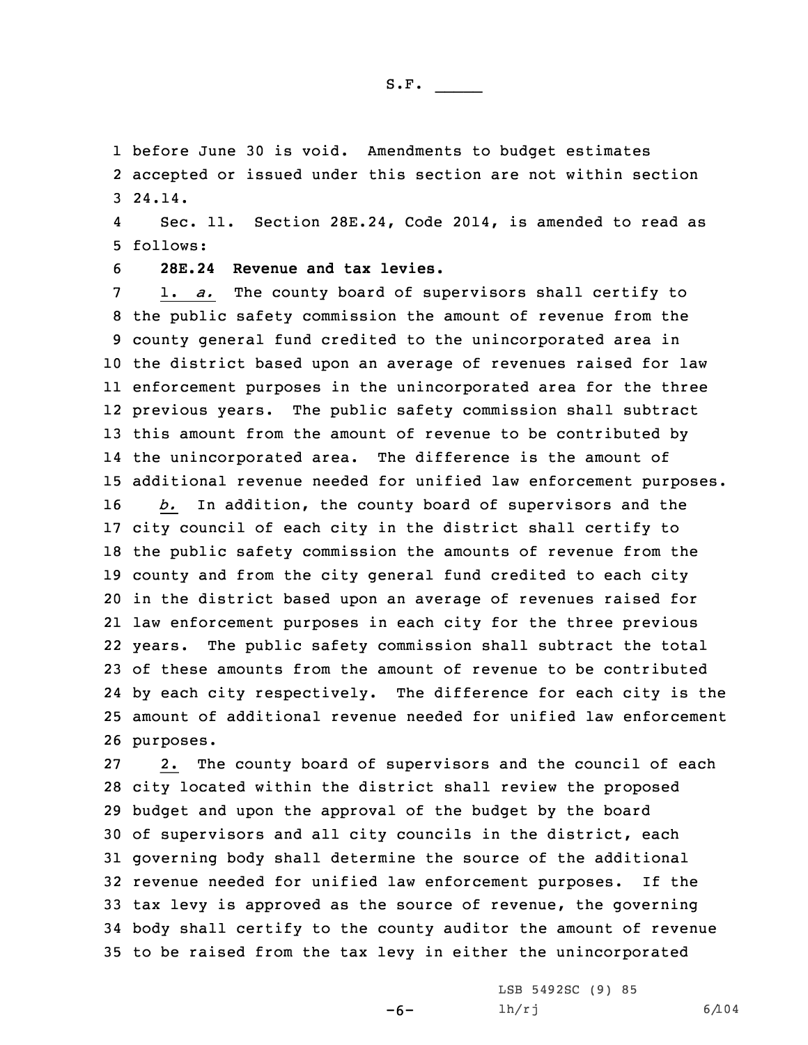before June 30 is void. Amendments to budget estimates accepted or issued under this section are not within section 24.14.

Sec. 11. Section 28E.24, Code 2014, is amended to read as follows:

**28E.24 Revenue and tax levies.**

1. *a.* The county board of supervisors shall certify to the public safety commission the amount of revenue from the county general fund credited to the unincorporated area in the district based upon an average of revenues raised for law enforcement purposes in the unincorporated area for the three previous years. The public safety commission shall subtract this amount from the amount of revenue to be contributed by the unincorporated area. The difference is the amount of additional revenue needed for unified law enforcement purposes.

*b.* In addition, the county board of supervisors and the city council of each city in the district shall certify to the public safety commission the amounts of revenue from the county and from the city general fund credited to each city in the district based upon an average of revenues raised for law enforcement purposes in each city for the three previous years. The public safety commission shall subtract the total of these amounts from the amount of revenue to be contributed by each city respectively. The difference for each city is the amount of additional revenue needed for unified law enforcement purposes.

2. The county board of supervisors and the council of each city located within the district shall review the proposed budget and upon the approval of the budget by the board of supervisors and all city councils in the district, each governing body shall determine the source of the additional revenue needed for unified law enforcement purposes. If the tax levy is approved as the source of revenue, the governing body shall certify to the county auditor the amount of revenue to be raised from the tax levy in either the unincorporated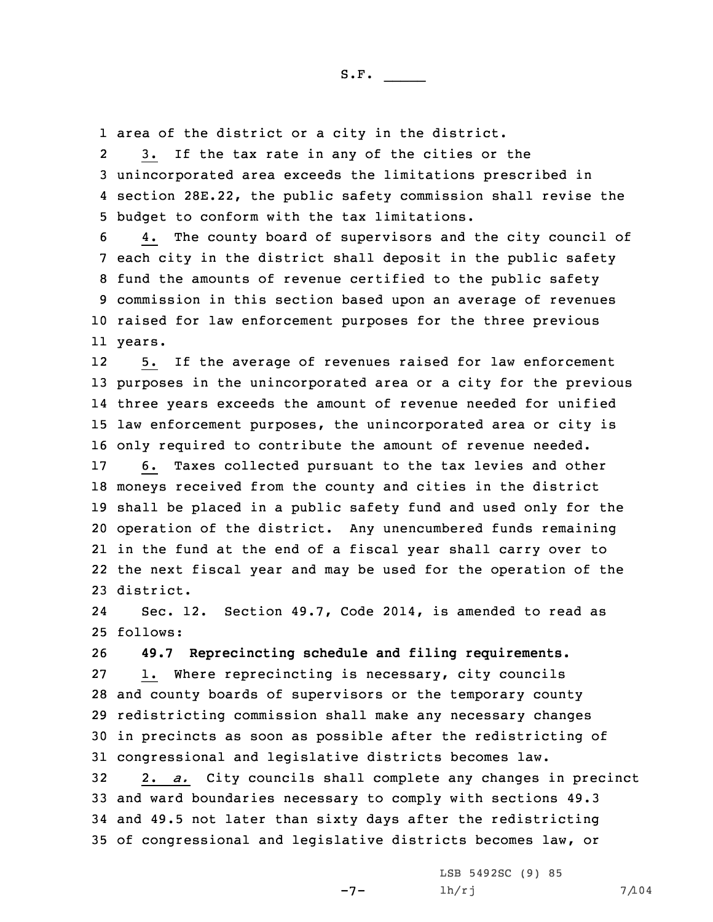area of the district or a city in the district.

3. If the tax rate in any of the cities or the unincorporated area exceeds the limitations prescribed in section 28E.22, the public safety commission shall revise the budget to conform with the tax limitations.

4. The county board of supervisors and the city council of each city in the district shall deposit in the public safety fund the amounts of revenue certified to the public safety commission in this section based upon an average of revenues raised for law enforcement purposes for the three previous years.

5. If the average of revenues raised for law enforcement purposes in the unincorporated area or a city for the previous three years exceeds the amount of revenue needed for unified law enforcement purposes, the unincorporated area or city is only required to contribute the amount of revenue needed.

6. Taxes collected pursuant to the tax levies and other moneys received from the county and cities in the district shall be placed in a public safety fund and used only for the operation of the district. Any unencumbered funds remaining in the fund at the end of a fiscal year shall carry over to the next fiscal year and may be used for the operation of the district.

Sec. 12. Section 49.7, Code 2014, is amended to read as follows:

**49.7 Reprecincting schedule and filing requirements.**

1. Where reprecincting is necessary, city councils and county boards of supervisors or the temporary county redistricting commission shall make any necessary changes in precincts as soon as possible after the redistricting of congressional and legislative districts becomes law.

2. *a.* City councils shall complete any changes in precinct and ward boundaries necessary to comply with sections 49.3 and 49.5 not later than sixty days after the redistricting of congressional and legislative districts becomes law, or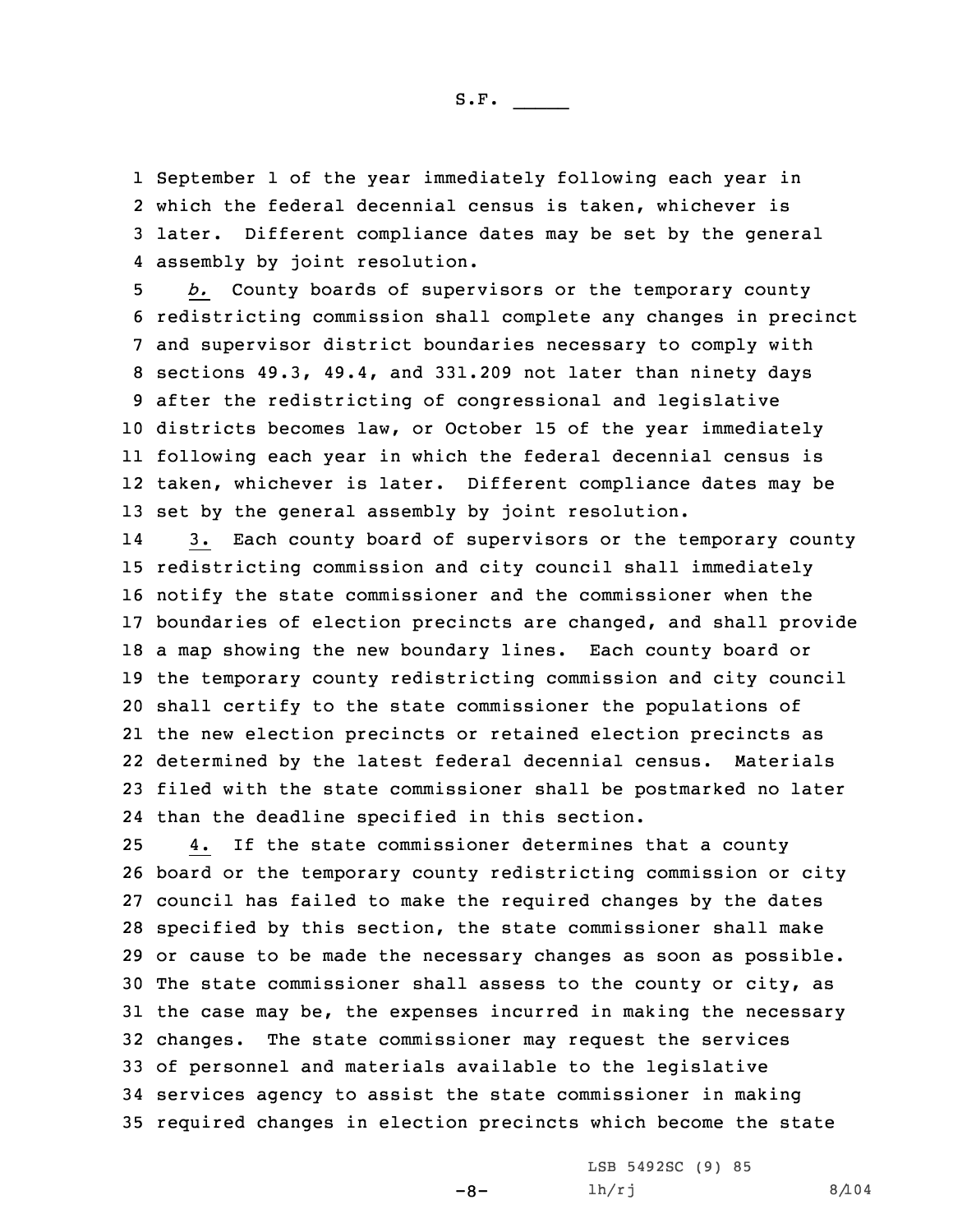September 1 of the year immediately following each year in which the federal decennial census is taken, whichever is later. Different compliance dates may be set by the general assembly by joint resolution.

*b.* County boards of supervisors or the temporary county redistricting commission shall complete any changes in precinct and supervisor district boundaries necessary to comply with sections 49.3, 49.4, and 331.209 not later than ninety days after the redistricting of congressional and legislative districts becomes law, or October 15 of the year immediately following each year in which the federal decennial census is taken, whichever is later. Different compliance dates may be set by the general assembly by joint resolution.

3. Each county board of supervisors or the temporary county redistricting commission and city council shall immediately notify the state commissioner and the commissioner when the boundaries of election precincts are changed, and shall provide a map showing the new boundary lines. Each county board or the temporary county redistricting commission and city council shall certify to the state commissioner the populations of the new election precincts or retained election precincts as determined by the latest federal decennial census. Materials filed with the state commissioner shall be postmarked no later than the deadline specified in this section.

4. If the state commissioner determines that a county board or the temporary county redistricting commission or city council has failed to make the required changes by the dates specified by this section, the state commissioner shall make or cause to be made the necessary changes as soon as possible. The state commissioner shall assess to the county or city, as the case may be, the expenses incurred in making the necessary changes. The state commissioner may request the services of personnel and materials available to the legislative services agency to assist the state commissioner in making required changes in election precincts which become the state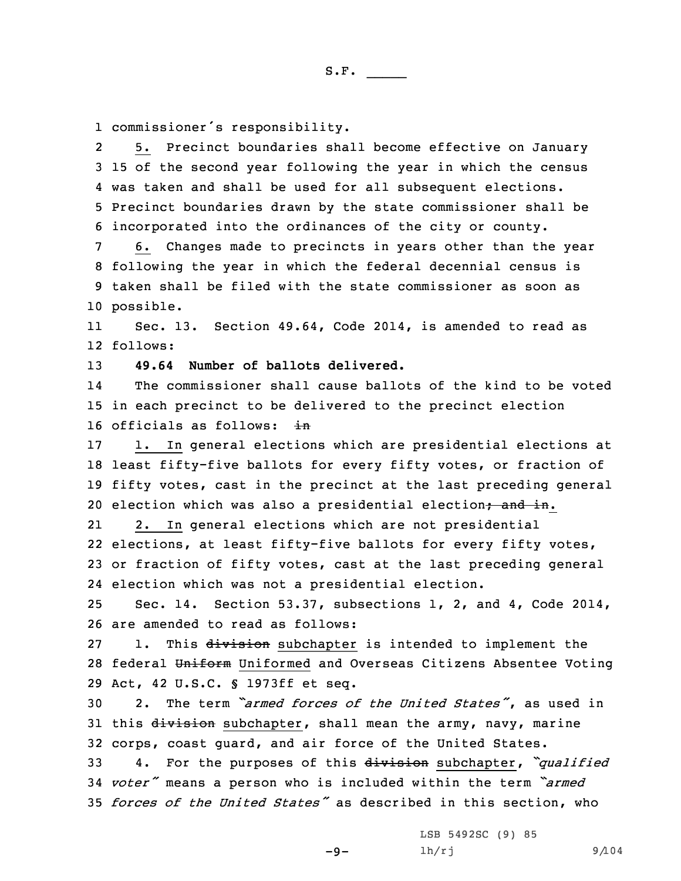commissioner's responsibility.

5. Precinct boundaries shall become effective on January 15 of the second year following the year in which the census was taken and shall be used for all subsequent elections. Precinct boundaries drawn by the state commissioner shall be incorporated into the ordinances of the city or county.

6. Changes made to precincts in years other than the year following the year in which the federal decennial census is taken shall be filed with the state commissioner as soon as possible.

Sec. 13. Section 49.64, Code 2014, is amended to read as follows:

**49.64 Number of ballots delivered.**

The commissioner shall cause ballots of the kind to be voted in each precinct to be delivered to the precinct election officials as follows: ~~in~~

1. In general elections which are presidential elections at least fifty-five ballots for every fifty votes, or fraction of fifty votes, cast in the precinct at the last preceding general election which was also a presidential election~~; and in~~.

2. In general elections which are not presidential elections, at least fifty-five ballots for every fifty votes, or fraction of fifty votes, cast at the last preceding general election which was not a presidential election.

Sec. 14. Section 53.37, subsections 1, 2, and 4, Code 2014, are amended to read as follows:

1. This ~~division~~ subchapter is intended to implement the federal ~~Uniform~~ Uniformed and Overseas Citizens Absentee Voting Act, 42 U.S.C. § 1973ff et seq.

2. The term *"armed forces of the United States"*, as used in this ~~division~~ subchapter, shall mean the army, navy, marine corps, coast guard, and air force of the United States.

4. For the purposes of this ~~division~~ subchapter, *"qualified voter"* means a person who is included within the term *"armed forces of the United States"* as described in this section, who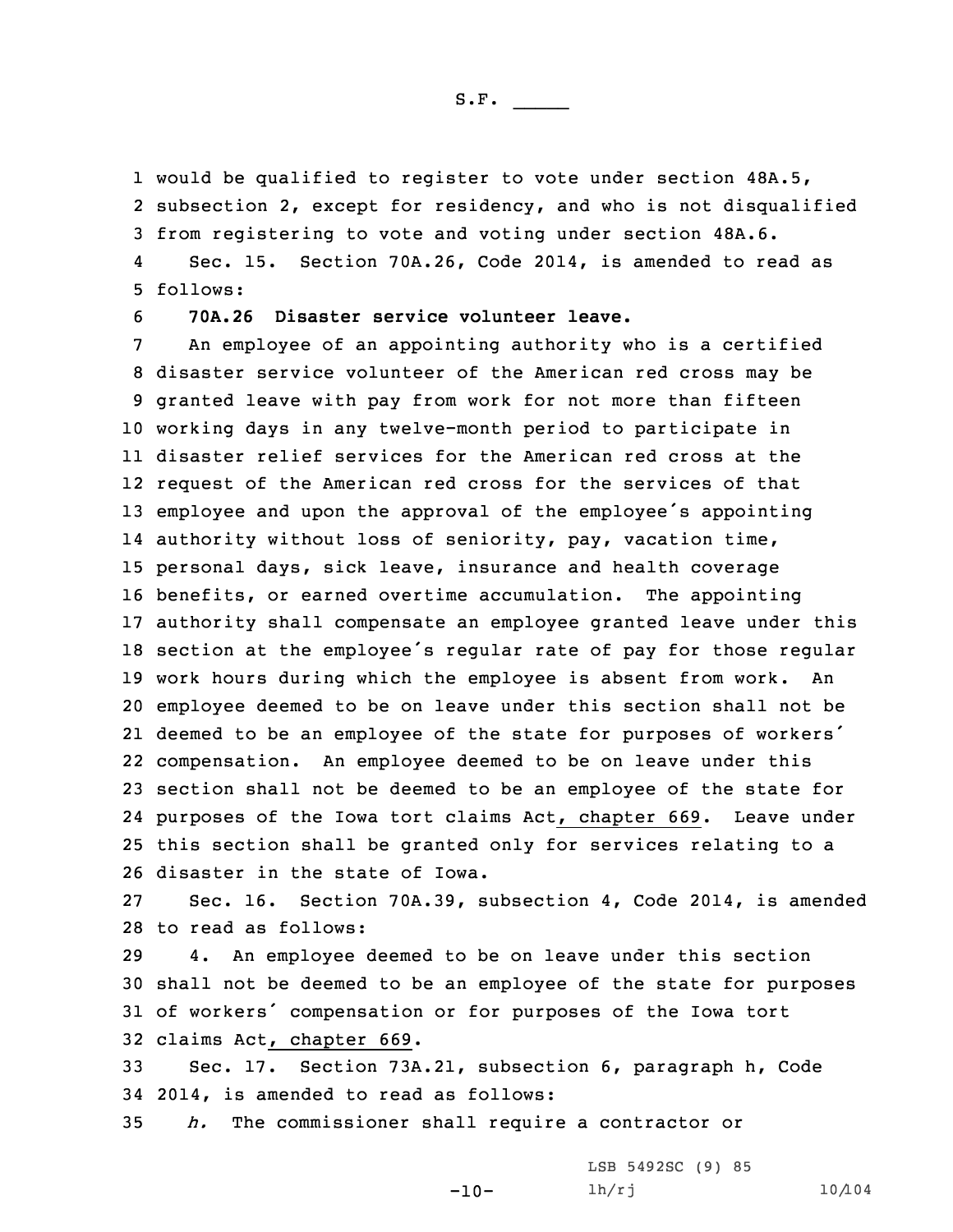would be qualified to register to vote under section 48A.5, subsection 2, except for residency, and who is not disqualified from registering to vote and voting under section 48A.6.

Sec. 15. Section 70A.26, Code 2014, is amended to read as follows:

**70A.26 Disaster service volunteer leave.**

An employee of an appointing authority who is a certified disaster service volunteer of the American red cross may be granted leave with pay from work for not more than fifteen working days in any twelve-month period to participate in disaster relief services for the American red cross at the request of the American red cross for the services of that employee and upon the approval of the employee's appointing authority without loss of seniority, pay, vacation time, personal days, sick leave, insurance and health coverage benefits, or earned overtime accumulation. The appointing authority shall compensate an employee granted leave under this section at the employee's regular rate of pay for those regular work hours during which the employee is absent from work. An employee deemed to be on leave under this section shall not be deemed to be an employee of the state for purposes of workers' compensation. An employee deemed to be on leave under this section shall not be deemed to be an employee of the state for purposes of the Iowa tort claims Act, chapter 669. Leave under this section shall be granted only for services relating to a disaster in the state of Iowa.

Sec. 16. Section 70A.39, subsection 4, Code 2014, is amended to read as follows:

4. An employee deemed to be on leave under this section shall not be deemed to be an employee of the state for purposes of workers' compensation or for purposes of the Iowa tort claims Act, chapter 669.

Sec. 17. Section 73A.21, subsection 6, paragraph h, Code 2014, is amended to read as follows:

*h.* The commissioner shall require a contractor or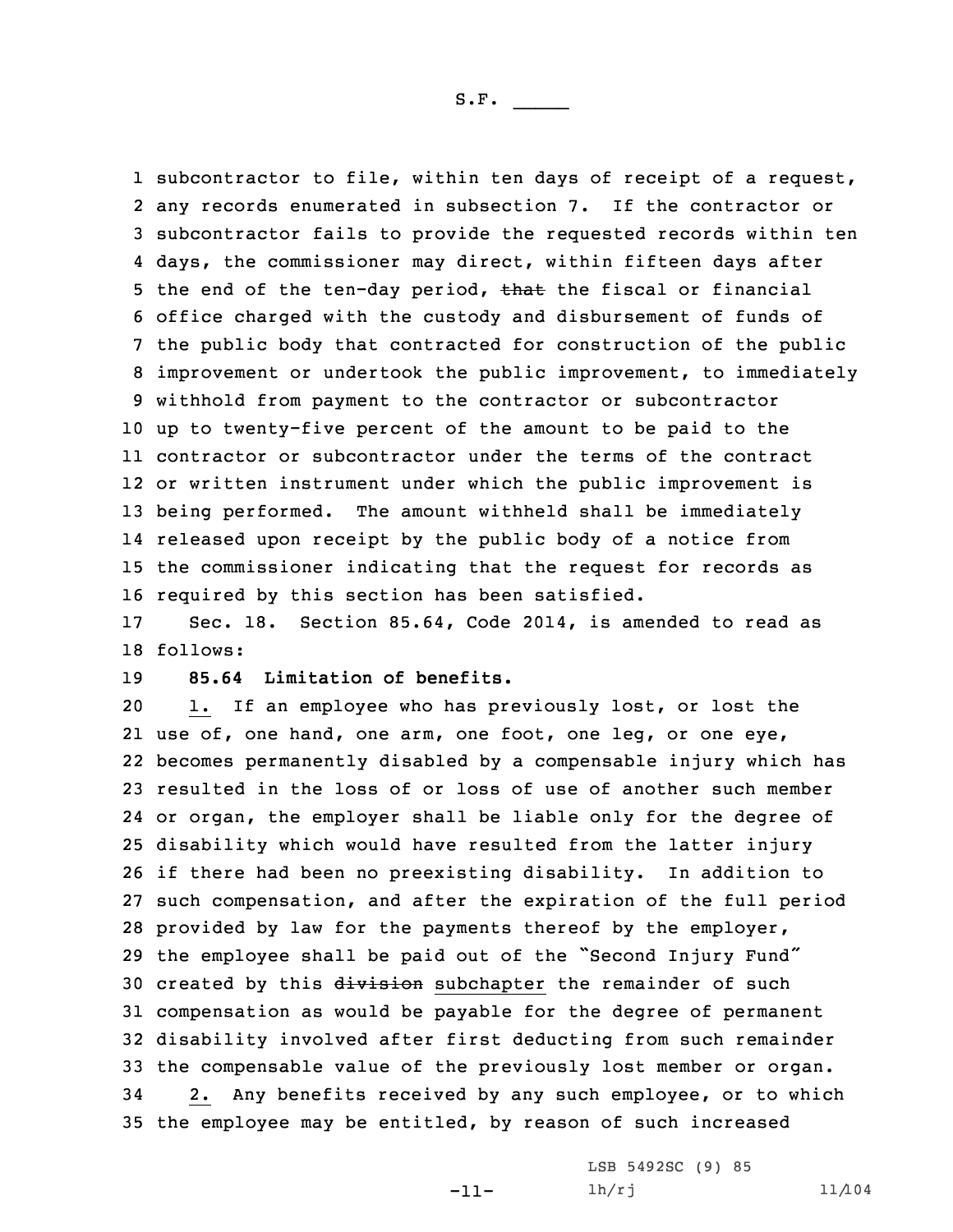subcontractor to file, within ten days of receipt of a request, any records enumerated in subsection 7. If the contractor or subcontractor fails to provide the requested records within ten days, the commissioner may direct, within fifteen days after the end of the ten-day period, ~~that~~ the fiscal or financial office charged with the custody and disbursement of funds of the public body that contracted for construction of the public improvement or undertook the public improvement, to immediately withhold from payment to the contractor or subcontractor up to twenty-five percent of the amount to be paid to the contractor or subcontractor under the terms of the contract or written instrument under which the public improvement is being performed. The amount withheld shall be immediately released upon receipt by the public body of a notice from the commissioner indicating that the request for records as required by this section has been satisfied.

Sec. 18. Section 85.64, Code 2014, is amended to read as follows:

**85.64 Limitation of benefits.**

1. If an employee who has previously lost, or lost the use of, one hand, one arm, one foot, one leg, or one eye, becomes permanently disabled by a compensable injury which has resulted in the loss of or loss of use of another such member or organ, the employer shall be liable only for the degree of disability which would have resulted from the latter injury if there had been no preexisting disability. In addition to such compensation, and after the expiration of the full period provided by law for the payments thereof by the employer, the employee shall be paid out of the "Second Injury Fund" created by this ~~division~~ subchapter the remainder of such compensation as would be payable for the degree of permanent disability involved after first deducting from such remainder the compensable value of the previously lost member or organ.

2. Any benefits received by any such employee, or to which the employee may be entitled, by reason of such increased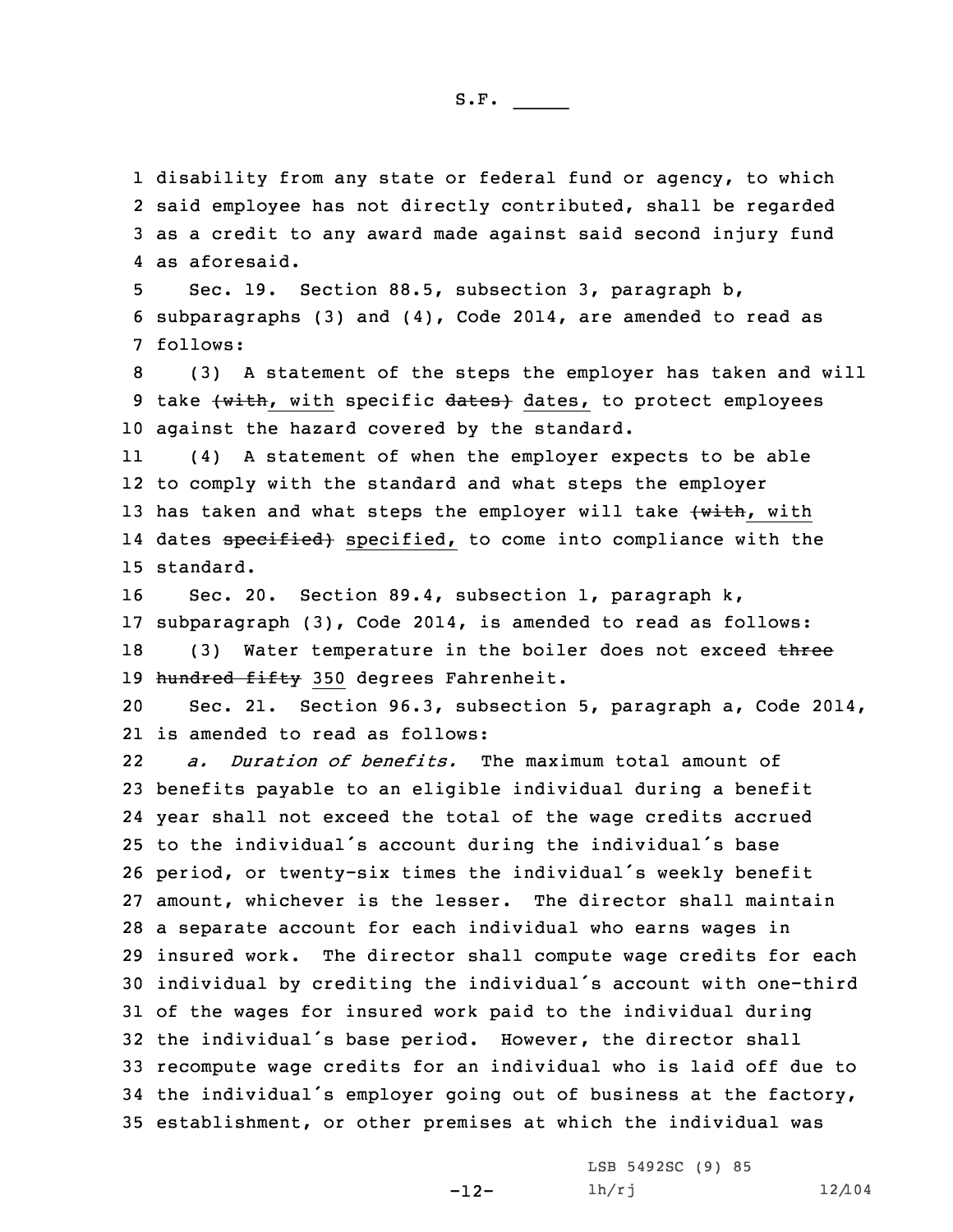disability from any state or federal fund or agency, to which said employee has not directly contributed, shall be regarded as a credit to any award made against said second injury fund as aforesaid.

Sec. 19. Section 88.5, subsection 3, paragraph b, subparagraphs (3) and (4), Code 2014, are amended to read as follows:

(3) A statement of the steps the employer has taken and will take ~~(with~~, with specific ~~dates)~~ dates, to protect employees against the hazard covered by the standard.

(4) A statement of when the employer expects to be able to comply with the standard and what steps the employer has taken and what steps the employer will take ~~(with~~, with dates ~~specified)~~ specified, to come into compliance with the standard.

Sec. 20. Section 89.4, subsection 1, paragraph k, subparagraph (3), Code 2014, is amended to read as follows:

(3) Water temperature in the boiler does not exceed ~~three hundred fifty~~ 350 degrees Fahrenheit.

Sec. 21. Section 96.3, subsection 5, paragraph a, Code 2014, is amended to read as follows:

*a. Duration of benefits.* The maximum total amount of benefits payable to an eligible individual during a benefit year shall not exceed the total of the wage credits accrued to the individual's account during the individual's base period, or twenty-six times the individual's weekly benefit amount, whichever is the lesser. The director shall maintain a separate account for each individual who earns wages in insured work. The director shall compute wage credits for each individual by crediting the individual's account with one-third of the wages for insured work paid to the individual during the individual's base period. However, the director shall recompute wage credits for an individual who is laid off due to the individual's employer going out of business at the factory, establishment, or other premises at which the individual was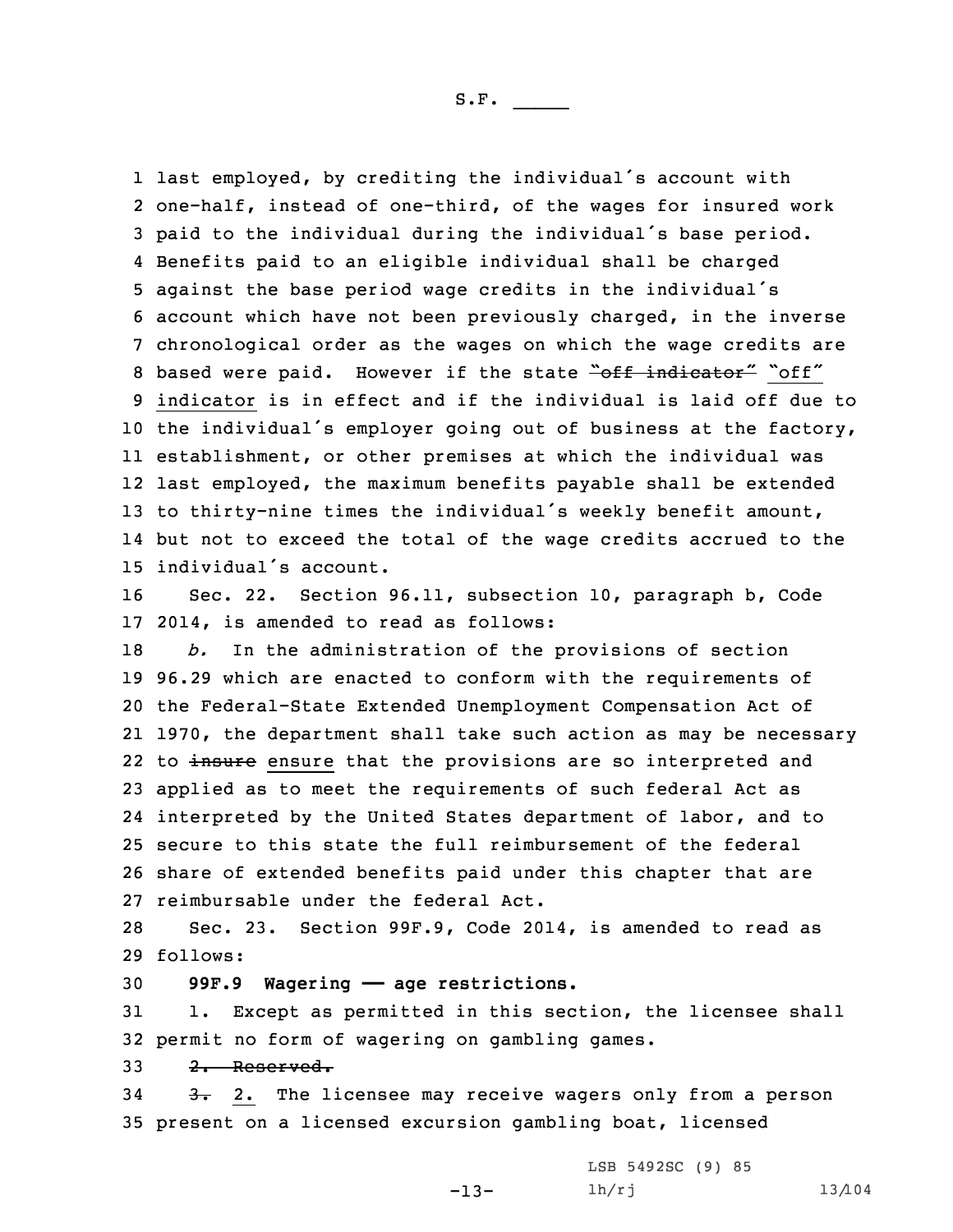last employed, by crediting the individual's account with one-half, instead of one-third, of the wages for insured work paid to the individual during the individual's base period. Benefits paid to an eligible individual shall be charged against the base period wage credits in the individual's account which have not been previously charged, in the inverse chronological order as the wages on which the wage credits are based were paid. However if the state ~~"off indicator"~~ "off" indicator is in effect and if the individual is laid off due to the individual's employer going out of business at the factory, establishment, or other premises at which the individual was last employed, the maximum benefits payable shall be extended to thirty-nine times the individual's weekly benefit amount, but not to exceed the total of the wage credits accrued to the individual's account.

Sec. 22. Section 96.11, subsection 10, paragraph b, Code 2014, is amended to read as follows:

*b.* In the administration of the provisions of section 96.29 which are enacted to conform with the requirements of the Federal-State Extended Unemployment Compensation Act of 1970, the department shall take such action as may be necessary to ~~insure~~ ensure that the provisions are so interpreted and applied as to meet the requirements of such federal Act as interpreted by the United States department of labor, and to secure to this state the full reimbursement of the federal share of extended benefits paid under this chapter that are reimbursable under the federal Act.

Sec. 23. Section 99F.9, Code 2014, is amended to read as follows:

**99F.9 Wagering — age restrictions.**

1. Except as permitted in this section, the licensee shall permit no form of wagering on gambling games.

~~2. Reserved.~~

~~3.~~ 2. The licensee may receive wagers only from a person present on a licensed excursion gambling boat, licensed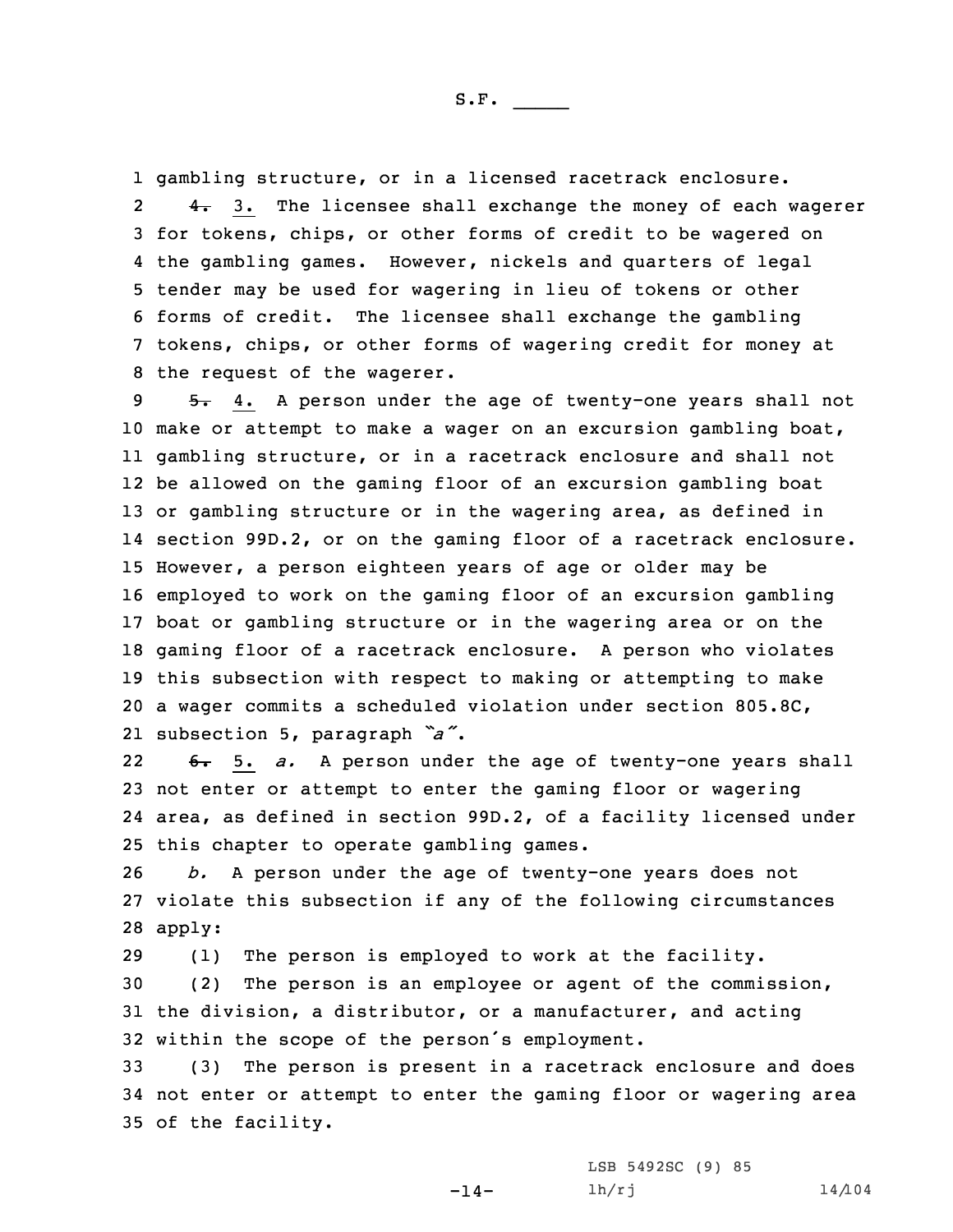gambling structure, or in a licensed racetrack enclosure.

~~4.~~ 3. The licensee shall exchange the money of each wagerer for tokens, chips, or other forms of credit to be wagered on the gambling games. However, nickels and quarters of legal tender may be used for wagering in lieu of tokens or other forms of credit. The licensee shall exchange the gambling tokens, chips, or other forms of wagering credit for money at the request of the wagerer.

~~5.~~ 4. A person under the age of twenty-one years shall not make or attempt to make a wager on an excursion gambling boat, gambling structure, or in a racetrack enclosure and shall not be allowed on the gaming floor of an excursion gambling boat or gambling structure or in the wagering area, as defined in section 99D.2, or on the gaming floor of a racetrack enclosure. However, a person eighteen years of age or older may be employed to work on the gaming floor of an excursion gambling boat or gambling structure or in the wagering area or on the gaming floor of a racetrack enclosure. A person who violates this subsection with respect to making or attempting to make a wager commits a scheduled violation under section 805.8C, subsection 5, paragraph *"a"*.

~~6.~~ 5. *a.* A person under the age of twenty-one years shall not enter or attempt to enter the gaming floor or wagering area, as defined in section 99D.2, of a facility licensed under this chapter to operate gambling games.

*b.* A person under the age of twenty-one years does not violate this subsection if any of the following circumstances apply:

(1) The person is employed to work at the facility.

(2) The person is an employee or agent of the commission, the division, a distributor, or a manufacturer, and acting within the scope of the person's employment.

(3) The person is present in a racetrack enclosure and does not enter or attempt to enter the gaming floor or wagering area of the facility.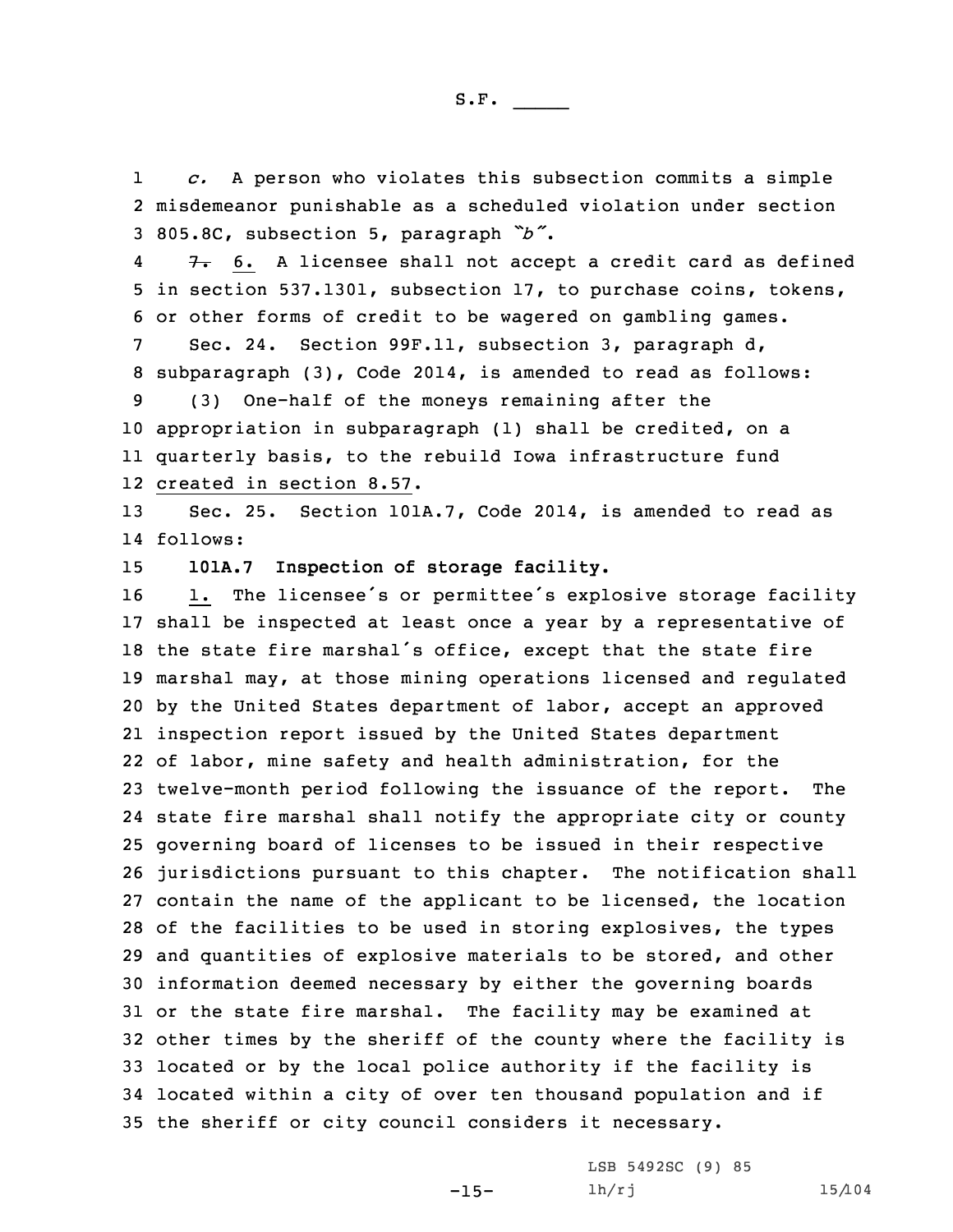*c.* A person who violates this subsection commits a simple misdemeanor punishable as a scheduled violation under section 805.8C, subsection 5, paragraph *"b"*.

~~7.~~ 6. A licensee shall not accept a credit card as defined in section 537.1301, subsection 17, to purchase coins, tokens, or other forms of credit to be wagered on gambling games.

Sec. 24. Section 99F.11, subsection 3, paragraph d, subparagraph (3), Code 2014, is amended to read as follows:

(3) One-half of the moneys remaining after the appropriation in subparagraph (1) shall be credited, on a quarterly basis, to the rebuild Iowa infrastructure fund created in section 8.57.

Sec. 25. Section 101A.7, Code 2014, is amended to read as follows:

**101A.7 Inspection of storage facility.**

1. The licensee's or permittee's explosive storage facility shall be inspected at least once a year by a representative of the state fire marshal's office, except that the state fire marshal may, at those mining operations licensed and regulated by the United States department of labor, accept an approved inspection report issued by the United States department of labor, mine safety and health administration, for the twelve-month period following the issuance of the report. The state fire marshal shall notify the appropriate city or county governing board of licenses to be issued in their respective jurisdictions pursuant to this chapter. The notification shall contain the name of the applicant to be licensed, the location of the facilities to be used in storing explosives, the types and quantities of explosive materials to be stored, and other information deemed necessary by either the governing boards or the state fire marshal. The facility may be examined at other times by the sheriff of the county where the facility is located or by the local police authority if the facility is located within a city of over ten thousand population and if the sheriff or city council considers it necessary.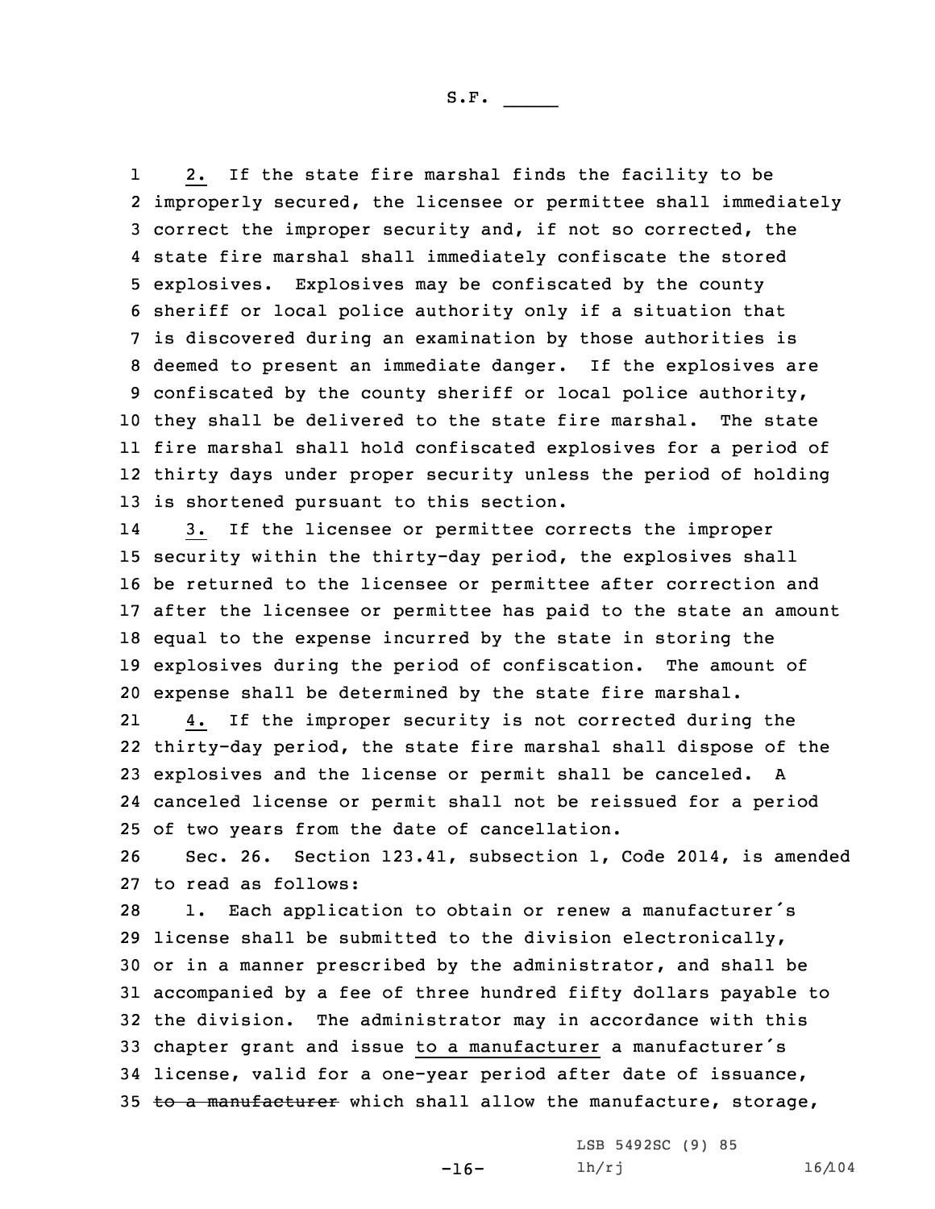2. If the state fire marshal finds the facility to be improperly secured, the licensee or permittee shall immediately correct the improper security and, if not so corrected, the state fire marshal shall immediately confiscate the stored explosives. Explosives may be confiscated by the county sheriff or local police authority only if a situation that is discovered during an examination by those authorities is deemed to present an immediate danger. If the explosives are confiscated by the county sheriff or local police authority, they shall be delivered to the state fire marshal. The state fire marshal shall hold confiscated explosives for a period of thirty days under proper security unless the period of holding is shortened pursuant to this section.

3. If the licensee or permittee corrects the improper security within the thirty-day period, the explosives shall be returned to the licensee or permittee after correction and after the licensee or permittee has paid to the state an amount equal to the expense incurred by the state in storing the explosives during the period of confiscation. The amount of expense shall be determined by the state fire marshal.

4. If the improper security is not corrected during the thirty-day period, the state fire marshal shall dispose of the explosives and the license or permit shall be canceled. A canceled license or permit shall not be reissued for a period of two years from the date of cancellation.

Sec. 26. Section 123.41, subsection 1, Code 2014, is amended to read as follows:

1. Each application to obtain or renew a manufacturer's license shall be submitted to the division electronically, or in a manner prescribed by the administrator, and shall be accompanied by a fee of three hundred fifty dollars payable to the division. The administrator may in accordance with this chapter grant and issue to a manufacturer a manufacturer's license, valid for a one-year period after date of issuance, ~~to a manufacturer~~ which shall allow the manufacture, storage,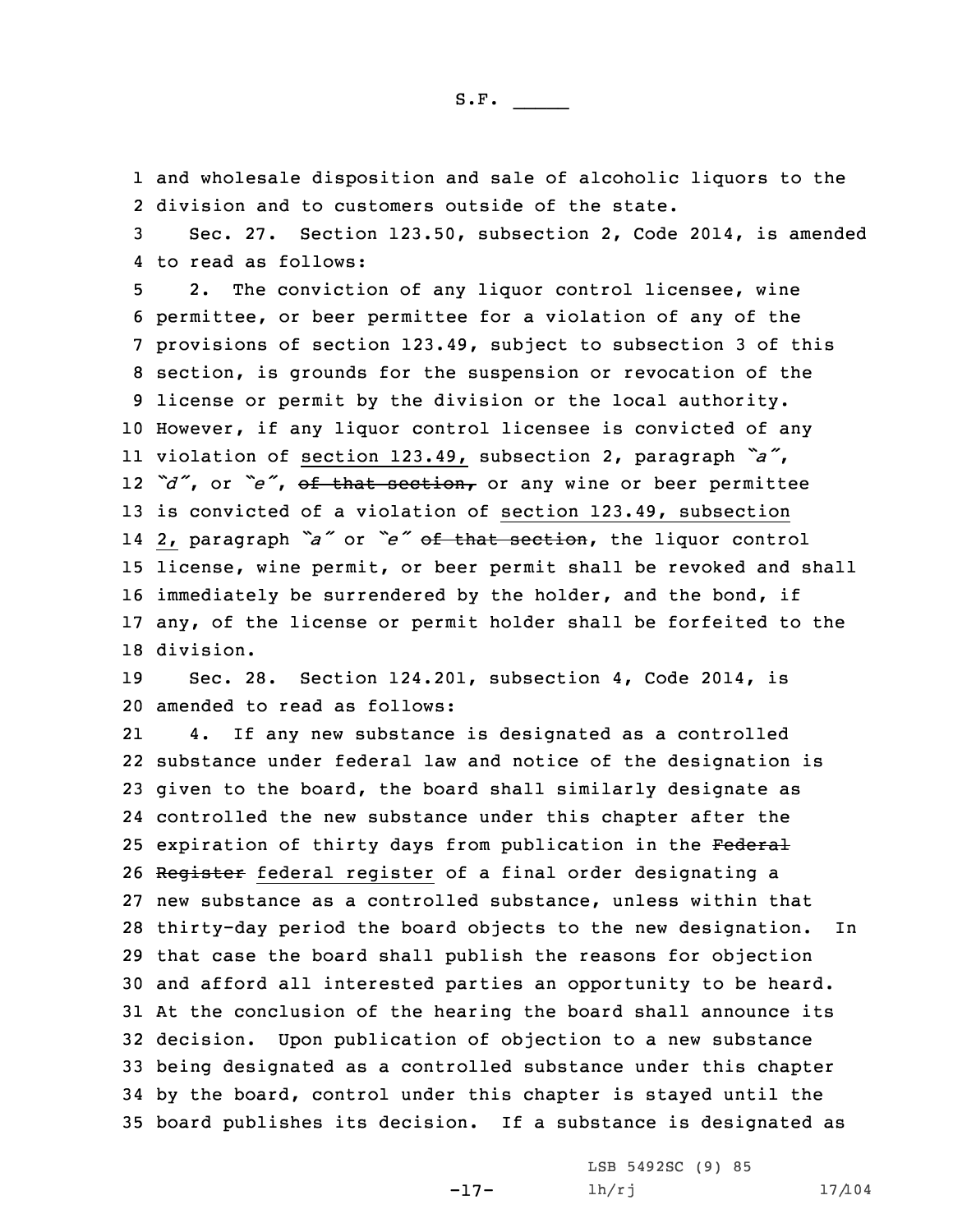and wholesale disposition and sale of alcoholic liquors to the division and to customers outside of the state.

Sec. 27. Section 123.50, subsection 2, Code 2014, is amended to read as follows:

2. The conviction of any liquor control licensee, wine permittee, or beer permittee for a violation of any of the provisions of section 123.49, subject to subsection 3 of this section, is grounds for the suspension or revocation of the license or permit by the division or the local authority. However, if any liquor control licensee is convicted of any violation of section 123.49, subsection 2, paragraph *"a"*, *"d"*, or *"e"*, ~~of that section,~~ or any wine or beer permittee is convicted of a violation of section 123.49, subsection 2, paragraph *"a"* or *"e"* ~~of that section~~, the liquor control license, wine permit, or beer permit shall be revoked and shall immediately be surrendered by the holder, and the bond, if any, of the license or permit holder shall be forfeited to the division.

Sec. 28. Section 124.201, subsection 4, Code 2014, is amended to read as follows:

4. If any new substance is designated as a controlled substance under federal law and notice of the designation is given to the board, the board shall similarly designate as controlled the new substance under this chapter after the expiration of thirty days from publication in the ~~Federal Register~~ federal register of a final order designating a new substance as a controlled substance, unless within that thirty-day period the board objects to the new designation. In that case the board shall publish the reasons for objection and afford all interested parties an opportunity to be heard. At the conclusion of the hearing the board shall announce its decision. Upon publication of objection to a new substance being designated as a controlled substance under this chapter by the board, control under this chapter is stayed until the board publishes its decision. If a substance is designated as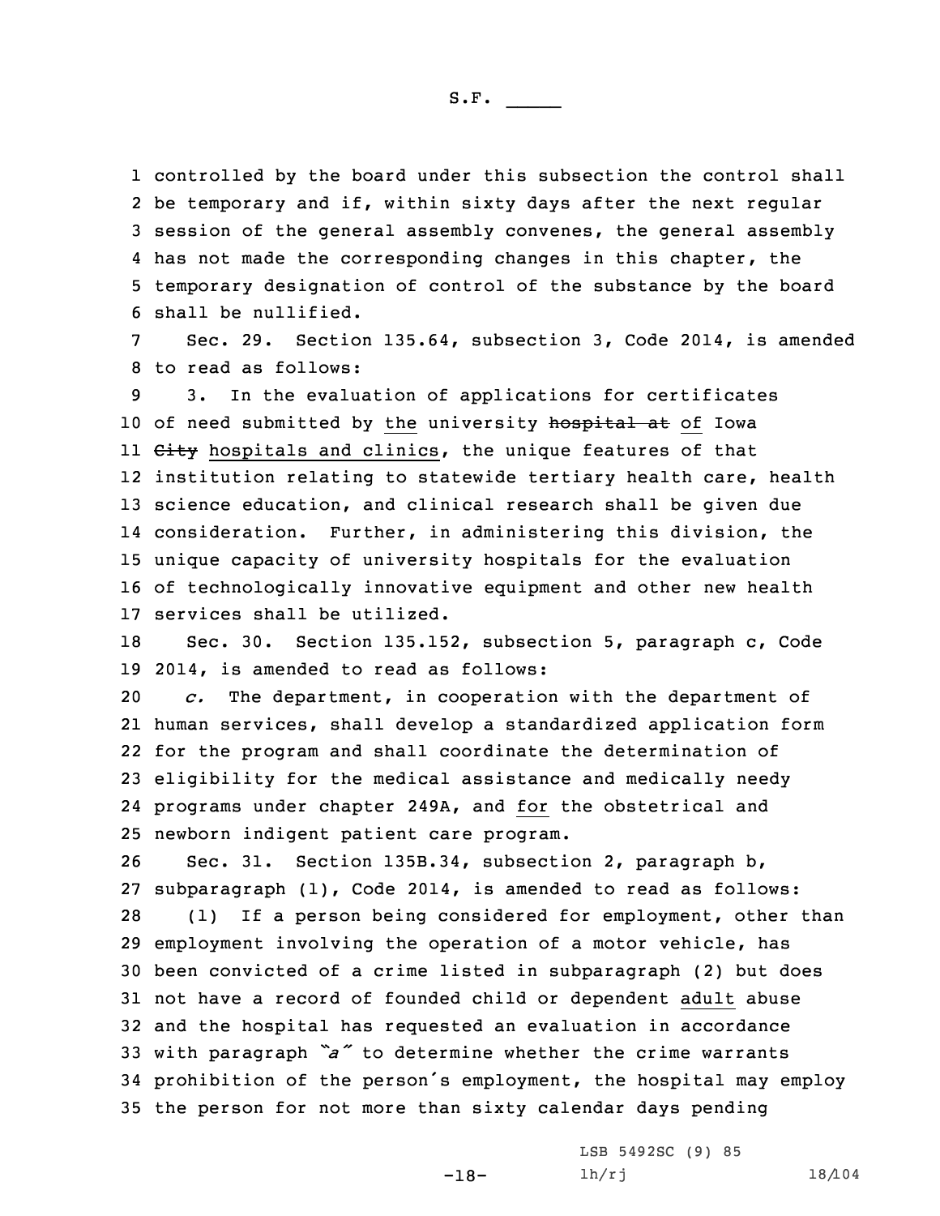controlled by the board under this subsection the control shall be temporary and if, within sixty days after the next regular session of the general assembly convenes, the general assembly has not made the corresponding changes in this chapter, the temporary designation of control of the substance by the board shall be nullified.

Sec. 29. Section 135.64, subsection 3, Code 2014, is amended to read as follows:

3. In the evaluation of applications for certificates of need submitted by the university ~~hospital at~~ of Iowa ~~City~~ hospitals and clinics, the unique features of that institution relating to statewide tertiary health care, health science education, and clinical research shall be given due consideration. Further, in administering this division, the unique capacity of university hospitals for the evaluation of technologically innovative equipment and other new health services shall be utilized.

Sec. 30. Section 135.152, subsection 5, paragraph c, Code 2014, is amended to read as follows:

*c.* The department, in cooperation with the department of human services, shall develop a standardized application form for the program and shall coordinate the determination of eligibility for the medical assistance and medically needy programs under chapter 249A, and for the obstetrical and newborn indigent patient care program.

Sec. 31. Section 135B.34, subsection 2, paragraph b, subparagraph (1), Code 2014, is amended to read as follows:

(1) If a person being considered for employment, other than employment involving the operation of a motor vehicle, has been convicted of a crime listed in subparagraph (2) but does not have a record of founded child or dependent adult abuse and the hospital has requested an evaluation in accordance with paragraph *"a"* to determine whether the crime warrants prohibition of the person's employment, the hospital may employ the person for not more than sixty calendar days pending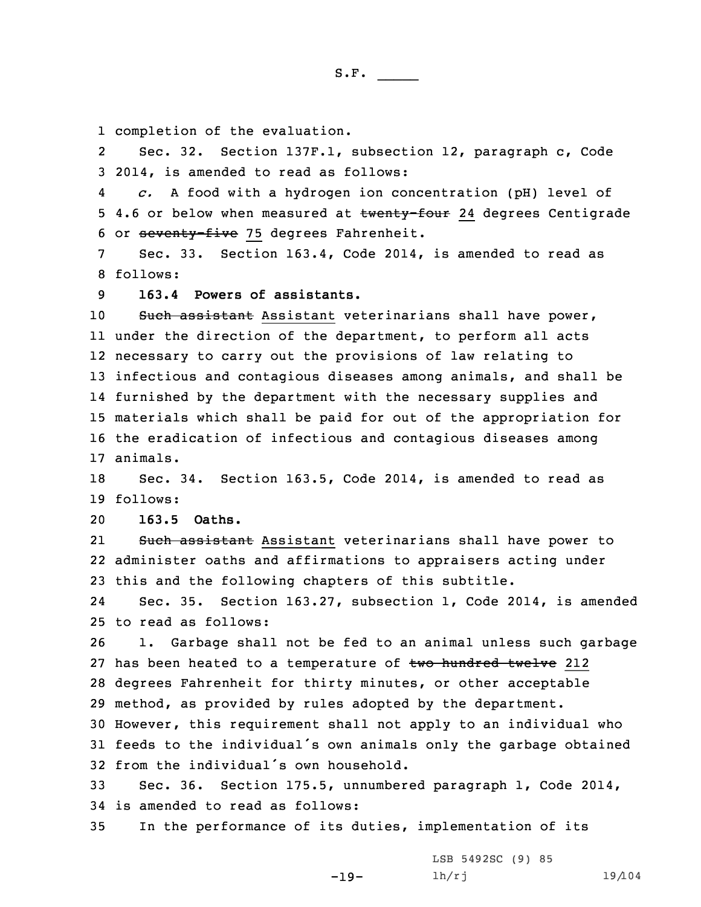completion of the evaluation.

Sec. 32. Section 137F.1, subsection 12, paragraph c, Code 2014, is amended to read as follows:

*c.* A food with a hydrogen ion concentration (pH) level of 4.6 or below when measured at ~~twenty-four~~ 24 degrees Centigrade or ~~seventy-five~~ 75 degrees Fahrenheit.

Sec. 33. Section 163.4, Code 2014, is amended to read as follows:

**163.4 Powers of assistants.**

~~Such assistant~~ Assistant veterinarians shall have power, under the direction of the department, to perform all acts necessary to carry out the provisions of law relating to infectious and contagious diseases among animals, and shall be furnished by the department with the necessary supplies and materials which shall be paid for out of the appropriation for the eradication of infectious and contagious diseases among animals.

Sec. 34. Section 163.5, Code 2014, is amended to read as follows:

**163.5 Oaths.**

~~Such assistant~~ Assistant veterinarians shall have power to administer oaths and affirmations to appraisers acting under this and the following chapters of this subtitle.

Sec. 35. Section 163.27, subsection 1, Code 2014, is amended to read as follows:

1. Garbage shall not be fed to an animal unless such garbage has been heated to a temperature of ~~two hundred twelve~~ 212 degrees Fahrenheit for thirty minutes, or other acceptable method, as provided by rules adopted by the department. However, this requirement shall not apply to an individual who feeds to the individual's own animals only the garbage obtained from the individual's own household.

Sec. 36. Section 175.5, unnumbered paragraph 1, Code 2014, is amended to read as follows:

In the performance of its duties, implementation of its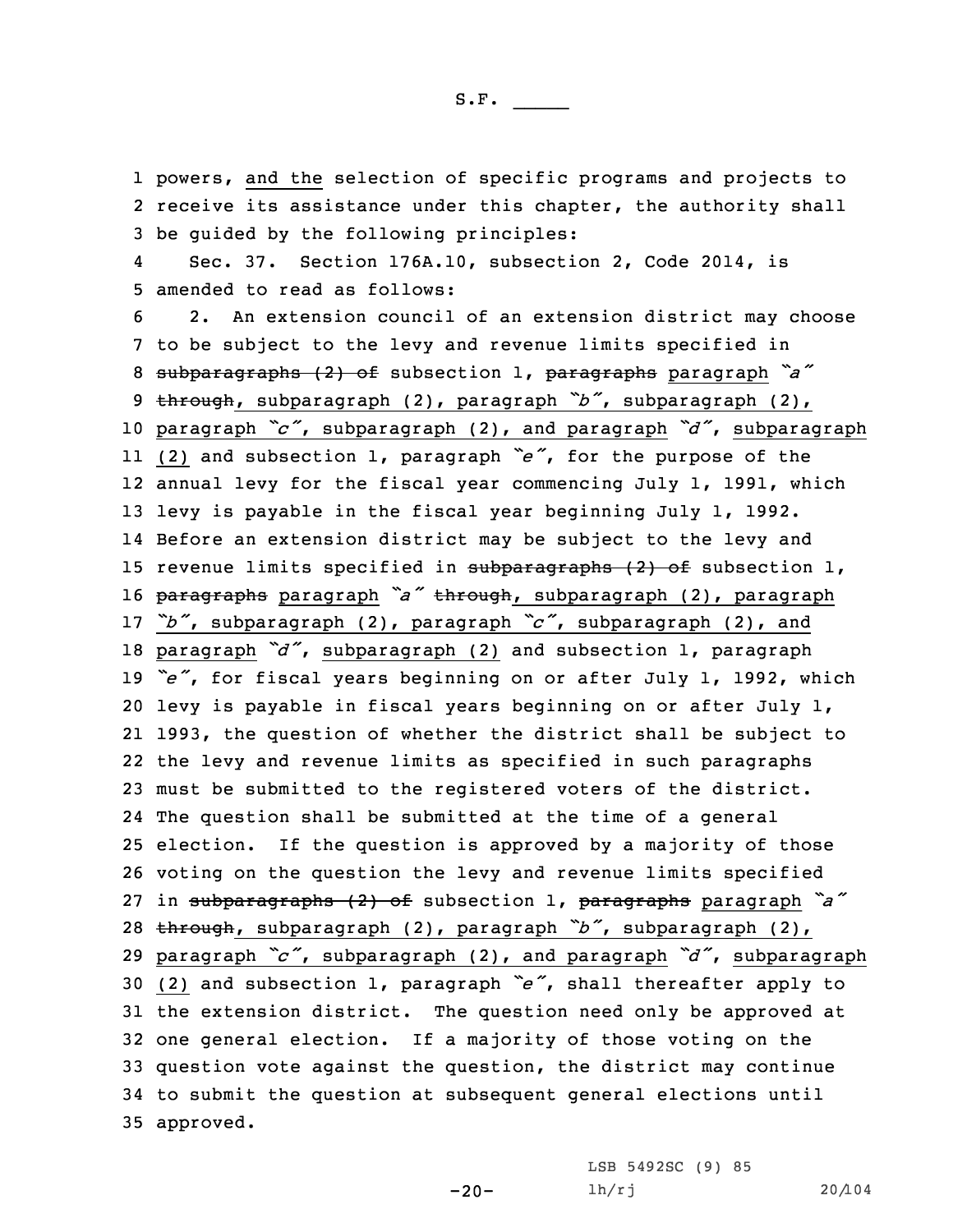powers, and the selection of specific programs and projects to receive its assistance under this chapter, the authority shall be guided by the following principles:

Sec. 37. Section 176A.10, subsection 2, Code 2014, is amended to read as follows:

2. An extension council of an extension district may choose to be subject to the levy and revenue limits specified in ~~subparagraphs (2) of~~ subsection 1, ~~paragraphs~~ paragraph *"a"* ~~through~~, subparagraph (2), paragraph *"b"*, subparagraph (2), paragraph *"c"*, subparagraph (2), and paragraph *"d"*, subparagraph (2) and subsection 1, paragraph *"e"*, for the purpose of the annual levy for the fiscal year commencing July 1, 1991, which levy is payable in the fiscal year beginning July 1, 1992. Before an extension district may be subject to the levy and revenue limits specified in ~~subparagraphs (2) of~~ subsection 1, ~~paragraphs~~ paragraph *"a"* ~~through~~, subparagraph (2), paragraph *"b"*, subparagraph (2), paragraph *"c"*, subparagraph (2), and paragraph *"d"*, subparagraph (2) and subsection 1, paragraph *"e"*, for fiscal years beginning on or after July 1, 1992, which levy is payable in fiscal years beginning on or after July 1, 1993, the question of whether the district shall be subject to the levy and revenue limits as specified in such paragraphs must be submitted to the registered voters of the district. The question shall be submitted at the time of a general election. If the question is approved by a majority of those voting on the question the levy and revenue limits specified in ~~subparagraphs (2) of~~ subsection 1, ~~paragraphs~~ paragraph *"a"* ~~through~~, subparagraph (2), paragraph *"b"*, subparagraph (2), paragraph *"c"*, subparagraph (2), and paragraph *"d"*, subparagraph (2) and subsection 1, paragraph *"e"*, shall thereafter apply to the extension district. The question need only be approved at one general election. If a majority of those voting on the question vote against the question, the district may continue to submit the question at subsequent general elections until approved.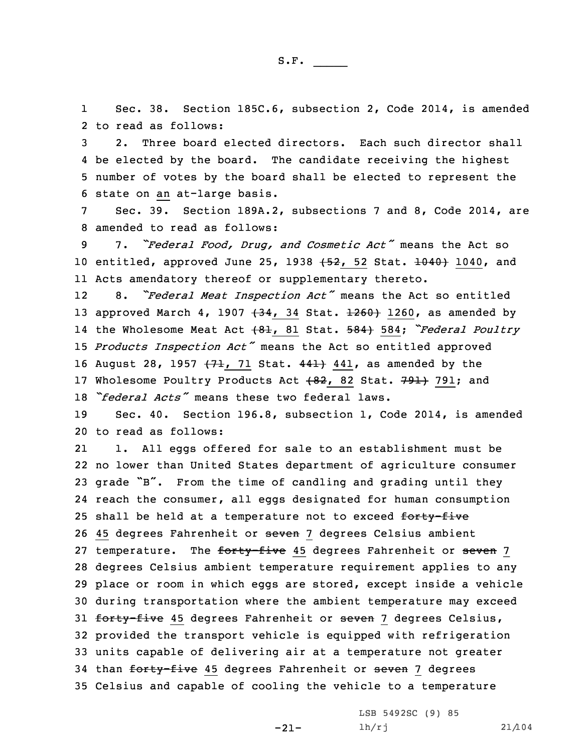S.F. _____

1 Sec. 38. Section 185C.6, subsection 2, Code 2014, is amended
2 to read as follows:

3 2. Three board elected directors. Each such director shall
4 be elected by the board. The candidate receiving the highest
5 number of votes by the board shall be elected to represent the
6 state on an at-large basis.

7 Sec. 39. Section 189A.2, subsections 7 and 8, Code 2014, are
8 amended to read as follows:

9 7. *"Federal Food, Drug, and Cosmetic Act"* means the Act so
10 entitled, approved June 25, 1938 ~~(52~~, 52 Stat. ~~1040)~~ 1040, and
11 Acts amendatory thereof or supplementary thereto.

12 8. *"Federal Meat Inspection Act"* means the Act so entitled
13 approved March 4, 1907 ~~(34~~, 34 Stat. ~~1260)~~ 1260, as amended by
14 the Wholesome Meat Act ~~(81~~, 81 Stat. ~~584)~~ 584; *"Federal Poultry*
15 *Products Inspection Act"* means the Act so entitled approved
16 August 28, 1957 ~~(71~~, 71 Stat. ~~441)~~ 441, as amended by the
17 Wholesome Poultry Products Act ~~(82~~, 82 Stat. ~~791)~~ 791; and
18 *"federal Acts"* means these two federal laws.

19 Sec. 40. Section 196.8, subsection 1, Code 2014, is amended
20 to read as follows:

21 1. All eggs offered for sale to an establishment must be
22 no lower than United States department of agriculture consumer
23 grade "B". From the time of candling and grading until they
24 reach the consumer, all eggs designated for human consumption
25 shall be held at a temperature not to exceed ~~forty-five~~
26 45 degrees Fahrenheit or ~~seven~~ 7 degrees Celsius ambient
27 temperature. The ~~forty-five~~ 45 degrees Fahrenheit or ~~seven~~ 7
28 degrees Celsius ambient temperature requirement applies to any
29 place or room in which eggs are stored, except inside a vehicle
30 during transportation where the ambient temperature may exceed
31 ~~forty-five~~ 45 degrees Fahrenheit or ~~seven~~ 7 degrees Celsius,
32 provided the transport vehicle is equipped with refrigeration
33 units capable of delivering air at a temperature not greater
34 than ~~forty-five~~ 45 degrees Fahrenheit or ~~seven~~ 7 degrees
35 Celsius and capable of cooling the vehicle to a temperature

LSB 5492SC (9) 85
lh/rj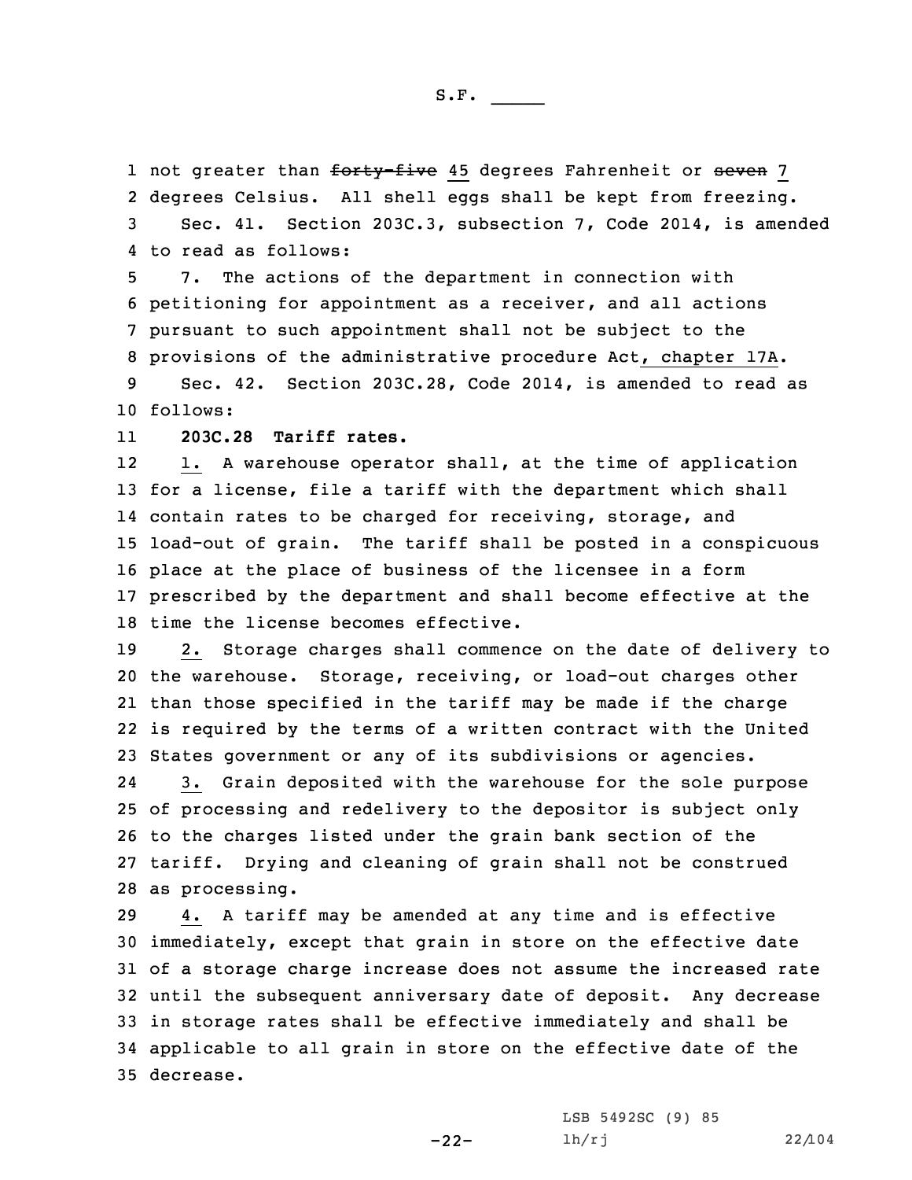not greater than ~~forty-five~~ 45 degrees Fahrenheit or ~~seven~~ 7 degrees Celsius. All shell eggs shall be kept from freezing.

Sec. 41. Section 203C.3, subsection 7, Code 2014, is amended to read as follows:

7. The actions of the department in connection with petitioning for appointment as a receiver, and all actions pursuant to such appointment shall not be subject to the provisions of the administrative procedure Act, chapter 17A.

Sec. 42. Section 203C.28, Code 2014, is amended to read as follows:

**203C.28 Tariff rates.**

1. A warehouse operator shall, at the time of application for a license, file a tariff with the department which shall contain rates to be charged for receiving, storage, and load-out of grain. The tariff shall be posted in a conspicuous place at the place of business of the licensee in a form prescribed by the department and shall become effective at the time the license becomes effective.

2. Storage charges shall commence on the date of delivery to the warehouse. Storage, receiving, or load-out charges other than those specified in the tariff may be made if the charge is required by the terms of a written contract with the United States government or any of its subdivisions or agencies.

3. Grain deposited with the warehouse for the sole purpose of processing and redelivery to the depositor is subject only to the charges listed under the grain bank section of the tariff. Drying and cleaning of grain shall not be construed as processing.

4. A tariff may be amended at any time and is effective immediately, except that grain in store on the effective date of a storage charge increase does not assume the increased rate until the subsequent anniversary date of deposit. Any decrease in storage rates shall be effective immediately and shall be applicable to all grain in store on the effective date of the decrease.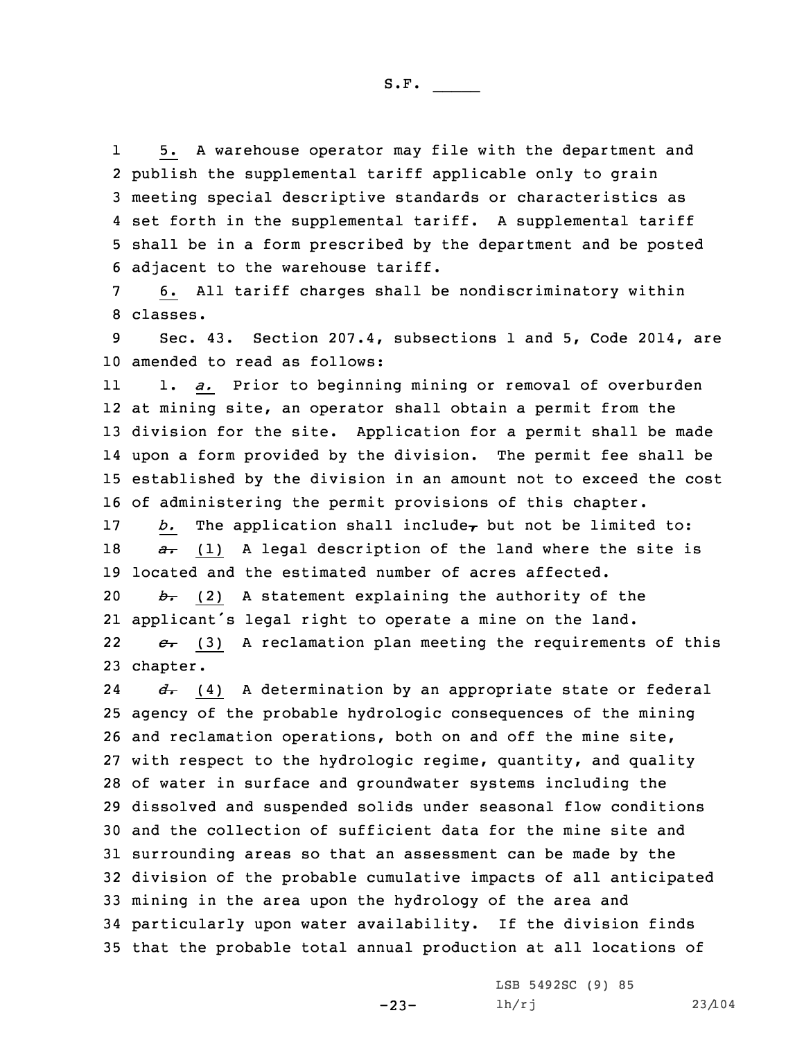5. A warehouse operator may file with the department and publish the supplemental tariff applicable only to grain meeting special descriptive standards or characteristics as set forth in the supplemental tariff. A supplemental tariff shall be in a form prescribed by the department and be posted adjacent to the warehouse tariff.

6. All tariff charges shall be nondiscriminatory within classes.

Sec. 43. Section 207.4, subsections 1 and 5, Code 2014, are amended to read as follows:

1. *a.* Prior to beginning mining or removal of overburden at mining site, an operator shall obtain a permit from the division for the site. Application for a permit shall be made upon a form provided by the division. The permit fee shall be established by the division in an amount not to exceed the cost of administering the permit provisions of this chapter.

*b.* The application shall include~~,~~ but not be limited to:

~~*a.*~~ (1) A legal description of the land where the site is located and the estimated number of acres affected.

~~*b.*~~ (2) A statement explaining the authority of the applicant's legal right to operate a mine on the land.

~~*c.*~~ (3) A reclamation plan meeting the requirements of this chapter.

~~*d.*~~ (4) A determination by an appropriate state or federal agency of the probable hydrologic consequences of the mining and reclamation operations, both on and off the mine site, with respect to the hydrologic regime, quantity, and quality of water in surface and groundwater systems including the dissolved and suspended solids under seasonal flow conditions and the collection of sufficient data for the mine site and surrounding areas so that an assessment can be made by the division of the probable cumulative impacts of all anticipated mining in the area upon the hydrology of the area and particularly upon water availability. If the division finds that the probable total annual production at all locations of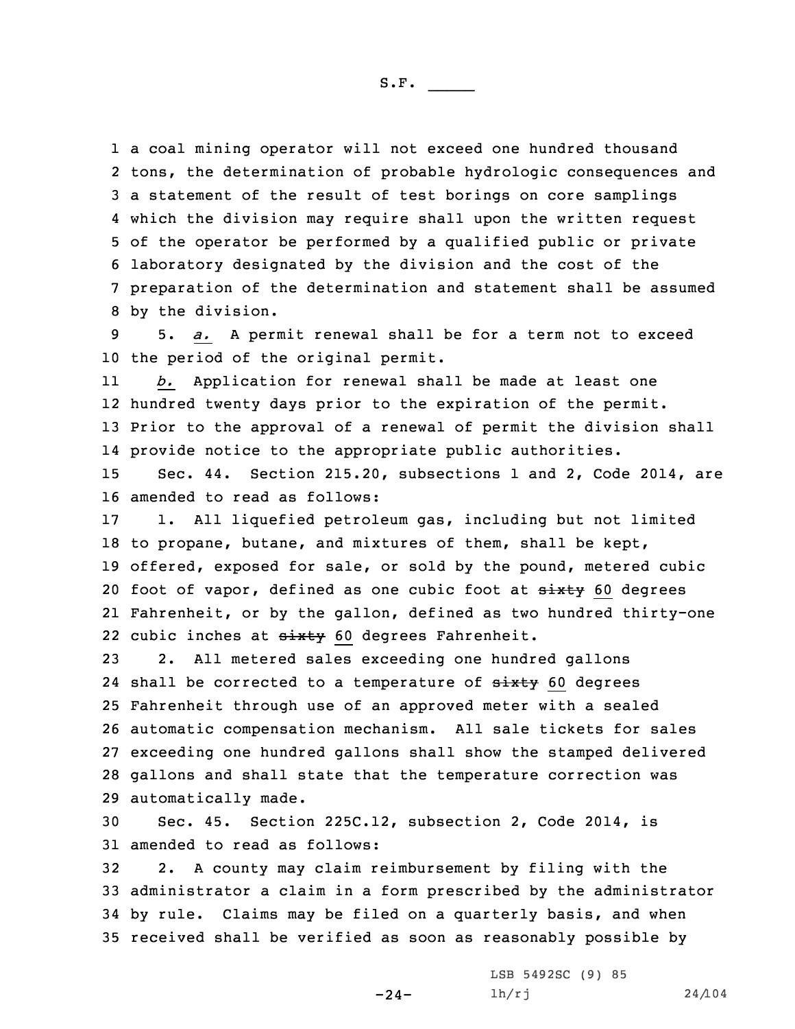a coal mining operator will not exceed one hundred thousand tons, the determination of probable hydrologic consequences and a statement of the result of test borings on core samplings which the division may require shall upon the written request of the operator be performed by a qualified public or private laboratory designated by the division and the cost of the preparation of the determination and statement shall be assumed by the division.

5. *a.* A permit renewal shall be for a term not to exceed the period of the original permit.

*b.* Application for renewal shall be made at least one hundred twenty days prior to the expiration of the permit. Prior to the approval of a renewal of permit the division shall provide notice to the appropriate public authorities.

Sec. 44. Section 215.20, subsections 1 and 2, Code 2014, are amended to read as follows:

1. All liquefied petroleum gas, including but not limited to propane, butane, and mixtures of them, shall be kept, offered, exposed for sale, or sold by the pound, metered cubic foot of vapor, defined as one cubic foot at ~~sixty~~ 60 degrees Fahrenheit, or by the gallon, defined as two hundred thirty-one cubic inches at ~~sixty~~ 60 degrees Fahrenheit.

2. All metered sales exceeding one hundred gallons shall be corrected to a temperature of ~~sixty~~ 60 degrees Fahrenheit through use of an approved meter with a sealed automatic compensation mechanism. All sale tickets for sales exceeding one hundred gallons shall show the stamped delivered gallons and shall state that the temperature correction was automatically made.

Sec. 45. Section 225C.12, subsection 2, Code 2014, is amended to read as follows:

2. A county may claim reimbursement by filing with the administrator a claim in a form prescribed by the administrator by rule. Claims may be filed on a quarterly basis, and when received shall be verified as soon as reasonably possible by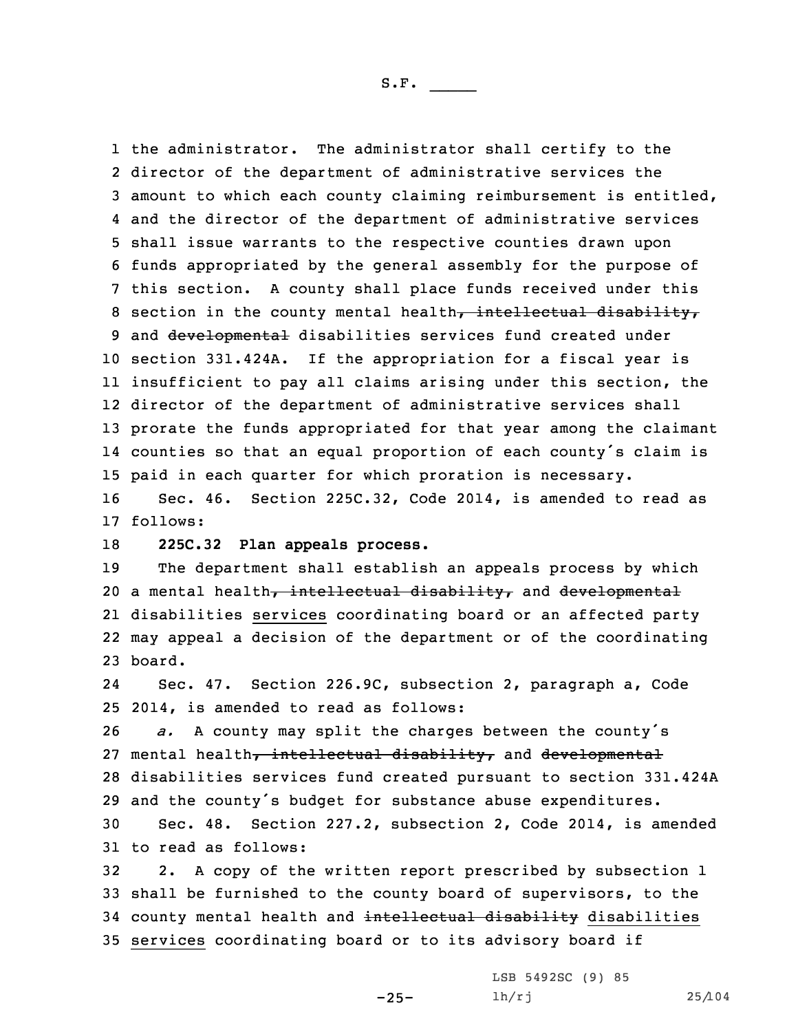the administrator. The administrator shall certify to the director of the department of administrative services the amount to which each county claiming reimbursement is entitled, and the director of the department of administrative services shall issue warrants to the respective counties drawn upon funds appropriated by the general assembly for the purpose of this section. A county shall place funds received under this section in the county mental health~~, intellectual disability,~~ and ~~developmental~~ disabilities services fund created under section 331.424A. If the appropriation for a fiscal year is insufficient to pay all claims arising under this section, the director of the department of administrative services shall prorate the funds appropriated for that year among the claimant counties so that an equal proportion of each county's claim is paid in each quarter for which proration is necessary.

Sec. 46. Section 225C.32, Code 2014, is amended to read as follows:

**225C.32 Plan appeals process.**

The department shall establish an appeals process by which a mental health~~, intellectual disability,~~ and ~~developmental~~ disabilities services coordinating board or an affected party may appeal a decision of the department or of the coordinating board.

Sec. 47. Section 226.9C, subsection 2, paragraph a, Code 2014, is amended to read as follows:

*a.* A county may split the charges between the county's mental health~~, intellectual disability,~~ and ~~developmental~~ disabilities services fund created pursuant to section 331.424A and the county's budget for substance abuse expenditures.

Sec. 48. Section 227.2, subsection 2, Code 2014, is amended to read as follows:

2. A copy of the written report prescribed by subsection 1 shall be furnished to the county board of supervisors, to the county mental health and ~~intellectual disability~~ disabilities services coordinating board or to its advisory board if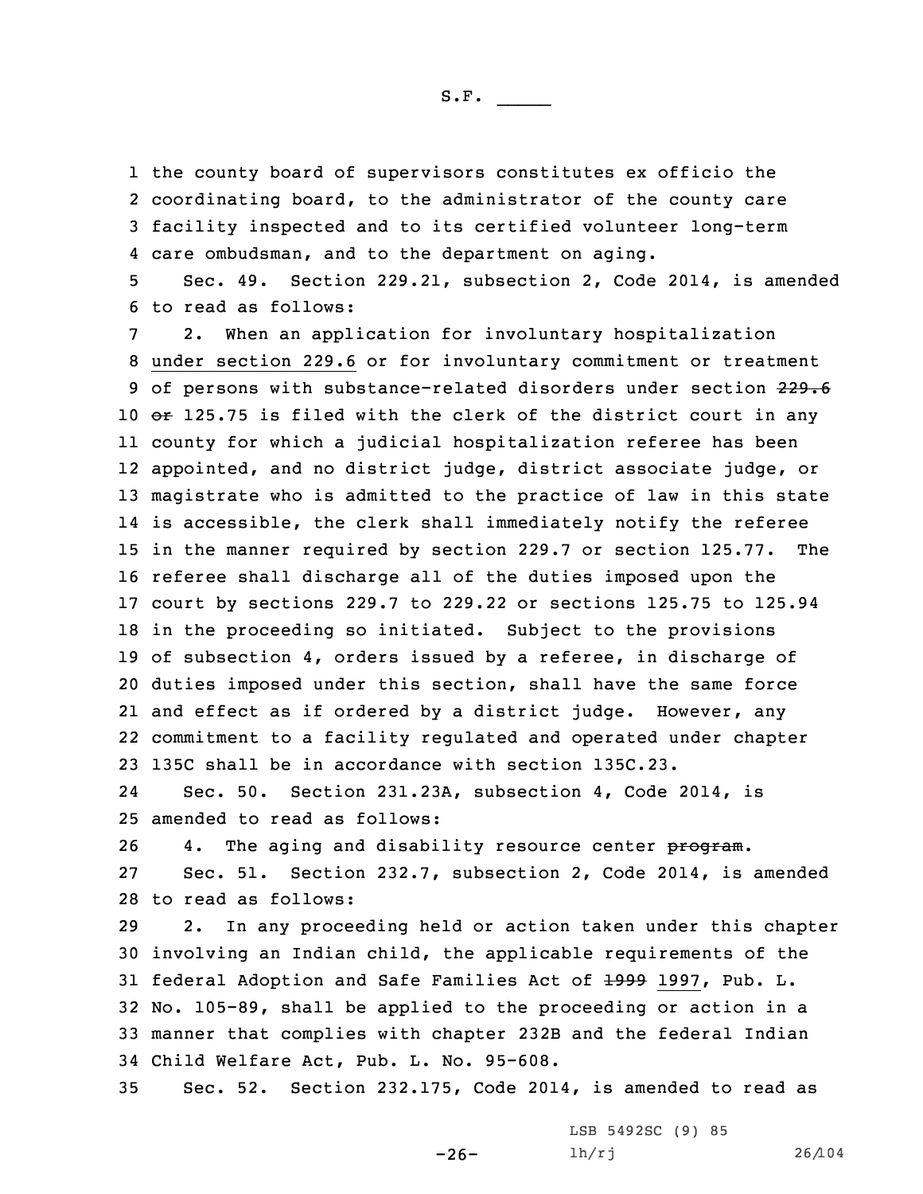the county board of supervisors constitutes ex officio the coordinating board, to the administrator of the county care facility inspected and to its certified volunteer long-term care ombudsman, and to the department on aging.

Sec. 49. Section 229.21, subsection 2, Code 2014, is amended to read as follows:

2. When an application for involuntary hospitalization under section 229.6 or for involuntary commitment or treatment of persons with substance-related disorders under section ~~229.6 or~~ 125.75 is filed with the clerk of the district court in any county for which a judicial hospitalization referee has been appointed, and no district judge, district associate judge, or magistrate who is admitted to the practice of law in this state is accessible, the clerk shall immediately notify the referee in the manner required by section 229.7 or section 125.77. The referee shall discharge all of the duties imposed upon the court by sections 229.7 to 229.22 or sections 125.75 to 125.94 in the proceeding so initiated. Subject to the provisions of subsection 4, orders issued by a referee, in discharge of duties imposed under this section, shall have the same force and effect as if ordered by a district judge. However, any commitment to a facility regulated and operated under chapter 135C shall be in accordance with section 135C.23.

Sec. 50. Section 231.23A, subsection 4, Code 2014, is amended to read as follows:

4. The aging and disability resource center ~~program~~.

Sec. 51. Section 232.7, subsection 2, Code 2014, is amended to read as follows:

2. In any proceeding held or action taken under this chapter involving an Indian child, the applicable requirements of the federal Adoption and Safe Families Act of ~~1999~~ 1997, Pub. L. No. 105-89, shall be applied to the proceeding or action in a manner that complies with chapter 232B and the federal Indian Child Welfare Act, Pub. L. No. 95-608.

Sec. 52. Section 232.175, Code 2014, is amended to read as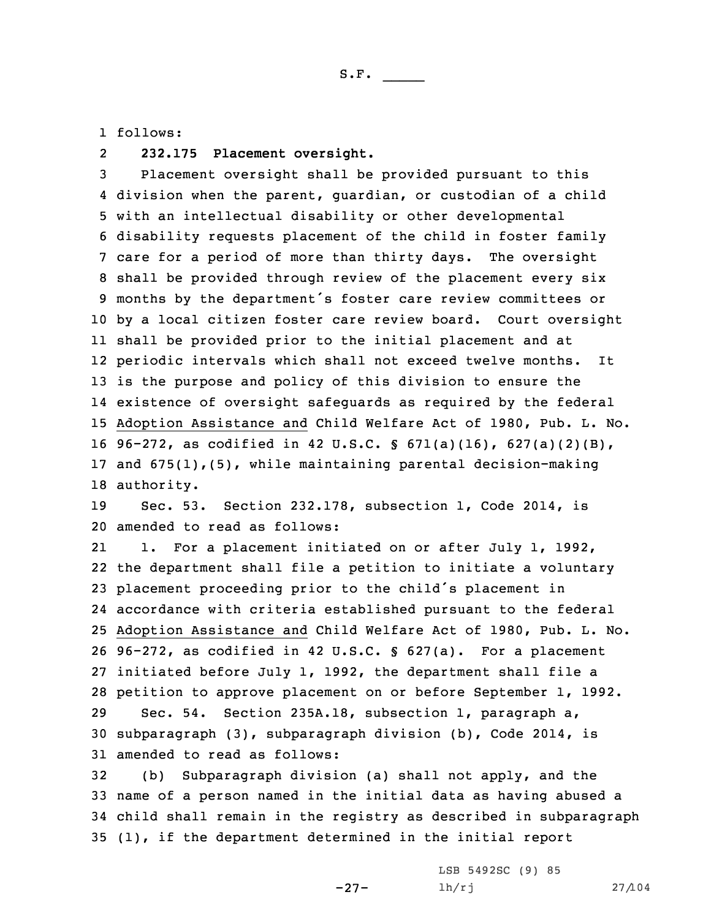follows:

**232.175 Placement oversight.**

Placement oversight shall be provided pursuant to this division when the parent, guardian, or custodian of a child with an intellectual disability or other developmental disability requests placement of the child in foster family care for a period of more than thirty days. The oversight shall be provided through review of the placement every six months by the department's foster care review committees or by a local citizen foster care review board. Court oversight shall be provided prior to the initial placement and at periodic intervals which shall not exceed twelve months. It is the purpose and policy of this division to ensure the existence of oversight safeguards as required by the federal Adoption Assistance and Child Welfare Act of 1980, Pub. L. No. 96-272, as codified in 42 U.S.C. § 671(a)(16), 627(a)(2)(B), and 675(1),(5), while maintaining parental decision-making authority.

Sec. 53. Section 232.178, subsection 1, Code 2014, is amended to read as follows:

1. For a placement initiated on or after July 1, 1992, the department shall file a petition to initiate a voluntary placement proceeding prior to the child's placement in accordance with criteria established pursuant to the federal Adoption Assistance and Child Welfare Act of 1980, Pub. L. No. 96-272, as codified in 42 U.S.C. § 627(a). For a placement initiated before July 1, 1992, the department shall file a petition to approve placement on or before September 1, 1992.

Sec. 54. Section 235A.18, subsection 1, paragraph a, subparagraph (3), subparagraph division (b), Code 2014, is amended to read as follows:

(b) Subparagraph division (a) shall not apply, and the name of a person named in the initial data as having abused a child shall remain in the registry as described in subparagraph (1), if the department determined in the initial report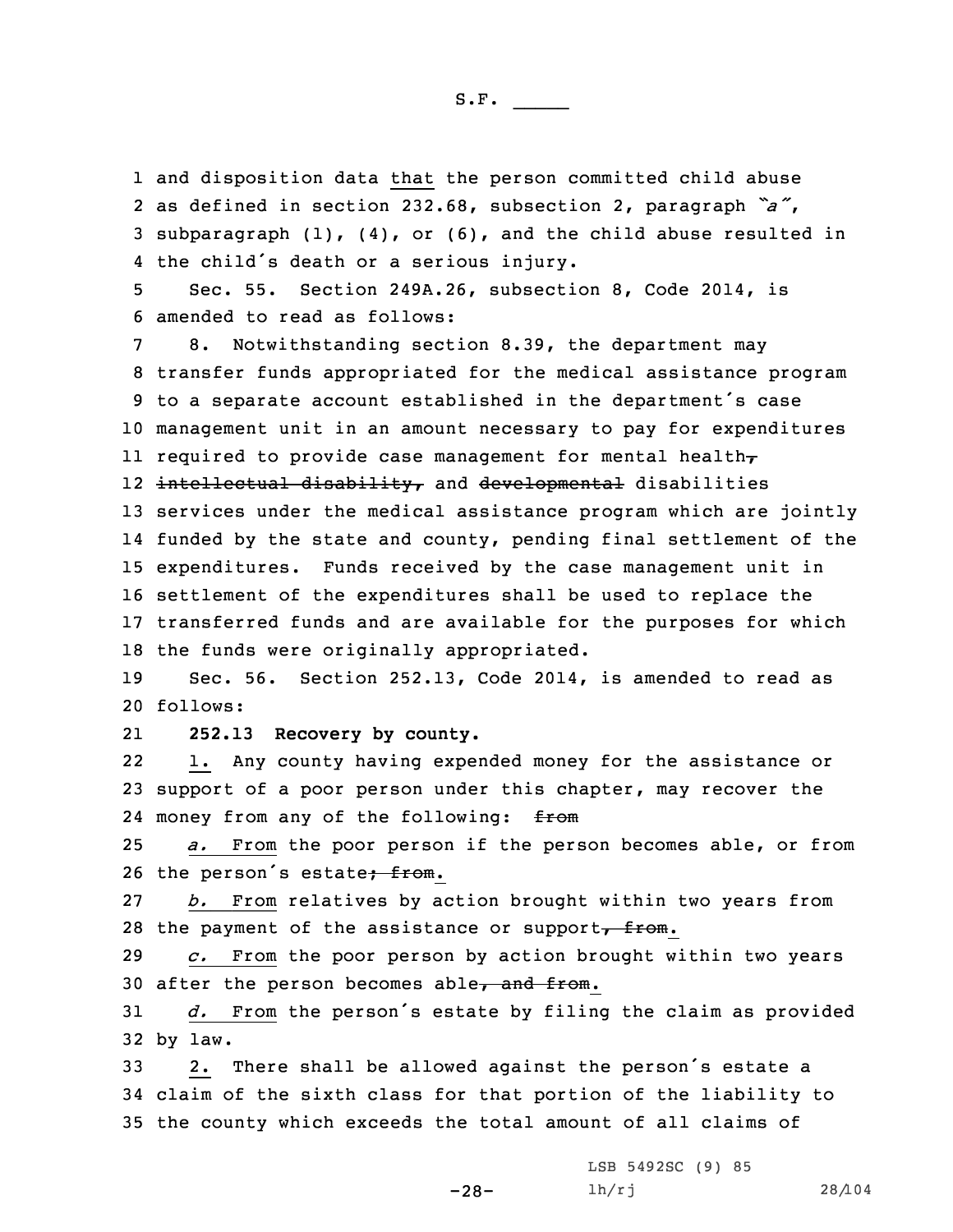and disposition data <u>that</u> the person committed child abuse as defined in section 232.68, subsection 2, paragraph *"a"*, subparagraph (1), (4), or (6), and the child abuse resulted in the child's death or a serious injury.

Sec. 55. Section 249A.26, subsection 8, Code 2014, is amended to read as follows:

8. Notwithstanding section 8.39, the department may transfer funds appropriated for the medical assistance program to a separate account established in the department's case management unit in an amount necessary to pay for expenditures required to provide case management for mental health~~,~~ ~~intellectual disability,~~ and ~~developmental~~ disabilities services under the medical assistance program which are jointly funded by the state and county, pending final settlement of the expenditures. Funds received by the case management unit in settlement of the expenditures shall be used to replace the transferred funds and are available for the purposes for which the funds were originally appropriated.

Sec. 56. Section 252.13, Code 2014, is amended to read as follows:

**252.13 Recovery by county.**

<u>1.</u> Any county having expended money for the assistance or support of a poor person under this chapter, may recover the money from any of the following: ~~from~~

<u>*a.* From</u> the poor person if the person becomes able, or from the person's estate~~; from~~<u>.</u>

<u>*b.* From</u> relatives by action brought within two years from the payment of the assistance or support~~, from~~<u>.</u>

<u>*c.* From</u> the poor person by action brought within two years after the person becomes able~~, and from~~<u>.</u>

<u>*d.* From</u> the person's estate by filing the claim as provided by law.

<u>2.</u> There shall be allowed against the person's estate a claim of the sixth class for that portion of the liability to the county which exceeds the total amount of all claims of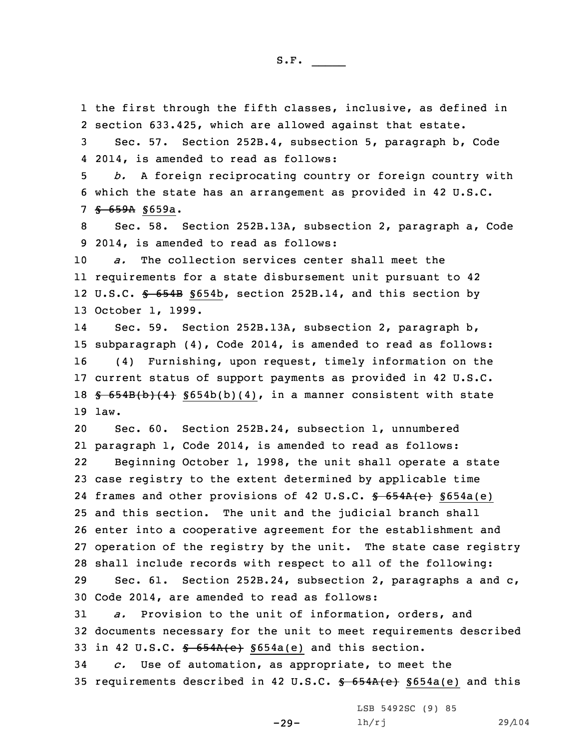the first through the fifth classes, inclusive, as defined in section 633.425, which are allowed against that estate.

Sec. 57. Section 252B.4, subsection 5, paragraph b, Code 2014, is amended to read as follows:

*b.* A foreign reciprocating country or foreign country with which the state has an arrangement as provided in 42 U.S.C. ~~§ 659A~~ §659a.

Sec. 58. Section 252B.13A, subsection 2, paragraph a, Code 2014, is amended to read as follows:

*a.* The collection services center shall meet the requirements for a state disbursement unit pursuant to 42 U.S.C. ~~§ 654B~~ §654b, section 252B.14, and this section by October 1, 1999.

Sec. 59. Section 252B.13A, subsection 2, paragraph b, subparagraph (4), Code 2014, is amended to read as follows:

(4) Furnishing, upon request, timely information on the current status of support payments as provided in 42 U.S.C. ~~§ 654B(b)(4)~~ §654b(b)(4), in a manner consistent with state law.

Sec. 60. Section 252B.24, subsection 1, unnumbered paragraph 1, Code 2014, is amended to read as follows:

Beginning October 1, 1998, the unit shall operate a state case registry to the extent determined by applicable time frames and other provisions of 42 U.S.C. ~~§ 654A(e)~~ §654a(e) and this section. The unit and the judicial branch shall enter into a cooperative agreement for the establishment and operation of the registry by the unit. The state case registry shall include records with respect to all of the following:

Sec. 61. Section 252B.24, subsection 2, paragraphs a and c, Code 2014, are amended to read as follows:

*a.* Provision to the unit of information, orders, and documents necessary for the unit to meet requirements described in 42 U.S.C. ~~§ 654A(e)~~ §654a(e) and this section.

*c.* Use of automation, as appropriate, to meet the requirements described in 42 U.S.C. ~~§ 654A(e)~~ §654a(e) and this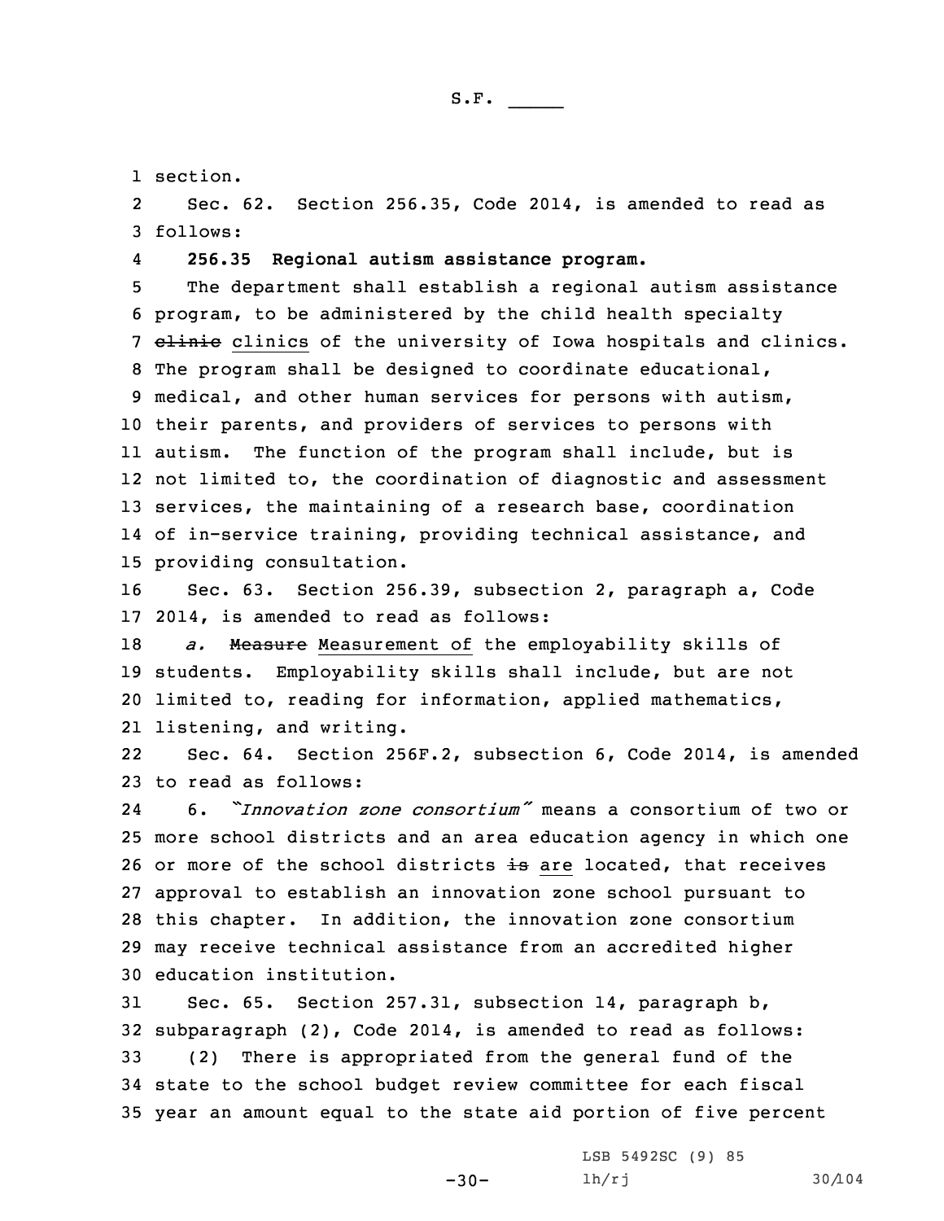section.

Sec. 62. Section 256.35, Code 2014, is amended to read as follows:

**256.35 Regional autism assistance program.**

The department shall establish a regional autism assistance program, to be administered by the child health specialty ~~clinic~~ clinics of the university of Iowa hospitals and clinics. The program shall be designed to coordinate educational, medical, and other human services for persons with autism, their parents, and providers of services to persons with autism. The function of the program shall include, but is not limited to, the coordination of diagnostic and assessment services, the maintaining of a research base, coordination of in-service training, providing technical assistance, and providing consultation.

Sec. 63. Section 256.39, subsection 2, paragraph a, Code 2014, is amended to read as follows:

*a.* ~~Measure~~ Measurement of the employability skills of students. Employability skills shall include, but are not limited to, reading for information, applied mathematics, listening, and writing.

Sec. 64. Section 256F.2, subsection 6, Code 2014, is amended to read as follows:

6. *"Innovation zone consortium"* means a consortium of two or more school districts and an area education agency in which one or more of the school districts ~~is~~ are located, that receives approval to establish an innovation zone school pursuant to this chapter. In addition, the innovation zone consortium may receive technical assistance from an accredited higher education institution.

Sec. 65. Section 257.31, subsection 14, paragraph b, subparagraph (2), Code 2014, is amended to read as follows:

(2) There is appropriated from the general fund of the state to the school budget review committee for each fiscal year an amount equal to the state aid portion of five percent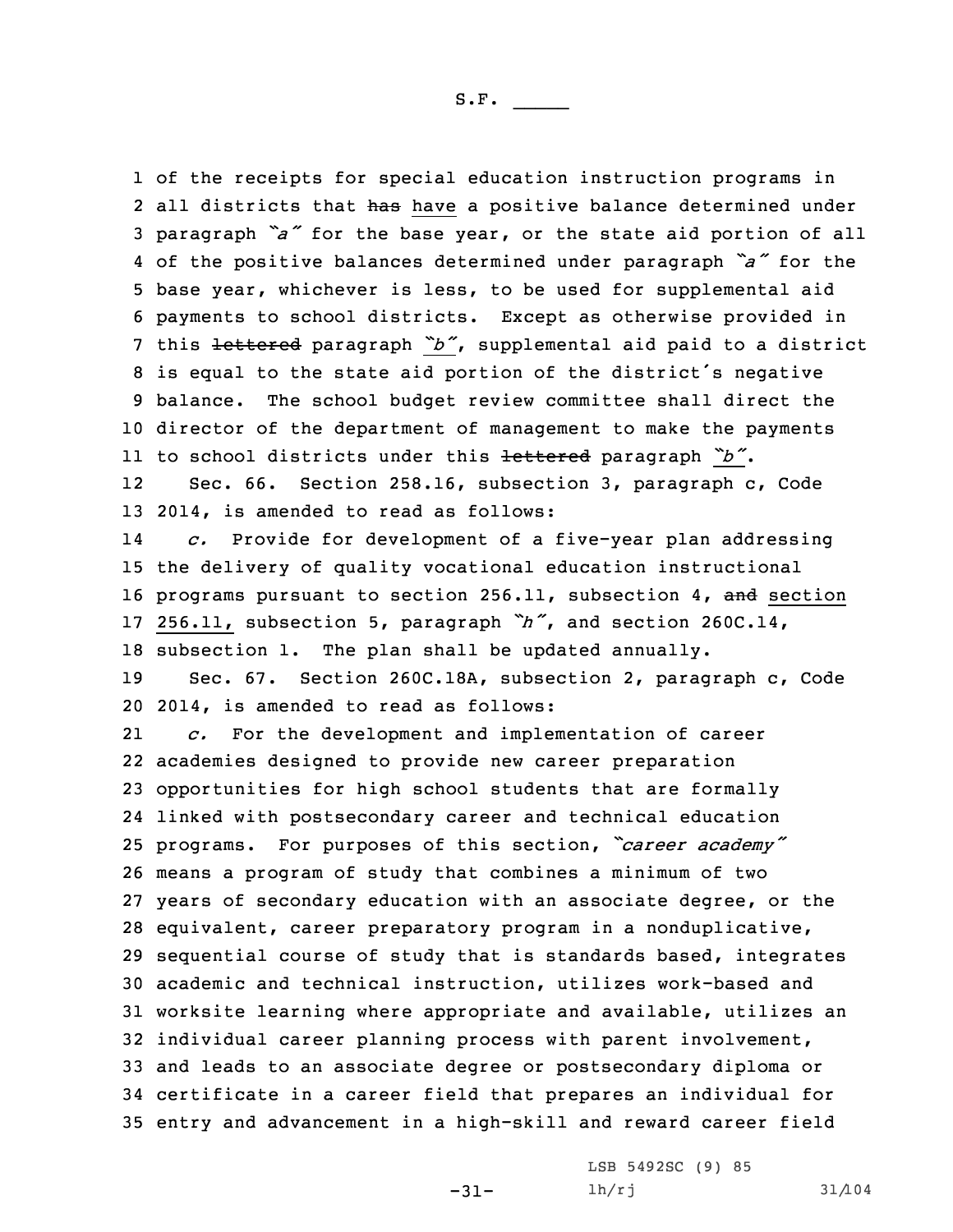of the receipts for special education instruction programs in all districts that ~~has~~ have a positive balance determined under paragraph *"a"* for the base year, or the state aid portion of all of the positive balances determined under paragraph *"a"* for the base year, whichever is less, to be used for supplemental aid payments to school districts. Except as otherwise provided in this ~~lettered~~ paragraph *"b"*, supplemental aid paid to a district is equal to the state aid portion of the district's negative balance. The school budget review committee shall direct the director of the department of management to make the payments to school districts under this ~~lettered~~ paragraph *"b"*.

Sec. 66. Section 258.16, subsection 3, paragraph c, Code 2014, is amended to read as follows:

*c.* Provide for development of a five-year plan addressing the delivery of quality vocational education instructional programs pursuant to section 256.11, subsection 4, ~~and~~ section 256.11, subsection 5, paragraph *"h"*, and section 260C.14, subsection 1. The plan shall be updated annually.

Sec. 67. Section 260C.18A, subsection 2, paragraph c, Code 2014, is amended to read as follows:

*c.* For the development and implementation of career academies designed to provide new career preparation opportunities for high school students that are formally linked with postsecondary career and technical education programs. For purposes of this section, *"career academy"* means a program of study that combines a minimum of two years of secondary education with an associate degree, or the equivalent, career preparatory program in a nonduplicative, sequential course of study that is standards based, integrates academic and technical instruction, utilizes work-based and worksite learning where appropriate and available, utilizes an individual career planning process with parent involvement, and leads to an associate degree or postsecondary diploma or certificate in a career field that prepares an individual for entry and advancement in a high-skill and reward career field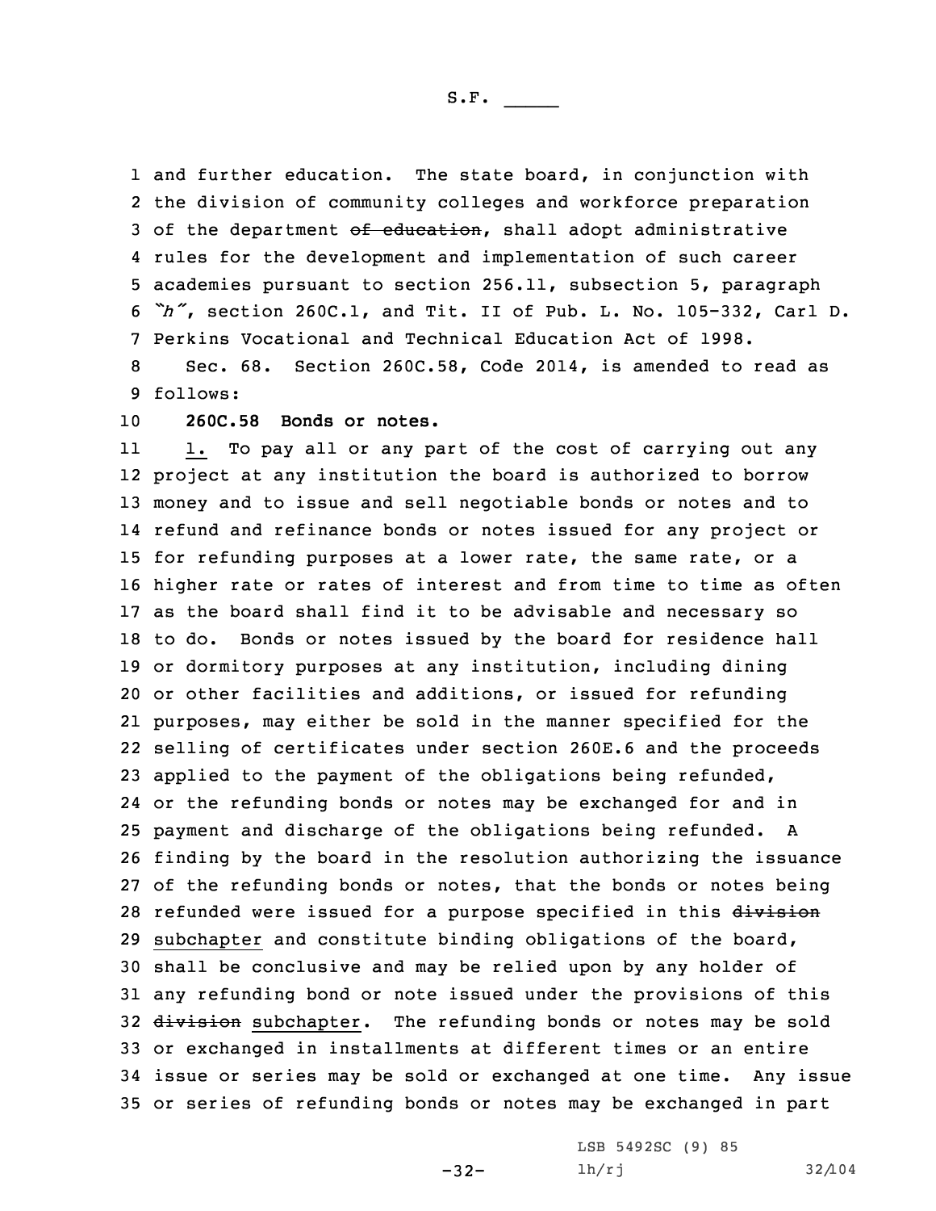and further education. The state board, in conjunction with the division of community colleges and workforce preparation of the department ~~of education~~, shall adopt administrative rules for the development and implementation of such career academies pursuant to section 256.11, subsection 5, paragraph *"h"*, section 260C.1, and Tit. II of Pub. L. No. 105-332, Carl D. Perkins Vocational and Technical Education Act of 1998.

Sec. 68. Section 260C.58, Code 2014, is amended to read as follows:

**260C.58 Bonds or notes.**

1. To pay all or any part of the cost of carrying out any project at any institution the board is authorized to borrow money and to issue and sell negotiable bonds or notes and to refund and refinance bonds or notes issued for any project or for refunding purposes at a lower rate, the same rate, or a higher rate or rates of interest and from time to time as often as the board shall find it to be advisable and necessary so to do. Bonds or notes issued by the board for residence hall or dormitory purposes at any institution, including dining or other facilities and additions, or issued for refunding purposes, may either be sold in the manner specified for the selling of certificates under section 260E.6 and the proceeds applied to the payment of the obligations being refunded, or the refunding bonds or notes may be exchanged for and in payment and discharge of the obligations being refunded. A finding by the board in the resolution authorizing the issuance of the refunding bonds or notes, that the bonds or notes being refunded were issued for a purpose specified in this ~~division~~ subchapter and constitute binding obligations of the board, shall be conclusive and may be relied upon by any holder of any refunding bond or note issued under the provisions of this ~~division~~ subchapter. The refunding bonds or notes may be sold or exchanged in installments at different times or an entire issue or series may be sold or exchanged at one time. Any issue or series of refunding bonds or notes may be exchanged in part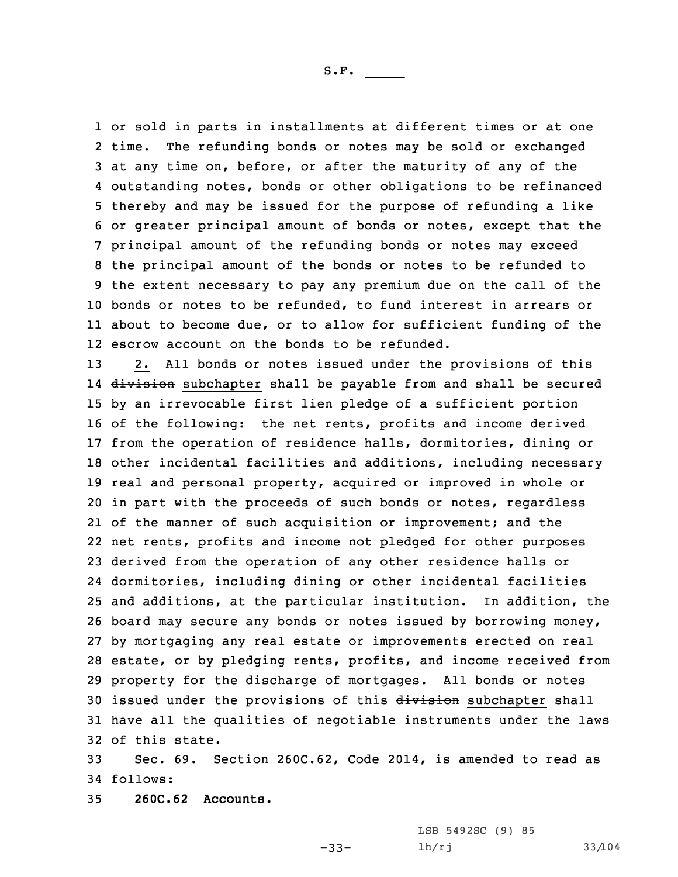or sold in parts in installments at different times or at one time. The refunding bonds or notes may be sold or exchanged at any time on, before, or after the maturity of any of the outstanding notes, bonds or other obligations to be refinanced thereby and may be issued for the purpose of refunding a like or greater principal amount of bonds or notes, except that the principal amount of the refunding bonds or notes may exceed the principal amount of the bonds or notes to be refunded to the extent necessary to pay any premium due on the call of the bonds or notes to be refunded, to fund interest in arrears or about to become due, or to allow for sufficient funding of the escrow account on the bonds to be refunded.

2. All bonds or notes issued under the provisions of this ~~division~~ subchapter shall be payable from and shall be secured by an irrevocable first lien pledge of a sufficient portion of the following: the net rents, profits and income derived from the operation of residence halls, dormitories, dining or other incidental facilities and additions, including necessary real and personal property, acquired or improved in whole or in part with the proceeds of such bonds or notes, regardless of the manner of such acquisition or improvement; and the net rents, profits and income not pledged for other purposes derived from the operation of any other residence halls or dormitories, including dining or other incidental facilities and additions, at the particular institution. In addition, the board may secure any bonds or notes issued by borrowing money, by mortgaging any real estate or improvements erected on real estate, or by pledging rents, profits, and income received from property for the discharge of mortgages. All bonds or notes issued under the provisions of this ~~division~~ subchapter shall have all the qualities of negotiable instruments under the laws of this state.

Sec. 69. Section 260C.62, Code 2014, is amended to read as follows:

**260C.62 Accounts.**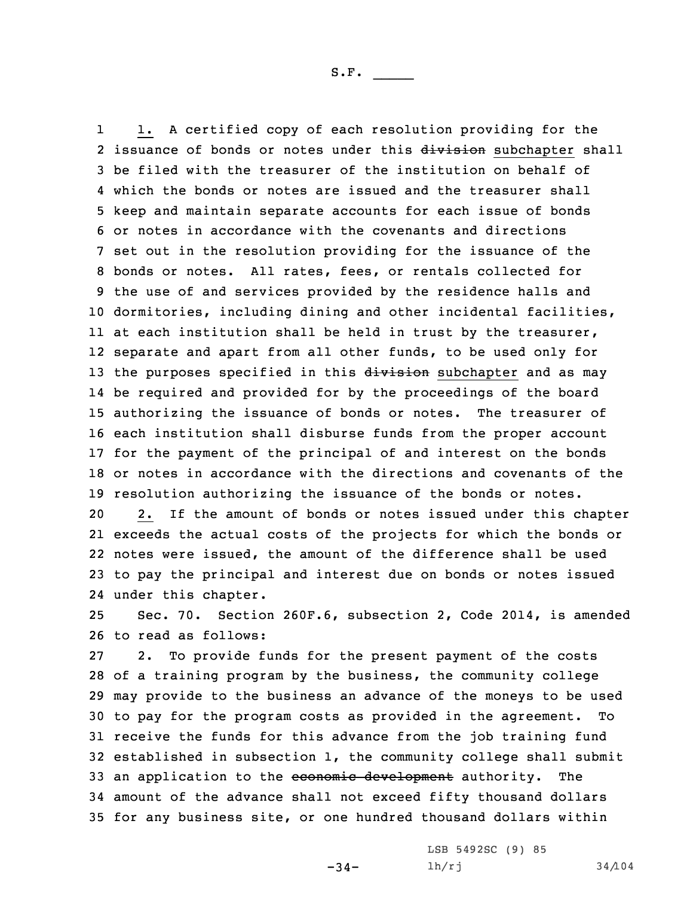1. A certified copy of each resolution providing for the issuance of bonds or notes under this ~~division~~ subchapter shall be filed with the treasurer of the institution on behalf of which the bonds or notes are issued and the treasurer shall keep and maintain separate accounts for each issue of bonds or notes in accordance with the covenants and directions set out in the resolution providing for the issuance of the bonds or notes. All rates, fees, or rentals collected for the use of and services provided by the residence halls and dormitories, including dining and other incidental facilities, at each institution shall be held in trust by the treasurer, separate and apart from all other funds, to be used only for the purposes specified in this ~~division~~ subchapter and as may be required and provided for by the proceedings of the board authorizing the issuance of bonds or notes. The treasurer of each institution shall disburse funds from the proper account for the payment of the principal of and interest on the bonds or notes in accordance with the directions and covenants of the resolution authorizing the issuance of the bonds or notes.

2. If the amount of bonds or notes issued under this chapter exceeds the actual costs of the projects for which the bonds or notes were issued, the amount of the difference shall be used to pay the principal and interest due on bonds or notes issued under this chapter.

Sec. 70. Section 260F.6, subsection 2, Code 2014, is amended to read as follows:

2. To provide funds for the present payment of the costs of a training program by the business, the community college may provide to the business an advance of the moneys to be used to pay for the program costs as provided in the agreement. To receive the funds for this advance from the job training fund established in subsection 1, the community college shall submit an application to the ~~economic development~~ authority. The amount of the advance shall not exceed fifty thousand dollars for any business site, or one hundred thousand dollars within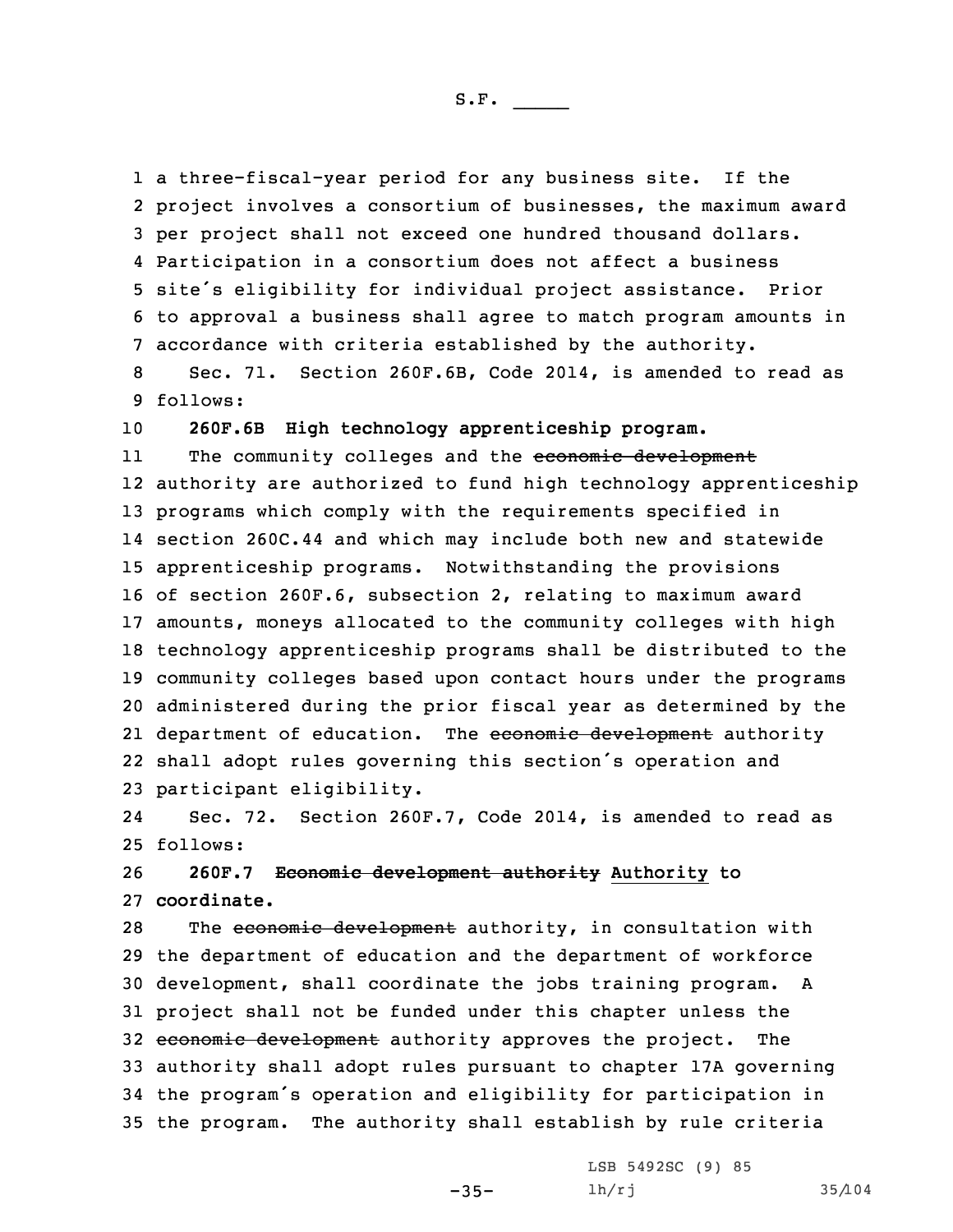a three-fiscal-year period for any business site. If the project involves a consortium of businesses, the maximum award per project shall not exceed one hundred thousand dollars. Participation in a consortium does not affect a business site's eligibility for individual project assistance. Prior to approval a business shall agree to match program amounts in accordance with criteria established by the authority.

Sec. 71. Section 260F.6B, Code 2014, is amended to read as follows:

**260F.6B High technology apprenticeship program.**

The community colleges and the ~~economic development~~ authority are authorized to fund high technology apprenticeship programs which comply with the requirements specified in section 260C.44 and which may include both new and statewide apprenticeship programs. Notwithstanding the provisions of section 260F.6, subsection 2, relating to maximum award amounts, moneys allocated to the community colleges with high technology apprenticeship programs shall be distributed to the community colleges based upon contact hours under the programs administered during the prior fiscal year as determined by the department of education. The ~~economic development~~ authority shall adopt rules governing this section's operation and participant eligibility.

Sec. 72. Section 260F.7, Code 2014, is amended to read as follows:

**260F.7 ~~Economic development authority~~ Authority to coordinate.**

The ~~economic development~~ authority, in consultation with the department of education and the department of workforce development, shall coordinate the jobs training program. A project shall not be funded under this chapter unless the ~~economic development~~ authority approves the project. The authority shall adopt rules pursuant to chapter 17A governing the program's operation and eligibility for participation in the program. The authority shall establish by rule criteria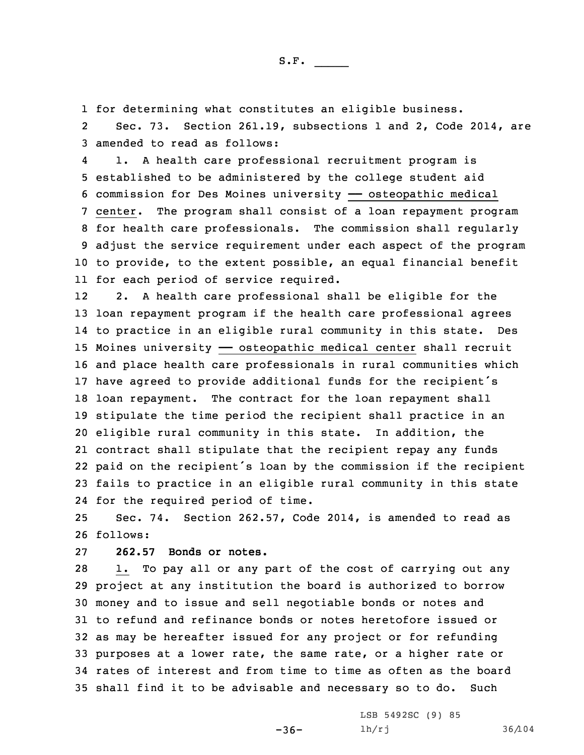for determining what constitutes an eligible business.

Sec. 73. Section 261.19, subsections 1 and 2, Code 2014, are amended to read as follows:

1. A health care professional recruitment program is established to be administered by the college student aid commission for Des Moines university — osteopathic medical center. The program shall consist of a loan repayment program for health care professionals. The commission shall regularly adjust the service requirement under each aspect of the program to provide, to the extent possible, an equal financial benefit for each period of service required.

2. A health care professional shall be eligible for the loan repayment program if the health care professional agrees to practice in an eligible rural community in this state. Des Moines university — osteopathic medical center shall recruit and place health care professionals in rural communities which have agreed to provide additional funds for the recipient's loan repayment. The contract for the loan repayment shall stipulate the time period the recipient shall practice in an eligible rural community in this state. In addition, the contract shall stipulate that the recipient repay any funds paid on the recipient's loan by the commission if the recipient fails to practice in an eligible rural community in this state for the required period of time.

Sec. 74. Section 262.57, Code 2014, is amended to read as follows:

**262.57 Bonds or notes.**

1. To pay all or any part of the cost of carrying out any project at any institution the board is authorized to borrow money and to issue and sell negotiable bonds or notes and to refund and refinance bonds or notes heretofore issued or as may be hereafter issued for any project or for refunding purposes at a lower rate, the same rate, or a higher rate or rates of interest and from time to time as often as the board shall find it to be advisable and necessary so to do. Such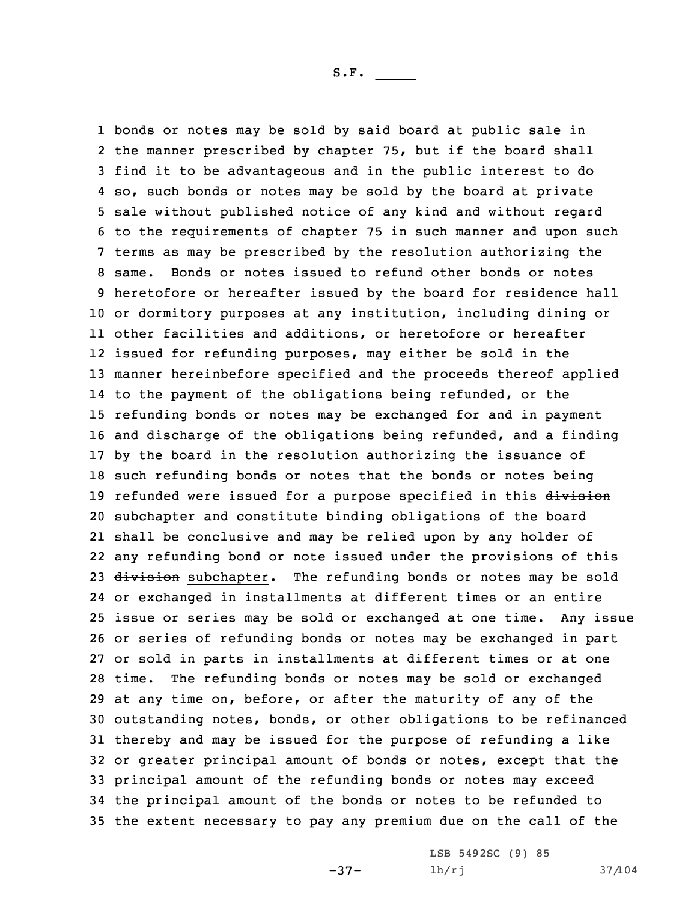bonds or notes may be sold by said board at public sale in the manner prescribed by chapter 75, but if the board shall find it to be advantageous and in the public interest to do so, such bonds or notes may be sold by the board at private sale without published notice of any kind and without regard to the requirements of chapter 75 in such manner and upon such terms as may be prescribed by the resolution authorizing the same. Bonds or notes issued to refund other bonds or notes heretofore or hereafter issued by the board for residence hall or dormitory purposes at any institution, including dining or other facilities and additions, or heretofore or hereafter issued for refunding purposes, may either be sold in the manner hereinbefore specified and the proceeds thereof applied to the payment of the obligations being refunded, or the refunding bonds or notes may be exchanged for and in payment and discharge of the obligations being refunded, and a finding by the board in the resolution authorizing the issuance of such refunding bonds or notes that the bonds or notes being refunded were issued for a purpose specified in this ~~division~~ subchapter and constitute binding obligations of the board shall be conclusive and may be relied upon by any holder of any refunding bond or note issued under the provisions of this ~~division~~ subchapter. The refunding bonds or notes may be sold or exchanged in installments at different times or an entire issue or series may be sold or exchanged at one time. Any issue or series of refunding bonds or notes may be exchanged in part or sold in parts in installments at different times or at one time. The refunding bonds or notes may be sold or exchanged at any time on, before, or after the maturity of any of the outstanding notes, bonds, or other obligations to be refinanced thereby and may be issued for the purpose of refunding a like or greater principal amount of bonds or notes, except that the principal amount of the refunding bonds or notes may exceed the principal amount of the bonds or notes to be refunded to the extent necessary to pay any premium due on the call of the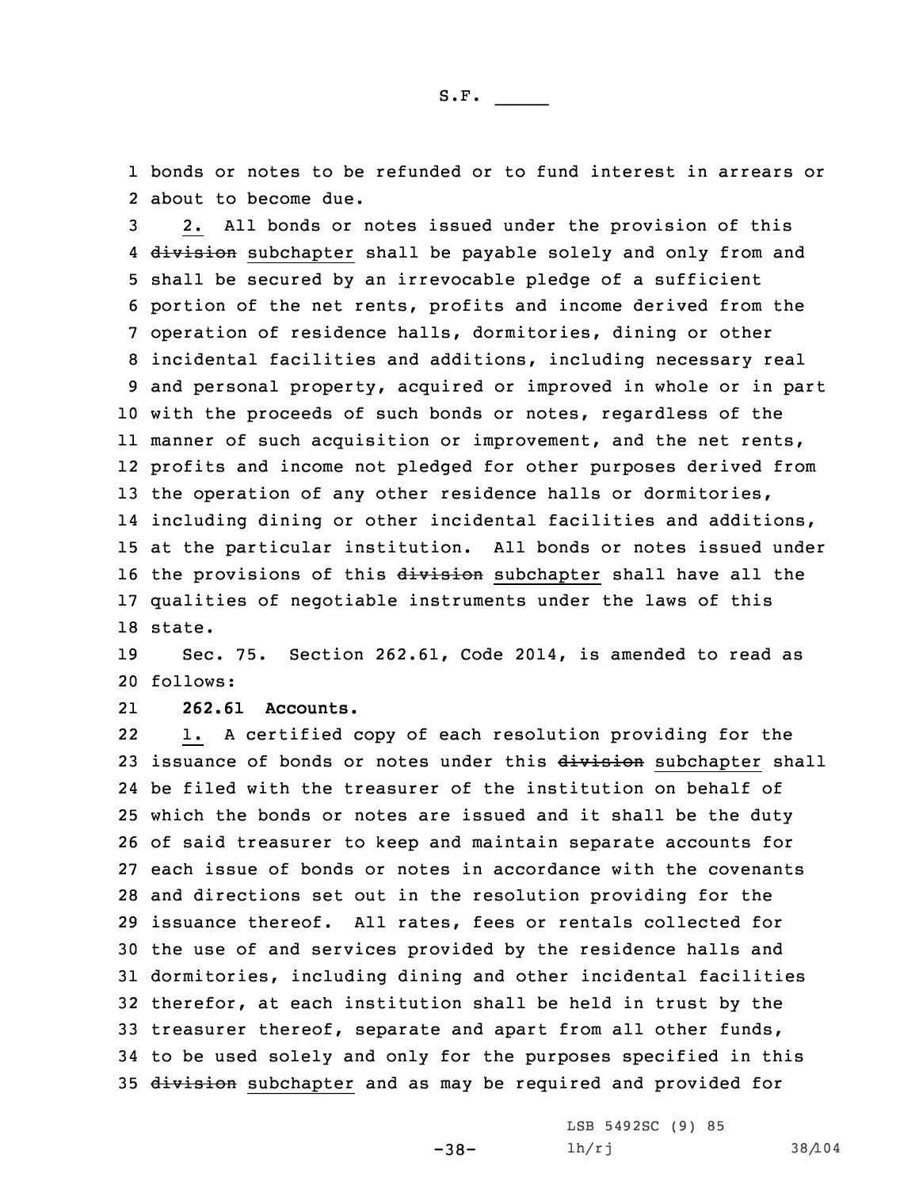bonds or notes to be refunded or to fund interest in arrears or about to become due.

2. All bonds or notes issued under the provision of this ~~division~~ subchapter shall be payable solely and only from and shall be secured by an irrevocable pledge of a sufficient portion of the net rents, profits and income derived from the operation of residence halls, dormitories, dining or other incidental facilities and additions, including necessary real and personal property, acquired or improved in whole or in part with the proceeds of such bonds or notes, regardless of the manner of such acquisition or improvement, and the net rents, profits and income not pledged for other purposes derived from the operation of any other residence halls or dormitories, including dining or other incidental facilities and additions, at the particular institution. All bonds or notes issued under the provisions of this ~~division~~ subchapter shall have all the qualities of negotiable instruments under the laws of this state.

Sec. 75. Section 262.61, Code 2014, is amended to read as follows:

**262.61 Accounts.**

1. A certified copy of each resolution providing for the issuance of bonds or notes under this ~~division~~ subchapter shall be filed with the treasurer of the institution on behalf of which the bonds or notes are issued and it shall be the duty of said treasurer to keep and maintain separate accounts for each issue of bonds or notes in accordance with the covenants and directions set out in the resolution providing for the issuance thereof. All rates, fees or rentals collected for the use of and services provided by the residence halls and dormitories, including dining and other incidental facilities therefor, at each institution shall be held in trust by the treasurer thereof, separate and apart from all other funds, to be used solely and only for the purposes specified in this ~~division~~ subchapter and as may be required and provided for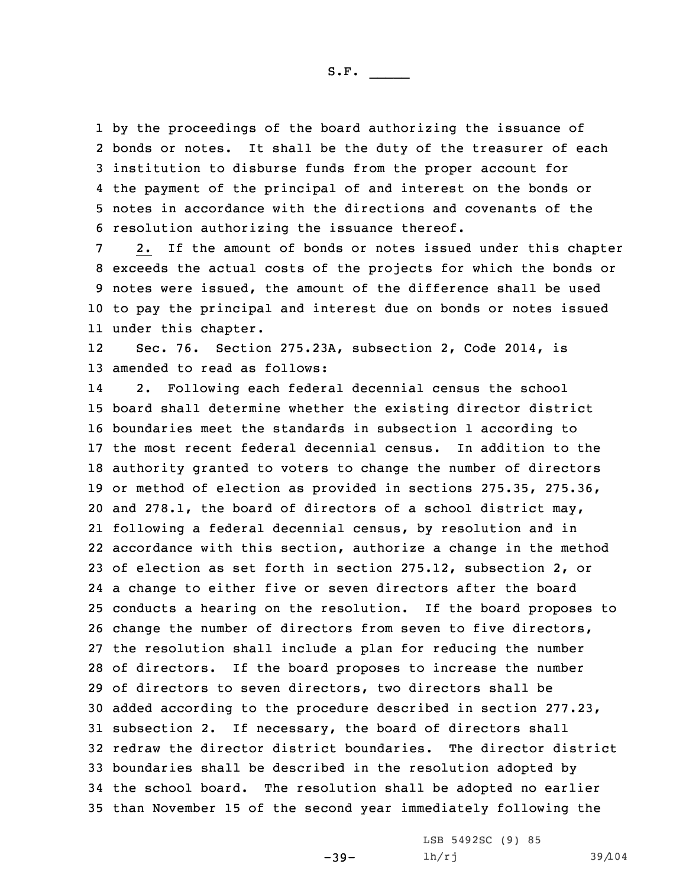by the proceedings of the board authorizing the issuance of bonds or notes. It shall be the duty of the treasurer of each institution to disburse funds from the proper account for the payment of the principal of and interest on the bonds or notes in accordance with the directions and covenants of the resolution authorizing the issuance thereof.

2. If the amount of bonds or notes issued under this chapter exceeds the actual costs of the projects for which the bonds or notes were issued, the amount of the difference shall be used to pay the principal and interest due on bonds or notes issued under this chapter.

Sec. 76. Section 275.23A, subsection 2, Code 2014, is amended to read as follows:

2. Following each federal decennial census the school board shall determine whether the existing director district boundaries meet the standards in subsection 1 according to the most recent federal decennial census. In addition to the authority granted to voters to change the number of directors or method of election as provided in sections 275.35, 275.36, and 278.1, the board of directors of a school district may, following a federal decennial census, by resolution and in accordance with this section, authorize a change in the method of election as set forth in section 275.12, subsection 2, or a change to either five or seven directors after the board conducts a hearing on the resolution. If the board proposes to change the number of directors from seven to five directors, the resolution shall include a plan for reducing the number of directors. If the board proposes to increase the number of directors to seven directors, two directors shall be added according to the procedure described in section 277.23, subsection 2. If necessary, the board of directors shall redraw the director district boundaries. The director district boundaries shall be described in the resolution adopted by the school board. The resolution shall be adopted no earlier than November 15 of the second year immediately following the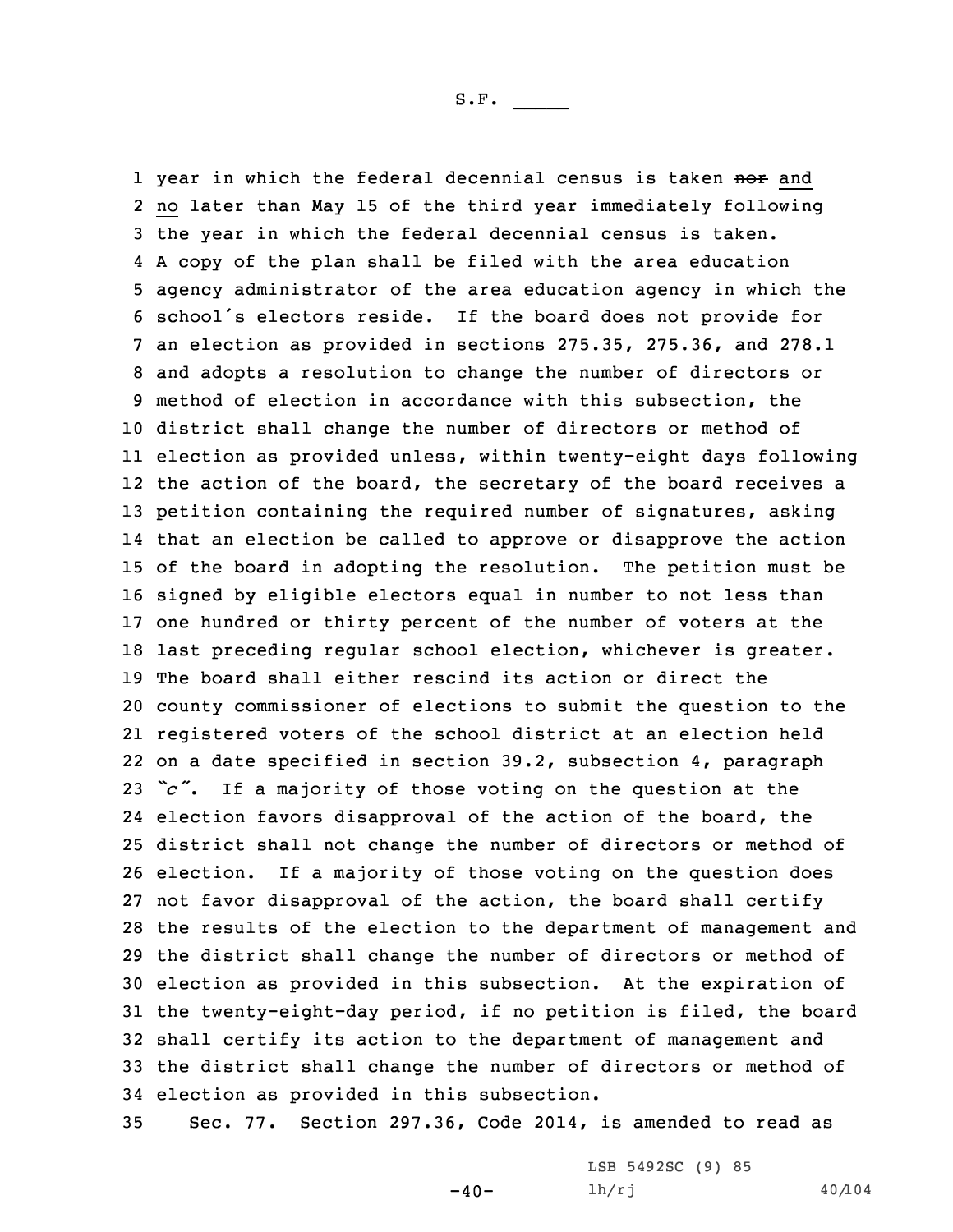year in which the federal decennial census is taken ~~nor~~ and no later than May 15 of the third year immediately following the year in which the federal decennial census is taken. A copy of the plan shall be filed with the area education agency administrator of the area education agency in which the school's electors reside. If the board does not provide for an election as provided in sections 275.35, 275.36, and 278.1 and adopts a resolution to change the number of directors or method of election in accordance with this subsection, the district shall change the number of directors or method of election as provided unless, within twenty-eight days following the action of the board, the secretary of the board receives a petition containing the required number of signatures, asking that an election be called to approve or disapprove the action of the board in adopting the resolution. The petition must be signed by eligible electors equal in number to not less than one hundred or thirty percent of the number of voters at the last preceding regular school election, whichever is greater. The board shall either rescind its action or direct the county commissioner of elections to submit the question to the registered voters of the school district at an election held on a date specified in section 39.2, subsection 4, paragraph *"c"*. If a majority of those voting on the question at the election favors disapproval of the action of the board, the district shall not change the number of directors or method of election. If a majority of those voting on the question does not favor disapproval of the action, the board shall certify the results of the election to the department of management and the district shall change the number of directors or method of election as provided in this subsection. At the expiration of the twenty-eight-day period, if no petition is filed, the board shall certify its action to the department of management and the district shall change the number of directors or method of election as provided in this subsection.

Sec. 77. Section 297.36, Code 2014, is amended to read as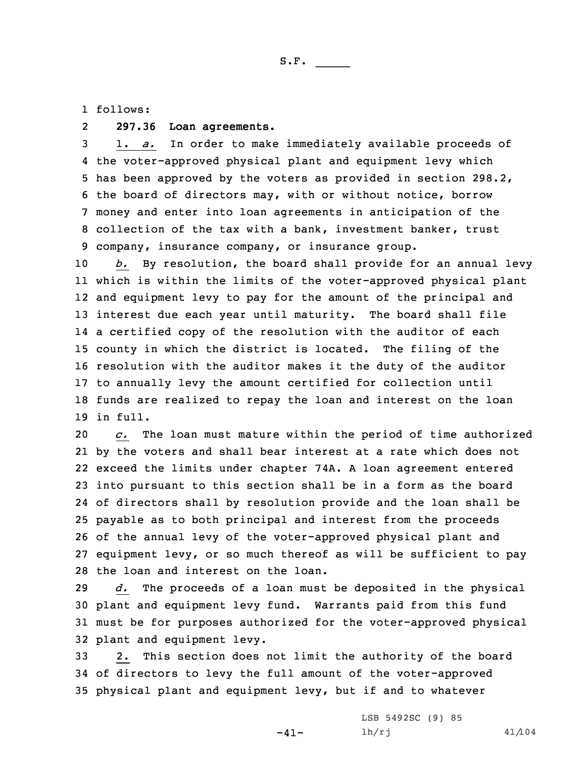follows:

**297.36 Loan agreements.**

1. *a.* In order to make immediately available proceeds of the voter-approved physical plant and equipment levy which has been approved by the voters as provided in section 298.2, the board of directors may, with or without notice, borrow money and enter into loan agreements in anticipation of the collection of the tax with a bank, investment banker, trust company, insurance company, or insurance group.

*b.* By resolution, the board shall provide for an annual levy which is within the limits of the voter-approved physical plant and equipment levy to pay for the amount of the principal and interest due each year until maturity. The board shall file a certified copy of the resolution with the auditor of each county in which the district is located. The filing of the resolution with the auditor makes it the duty of the auditor to annually levy the amount certified for collection until funds are realized to repay the loan and interest on the loan in full.

*c.* The loan must mature within the period of time authorized by the voters and shall bear interest at a rate which does not exceed the limits under chapter 74A. A loan agreement entered into pursuant to this section shall be in a form as the board of directors shall by resolution provide and the loan shall be payable as to both principal and interest from the proceeds of the annual levy of the voter-approved physical plant and equipment levy, or so much thereof as will be sufficient to pay the loan and interest on the loan.

*d.* The proceeds of a loan must be deposited in the physical plant and equipment levy fund. Warrants paid from this fund must be for purposes authorized for the voter-approved physical plant and equipment levy.

2. This section does not limit the authority of the board of directors to levy the full amount of the voter-approved physical plant and equipment levy, but if and to whatever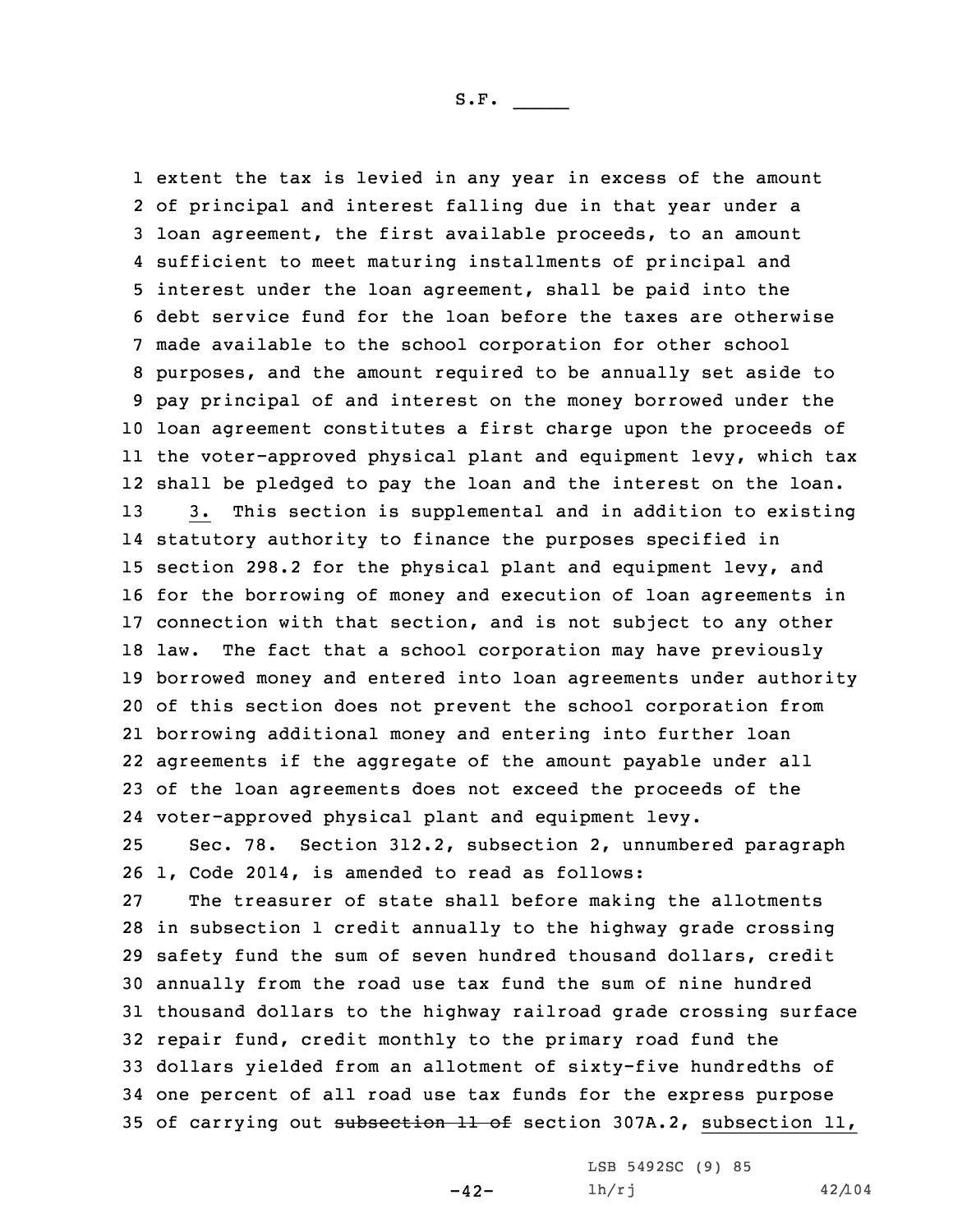extent the tax is levied in any year in excess of the amount of principal and interest falling due in that year under a loan agreement, the first available proceeds, to an amount sufficient to meet maturing installments of principal and interest under the loan agreement, shall be paid into the debt service fund for the loan before the taxes are otherwise made available to the school corporation for other school purposes, and the amount required to be annually set aside to pay principal of and interest on the money borrowed under the loan agreement constitutes a first charge upon the proceeds of the voter-approved physical plant and equipment levy, which tax shall be pledged to pay the loan and the interest on the loan.

3. This section is supplemental and in addition to existing statutory authority to finance the purposes specified in section 298.2 for the physical plant and equipment levy, and for the borrowing of money and execution of loan agreements in connection with that section, and is not subject to any other law. The fact that a school corporation may have previously borrowed money and entered into loan agreements under authority of this section does not prevent the school corporation from borrowing additional money and entering into further loan agreements if the aggregate of the amount payable under all of the loan agreements does not exceed the proceeds of the voter-approved physical plant and equipment levy.

Sec. 78. Section 312.2, subsection 2, unnumbered paragraph 1, Code 2014, is amended to read as follows:

The treasurer of state shall before making the allotments in subsection 1 credit annually to the highway grade crossing safety fund the sum of seven hundred thousand dollars, credit annually from the road use tax fund the sum of nine hundred thousand dollars to the highway railroad grade crossing surface repair fund, credit monthly to the primary road fund the dollars yielded from an allotment of sixty-five hundredths of one percent of all road use tax funds for the express purpose of carrying out ~~subsection 11 of~~ section 307A.2, subsection 11,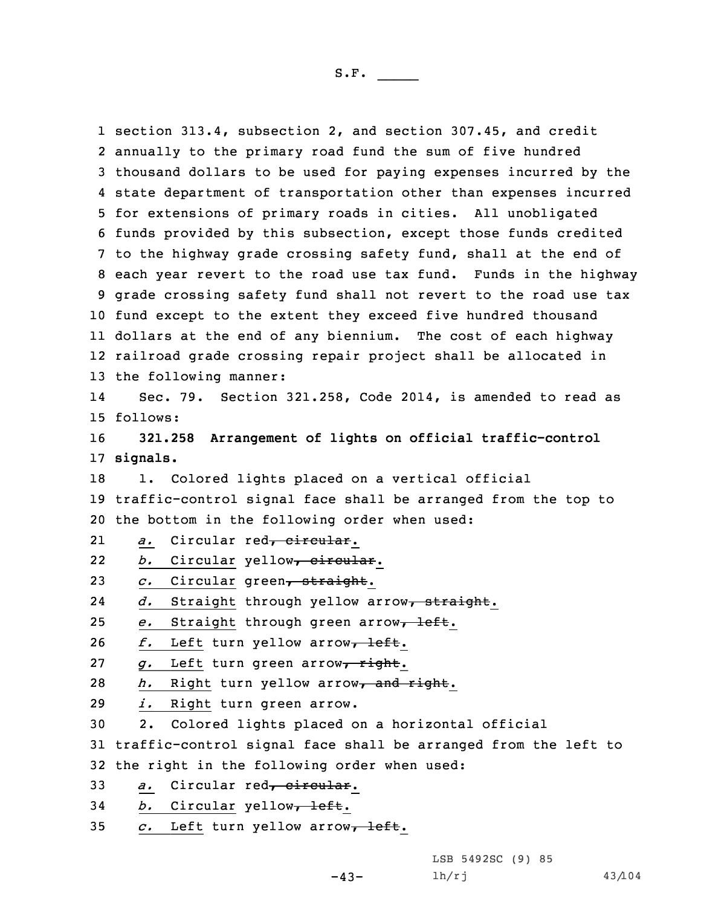section 313.4, subsection 2, and section 307.45, and credit annually to the primary road fund the sum of five hundred thousand dollars to be used for paying expenses incurred by the state department of transportation other than expenses incurred for extensions of primary roads in cities. All unobligated funds provided by this subsection, except those funds credited to the highway grade crossing safety fund, shall at the end of each year revert to the road use tax fund. Funds in the highway grade crossing safety fund shall not revert to the road use tax fund except to the extent they exceed five hundred thousand dollars at the end of any biennium. The cost of each highway railroad grade crossing repair project shall be allocated in the following manner:

Sec. 79. Section 321.258, Code 2014, is amended to read as follows:

**321.258 Arrangement of lights on official traffic-control signals.**

1. Colored lights placed on a vertical official traffic-control signal face shall be arranged from the top to the bottom in the following order when used:

*a.* Circular red~~, circular~~.

*b.* Circular yellow~~, circular~~.

*c.* Circular green~~, straight~~.

*d.* Straight through yellow arrow~~, straight~~.

*e.* Straight through green arrow~~, left~~.

*f.* Left turn yellow arrow~~, left~~.

*g.* Left turn green arrow~~, right~~.

*h.* Right turn yellow arrow~~, and right~~.

*i.* Right turn green arrow.

2. Colored lights placed on a horizontal official traffic-control signal face shall be arranged from the left to the right in the following order when used:

*a.* Circular red~~, circular~~.

*b.* Circular yellow~~, left~~.

*c.* Left turn yellow arrow~~, left~~.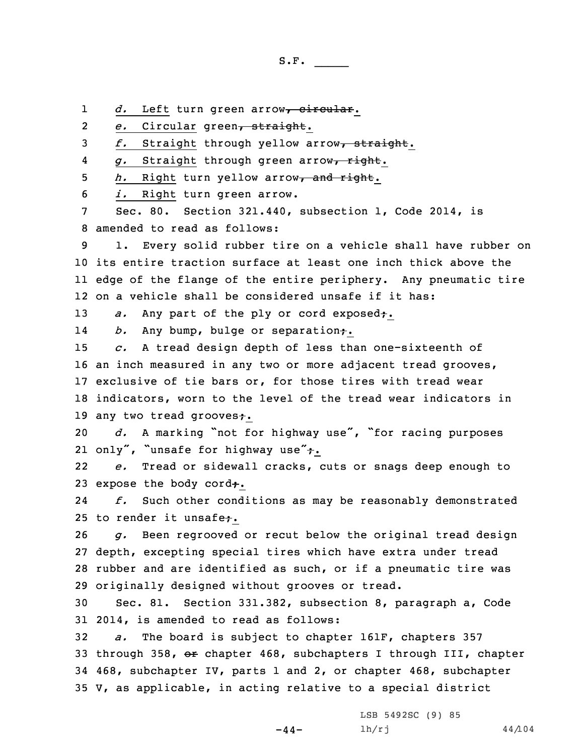1 *d.* Left turn green arrow, ~~circular~~.

2 *e.* Circular green, ~~straight~~.

3 *f.* Straight through yellow arrow, ~~straight~~.

4 *g.* Straight through green arrow, ~~right~~.

5 *h.* Right turn yellow arrow, ~~and right~~.

6 *i.* Right turn green arrow.

7 Sec. 80. Section 321.440, subsection 1, Code 2014, is
8 amended to read as follows:

9 1. Every solid rubber tire on a vehicle shall have rubber on
10 its entire traction surface at least one inch thick above the
11 edge of the flange of the entire periphery. Any pneumatic tire
12 on a vehicle shall be considered unsafe if it has:

13 *a.* Any part of the ply or cord exposed~~;~~.

14 *b.* Any bump, bulge or separation~~;~~.

15 *c.* A tread design depth of less than one-sixteenth of
16 an inch measured in any two or more adjacent tread grooves,
17 exclusive of tie bars or, for those tires with tread wear
18 indicators, worn to the level of the tread wear indicators in
19 any two tread grooves~~;~~.

20 *d.* A marking "not for highway use", "for racing purposes
21 only", "unsafe for highway use"~~;~~.

22 *e.* Tread or sidewall cracks, cuts or snags deep enough to
23 expose the body cord~~;~~.

24 *f.* Such other conditions as may be reasonably demonstrated
25 to render it unsafe~~;~~.

26 *g.* Been regrooved or recut below the original tread design
27 depth, excepting special tires which have extra under tread
28 rubber and are identified as such, or if a pneumatic tire was
29 originally designed without grooves or tread.

30 Sec. 81. Section 331.382, subsection 8, paragraph a, Code
31 2014, is amended to read as follows:

32 *a.* The board is subject to chapter 161F, chapters 357
33 through 358, ~~or~~ chapter 468, subchapters I through III, chapter
34 468, subchapter IV, parts 1 and 2, or chapter 468, subchapter
35 V, as applicable, in acting relative to a special district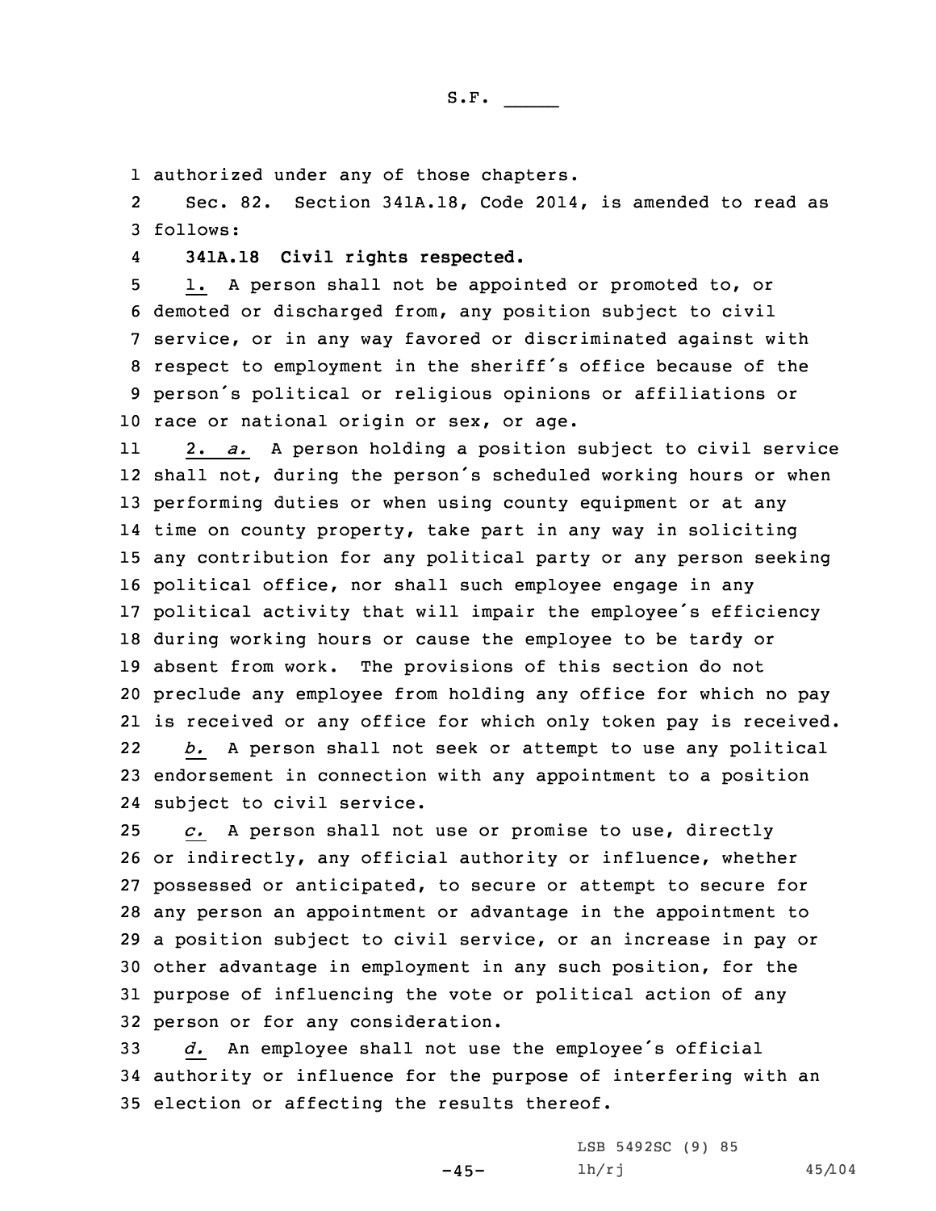authorized under any of those chapters.

Sec. 82. Section 341A.18, Code 2014, is amended to read as follows:

**341A.18 Civil rights respected.**

1. A person shall not be appointed or promoted to, or demoted or discharged from, any position subject to civil service, or in any way favored or discriminated against with respect to employment in the sheriff's office because of the person's political or religious opinions or affiliations or race or national origin or sex, or age.

2. *a.* A person holding a position subject to civil service shall not, during the person's scheduled working hours or when performing duties or when using county equipment or at any time on county property, take part in any way in soliciting any contribution for any political party or any person seeking political office, nor shall such employee engage in any political activity that will impair the employee's efficiency during working hours or cause the employee to be tardy or absent from work. The provisions of this section do not preclude any employee from holding any office for which no pay is received or any office for which only token pay is received.

*b.* A person shall not seek or attempt to use any political endorsement in connection with any appointment to a position subject to civil service.

*c.* A person shall not use or promise to use, directly or indirectly, any official authority or influence, whether possessed or anticipated, to secure or attempt to secure for any person an appointment or advantage in the appointment to a position subject to civil service, or an increase in pay or other advantage in employment in any such position, for the purpose of influencing the vote or political action of any person or for any consideration.

*d.* An employee shall not use the employee's official authority or influence for the purpose of interfering with an election or affecting the results thereof.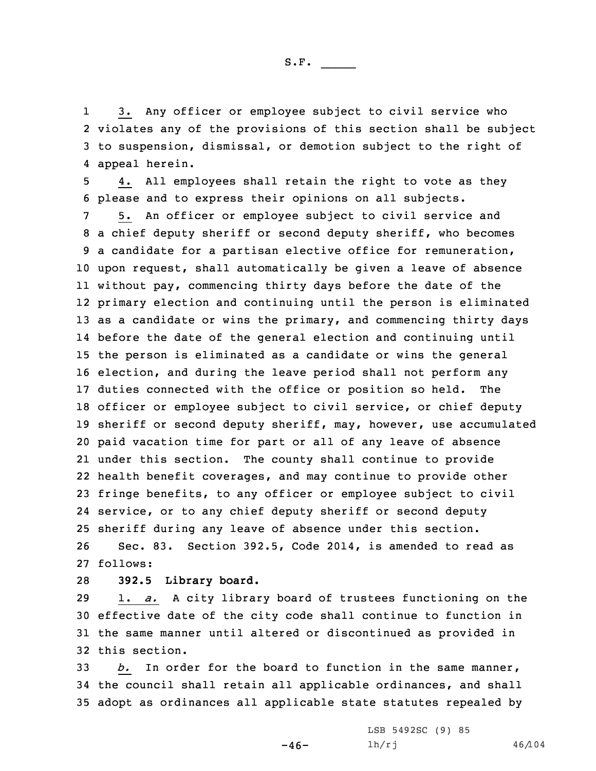3. Any officer or employee subject to civil service who violates any of the provisions of this section shall be subject to suspension, dismissal, or demotion subject to the right of appeal herein.

4. All employees shall retain the right to vote as they please and to express their opinions on all subjects.

5. An officer or employee subject to civil service and a chief deputy sheriff or second deputy sheriff, who becomes a candidate for a partisan elective office for remuneration, upon request, shall automatically be given a leave of absence without pay, commencing thirty days before the date of the primary election and continuing until the person is eliminated as a candidate or wins the primary, and commencing thirty days before the date of the general election and continuing until the person is eliminated as a candidate or wins the general election, and during the leave period shall not perform any duties connected with the office or position so held. The officer or employee subject to civil service, or chief deputy sheriff or second deputy sheriff, may, however, use accumulated paid vacation time for part or all of any leave of absence under this section. The county shall continue to provide health benefit coverages, and may continue to provide other fringe benefits, to any officer or employee subject to civil service, or to any chief deputy sheriff or second deputy sheriff during any leave of absence under this section.

Sec. 83. Section 392.5, Code 2014, is amended to read as follows:

**392.5 Library board.**

1. *a.* A city library board of trustees functioning on the effective date of the city code shall continue to function in the same manner until altered or discontinued as provided in this section.

*b.* In order for the board to function in the same manner, the council shall retain all applicable ordinances, and shall adopt as ordinances all applicable state statutes repealed by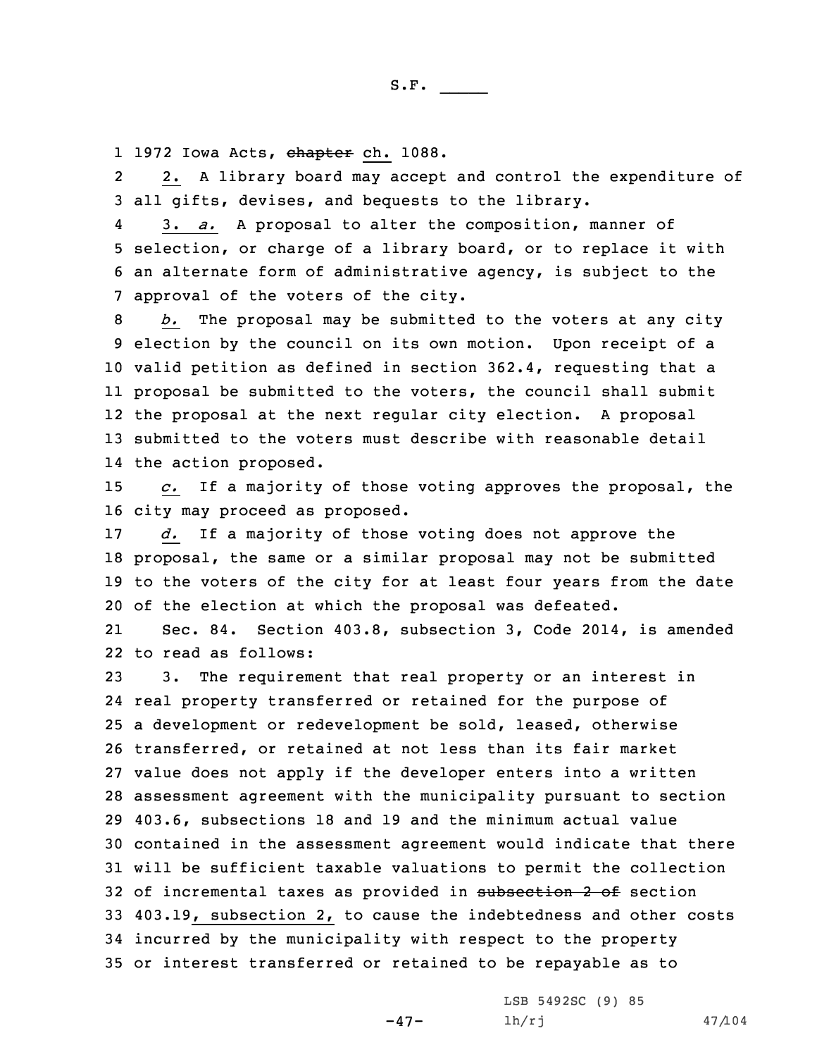1972 Iowa Acts, ~~chapter~~ ch. 1088.

2. A library board may accept and control the expenditure of all gifts, devises, and bequests to the library.

3. *a.* A proposal to alter the composition, manner of selection, or charge of a library board, or to replace it with an alternate form of administrative agency, is subject to the approval of the voters of the city.

*b.* The proposal may be submitted to the voters at any city election by the council on its own motion. Upon receipt of a valid petition as defined in section 362.4, requesting that a proposal be submitted to the voters, the council shall submit the proposal at the next regular city election. A proposal submitted to the voters must describe with reasonable detail the action proposed.

*c.* If a majority of those voting approves the proposal, the city may proceed as proposed.

*d.* If a majority of those voting does not approve the proposal, the same or a similar proposal may not be submitted to the voters of the city for at least four years from the date of the election at which the proposal was defeated.

Sec. 84. Section 403.8, subsection 3, Code 2014, is amended to read as follows:

3. The requirement that real property or an interest in real property transferred or retained for the purpose of a development or redevelopment be sold, leased, otherwise transferred, or retained at not less than its fair market value does not apply if the developer enters into a written assessment agreement with the municipality pursuant to section 403.6, subsections 18 and 19 and the minimum actual value contained in the assessment agreement would indicate that there will be sufficient taxable valuations to permit the collection of incremental taxes as provided in ~~subsection 2 of~~ section 403.19, subsection 2, to cause the indebtedness and other costs incurred by the municipality with respect to the property or interest transferred or retained to be repayable as to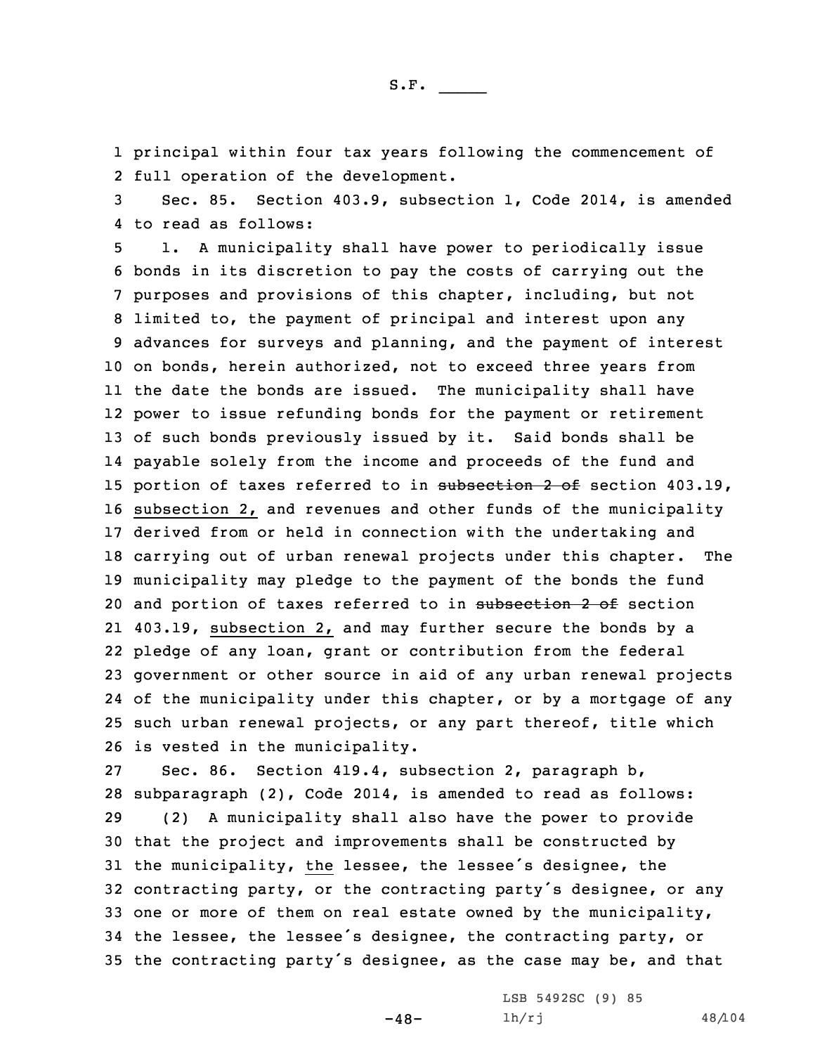principal within four tax years following the commencement of full operation of the development.

Sec. 85. Section 403.9, subsection 1, Code 2014, is amended to read as follows:

1. A municipality shall have power to periodically issue bonds in its discretion to pay the costs of carrying out the purposes and provisions of this chapter, including, but not limited to, the payment of principal and interest upon any advances for surveys and planning, and the payment of interest on bonds, herein authorized, not to exceed three years from the date the bonds are issued. The municipality shall have power to issue refunding bonds for the payment or retirement of such bonds previously issued by it. Said bonds shall be payable solely from the income and proceeds of the fund and portion of taxes referred to in ~~subsection 2 of~~ section 403.19, subsection 2, and revenues and other funds of the municipality derived from or held in connection with the undertaking and carrying out of urban renewal projects under this chapter. The municipality may pledge to the payment of the bonds the fund and portion of taxes referred to in ~~subsection 2 of~~ section 403.19, subsection 2, and may further secure the bonds by a pledge of any loan, grant or contribution from the federal government or other source in aid of any urban renewal projects of the municipality under this chapter, or by a mortgage of any such urban renewal projects, or any part thereof, title which is vested in the municipality.

Sec. 86. Section 419.4, subsection 2, paragraph b, subparagraph (2), Code 2014, is amended to read as follows:

(2) A municipality shall also have the power to provide that the project and improvements shall be constructed by the municipality, the lessee, the lessee's designee, the contracting party, or the contracting party's designee, or any one or more of them on real estate owned by the municipality, the lessee, the lessee's designee, the contracting party, or the contracting party's designee, as the case may be, and that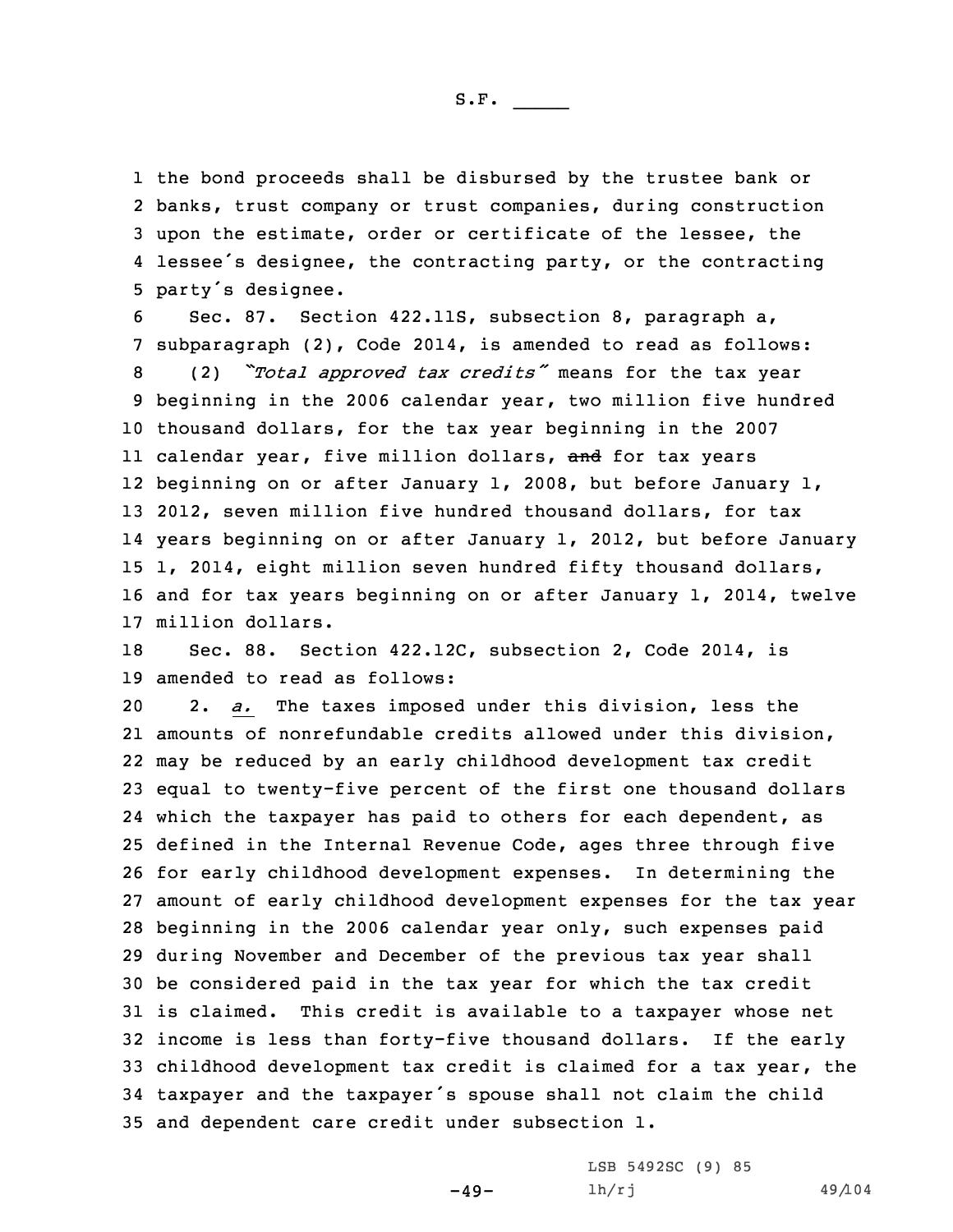the bond proceeds shall be disbursed by the trustee bank or banks, trust company or trust companies, during construction upon the estimate, order or certificate of the lessee, the lessee's designee, the contracting party, or the contracting party's designee.

Sec. 87. Section 422.11S, subsection 8, paragraph a, subparagraph (2), Code 2014, is amended to read as follows:

(2) *"Total approved tax credits"* means for the tax year beginning in the 2006 calendar year, two million five hundred thousand dollars, for the tax year beginning in the 2007 calendar year, five million dollars, ~~and~~ for tax years beginning on or after January 1, 2008, but before January 1, 2012, seven million five hundred thousand dollars, for tax years beginning on or after January 1, 2012, but before January 1, 2014, eight million seven hundred fifty thousand dollars, and for tax years beginning on or after January 1, 2014, twelve million dollars.

Sec. 88. Section 422.12C, subsection 2, Code 2014, is amended to read as follows:

2. *a.* The taxes imposed under this division, less the amounts of nonrefundable credits allowed under this division, may be reduced by an early childhood development tax credit equal to twenty-five percent of the first one thousand dollars which the taxpayer has paid to others for each dependent, as defined in the Internal Revenue Code, ages three through five for early childhood development expenses. In determining the amount of early childhood development expenses for the tax year beginning in the 2006 calendar year only, such expenses paid during November and December of the previous tax year shall be considered paid in the tax year for which the tax credit is claimed. This credit is available to a taxpayer whose net income is less than forty-five thousand dollars. If the early childhood development tax credit is claimed for a tax year, the taxpayer and the taxpayer's spouse shall not claim the child and dependent care credit under subsection 1.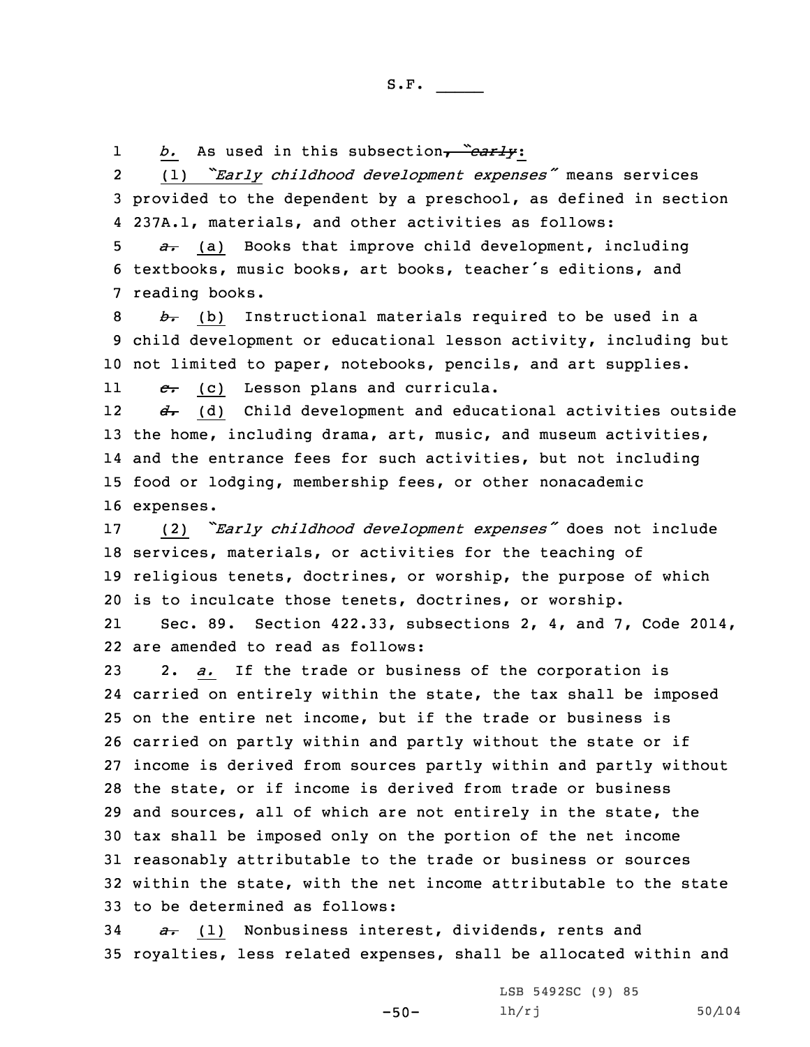*b.* As used in this subsection~~, "*early*~~:

(1) "*Early* *childhood development expenses*" means services provided to the dependent by a preschool, as defined in section 237A.1, materials, and other activities as follows:

~~*a.*~~ (a) Books that improve child development, including textbooks, music books, art books, teacher's editions, and reading books.

~~*b.*~~ (b) Instructional materials required to be used in a child development or educational lesson activity, including but not limited to paper, notebooks, pencils, and art supplies.

~~*c.*~~ (c) Lesson plans and curricula.

~~*d.*~~ (d) Child development and educational activities outside the home, including drama, art, music, and museum activities, and the entrance fees for such activities, but not including food or lodging, membership fees, or other nonacademic expenses.

(2) "*Early childhood development expenses*" does not include services, materials, or activities for the teaching of religious tenets, doctrines, or worship, the purpose of which is to inculcate those tenets, doctrines, or worship.

Sec. 89. Section 422.33, subsections 2, 4, and 7, Code 2014, are amended to read as follows:

2. *a.* If the trade or business of the corporation is carried on entirely within the state, the tax shall be imposed on the entire net income, but if the trade or business is carried on partly within and partly without the state or if income is derived from sources partly within and partly without the state, or if income is derived from trade or business and sources, all of which are not entirely in the state, the tax shall be imposed only on the portion of the net income reasonably attributable to the trade or business or sources within the state, with the net income attributable to the state to be determined as follows:

~~*a.*~~ (1) Nonbusiness interest, dividends, rents and royalties, less related expenses, shall be allocated within and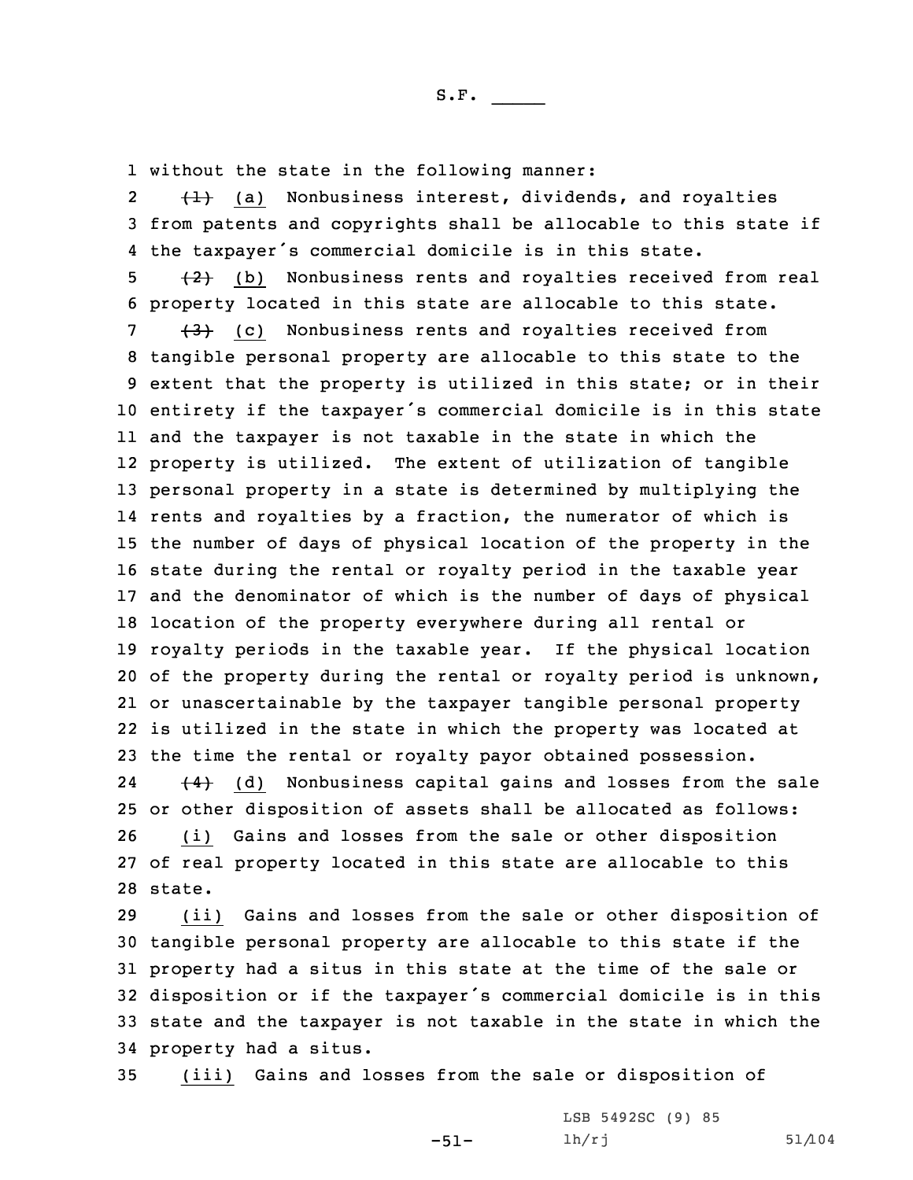without the state in the following manner:

~~(1)~~ (a) Nonbusiness interest, dividends, and royalties from patents and copyrights shall be allocable to this state if the taxpayer's commercial domicile is in this state.

~~(2)~~ (b) Nonbusiness rents and royalties received from real property located in this state are allocable to this state.

~~(3)~~ (c) Nonbusiness rents and royalties received from tangible personal property are allocable to this state to the extent that the property is utilized in this state; or in their entirety if the taxpayer's commercial domicile is in this state and the taxpayer is not taxable in the state in which the property is utilized. The extent of utilization of tangible personal property in a state is determined by multiplying the rents and royalties by a fraction, the numerator of which is the number of days of physical location of the property in the state during the rental or royalty period in the taxable year and the denominator of which is the number of days of physical location of the property everywhere during all rental or royalty periods in the taxable year. If the physical location of the property during the rental or royalty period is unknown, or unascertainable by the taxpayer tangible personal property is utilized in the state in which the property was located at the time the rental or royalty payor obtained possession.

~~(4)~~ (d) Nonbusiness capital gains and losses from the sale or other disposition of assets shall be allocated as follows:

(i) Gains and losses from the sale or other disposition of real property located in this state are allocable to this state.

(ii) Gains and losses from the sale or other disposition of tangible personal property are allocable to this state if the property had a situs in this state at the time of the sale or disposition or if the taxpayer's commercial domicile is in this state and the taxpayer is not taxable in the state in which the property had a situs.

(iii) Gains and losses from the sale or disposition of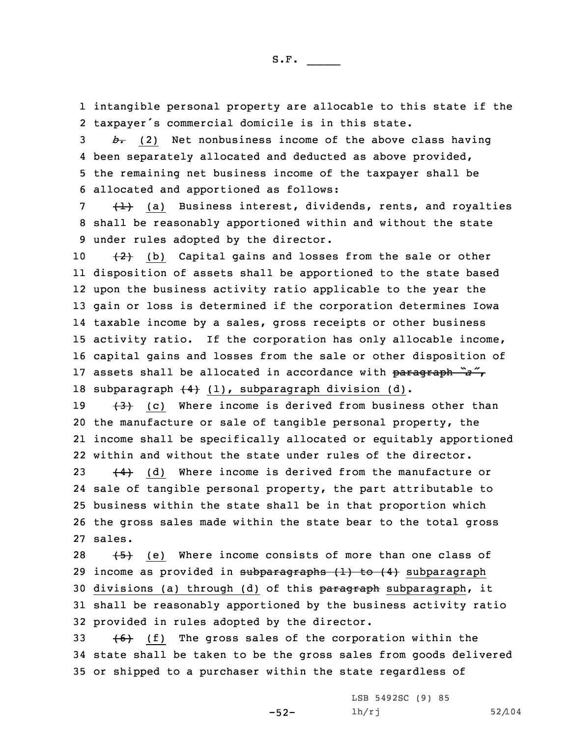1 intangible personal property are allocable to this state if the
2 taxpayer's commercial domicile is in this state.

3 ~~*b.*~~ (2) Net nonbusiness income of the above class having
4 been separately allocated and deducted as above provided,
5 the remaining net business income of the taxpayer shall be
6 allocated and apportioned as follows:

7 ~~(1)~~ (a) Business interest, dividends, rents, and royalties
8 shall be reasonably apportioned within and without the state
9 under rules adopted by the director.

10 ~~(2)~~ (b) Capital gains and losses from the sale or other
11 disposition of assets shall be apportioned to the state based
12 upon the business activity ratio applicable to the year the
13 gain or loss is determined if the corporation determines Iowa
14 taxable income by a sales, gross receipts or other business
15 activity ratio. If the corporation has only allocable income,
16 capital gains and losses from the sale or other disposition of
17 assets shall be allocated in accordance with ~~paragraph "a",~~
18 subparagraph ~~(4)~~ (1), subparagraph division (d).

19 ~~(3)~~ (c) Where income is derived from business other than
20 the manufacture or sale of tangible personal property, the
21 income shall be specifically allocated or equitably apportioned
22 within and without the state under rules of the director.

23 ~~(4)~~ (d) Where income is derived from the manufacture or
24 sale of tangible personal property, the part attributable to
25 business within the state shall be in that proportion which
26 the gross sales made within the state bear to the total gross
27 sales.

28 ~~(5)~~ (e) Where income consists of more than one class of
29 income as provided in ~~subparagraphs (1) to (4)~~ subparagraph
30 divisions (a) through (d) of this ~~paragraph~~ subparagraph, it
31 shall be reasonably apportioned by the business activity ratio
32 provided in rules adopted by the director.

33 ~~(6)~~ (f) The gross sales of the corporation within the
34 state shall be taken to be the gross sales from goods delivered
35 or shipped to a purchaser within the state regardless of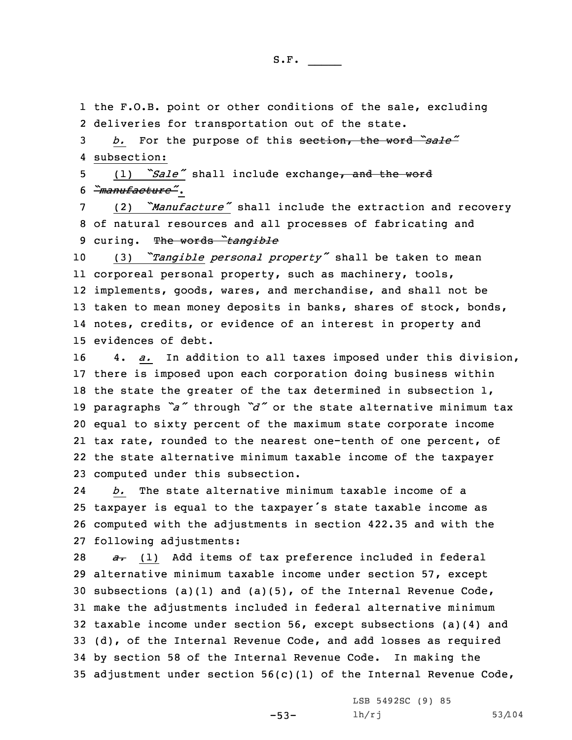the F.O.B. point or other conditions of the sale, excluding deliveries for transportation out of the state.

*b.* For the purpose of this ~~section, the word *"sale"*~~ subsection:

(1) *"Sale"* shall include exchange~~, and the word *"manufacture"*~~.

(2) *"Manufacture"* shall include the extraction and recovery of natural resources and all processes of fabricating and curing. ~~The words *"tangible*~~

(3) *"Tangible personal property"* shall be taken to mean corporeal personal property, such as machinery, tools, implements, goods, wares, and merchandise, and shall not be taken to mean money deposits in banks, shares of stock, bonds, notes, credits, or evidence of an interest in property and evidences of debt.

4. *a.* In addition to all taxes imposed under this division, there is imposed upon each corporation doing business within the state the greater of the tax determined in subsection 1, paragraphs *"a"* through *"d"* or the state alternative minimum tax equal to sixty percent of the maximum state corporate income tax rate, rounded to the nearest one-tenth of one percent, of the state alternative minimum taxable income of the taxpayer computed under this subsection.

*b.* The state alternative minimum taxable income of a taxpayer is equal to the taxpayer's state taxable income as computed with the adjustments in section 422.35 and with the following adjustments:

~~*a.*~~ (1) Add items of tax preference included in federal alternative minimum taxable income under section 57, except subsections (a)(1) and (a)(5), of the Internal Revenue Code, make the adjustments included in federal alternative minimum taxable income under section 56, except subsections (a)(4) and (d), of the Internal Revenue Code, and add losses as required by section 58 of the Internal Revenue Code. In making the adjustment under section 56(c)(1) of the Internal Revenue Code,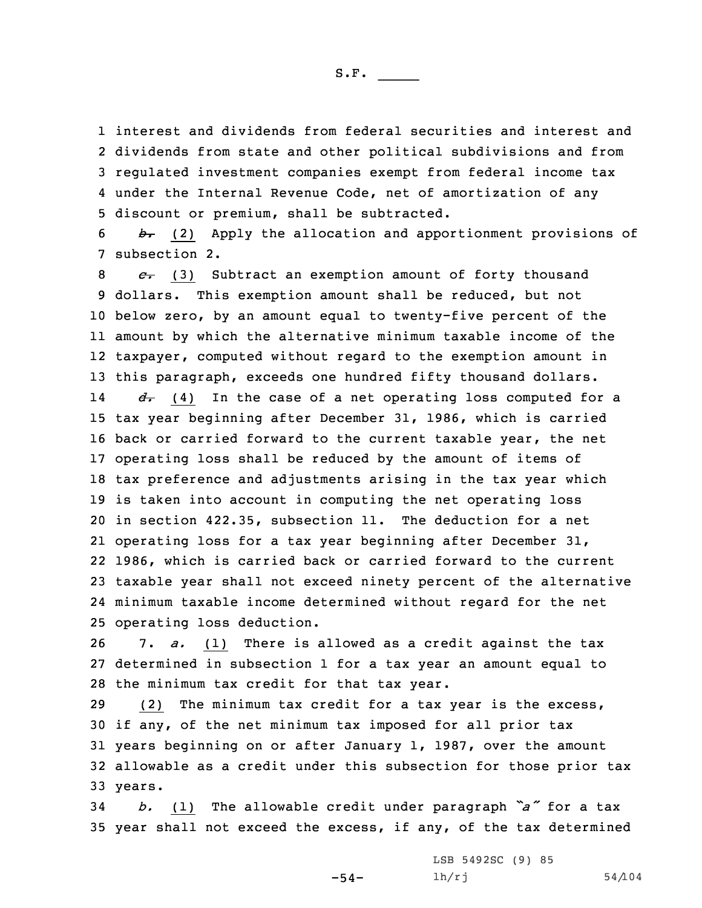interest and dividends from federal securities and interest and dividends from state and other political subdivisions and from regulated investment companies exempt from federal income tax under the Internal Revenue Code, net of amortization of any discount or premium, shall be subtracted.

~~*b.*~~ (2) Apply the allocation and apportionment provisions of subsection 2.

~~*c.*~~ (3) Subtract an exemption amount of forty thousand dollars. This exemption amount shall be reduced, but not below zero, by an amount equal to twenty-five percent of the amount by which the alternative minimum taxable income of the taxpayer, computed without regard to the exemption amount in this paragraph, exceeds one hundred fifty thousand dollars.

~~*d.*~~ (4) In the case of a net operating loss computed for a tax year beginning after December 31, 1986, which is carried back or carried forward to the current taxable year, the net operating loss shall be reduced by the amount of items of tax preference and adjustments arising in the tax year which is taken into account in computing the net operating loss in section 422.35, subsection 11. The deduction for a net operating loss for a tax year beginning after December 31, 1986, which is carried back or carried forward to the current taxable year shall not exceed ninety percent of the alternative minimum taxable income determined without regard for the net operating loss deduction.

7. *a.* (1) There is allowed as a credit against the tax determined in subsection 1 for a tax year an amount equal to the minimum tax credit for that tax year.

(2) The minimum tax credit for a tax year is the excess, if any, of the net minimum tax imposed for all prior tax years beginning on or after January 1, 1987, over the amount allowable as a credit under this subsection for those prior tax years.

*b.* (1) The allowable credit under paragraph *"a"* for a tax year shall not exceed the excess, if any, of the tax determined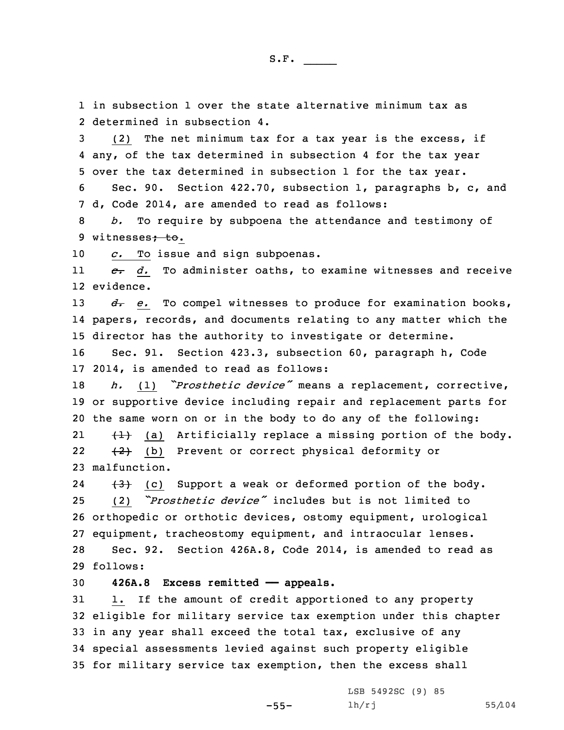in subsection 1 over the state alternative minimum tax as determined in subsection 4.

(2) The net minimum tax for a tax year is the excess, if any, of the tax determined in subsection 4 for the tax year over the tax determined in subsection 1 for the tax year.

Sec. 90. Section 422.70, subsection 1, paragraphs b, c, and d, Code 2014, are amended to read as follows:

*b.* To require by subpoena the attendance and testimony of witnesses~~; to~~.

*c.* To issue and sign subpoenas.

~~*c.*~~ *d.* To administer oaths, to examine witnesses and receive evidence.

~~*d.*~~ *e.* To compel witnesses to produce for examination books, papers, records, and documents relating to any matter which the director has the authority to investigate or determine.

Sec. 91. Section 423.3, subsection 60, paragraph h, Code 2014, is amended to read as follows:

*h.* (1) *"Prosthetic device"* means a replacement, corrective, or supportive device including repair and replacement parts for the same worn on or in the body to do any of the following:

~~(1)~~ (a) Artificially replace a missing portion of the body.

~~(2)~~ (b) Prevent or correct physical deformity or malfunction.

~~(3)~~ (c) Support a weak or deformed portion of the body.

(2) *"Prosthetic device"* includes but is not limited to orthopedic or orthotic devices, ostomy equipment, urological equipment, tracheostomy equipment, and intraocular lenses.

Sec. 92. Section 426A.8, Code 2014, is amended to read as follows:

**426A.8 Excess remitted —— appeals.**

1. If the amount of credit apportioned to any property eligible for military service tax exemption under this chapter in any year shall exceed the total tax, exclusive of any special assessments levied against such property eligible for military service tax exemption, then the excess shall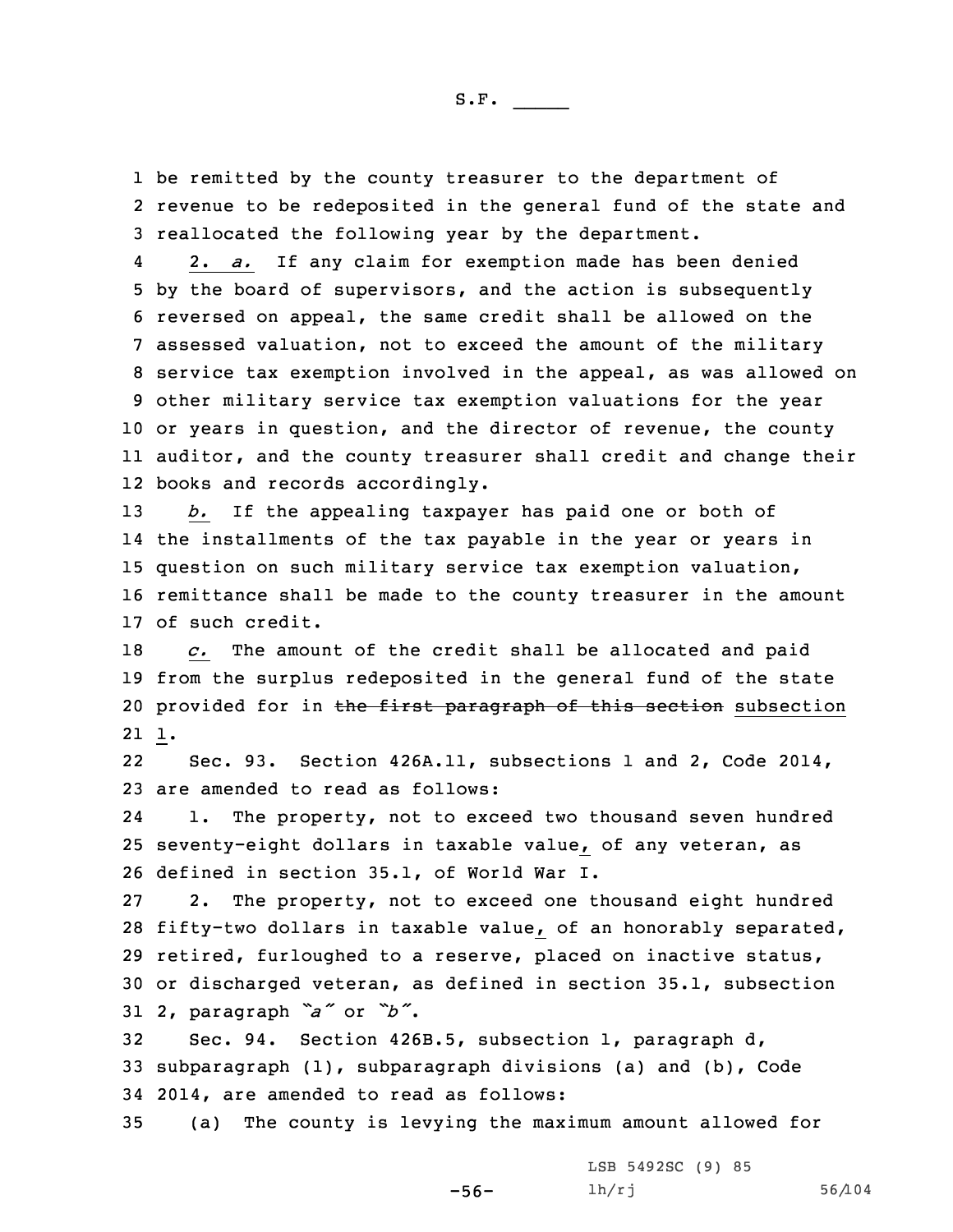be remitted by the county treasurer to the department of revenue to be redeposited in the general fund of the state and reallocated the following year by the department.

2. *a.* If any claim for exemption made has been denied by the board of supervisors, and the action is subsequently reversed on appeal, the same credit shall be allowed on the assessed valuation, not to exceed the amount of the military service tax exemption involved in the appeal, as was allowed on other military service tax exemption valuations for the year or years in question, and the director of revenue, the county auditor, and the county treasurer shall credit and change their books and records accordingly.

*b.* If the appealing taxpayer has paid one or both of the installments of the tax payable in the year or years in question on such military service tax exemption valuation, remittance shall be made to the county treasurer in the amount of such credit.

*c.* The amount of the credit shall be allocated and paid from the surplus redeposited in the general fund of the state provided for in ~~the first paragraph of this section~~ subsection 1.

Sec. 93. Section 426A.11, subsections 1 and 2, Code 2014, are amended to read as follows:

1. The property, not to exceed two thousand seven hundred seventy-eight dollars in taxable value, of any veteran, as defined in section 35.1, of World War I.

2. The property, not to exceed one thousand eight hundred fifty-two dollars in taxable value, of an honorably separated, retired, furloughed to a reserve, placed on inactive status, or discharged veteran, as defined in section 35.1, subsection 2, paragraph *"a"* or *"b"*.

Sec. 94. Section 426B.5, subsection 1, paragraph d, subparagraph (1), subparagraph divisions (a) and (b), Code 2014, are amended to read as follows:

(a) The county is levying the maximum amount allowed for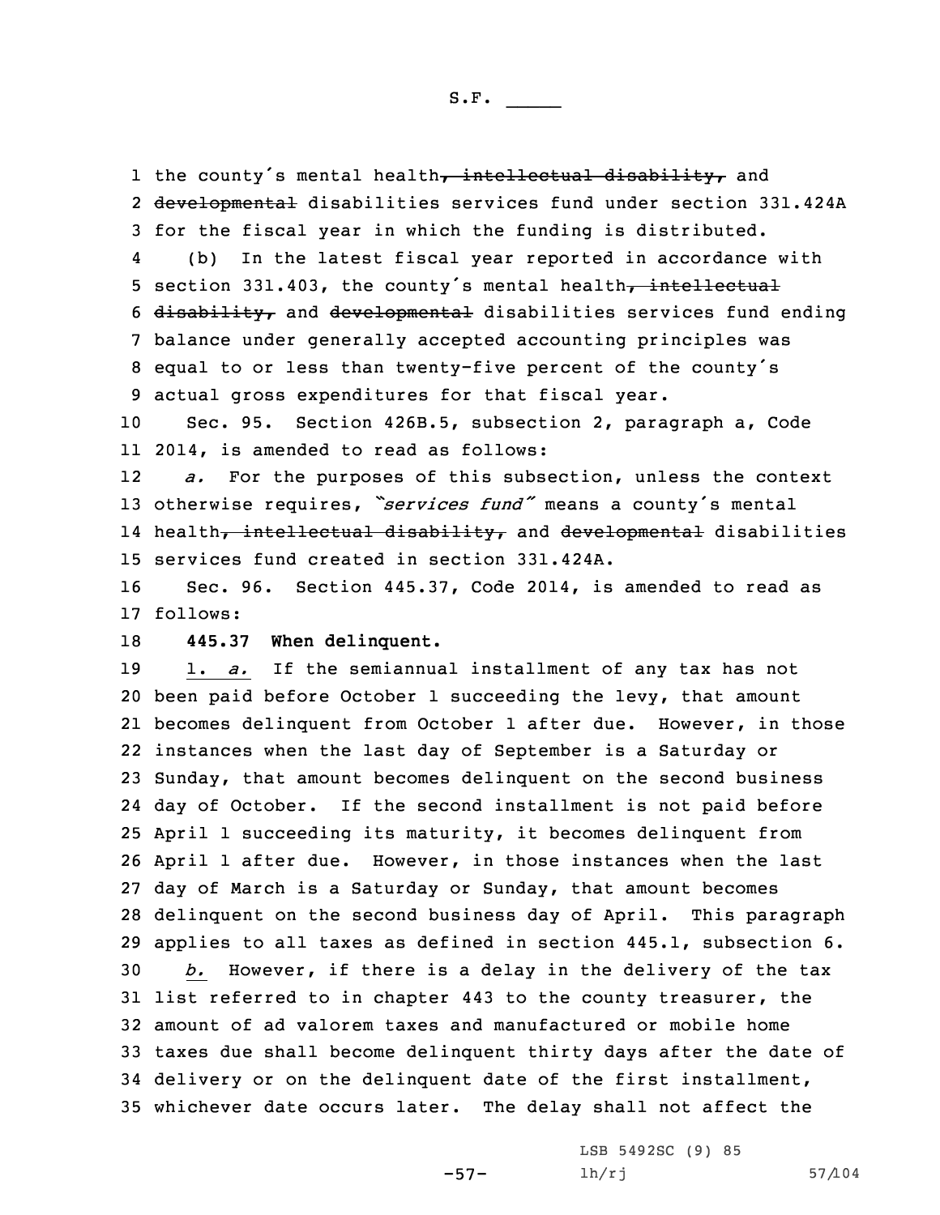1 the county's mental health~~, intellectual disability,~~ and
2 ~~developmental~~ disabilities services fund under section 331.424A
3 for the fiscal year in which the funding is distributed.

4 (b) In the latest fiscal year reported in accordance with
5 section 331.403, the county's mental health~~, intellectual~~
6 ~~disability,~~ and ~~developmental~~ disabilities services fund ending
7 balance under generally accepted accounting principles was
8 equal to or less than twenty-five percent of the county's
9 actual gross expenditures for that fiscal year.

10 Sec. 95. Section 426B.5, subsection 2, paragraph a, Code
11 2014, is amended to read as follows:

12 *a.* For the purposes of this subsection, unless the context
13 otherwise requires, *"services fund"* means a county's mental
14 health~~, intellectual disability,~~ and ~~developmental~~ disabilities
15 services fund created in section 331.424A.

16 Sec. 96. Section 445.37, Code 2014, is amended to read as
17 follows:

18 **445.37 When delinquent.**

19 1. *a.* If the semiannual installment of any tax has not
20 been paid before October 1 succeeding the levy, that amount
21 becomes delinquent from October 1 after due. However, in those
22 instances when the last day of September is a Saturday or
23 Sunday, that amount becomes delinquent on the second business
24 day of October. If the second installment is not paid before
25 April 1 succeeding its maturity, it becomes delinquent from
26 April 1 after due. However, in those instances when the last
27 day of March is a Saturday or Sunday, that amount becomes
28 delinquent on the second business day of April. This paragraph
29 applies to all taxes as defined in section 445.1, subsection 6.

30 *b.* However, if there is a delay in the delivery of the tax
31 list referred to in chapter 443 to the county treasurer, the
32 amount of ad valorem taxes and manufactured or mobile home
33 taxes due shall become delinquent thirty days after the date of
34 delivery or on the delinquent date of the first installment,
35 whichever date occurs later. The delay shall not affect the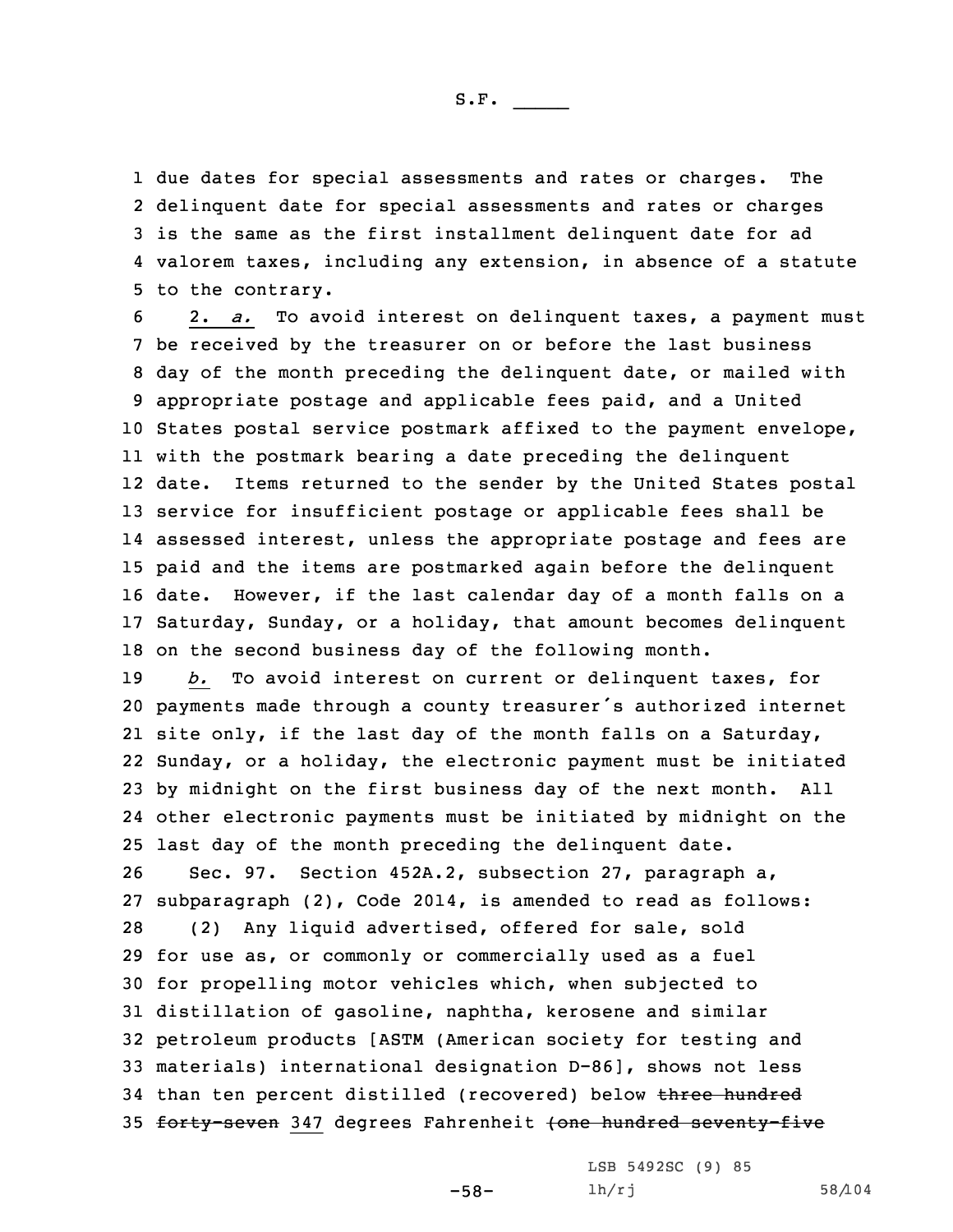due dates for special assessments and rates or charges. The delinquent date for special assessments and rates or charges is the same as the first installment delinquent date for ad valorem taxes, including any extension, in absence of a statute to the contrary.

2. *a.* To avoid interest on delinquent taxes, a payment must be received by the treasurer on or before the last business day of the month preceding the delinquent date, or mailed with appropriate postage and applicable fees paid, and a United States postal service postmark affixed to the payment envelope, with the postmark bearing a date preceding the delinquent date. Items returned to the sender by the United States postal service for insufficient postage or applicable fees shall be assessed interest, unless the appropriate postage and fees are paid and the items are postmarked again before the delinquent date. However, if the last calendar day of a month falls on a Saturday, Sunday, or a holiday, that amount becomes delinquent on the second business day of the following month.

*b.* To avoid interest on current or delinquent taxes, for payments made through a county treasurer's authorized internet site only, if the last day of the month falls on a Saturday, Sunday, or a holiday, the electronic payment must be initiated by midnight on the first business day of the next month. All other electronic payments must be initiated by midnight on the last day of the month preceding the delinquent date.

Sec. 97. Section 452A.2, subsection 27, paragraph a, subparagraph (2), Code 2014, is amended to read as follows:

(2) Any liquid advertised, offered for sale, sold for use as, or commonly or commercially used as a fuel for propelling motor vehicles which, when subjected to distillation of gasoline, naphtha, kerosene and similar petroleum products [ASTM (American society for testing and materials) international designation D-86], shows not less than ten percent distilled (recovered) below ~~three hundred forty-seven~~ 347 degrees Fahrenheit ~~(one hundred seventy-five~~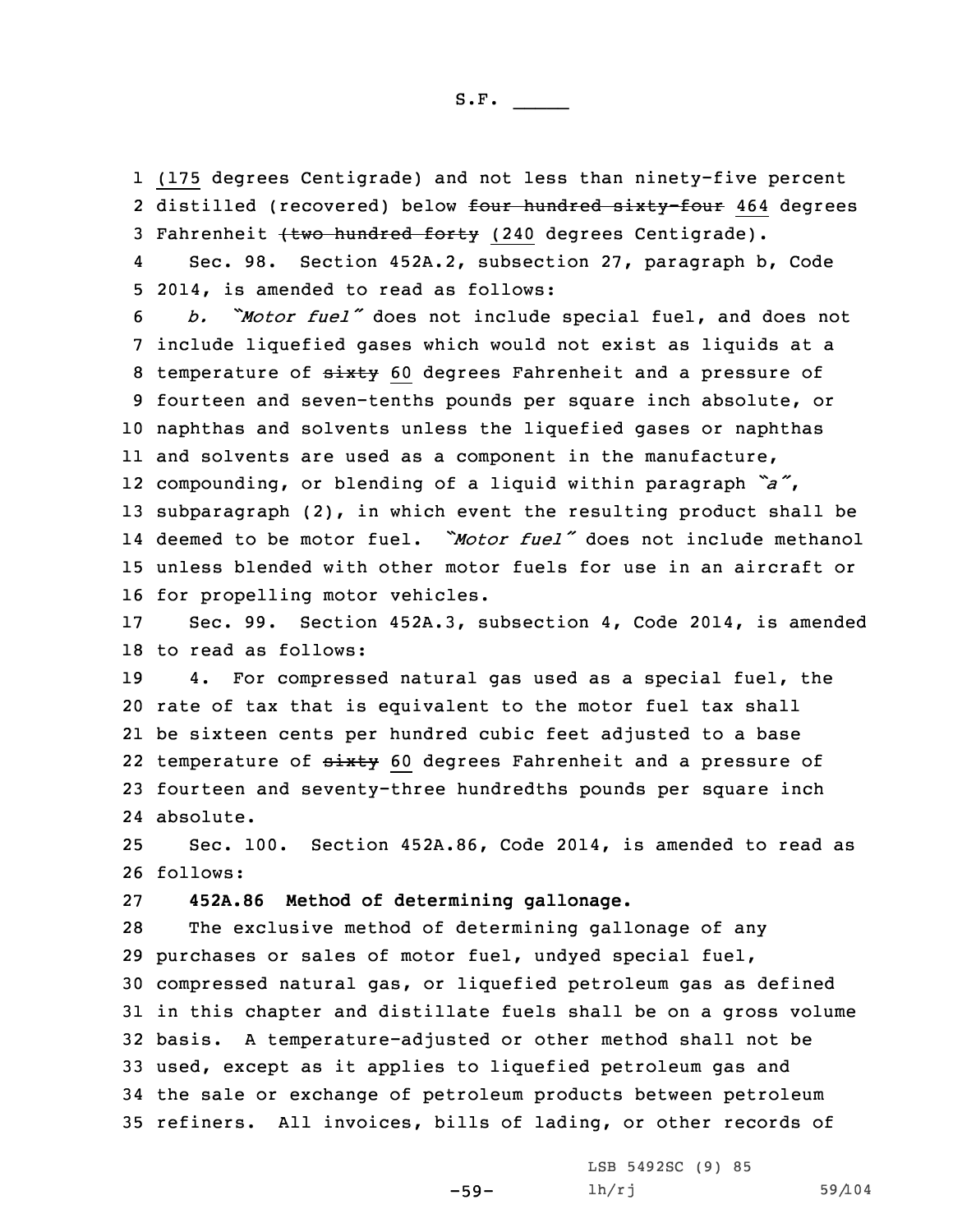(175 degrees Centigrade) and not less than ninety-five percent distilled (recovered) below ~~four hundred sixty-four~~ 464 degrees Fahrenheit ~~(two hundred forty~~ (240 degrees Centigrade).

Sec. 98. Section 452A.2, subsection 27, paragraph b, Code 2014, is amended to read as follows:

*b. "Motor fuel"* does not include special fuel, and does not include liquefied gases which would not exist as liquids at a temperature of ~~sixty~~ 60 degrees Fahrenheit and a pressure of fourteen and seven-tenths pounds per square inch absolute, or naphthas and solvents unless the liquefied gases or naphthas and solvents are used as a component in the manufacture, compounding, or blending of a liquid within paragraph *"a"*, subparagraph (2), in which event the resulting product shall be deemed to be motor fuel. *"Motor fuel"* does not include methanol unless blended with other motor fuels for use in an aircraft or for propelling motor vehicles.

Sec. 99. Section 452A.3, subsection 4, Code 2014, is amended to read as follows:

4. For compressed natural gas used as a special fuel, the rate of tax that is equivalent to the motor fuel tax shall be sixteen cents per hundred cubic feet adjusted to a base temperature of ~~sixty~~ 60 degrees Fahrenheit and a pressure of fourteen and seventy-three hundredths pounds per square inch absolute.

Sec. 100. Section 452A.86, Code 2014, is amended to read as follows:

**452A.86 Method of determining gallonage.**

The exclusive method of determining gallonage of any purchases or sales of motor fuel, undyed special fuel, compressed natural gas, or liquefied petroleum gas as defined in this chapter and distillate fuels shall be on a gross volume basis. A temperature-adjusted or other method shall not be used, except as it applies to liquefied petroleum gas and the sale or exchange of petroleum products between petroleum refiners. All invoices, bills of lading, or other records of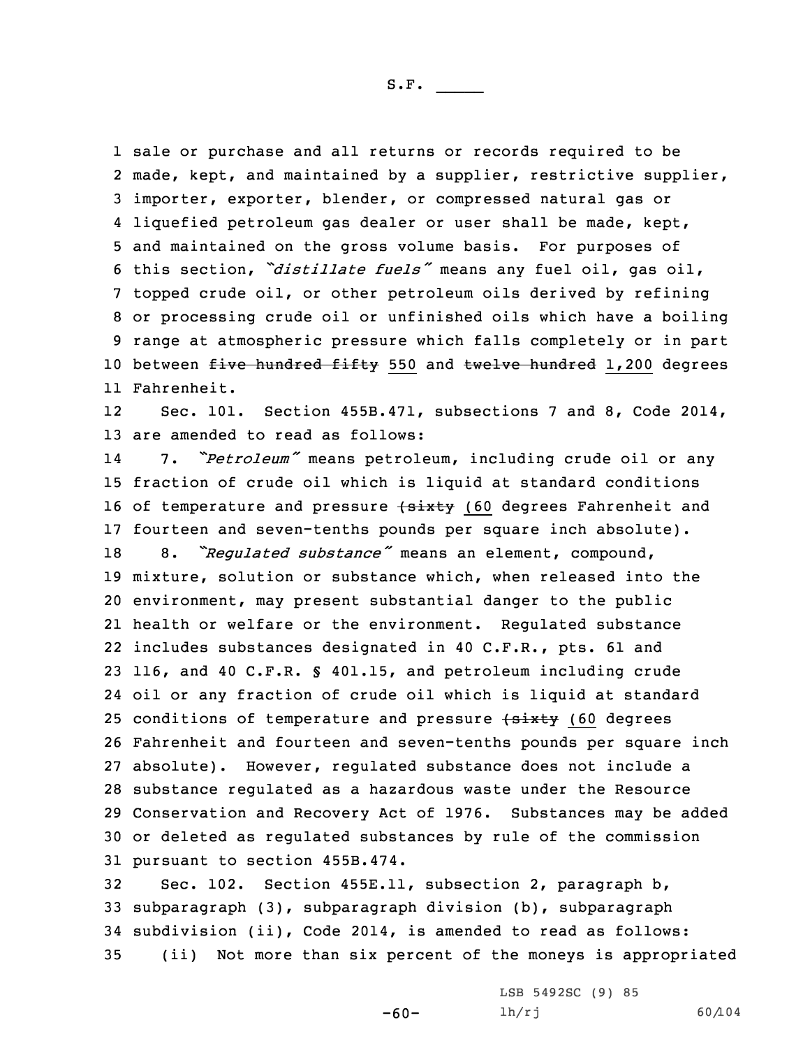sale or purchase and all returns or records required to be made, kept, and maintained by a supplier, restrictive supplier, importer, exporter, blender, or compressed natural gas or liquefied petroleum gas dealer or user shall be made, kept, and maintained on the gross volume basis. For purposes of this section, *"distillate fuels"* means any fuel oil, gas oil, topped crude oil, or other petroleum oils derived by refining or processing crude oil or unfinished oils which have a boiling range at atmospheric pressure which falls completely or in part between ~~five hundred fifty~~ 550 and ~~twelve hundred~~ 1,200 degrees Fahrenheit.

Sec. 101. Section 455B.471, subsections 7 and 8, Code 2014, are amended to read as follows:

7. *"Petroleum"* means petroleum, including crude oil or any fraction of crude oil which is liquid at standard conditions of temperature and pressure ~~(sixty~~ (60 degrees Fahrenheit and fourteen and seven-tenths pounds per square inch absolute).

8. *"Regulated substance"* means an element, compound, mixture, solution or substance which, when released into the environment, may present substantial danger to the public health or welfare or the environment. Regulated substance includes substances designated in 40 C.F.R., pts. 61 and 116, and 40 C.F.R. § 401.15, and petroleum including crude oil or any fraction of crude oil which is liquid at standard conditions of temperature and pressure ~~(sixty~~ (60 degrees Fahrenheit and fourteen and seven-tenths pounds per square inch absolute). However, regulated substance does not include a substance regulated as a hazardous waste under the Resource Conservation and Recovery Act of 1976. Substances may be added or deleted as regulated substances by rule of the commission pursuant to section 455B.474.

Sec. 102. Section 455E.11, subsection 2, paragraph b, subparagraph (3), subparagraph division (b), subparagraph subdivision (ii), Code 2014, is amended to read as follows:

(ii) Not more than six percent of the moneys is appropriated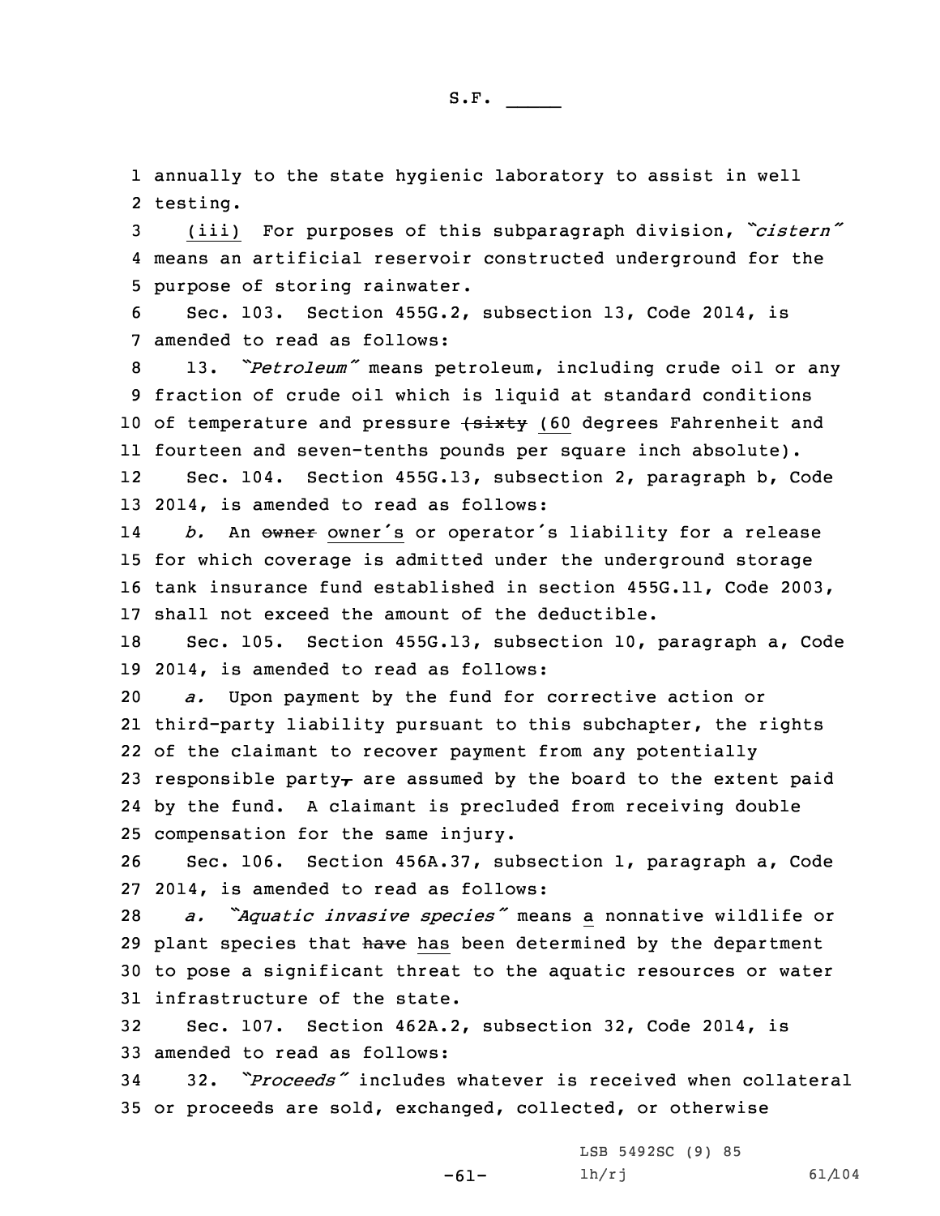annually to the state hygienic laboratory to assist in well testing.

(iii) For purposes of this subparagraph division, *"cistern"* means an artificial reservoir constructed underground for the purpose of storing rainwater.

Sec. 103. Section 455G.2, subsection 13, Code 2014, is amended to read as follows:

13. *"Petroleum"* means petroleum, including crude oil or any fraction of crude oil which is liquid at standard conditions of temperature and pressure ~~(sixty~~ (60 degrees Fahrenheit and fourteen and seven-tenths pounds per square inch absolute).

Sec. 104. Section 455G.13, subsection 2, paragraph b, Code 2014, is amended to read as follows:

*b.* An ~~owner~~ owner's or operator's liability for a release for which coverage is admitted under the underground storage tank insurance fund established in section 455G.11, Code 2003, shall not exceed the amount of the deductible.

Sec. 105. Section 455G.13, subsection 10, paragraph a, Code 2014, is amended to read as follows:

*a.* Upon payment by the fund for corrective action or third-party liability pursuant to this subchapter, the rights of the claimant to recover payment from any potentially responsible party~~,~~ are assumed by the board to the extent paid by the fund. A claimant is precluded from receiving double compensation for the same injury.

Sec. 106. Section 456A.37, subsection 1, paragraph a, Code 2014, is amended to read as follows:

*a. "Aquatic invasive species"* means a nonnative wildlife or plant species that ~~have~~ has been determined by the department to pose a significant threat to the aquatic resources or water infrastructure of the state.

Sec. 107. Section 462A.2, subsection 32, Code 2014, is amended to read as follows:

32. *"Proceeds"* includes whatever is received when collateral or proceeds are sold, exchanged, collected, or otherwise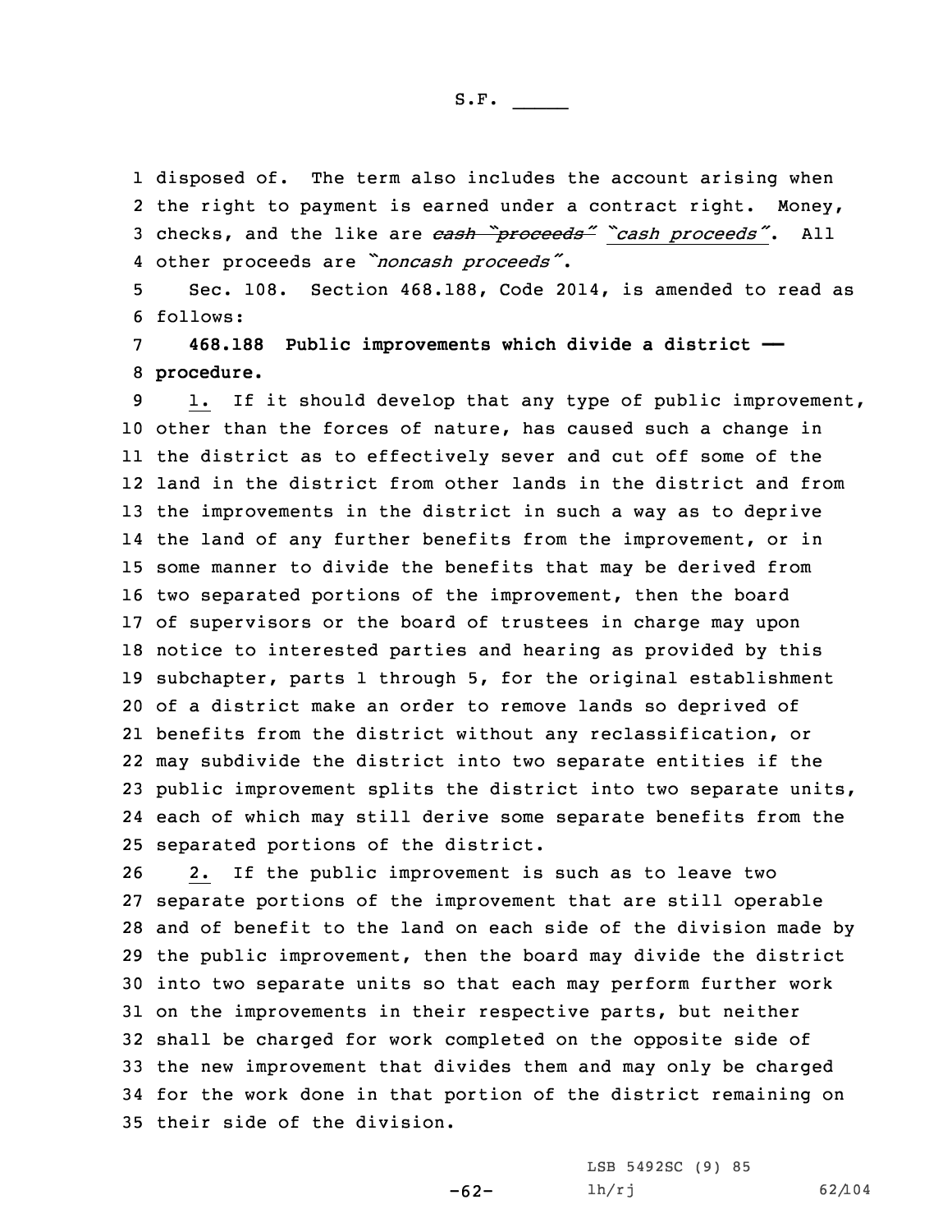disposed of. The term also includes the account arising when the right to payment is earned under a contract right. Money, checks, and the like are ~~cash "proceeds"~~ "*cash proceeds*". All other proceeds are "*noncash proceeds*".

Sec. 108. Section 468.188, Code 2014, is amended to read as follows:

**468.188 Public improvements which divide a district — procedure.**

1. If it should develop that any type of public improvement, other than the forces of nature, has caused such a change in the district as to effectively sever and cut off some of the land in the district from other lands in the district and from the improvements in the district in such a way as to deprive the land of any further benefits from the improvement, or in some manner to divide the benefits that may be derived from two separated portions of the improvement, then the board of supervisors or the board of trustees in charge may upon notice to interested parties and hearing as provided by this subchapter, parts 1 through 5, for the original establishment of a district make an order to remove lands so deprived of benefits from the district without any reclassification, or may subdivide the district into two separate entities if the public improvement splits the district into two separate units, each of which may still derive some separate benefits from the separated portions of the district.

2. If the public improvement is such as to leave two separate portions of the improvement that are still operable and of benefit to the land on each side of the division made by the public improvement, then the board may divide the district into two separate units so that each may perform further work on the improvements in their respective parts, but neither shall be charged for work completed on the opposite side of the new improvement that divides them and may only be charged for the work done in that portion of the district remaining on their side of the division.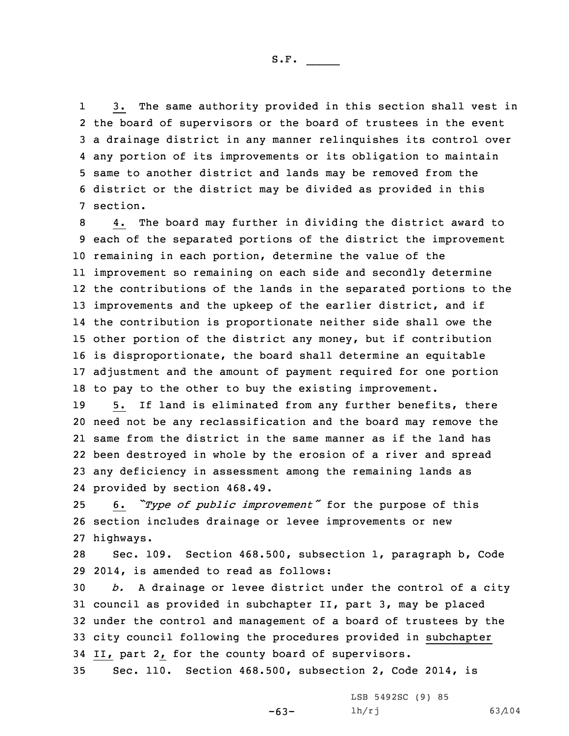3. The same authority provided in this section shall vest in the board of supervisors or the board of trustees in the event a drainage district in any manner relinquishes its control over any portion of its improvements or its obligation to maintain same to another district and lands may be removed from the district or the district may be divided as provided in this section.

4. The board may further in dividing the district award to each of the separated portions of the district the improvement remaining in each portion, determine the value of the improvement so remaining on each side and secondly determine the contributions of the lands in the separated portions to the improvements and the upkeep of the earlier district, and if the contribution is proportionate neither side shall owe the other portion of the district any money, but if contribution is disproportionate, the board shall determine an equitable adjustment and the amount of payment required for one portion to pay to the other to buy the existing improvement.

5. If land is eliminated from any further benefits, there need not be any reclassification and the board may remove the same from the district in the same manner as if the land has been destroyed in whole by the erosion of a river and spread any deficiency in assessment among the remaining lands as provided by section 468.49.

6. *"Type of public improvement"* for the purpose of this section includes drainage or levee improvements or new highways.

Sec. 109. Section 468.500, subsection 1, paragraph b, Code 2014, is amended to read as follows:

*b.* A drainage or levee district under the control of a city council as provided in subchapter II, part 3, may be placed under the control and management of a board of trustees by the city council following the procedures provided in subchapter II, part 2, for the county board of supervisors.

Sec. 110. Section 468.500, subsection 2, Code 2014, is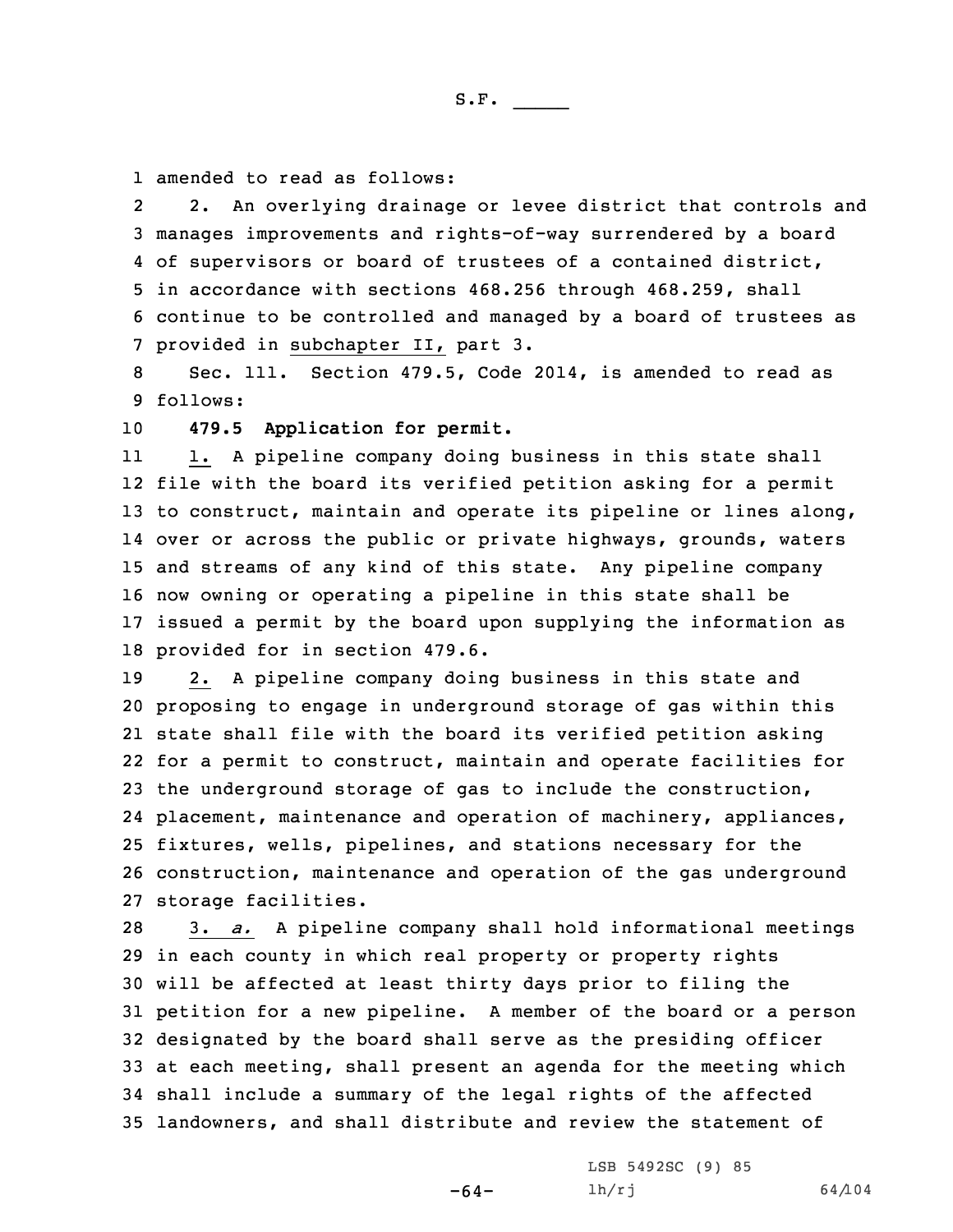amended to read as follows:

2. An overlying drainage or levee district that controls and manages improvements and rights-of-way surrendered by a board of supervisors or board of trustees of a contained district, in accordance with sections 468.256 through 468.259, shall continue to be controlled and managed by a board of trustees as provided in subchapter II, part 3.

Sec. 111. Section 479.5, Code 2014, is amended to read as follows:

**479.5 Application for permit.**

1. A pipeline company doing business in this state shall file with the board its verified petition asking for a permit to construct, maintain and operate its pipeline or lines along, over or across the public or private highways, grounds, waters and streams of any kind of this state. Any pipeline company now owning or operating a pipeline in this state shall be issued a permit by the board upon supplying the information as provided for in section 479.6.

2. A pipeline company doing business in this state and proposing to engage in underground storage of gas within this state shall file with the board its verified petition asking for a permit to construct, maintain and operate facilities for the underground storage of gas to include the construction, placement, maintenance and operation of machinery, appliances, fixtures, wells, pipelines, and stations necessary for the construction, maintenance and operation of the gas underground storage facilities.

3. *a.* A pipeline company shall hold informational meetings in each county in which real property or property rights will be affected at least thirty days prior to filing the petition for a new pipeline. A member of the board or a person designated by the board shall serve as the presiding officer at each meeting, shall present an agenda for the meeting which shall include a summary of the legal rights of the affected landowners, and shall distribute and review the statement of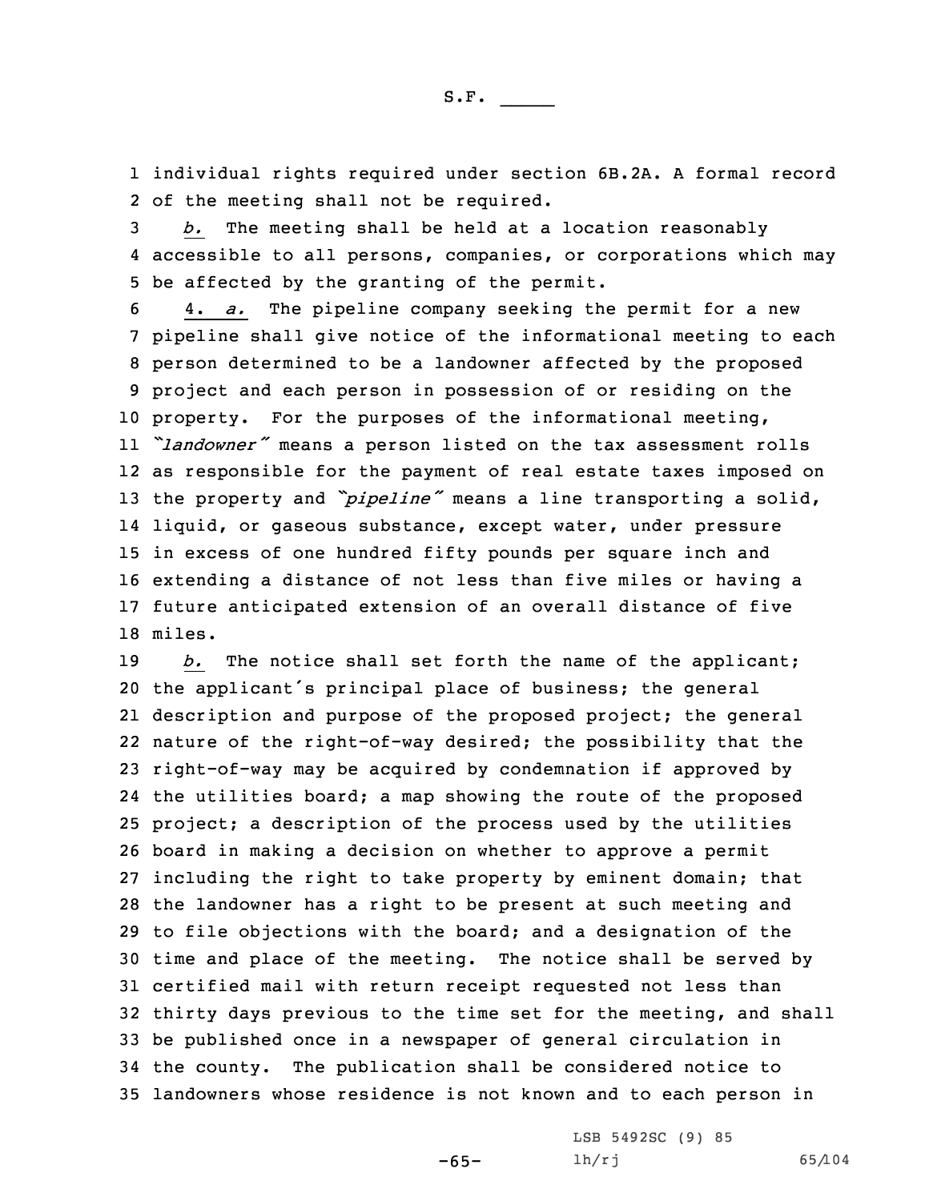individual rights required under section 6B.2A. A formal record of the meeting shall not be required.

*b.* The meeting shall be held at a location reasonably accessible to all persons, companies, or corporations which may be affected by the granting of the permit.

4. *a.* The pipeline company seeking the permit for a new pipeline shall give notice of the informational meeting to each person determined to be a landowner affected by the proposed project and each person in possession of or residing on the property. For the purposes of the informational meeting, *"landowner"* means a person listed on the tax assessment rolls as responsible for the payment of real estate taxes imposed on the property and *"pipeline"* means a line transporting a solid, liquid, or gaseous substance, except water, under pressure in excess of one hundred fifty pounds per square inch and extending a distance of not less than five miles or having a future anticipated extension of an overall distance of five miles.

*b.* The notice shall set forth the name of the applicant; the applicant's principal place of business; the general description and purpose of the proposed project; the general nature of the right-of-way desired; the possibility that the right-of-way may be acquired by condemnation if approved by the utilities board; a map showing the route of the proposed project; a description of the process used by the utilities board in making a decision on whether to approve a permit including the right to take property by eminent domain; that the landowner has a right to be present at such meeting and to file objections with the board; and a designation of the time and place of the meeting. The notice shall be served by certified mail with return receipt requested not less than thirty days previous to the time set for the meeting, and shall be published once in a newspaper of general circulation in the county. The publication shall be considered notice to landowners whose residence is not known and to each person in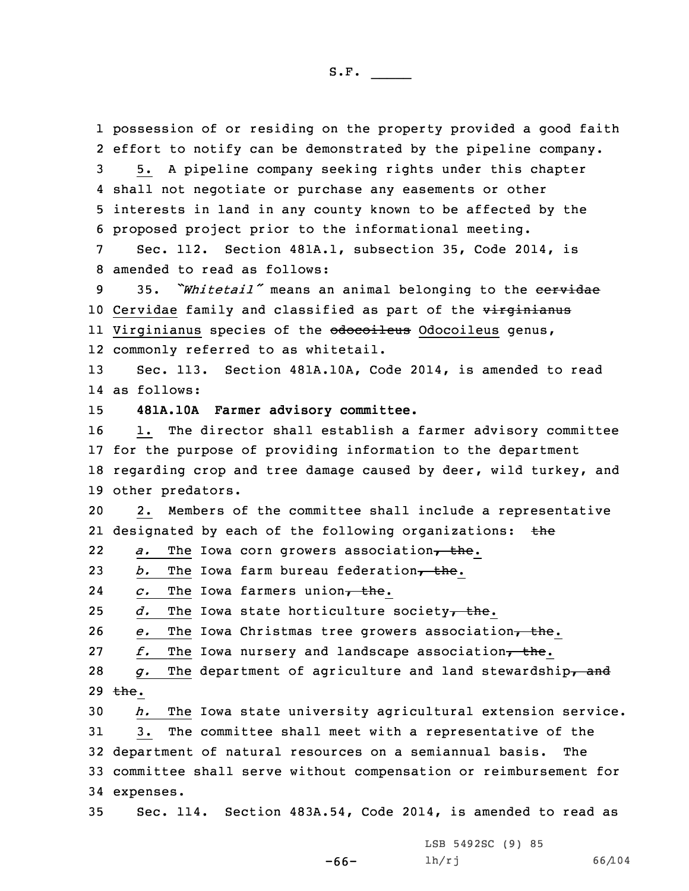possession of or residing on the property provided a good faith effort to notify can be demonstrated by the pipeline company.

5. A pipeline company seeking rights under this chapter shall not negotiate or purchase any easements or other interests in land in any county known to be affected by the proposed project prior to the informational meeting.

Sec. 112. Section 481A.1, subsection 35, Code 2014, is amended to read as follows:

35. *"Whitetail"* means an animal belonging to the ~~cervidae~~ Cervidae family and classified as part of the ~~virginianus~~ Virginianus species of the ~~odocoileus~~ Odocoileus genus, commonly referred to as whitetail.

Sec. 113. Section 481A.10A, Code 2014, is amended to read as follows:

**481A.10A Farmer advisory committee.**

1. The director shall establish a farmer advisory committee for the purpose of providing information to the department regarding crop and tree damage caused by deer, wild turkey, and other predators.

2. Members of the committee shall include a representative designated by each of the following organizations: ~~the~~

*a.* The Iowa corn growers association~~, the~~.

*b.* The Iowa farm bureau federation~~, the~~.

*c.* The Iowa farmers union~~, the~~.

*d.* The Iowa state horticulture society~~, the~~.

*e.* The Iowa Christmas tree growers association~~, the~~.

*f.* The Iowa nursery and landscape association~~, the~~.

*g.* The department of agriculture and land stewardship~~, and the~~.

*h.* The Iowa state university agricultural extension service.

3. The committee shall meet with a representative of the department of natural resources on a semiannual basis. The committee shall serve without compensation or reimbursement for expenses.

Sec. 114. Section 483A.54, Code 2014, is amended to read as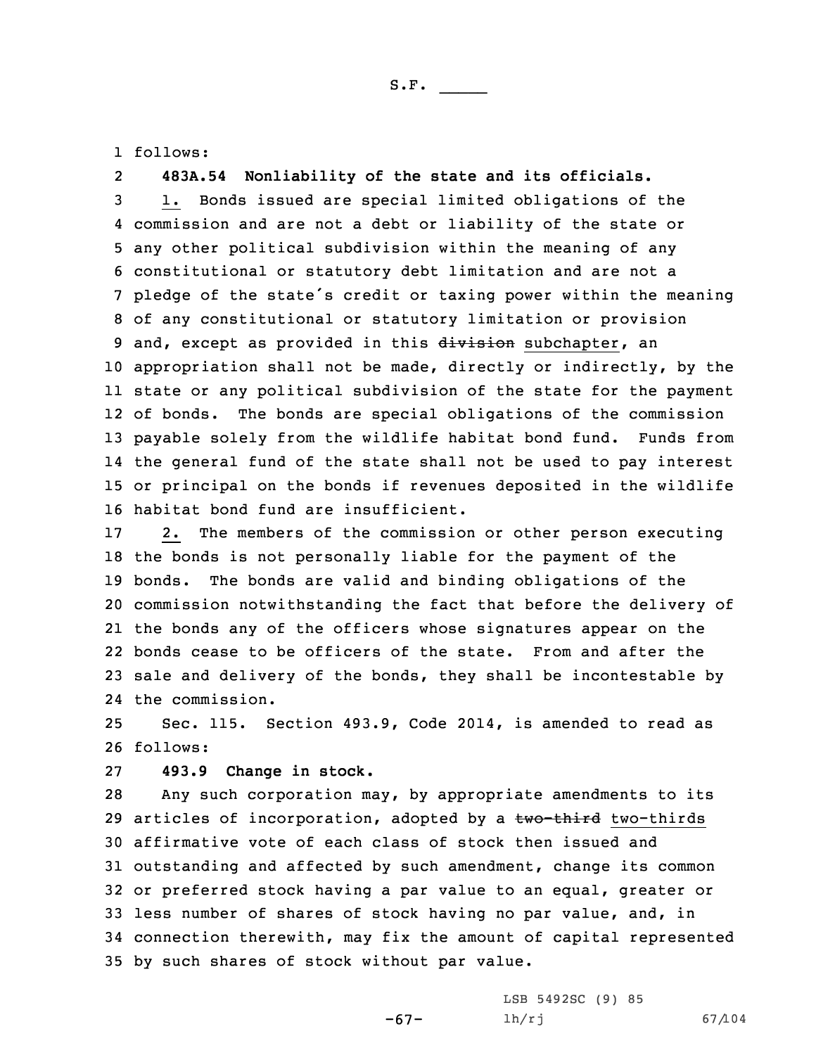follows:

**483A.54 Nonliability of the state and its officials.**

1. Bonds issued are special limited obligations of the commission and are not a debt or liability of the state or any other political subdivision within the meaning of any constitutional or statutory debt limitation and are not a pledge of the state's credit or taxing power within the meaning of any constitutional or statutory limitation or provision and, except as provided in this ~~division~~ subchapter, an appropriation shall not be made, directly or indirectly, by the state or any political subdivision of the state for the payment of bonds. The bonds are special obligations of the commission payable solely from the wildlife habitat bond fund. Funds from the general fund of the state shall not be used to pay interest or principal on the bonds if revenues deposited in the wildlife habitat bond fund are insufficient.

2. The members of the commission or other person executing the bonds is not personally liable for the payment of the bonds. The bonds are valid and binding obligations of the commission notwithstanding the fact that before the delivery of the bonds any of the officers whose signatures appear on the bonds cease to be officers of the state. From and after the sale and delivery of the bonds, they shall be incontestable by the commission.

Sec. 115. Section 493.9, Code 2014, is amended to read as follows:

**493.9 Change in stock.**

Any such corporation may, by appropriate amendments to its articles of incorporation, adopted by a ~~two-third~~ two-thirds affirmative vote of each class of stock then issued and outstanding and affected by such amendment, change its common or preferred stock having a par value to an equal, greater or less number of shares of stock having no par value, and, in connection therewith, may fix the amount of capital represented by such shares of stock without par value.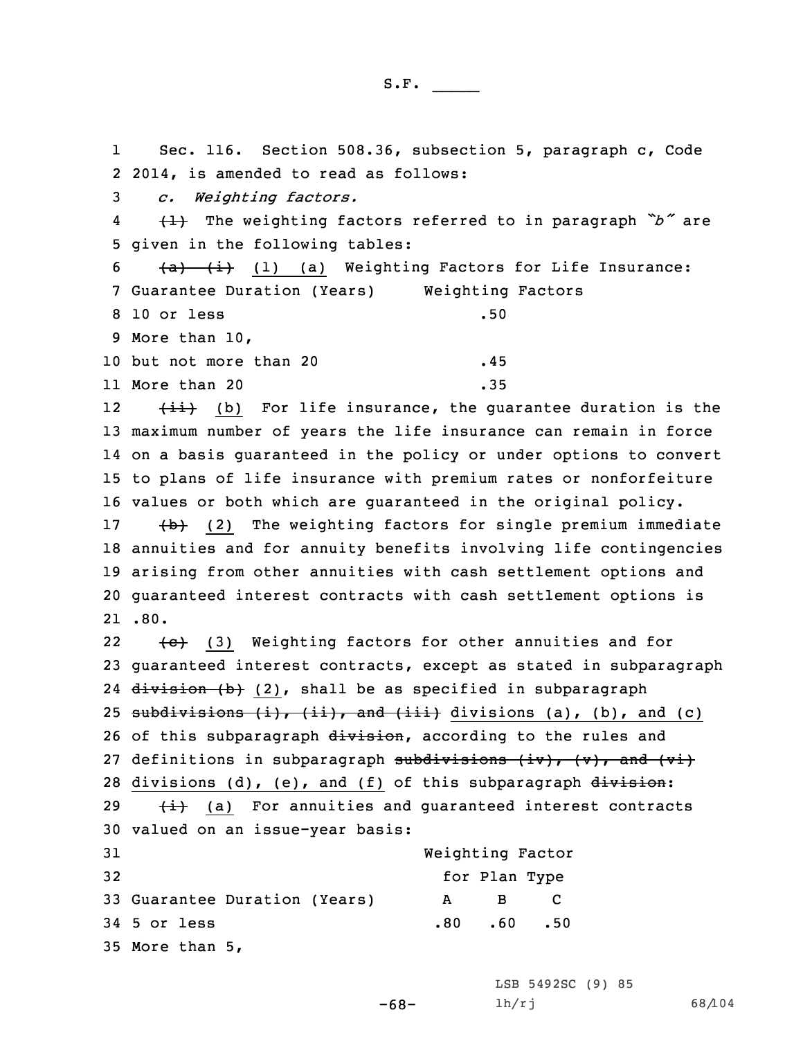Sec. 116. Section 508.36, subsection 5, paragraph c, Code 2014, is amended to read as follows:

*c. Weighting factors.*

~~(1)~~ The weighting factors referred to in paragraph *"b"* are given in the following tables:

~~(a)~~ ~~(i)~~ (1) (a) Weighting Factors for Life Insurance:

| Guarantee Duration (Years) | Weighting Factors |
|---|---|
| 10 or less | .50 |
| More than 10, but not more than 20 | .45 |
| More than 20 | .35 |

~~(ii)~~ (b) For life insurance, the guarantee duration is the maximum number of years the life insurance can remain in force on a basis guaranteed in the policy or under options to convert to plans of life insurance with premium rates or nonforfeiture values or both which are guaranteed in the original policy.

~~(b)~~ (2) The weighting factors for single premium immediate annuities and for annuity benefits involving life contingencies arising from other annuities with cash settlement options and guaranteed interest contracts with cash settlement options is .80.

~~(c)~~ (3) Weighting factors for other annuities and for guaranteed interest contracts, except as stated in subparagraph ~~division (b)~~ (2), shall be as specified in subparagraph ~~subdivisions (i), (ii), and (iii)~~ divisions (a), (b), and (c) of this subparagraph ~~division~~, according to the rules and definitions in subparagraph ~~subdivisions (iv), (v), and (vi)~~ divisions (d), (e), and (f) of this subparagraph ~~division~~:

~~(i)~~ (a) For annuities and guaranteed interest contracts valued on an issue-year basis:

| | Weighting Factor for Plan Type | | |
|---|---|---|---|
| Guarantee Duration (Years) | A | B | C |
| 5 or less | .80 | .60 | .50 |
| More than 5, | | | |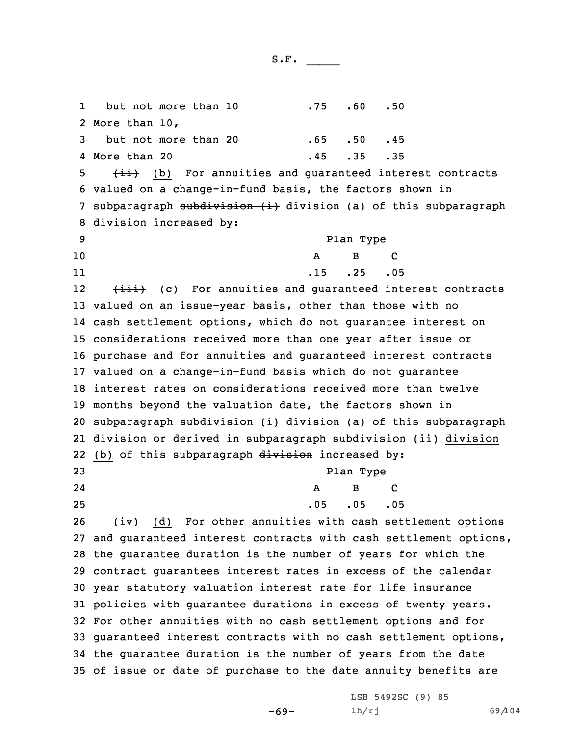| | | | |
|---|---|---|---|
| but not more than 10 | .75 | .60 | .50 |
| More than 10, | | | |
| but not more than 20 | .65 | .50 | .45 |
| More than 20 | .45 | .35 | .35 |

~~(ii)~~ (b) For annuities and guaranteed interest contracts valued on a change-in-fund basis, the factors shown in subparagraph ~~subdivision (i)~~ division (a) of this subparagraph ~~division~~ increased by:

| Plan Type | | |
|---|---|---|
| A | B | C |
| .15 | .25 | .05 |

~~(iii)~~ (c) For annuities and guaranteed interest contracts valued on an issue-year basis, other than those with no cash settlement options, which do not guarantee interest on considerations received more than one year after issue or purchase and for annuities and guaranteed interest contracts valued on a change-in-fund basis which do not guarantee interest rates on considerations received more than twelve months beyond the valuation date, the factors shown in subparagraph ~~subdivision (i)~~ division (a) of this subparagraph ~~division~~ or derived in subparagraph ~~subdivision (ii)~~ division (b) of this subparagraph ~~division~~ increased by:

| Plan Type | | |
|---|---|---|
| A | B | C |
| .05 | .05 | .05 |

~~(iv)~~ (d) For other annuities with cash settlement options and guaranteed interest contracts with cash settlement options, the guarantee duration is the number of years for which the contract guarantees interest rates in excess of the calendar year statutory valuation interest rate for life insurance policies with guarantee durations in excess of twenty years. For other annuities with no cash settlement options and for guaranteed interest contracts with no cash settlement options, the guarantee duration is the number of years from the date of issue or date of purchase to the date annuity benefits are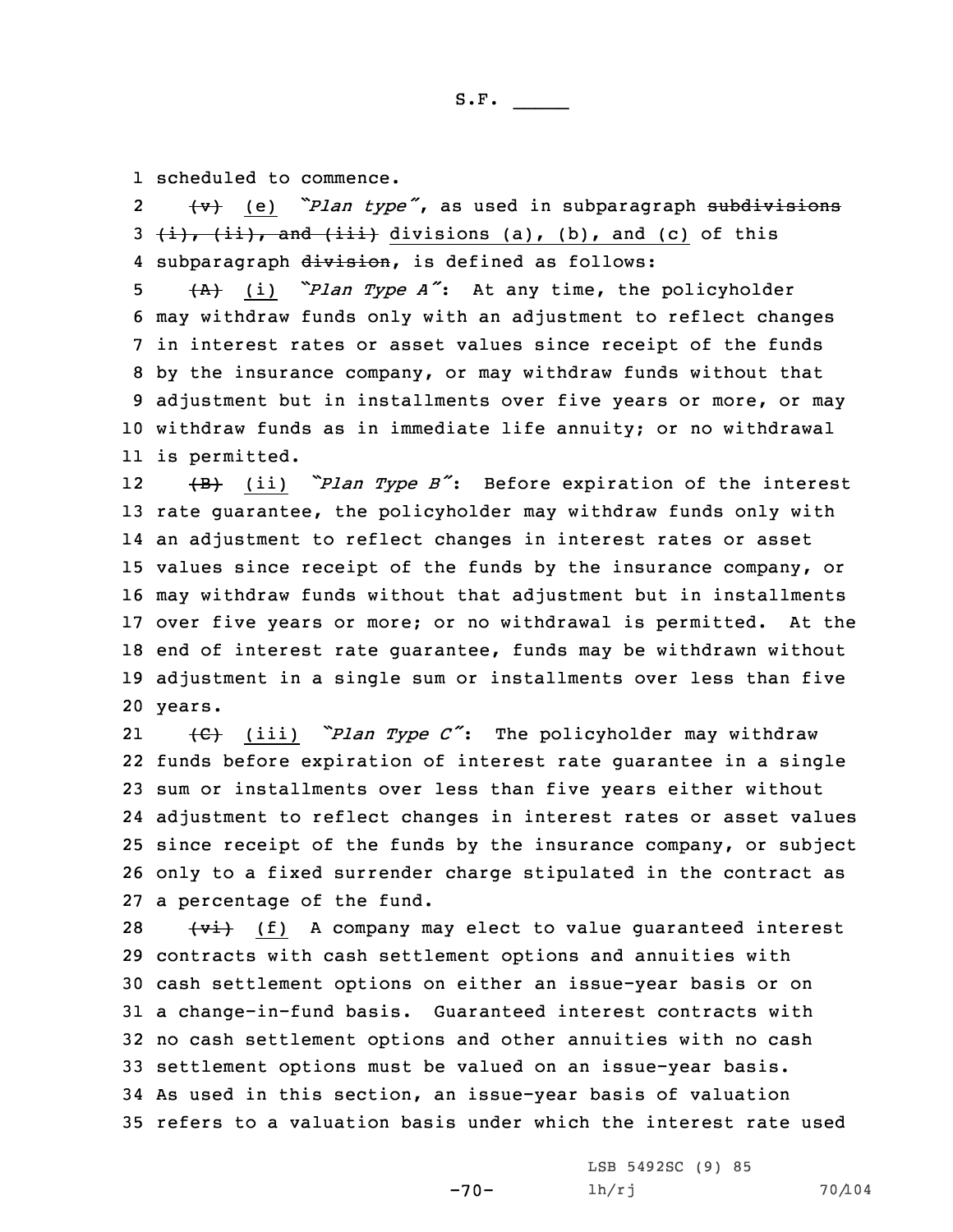scheduled to commence.

~~(v)~~ (e) *"Plan type"*, as used in subparagraph ~~subdivisions (i), (ii), and (iii)~~ divisions (a), (b), and (c) of this subparagraph ~~division~~, is defined as follows:

~~(A)~~ (i) *"Plan Type A"*: At any time, the policyholder may withdraw funds only with an adjustment to reflect changes in interest rates or asset values since receipt of the funds by the insurance company, or may withdraw funds without that adjustment but in installments over five years or more, or may withdraw funds as in immediate life annuity; or no withdrawal is permitted.

~~(B)~~ (ii) *"Plan Type B"*: Before expiration of the interest rate guarantee, the policyholder may withdraw funds only with an adjustment to reflect changes in interest rates or asset values since receipt of the funds by the insurance company, or may withdraw funds without that adjustment but in installments over five years or more; or no withdrawal is permitted. At the end of interest rate guarantee, funds may be withdrawn without adjustment in a single sum or installments over less than five years.

~~(C)~~ (iii) *"Plan Type C"*: The policyholder may withdraw funds before expiration of interest rate guarantee in a single sum or installments over less than five years either without adjustment to reflect changes in interest rates or asset values since receipt of the funds by the insurance company, or subject only to a fixed surrender charge stipulated in the contract as a percentage of the fund.

~~(vi)~~ (f) A company may elect to value guaranteed interest contracts with cash settlement options and annuities with cash settlement options on either an issue-year basis or on a change-in-fund basis. Guaranteed interest contracts with no cash settlement options and other annuities with no cash settlement options must be valued on an issue-year basis. As used in this section, an issue-year basis of valuation refers to a valuation basis under which the interest rate used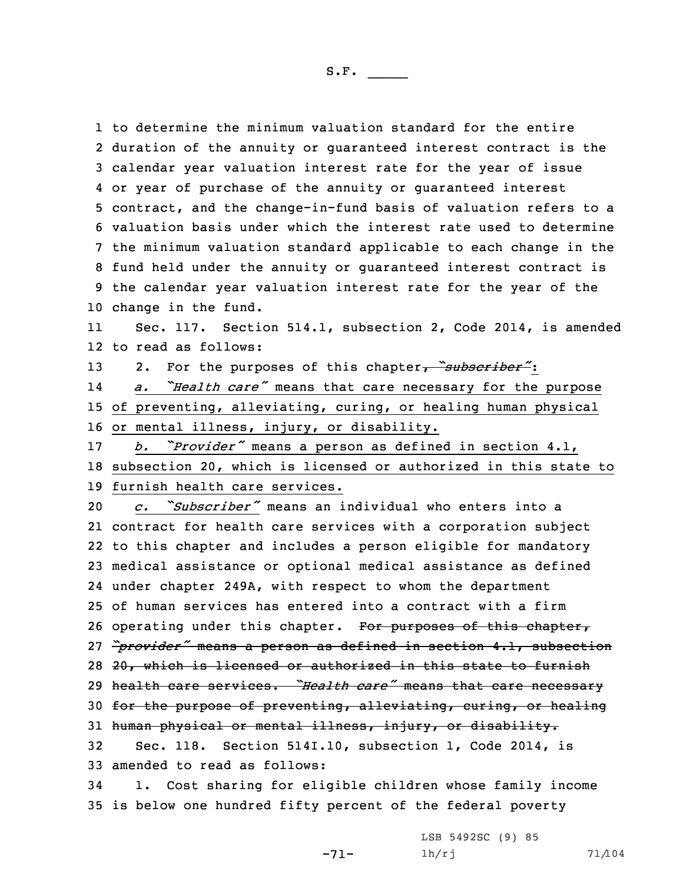to determine the minimum valuation standard for the entire duration of the annuity or guaranteed interest contract is the calendar year valuation interest rate for the year of issue or year of purchase of the annuity or guaranteed interest contract, and the change-in-fund basis of valuation refers to a valuation basis under which the interest rate used to determine the minimum valuation standard applicable to each change in the fund held under the annuity or guaranteed interest contract is the calendar year valuation interest rate for the year of the change in the fund.

Sec. 117. Section 514.1, subsection 2, Code 2014, is amended to read as follows:

2. For the purposes of this chapter, ~~*"subscriber"*~~:

<u>*a. "Health care"* means that care necessary for the purpose of preventing, alleviating, curing, or healing human physical or mental illness, injury, or disability.</u>

<u>*b. "Provider"* means a person as defined in section 4.1, subsection 20, which is licensed or authorized in this state to furnish health care services.</u>

<u>*c. "Subscriber"*</u> means an individual who enters into a contract for health care services with a corporation subject to this chapter and includes a person eligible for mandatory medical assistance or optional medical assistance as defined under chapter 249A, with respect to whom the department of human services has entered into a contract with a firm operating under this chapter. ~~For purposes of this chapter, *"provider"* means a person as defined in section 4.1, subsection 20, which is licensed or authorized in this state to furnish health care services. *"Health care"* means that care necessary for the purpose of preventing, alleviating, curing, or healing human physical or mental illness, injury, or disability.~~

Sec. 118. Section 514I.10, subsection 1, Code 2014, is amended to read as follows:

1. Cost sharing for eligible children whose family income is below one hundred fifty percent of the federal poverty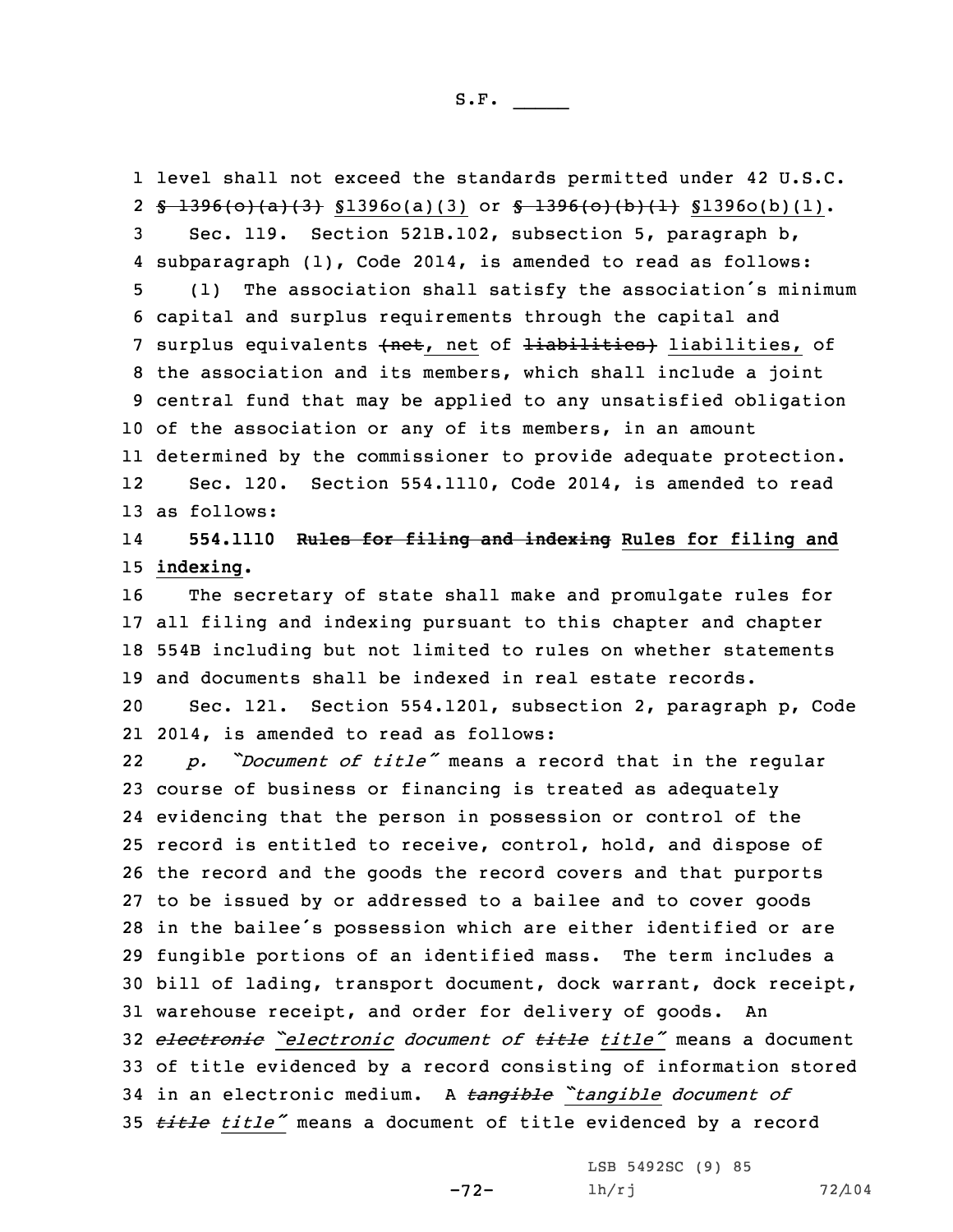level shall not exceed the standards permitted under 42 U.S.C. ~~§ 1396(o)(a)(3)~~ §1396o(a)(3) or ~~§ 1396(o)(b)(1)~~ §1396o(b)(1).

Sec. 119. Section 521B.102, subsection 5, paragraph b, subparagraph (1), Code 2014, is amended to read as follows:

(1) The association shall satisfy the association's minimum capital and surplus requirements through the capital and surplus equivalents ~~(net~~, net of ~~liabilities)~~ liabilities, of the association and its members, which shall include a joint central fund that may be applied to any unsatisfied obligation of the association or any of its members, in an amount determined by the commissioner to provide adequate protection.

Sec. 120. Section 554.1110, Code 2014, is amended to read as follows:

**554.1110 ~~Rules for filing and indexing~~ Rules for filing and indexing.**

The secretary of state shall make and promulgate rules for all filing and indexing pursuant to this chapter and chapter 554B including but not limited to rules on whether statements and documents shall be indexed in real estate records.

Sec. 121. Section 554.1201, subsection 2, paragraph p, Code 2014, is amended to read as follows:

*p. "Document of title"* means a record that in the regular course of business or financing is treated as adequately evidencing that the person in possession or control of the record is entitled to receive, control, hold, and dispose of the record and the goods the record covers and that purports to be issued by or addressed to a bailee and to cover goods in the bailee's possession which are either identified or are fungible portions of an identified mass. The term includes a bill of lading, transport document, dock warrant, dock receipt, warehouse receipt, and order for delivery of goods. An ~~*electronic*~~ *"electronic document of* ~~*title*~~ *title"* means a document of title evidenced by a record consisting of information stored in an electronic medium. A ~~*tangible*~~ *"tangible document of* ~~*title*~~ *title"* means a document of title evidenced by a record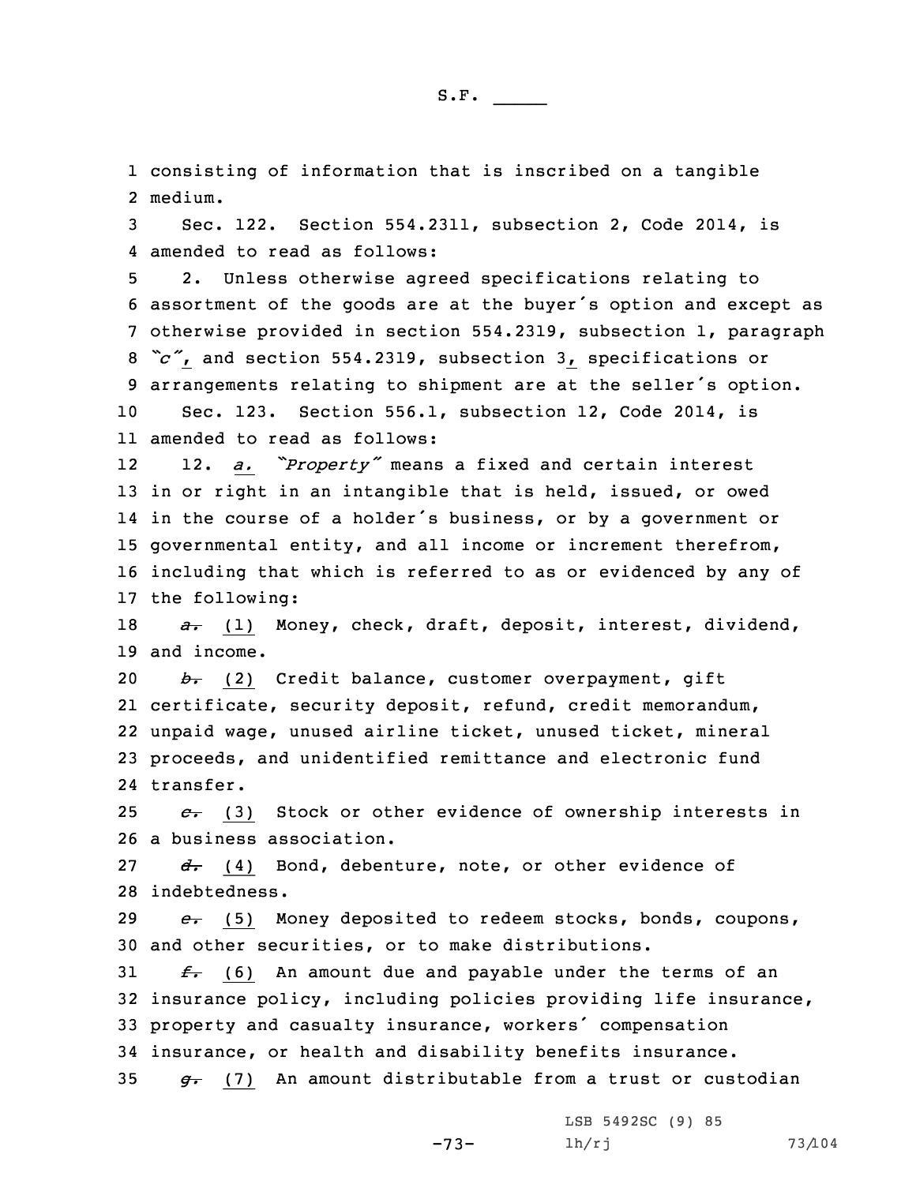consisting of information that is inscribed on a tangible medium.

Sec. 122. Section 554.2311, subsection 2, Code 2014, is amended to read as follows:

2. Unless otherwise agreed specifications relating to assortment of the goods are at the buyer's option and except as otherwise provided in section 554.2319, subsection 1, paragraph *"c"*, and section 554.2319, subsection 3, specifications or arrangements relating to shipment are at the seller's option.

Sec. 123. Section 556.1, subsection 12, Code 2014, is amended to read as follows:

12. *a.* *"Property"* means a fixed and certain interest in or right in an intangible that is held, issued, or owed in the course of a holder's business, or by a government or governmental entity, and all income or increment therefrom, including that which is referred to as or evidenced by any of the following:

~~*a.*~~ (1) Money, check, draft, deposit, interest, dividend, and income.

~~*b.*~~ (2) Credit balance, customer overpayment, gift certificate, security deposit, refund, credit memorandum, unpaid wage, unused airline ticket, unused ticket, mineral proceeds, and unidentified remittance and electronic fund transfer.

~~*c.*~~ (3) Stock or other evidence of ownership interests in a business association.

~~*d.*~~ (4) Bond, debenture, note, or other evidence of indebtedness.

~~*e.*~~ (5) Money deposited to redeem stocks, bonds, coupons, and other securities, or to make distributions.

~~*f.*~~ (6) An amount due and payable under the terms of an insurance policy, including policies providing life insurance, property and casualty insurance, workers' compensation insurance, or health and disability benefits insurance.

~~*g.*~~ (7) An amount distributable from a trust or custodian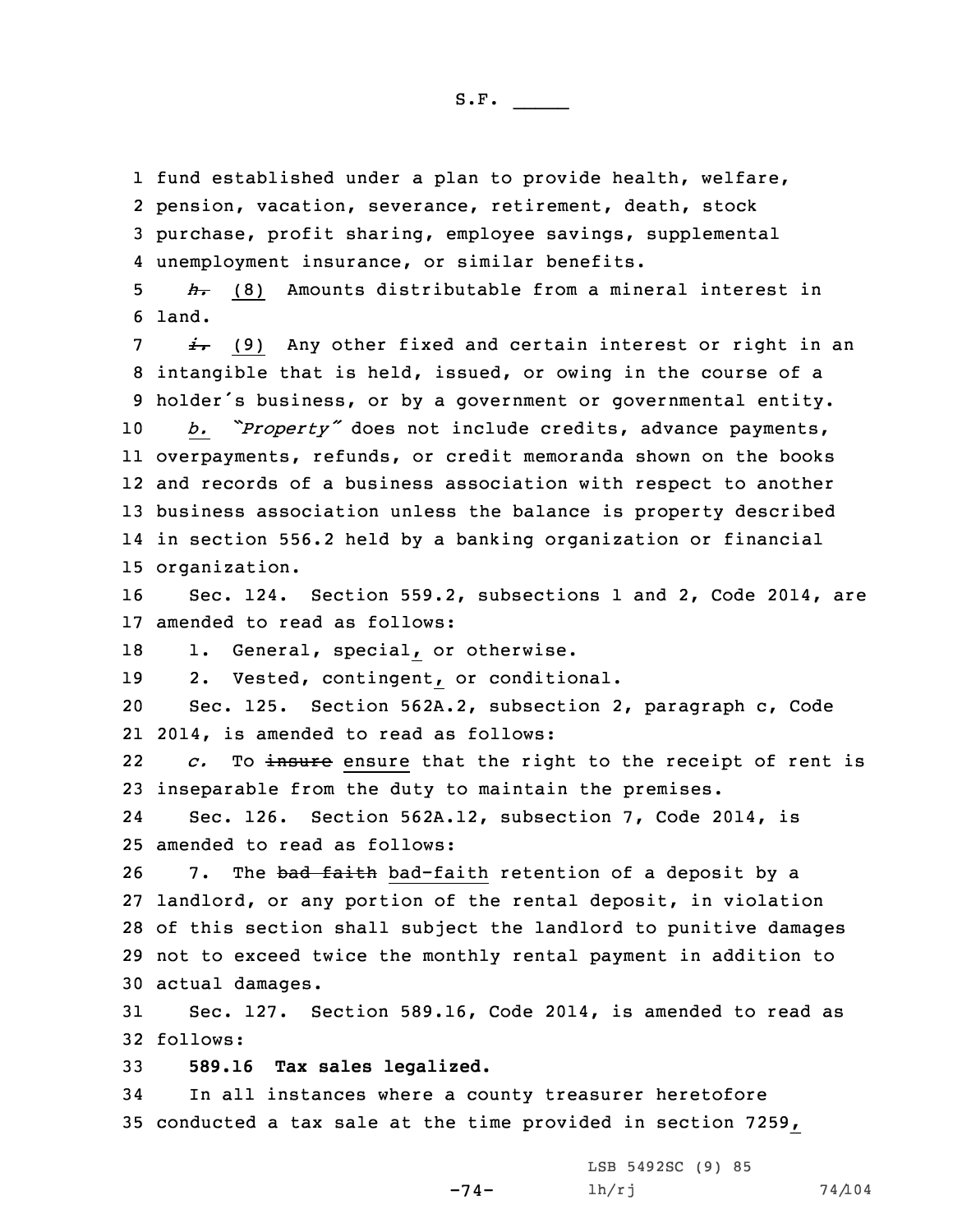fund established under a plan to provide health, welfare, pension, vacation, severance, retirement, death, stock purchase, profit sharing, employee savings, supplemental unemployment insurance, or similar benefits.

~~*h.*~~ (8) Amounts distributable from a mineral interest in land.

~~*i.*~~ (9) Any other fixed and certain interest or right in an intangible that is held, issued, or owing in the course of a holder's business, or by a government or governmental entity.

*b. "Property"* does not include credits, advance payments, overpayments, refunds, or credit memoranda shown on the books and records of a business association with respect to another business association unless the balance is property described in section 556.2 held by a banking organization or financial organization.

Sec. 124. Section 559.2, subsections 1 and 2, Code 2014, are amended to read as follows:

1. General, special, or otherwise.

2. Vested, contingent, or conditional.

Sec. 125. Section 562A.2, subsection 2, paragraph c, Code 2014, is amended to read as follows:

*c.* To ~~insure~~ ensure that the right to the receipt of rent is inseparable from the duty to maintain the premises.

Sec. 126. Section 562A.12, subsection 7, Code 2014, is amended to read as follows:

7. The ~~bad faith~~ bad-faith retention of a deposit by a landlord, or any portion of the rental deposit, in violation of this section shall subject the landlord to punitive damages not to exceed twice the monthly rental payment in addition to actual damages.

Sec. 127. Section 589.16, Code 2014, is amended to read as follows:

**589.16 Tax sales legalized.**

In all instances where a county treasurer heretofore conducted a tax sale at the time provided in section 7259,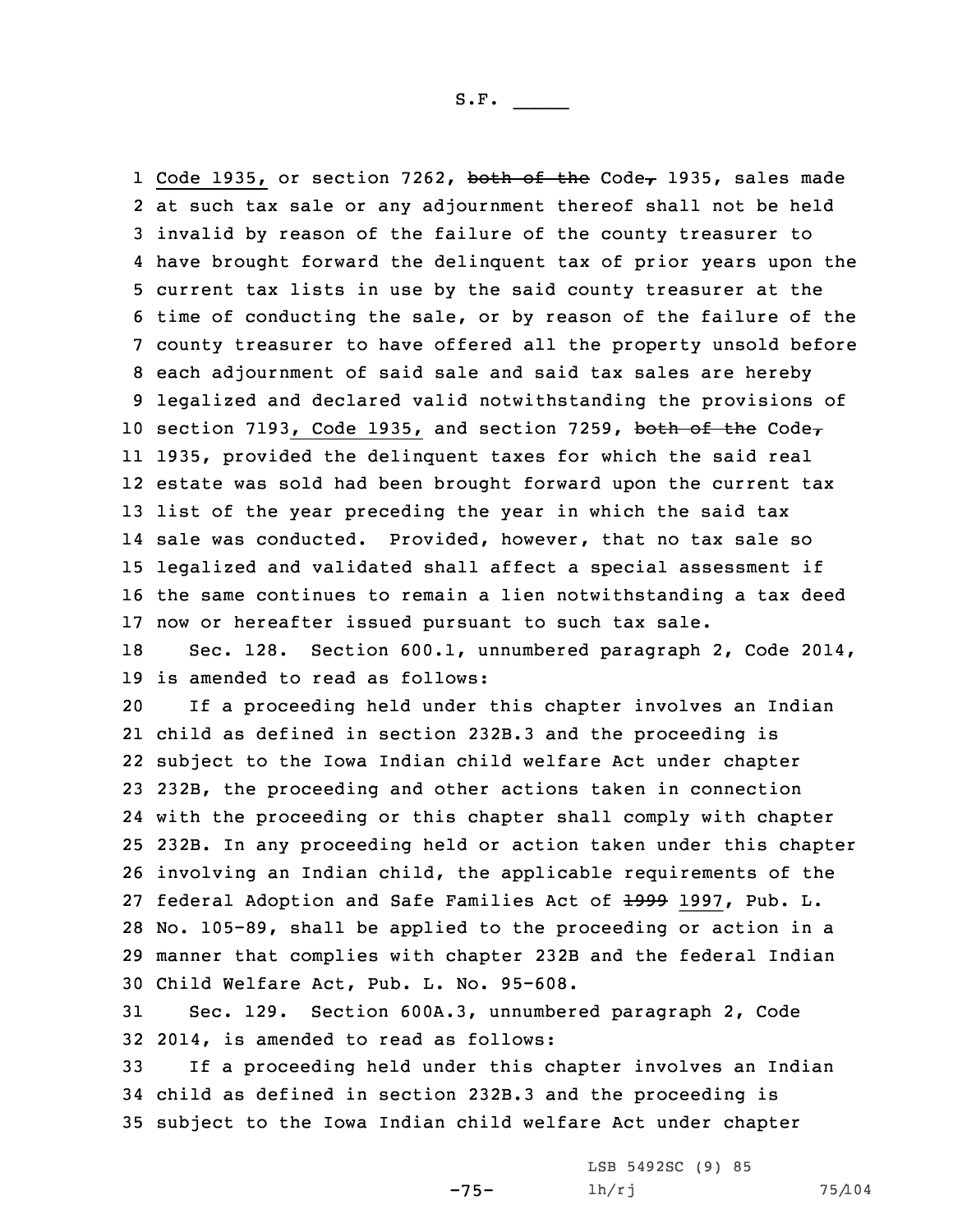Code 1935, or section 7262, ~~both of the~~ Code~~,~~ 1935, sales made at such tax sale or any adjournment thereof shall not be held invalid by reason of the failure of the county treasurer to have brought forward the delinquent tax of prior years upon the current tax lists in use by the said county treasurer at the time of conducting the sale, or by reason of the failure of the county treasurer to have offered all the property unsold before each adjournment of said sale and said tax sales are hereby legalized and declared valid notwithstanding the provisions of section 7193, Code 1935, and section 7259, ~~both of the~~ Code~~,~~ 1935, provided the delinquent taxes for which the said real estate was sold had been brought forward upon the current tax list of the year preceding the year in which the said tax sale was conducted. Provided, however, that no tax sale so legalized and validated shall affect a special assessment if the same continues to remain a lien notwithstanding a tax deed now or hereafter issued pursuant to such tax sale.

Sec. 128. Section 600.1, unnumbered paragraph 2, Code 2014, is amended to read as follows:

If a proceeding held under this chapter involves an Indian child as defined in section 232B.3 and the proceeding is subject to the Iowa Indian child welfare Act under chapter 232B, the proceeding and other actions taken in connection with the proceeding or this chapter shall comply with chapter 232B. In any proceeding held or action taken under this chapter involving an Indian child, the applicable requirements of the federal Adoption and Safe Families Act of ~~1999~~ 1997, Pub. L. No. 105-89, shall be applied to the proceeding or action in a manner that complies with chapter 232B and the federal Indian Child Welfare Act, Pub. L. No. 95-608.

Sec. 129. Section 600A.3, unnumbered paragraph 2, Code 2014, is amended to read as follows:

If a proceeding held under this chapter involves an Indian child as defined in section 232B.3 and the proceeding is subject to the Iowa Indian child welfare Act under chapter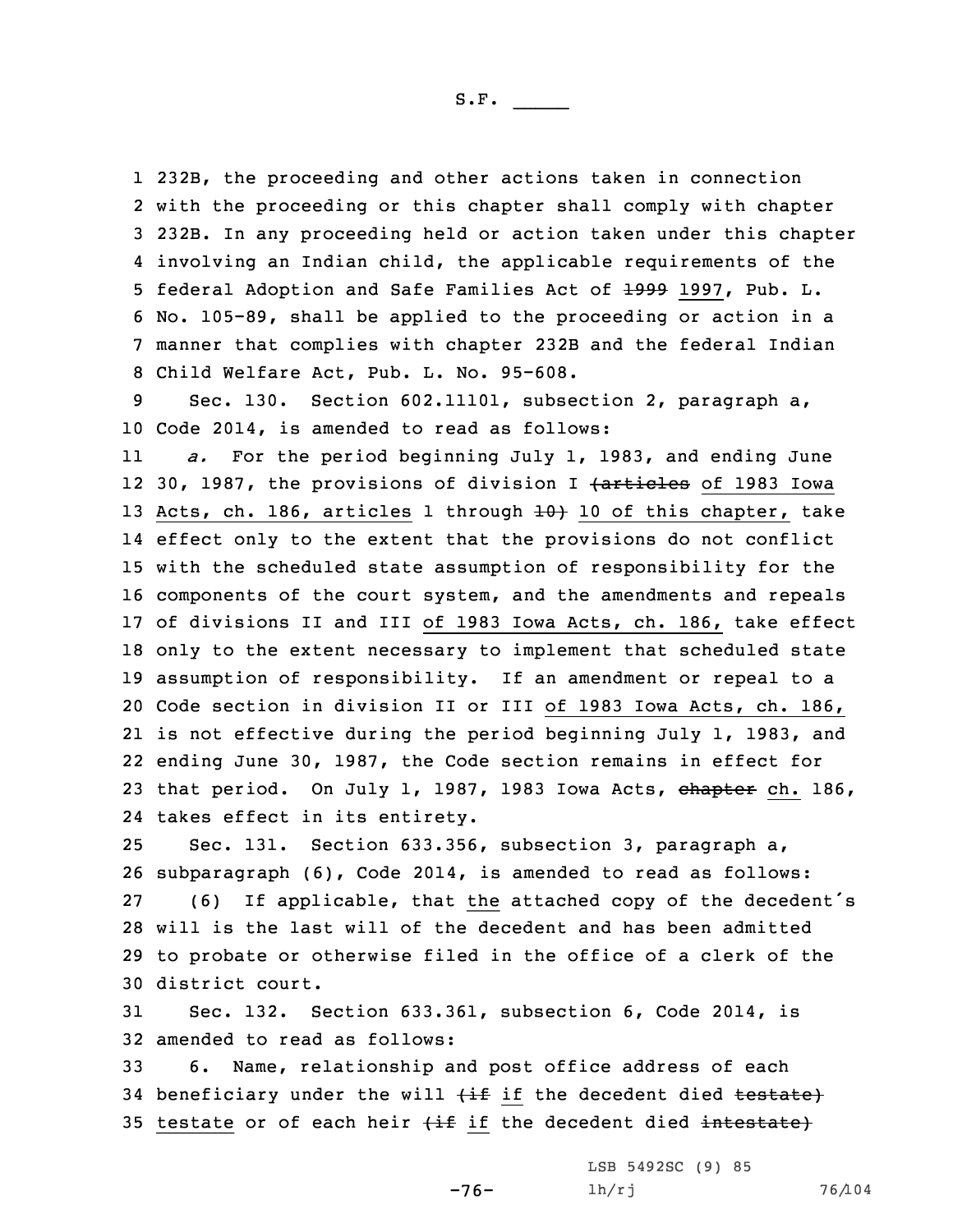232B, the proceeding and other actions taken in connection with the proceeding or this chapter shall comply with chapter 232B. In any proceeding held or action taken under this chapter involving an Indian child, the applicable requirements of the federal Adoption and Safe Families Act of ~~1999~~ 1997, Pub. L. No. 105-89, shall be applied to the proceeding or action in a manner that complies with chapter 232B and the federal Indian Child Welfare Act, Pub. L. No. 95-608.

Sec. 130. Section 602.11101, subsection 2, paragraph a, Code 2014, is amended to read as follows:

*a.* For the period beginning July 1, 1983, and ending June 30, 1987, the provisions of division I ~~(articles~~ of 1983 Iowa Acts, ch. 186, articles 1 through ~~10)~~ 10 of this chapter, take effect only to the extent that the provisions do not conflict with the scheduled state assumption of responsibility for the components of the court system, and the amendments and repeals of divisions II and III of 1983 Iowa Acts, ch. 186, take effect only to the extent necessary to implement that scheduled state assumption of responsibility. If an amendment or repeal to a Code section in division II or III of 1983 Iowa Acts, ch. 186, is not effective during the period beginning July 1, 1983, and ending June 30, 1987, the Code section remains in effect for that period. On July 1, 1987, 1983 Iowa Acts, ~~chapter~~ ch. 186, takes effect in its entirety.

Sec. 131. Section 633.356, subsection 3, paragraph a, subparagraph (6), Code 2014, is amended to read as follows:

(6) If applicable, that the attached copy of the decedent's will is the last will of the decedent and has been admitted to probate or otherwise filed in the office of a clerk of the district court.

Sec. 132. Section 633.361, subsection 6, Code 2014, is amended to read as follows:

6. Name, relationship and post office address of each beneficiary under the will ~~(if~~ if the decedent died ~~testate)~~ testate or of each heir ~~(if~~ if the decedent died ~~intestate)~~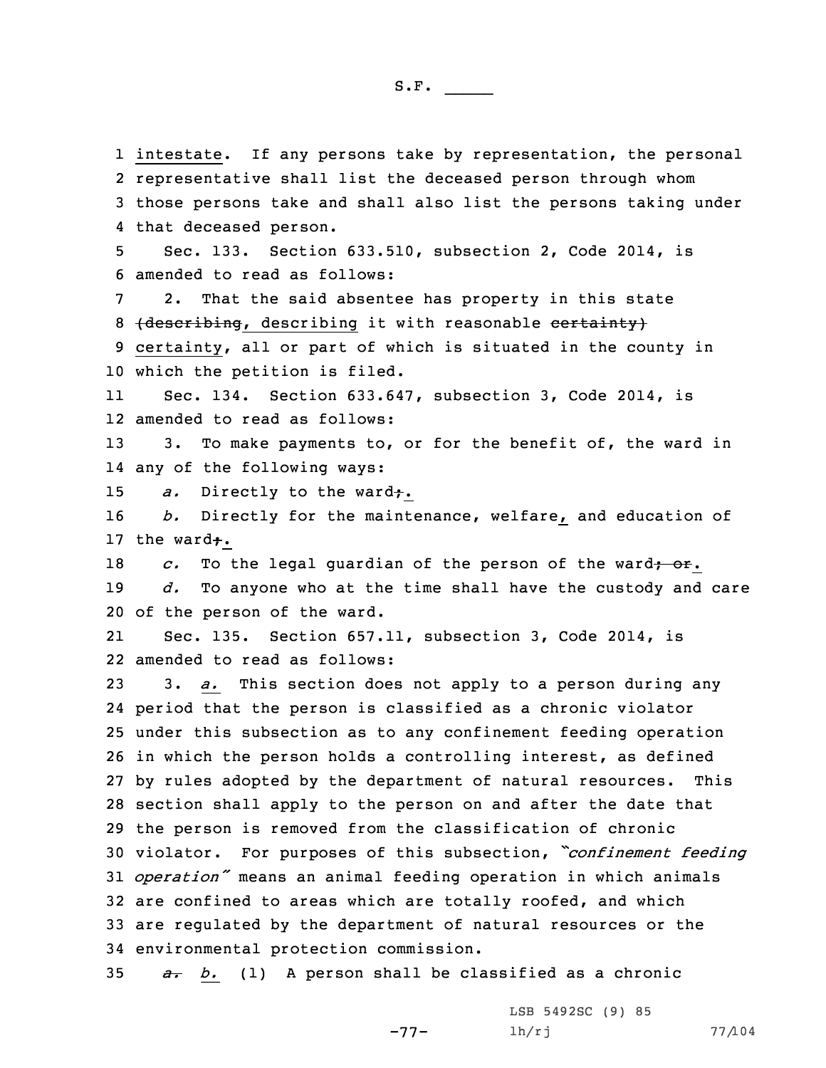intestate. If any persons take by representation, the personal representative shall list the deceased person through whom those persons take and shall also list the persons taking under that deceased person.

Sec. 133. Section 633.510, subsection 2, Code 2014, is amended to read as follows:

2. That the said absentee has property in this state ~~(describing~~, describing it with reasonable ~~certainty)~~ certainty, all or part of which is situated in the county in which the petition is filed.

Sec. 134. Section 633.647, subsection 3, Code 2014, is amended to read as follows:

3. To make payments to, or for the benefit of, the ward in any of the following ways:

*a.* Directly to the ward~~;~~.

*b.* Directly for the maintenance, welfare, and education of the ward~~;~~.

*c.* To the legal guardian of the person of the ward~~; or~~.

*d.* To anyone who at the time shall have the custody and care of the person of the ward.

Sec. 135. Section 657.11, subsection 3, Code 2014, is amended to read as follows:

3. *a.* This section does not apply to a person during any period that the person is classified as a chronic violator under this subsection as to any confinement feeding operation in which the person holds a controlling interest, as defined by rules adopted by the department of natural resources. This section shall apply to the person on and after the date that the person is removed from the classification of chronic violator. For purposes of this subsection, *"confinement feeding operation"* means an animal feeding operation in which animals are confined to areas which are totally roofed, and which are regulated by the department of natural resources or the environmental protection commission.

~~*a.*~~ *b.* (1) A person shall be classified as a chronic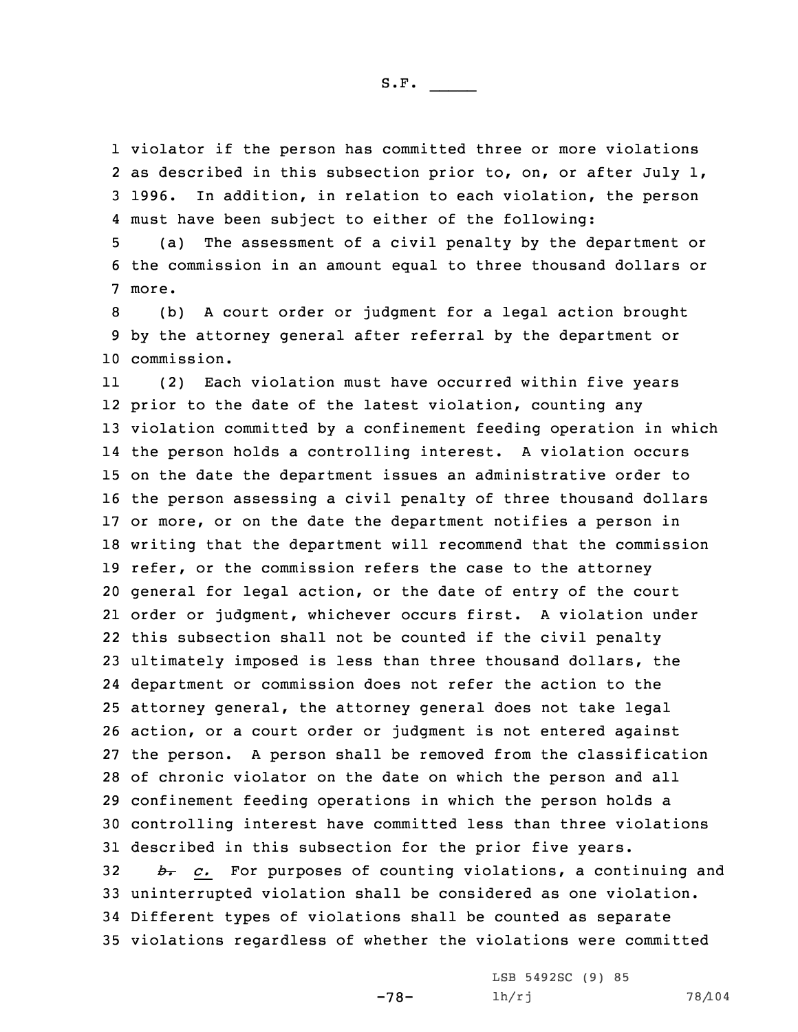violator if the person has committed three or more violations as described in this subsection prior to, on, or after July 1, 1996. In addition, in relation to each violation, the person must have been subject to either of the following:

(a) The assessment of a civil penalty by the department or the commission in an amount equal to three thousand dollars or more.

(b) A court order or judgment for a legal action brought by the attorney general after referral by the department or commission.

(2) Each violation must have occurred within five years prior to the date of the latest violation, counting any violation committed by a confinement feeding operation in which the person holds a controlling interest. A violation occurs on the date the department issues an administrative order to the person assessing a civil penalty of three thousand dollars or more, or on the date the department notifies a person in writing that the department will recommend that the commission refer, or the commission refers the case to the attorney general for legal action, or the date of entry of the court order or judgment, whichever occurs first. A violation under this subsection shall not be counted if the civil penalty ultimately imposed is less than three thousand dollars, the department or commission does not refer the action to the attorney general, the attorney general does not take legal action, or a court order or judgment is not entered against the person. A person shall be removed from the classification of chronic violator on the date on which the person and all confinement feeding operations in which the person holds a controlling interest have committed less than three violations described in this subsection for the prior five years.

~~*b.*~~ *c.* For purposes of counting violations, a continuing and uninterrupted violation shall be considered as one violation. Different types of violations shall be counted as separate violations regardless of whether the violations were committed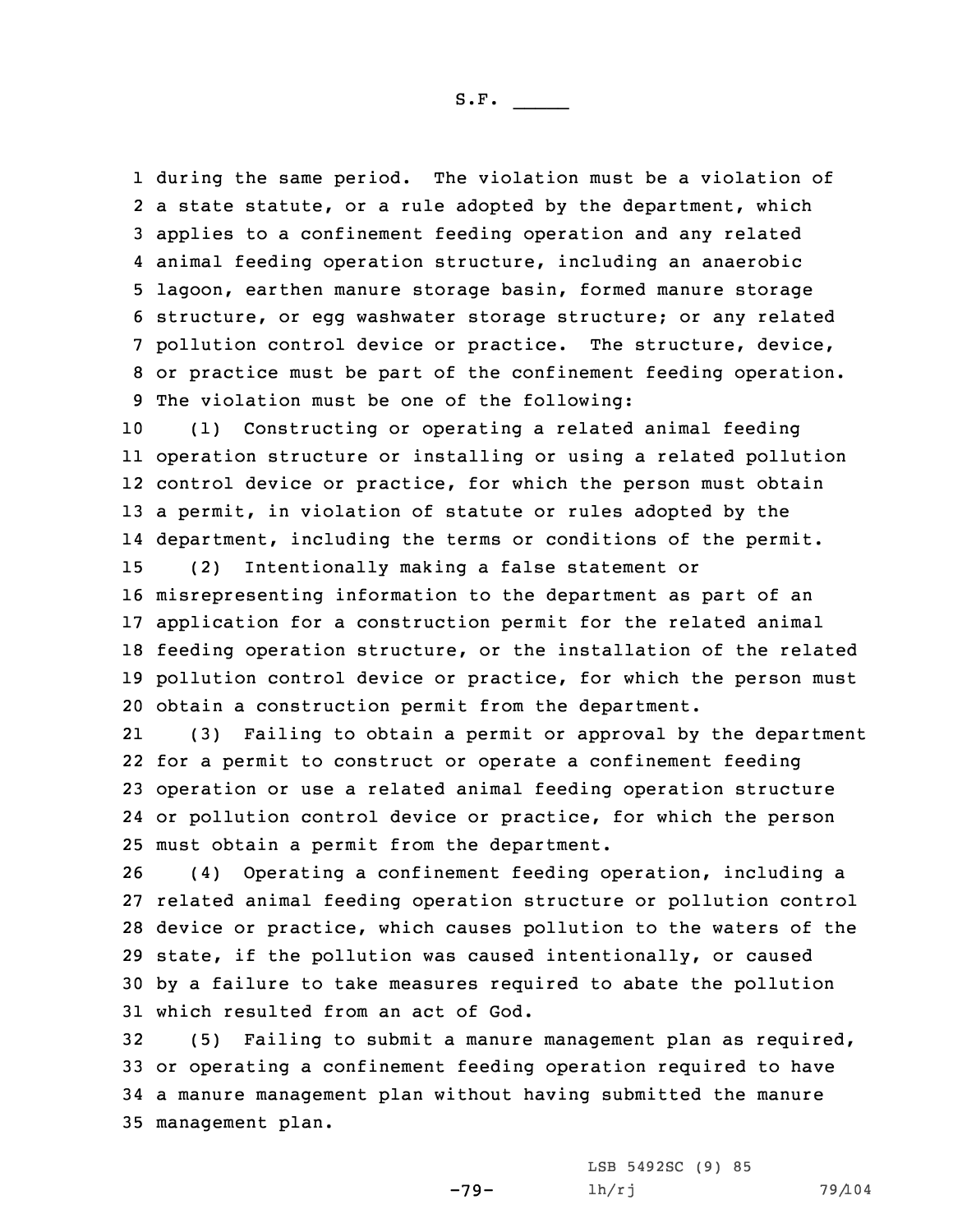during the same period. The violation must be a violation of a state statute, or a rule adopted by the department, which applies to a confinement feeding operation and any related animal feeding operation structure, including an anaerobic lagoon, earthen manure storage basin, formed manure storage structure, or egg washwater storage structure; or any related pollution control device or practice. The structure, device, or practice must be part of the confinement feeding operation. The violation must be one of the following:

(1) Constructing or operating a related animal feeding operation structure or installing or using a related pollution control device or practice, for which the person must obtain a permit, in violation of statute or rules adopted by the department, including the terms or conditions of the permit.

(2) Intentionally making a false statement or misrepresenting information to the department as part of an application for a construction permit for the related animal feeding operation structure, or the installation of the related pollution control device or practice, for which the person must obtain a construction permit from the department.

(3) Failing to obtain a permit or approval by the department for a permit to construct or operate a confinement feeding operation or use a related animal feeding operation structure or pollution control device or practice, for which the person must obtain a permit from the department.

(4) Operating a confinement feeding operation, including a related animal feeding operation structure or pollution control device or practice, which causes pollution to the waters of the state, if the pollution was caused intentionally, or caused by a failure to take measures required to abate the pollution which resulted from an act of God.

(5) Failing to submit a manure management plan as required, or operating a confinement feeding operation required to have a manure management plan without having submitted the manure management plan.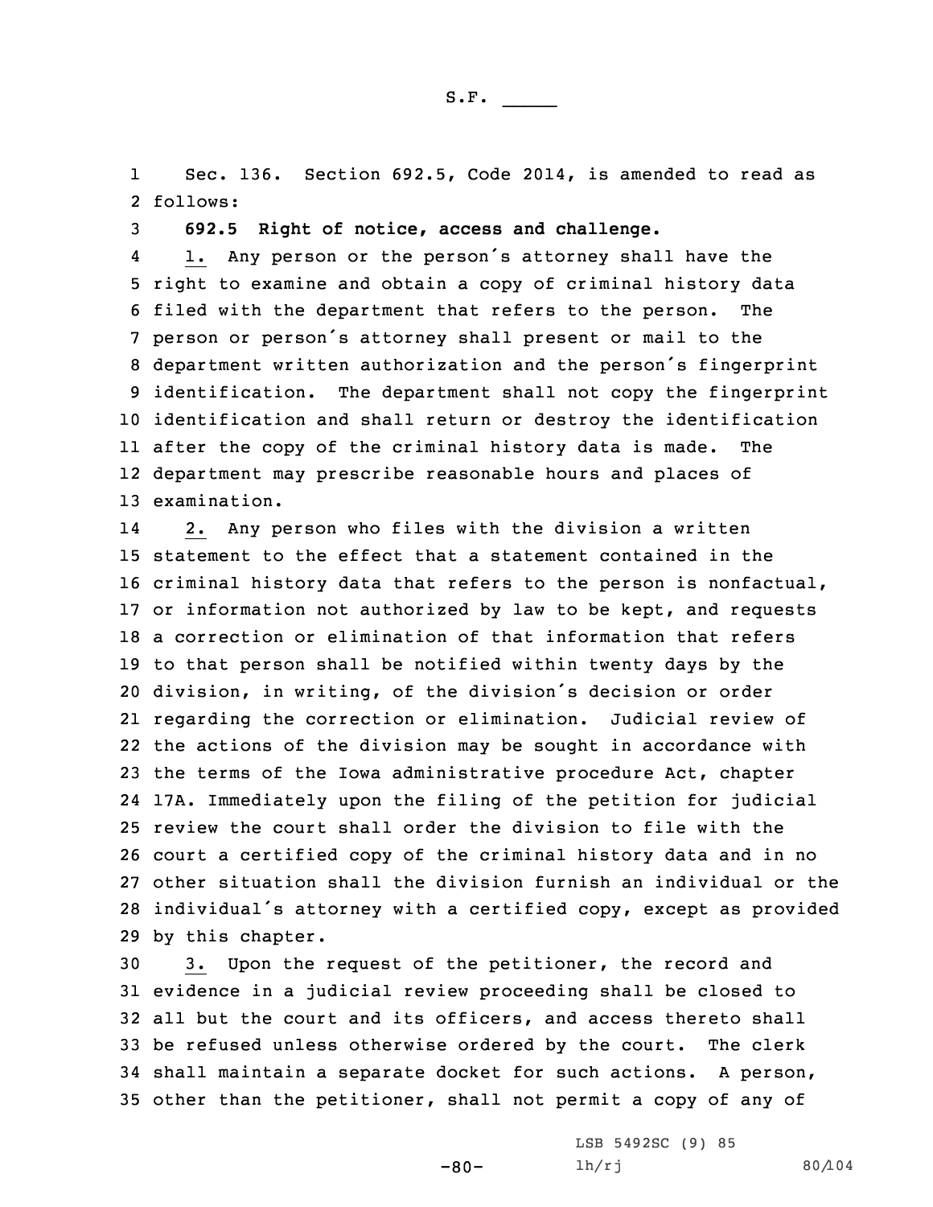Sec. 136. Section 692.5, Code 2014, is amended to read as follows:

**692.5 Right of notice, access and challenge.**

1. Any person or the person's attorney shall have the right to examine and obtain a copy of criminal history data filed with the department that refers to the person. The person or person's attorney shall present or mail to the department written authorization and the person's fingerprint identification. The department shall not copy the fingerprint identification and shall return or destroy the identification after the copy of the criminal history data is made. The department may prescribe reasonable hours and places of examination.

2. Any person who files with the division a written statement to the effect that a statement contained in the criminal history data that refers to the person is nonfactual, or information not authorized by law to be kept, and requests a correction or elimination of that information that refers to that person shall be notified within twenty days by the division, in writing, of the division's decision or order regarding the correction or elimination. Judicial review of the actions of the division may be sought in accordance with the terms of the Iowa administrative procedure Act, chapter 17A. Immediately upon the filing of the petition for judicial review the court shall order the division to file with the court a certified copy of the criminal history data and in no other situation shall the division furnish an individual or the individual's attorney with a certified copy, except as provided by this chapter.

3. Upon the request of the petitioner, the record and evidence in a judicial review proceeding shall be closed to all but the court and its officers, and access thereto shall be refused unless otherwise ordered by the court. The clerk shall maintain a separate docket for such actions. A person, other than the petitioner, shall not permit a copy of any of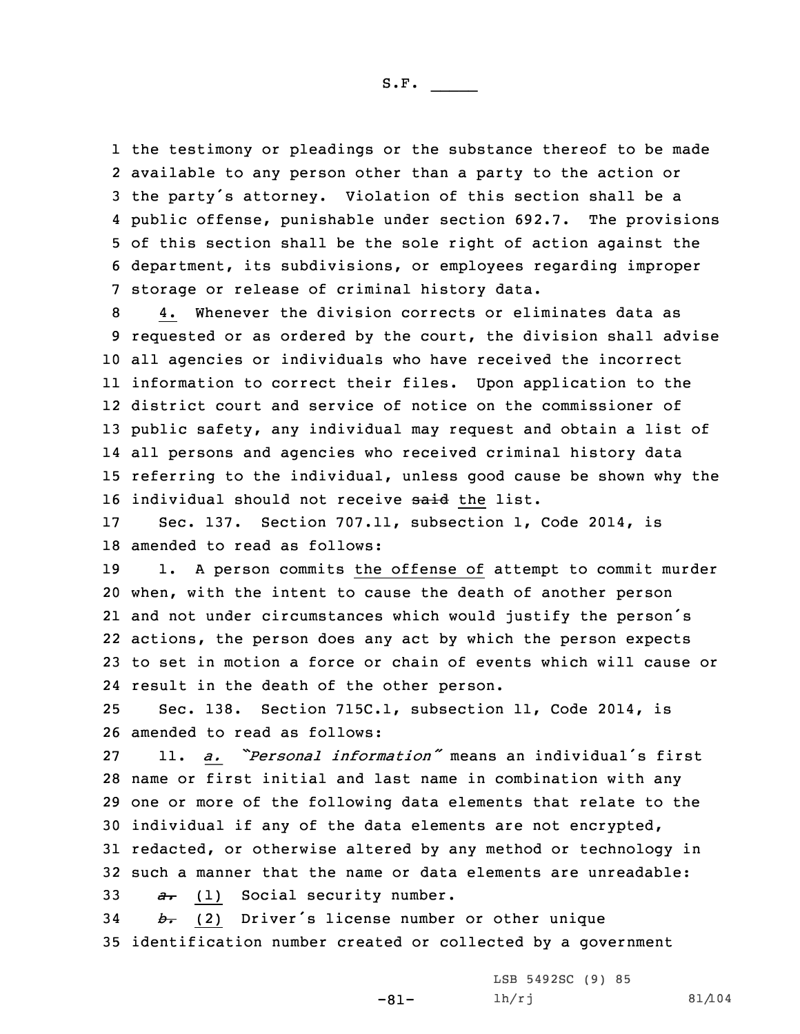the testimony or pleadings or the substance thereof to be made available to any person other than a party to the action or the party's attorney. Violation of this section shall be a public offense, punishable under section 692.7. The provisions of this section shall be the sole right of action against the department, its subdivisions, or employees regarding improper storage or release of criminal history data.

4. Whenever the division corrects or eliminates data as requested or as ordered by the court, the division shall advise all agencies or individuals who have received the incorrect information to correct their files. Upon application to the district court and service of notice on the commissioner of public safety, any individual may request and obtain a list of all persons and agencies who received criminal history data referring to the individual, unless good cause be shown why the individual should not receive ~~said~~ the list.

Sec. 137. Section 707.11, subsection 1, Code 2014, is amended to read as follows:

1. A person commits the offense of attempt to commit murder when, with the intent to cause the death of another person and not under circumstances which would justify the person's actions, the person does any act by which the person expects to set in motion a force or chain of events which will cause or result in the death of the other person.

Sec. 138. Section 715C.1, subsection 11, Code 2014, is amended to read as follows:

11. *a.* *"Personal information"* means an individual's first name or first initial and last name in combination with any one or more of the following data elements that relate to the individual if any of the data elements are not encrypted, redacted, or otherwise altered by any method or technology in such a manner that the name or data elements are unreadable:

~~*a.*~~ (1) Social security number.

~~*b.*~~ (2) Driver's license number or other unique identification number created or collected by a government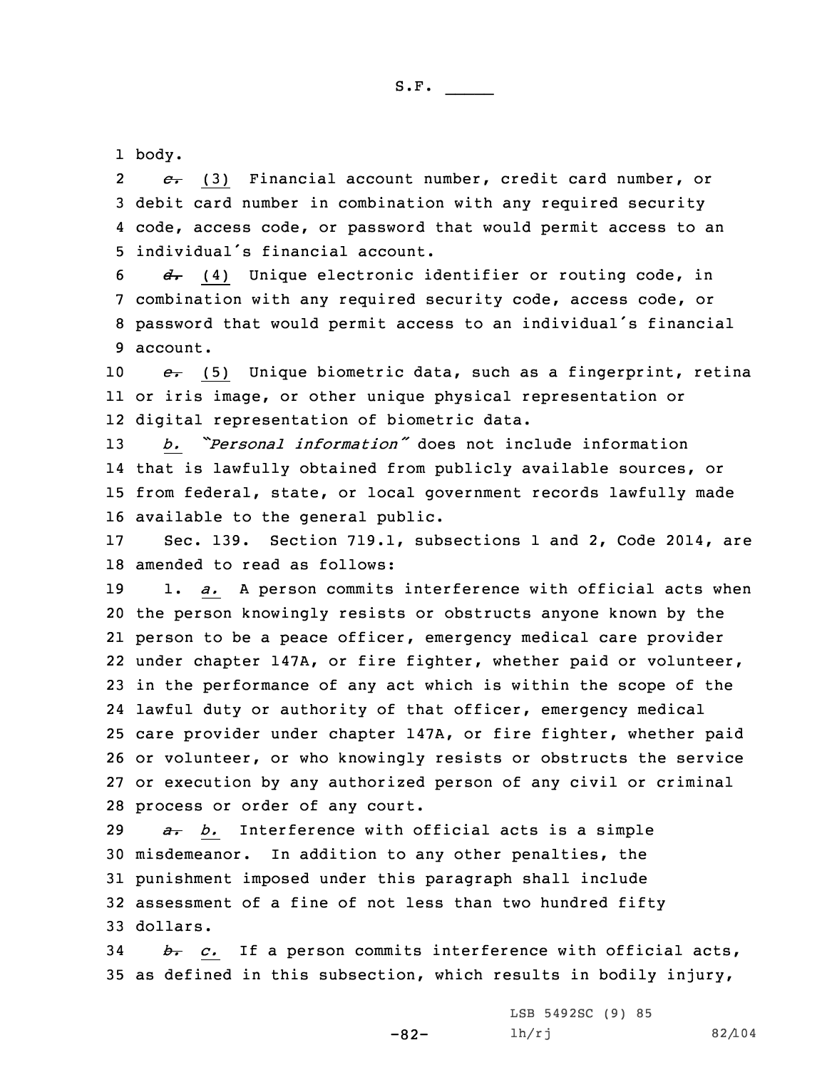body.

~~c.~~ (3) Financial account number, credit card number, or debit card number in combination with any required security code, access code, or password that would permit access to an individual's financial account.

~~d.~~ (4) Unique electronic identifier or routing code, in combination with any required security code, access code, or password that would permit access to an individual's financial account.

~~e.~~ (5) Unique biometric data, such as a fingerprint, retina or iris image, or other unique physical representation or digital representation of biometric data.

*b. "Personal information"* does not include information that is lawfully obtained from publicly available sources, or from federal, state, or local government records lawfully made available to the general public.

Sec. 139. Section 719.1, subsections 1 and 2, Code 2014, are amended to read as follows:

1. *a.* A person commits interference with official acts when the person knowingly resists or obstructs anyone known by the person to be a peace officer, emergency medical care provider under chapter 147A, or fire fighter, whether paid or volunteer, in the performance of any act which is within the scope of the lawful duty or authority of that officer, emergency medical care provider under chapter 147A, or fire fighter, whether paid or volunteer, or who knowingly resists or obstructs the service or execution by any authorized person of any civil or criminal process or order of any court.

~~a.~~ *b.* Interference with official acts is a simple misdemeanor. In addition to any other penalties, the punishment imposed under this paragraph shall include assessment of a fine of not less than two hundred fifty dollars.

~~b.~~ *c.* If a person commits interference with official acts, as defined in this subsection, which results in bodily injury,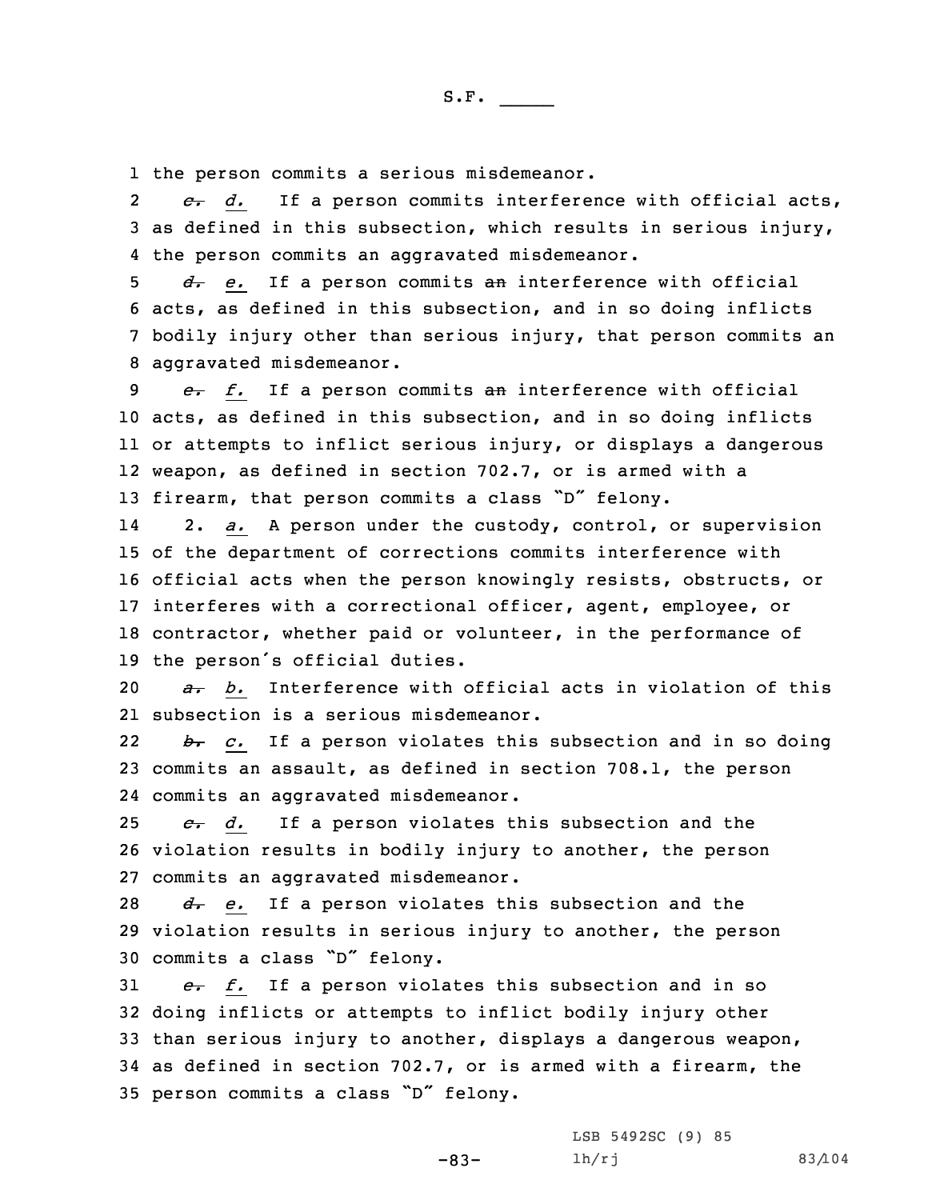the person commits a serious misdemeanor.

~~c.~~ *d.* If a person commits interference with official acts, as defined in this subsection, which results in serious injury, the person commits an aggravated misdemeanor.

~~d.~~ *e.* If a person commits ~~an~~ interference with official acts, as defined in this subsection, and in so doing inflicts bodily injury other than serious injury, that person commits an aggravated misdemeanor.

~~e.~~ *f.* If a person commits ~~an~~ interference with official acts, as defined in this subsection, and in so doing inflicts or attempts to inflict serious injury, or displays a dangerous weapon, as defined in section 702.7, or is armed with a firearm, that person commits a class "D" felony.

2. *a.* A person under the custody, control, or supervision of the department of corrections commits interference with official acts when the person knowingly resists, obstructs, or interferes with a correctional officer, agent, employee, or contractor, whether paid or volunteer, in the performance of the person's official duties.

~~a.~~ *b.* Interference with official acts in violation of this subsection is a serious misdemeanor.

~~b.~~ *c.* If a person violates this subsection and in so doing commits an assault, as defined in section 708.1, the person commits an aggravated misdemeanor.

~~c.~~ *d.* If a person violates this subsection and the violation results in bodily injury to another, the person commits an aggravated misdemeanor.

~~d.~~ *e.* If a person violates this subsection and the violation results in serious injury to another, the person commits a class "D" felony.

~~e.~~ *f.* If a person violates this subsection and in so doing inflicts or attempts to inflict bodily injury other than serious injury to another, displays a dangerous weapon, as defined in section 702.7, or is armed with a firearm, the person commits a class "D" felony.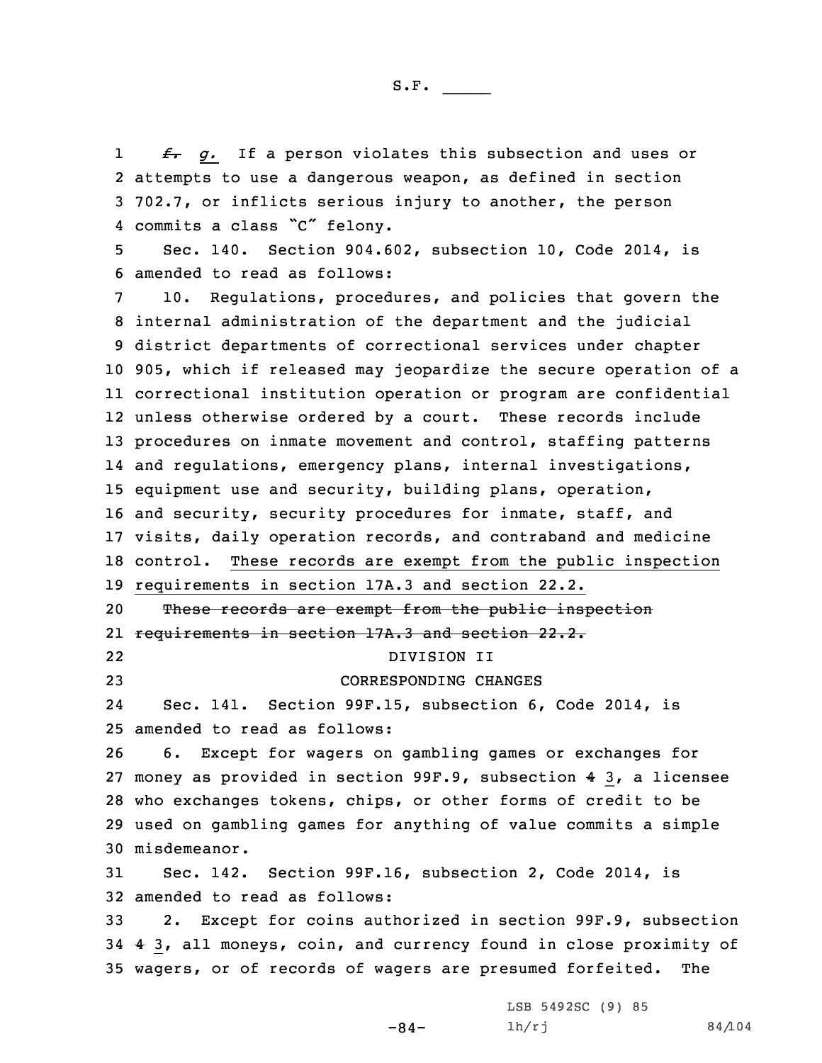~~f.~~ *g.* If a person violates this subsection and uses or attempts to use a dangerous weapon, as defined in section 702.7, or inflicts serious injury to another, the person commits a class "C" felony.

Sec. 140. Section 904.602, subsection 10, Code 2014, is amended to read as follows:

10. Regulations, procedures, and policies that govern the internal administration of the department and the judicial district departments of correctional services under chapter 905, which if released may jeopardize the secure operation of a correctional institution operation or program are confidential unless otherwise ordered by a court. These records include procedures on inmate movement and control, staffing patterns and regulations, emergency plans, internal investigations, equipment use and security, building plans, operation, and security, security procedures for inmate, staff, and visits, daily operation records, and contraband and medicine control. These records are exempt from the public inspection requirements in section 17A.3 and section 22.2.

~~These records are exempt from the public inspection requirements in section 17A.3 and section 22.2.~~

DIVISION II

CORRESPONDING CHANGES

Sec. 141. Section 99F.15, subsection 6, Code 2014, is amended to read as follows:

6. Except for wagers on gambling games or exchanges for money as provided in section 99F.9, subsection ~~4~~ 3, a licensee who exchanges tokens, chips, or other forms of credit to be used on gambling games for anything of value commits a simple misdemeanor.

Sec. 142. Section 99F.16, subsection 2, Code 2014, is amended to read as follows:

2. Except for coins authorized in section 99F.9, subsection ~~4~~ 3, all moneys, coin, and currency found in close proximity of wagers, or of records of wagers are presumed forfeited. The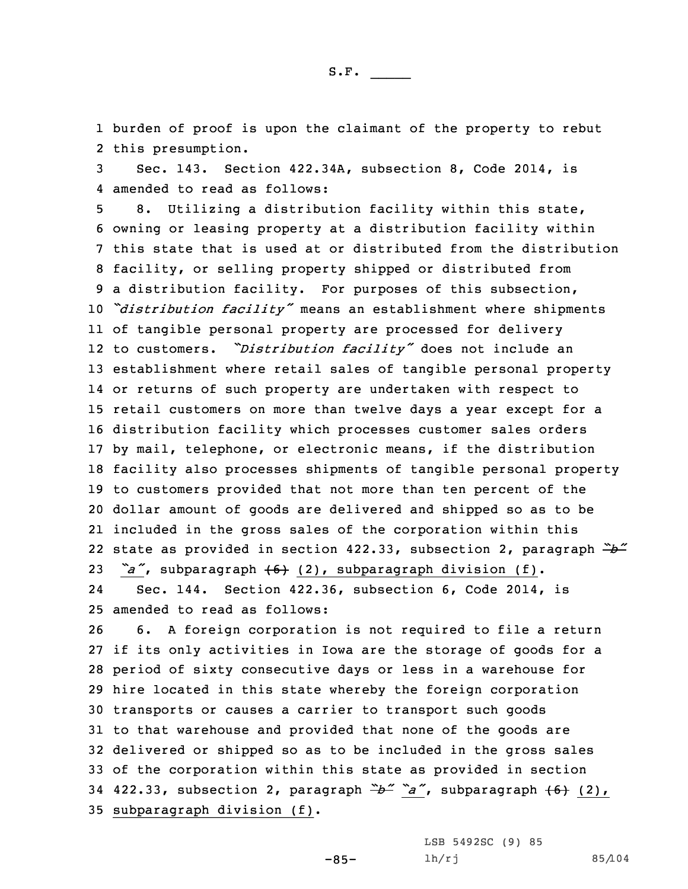burden of proof is upon the claimant of the property to rebut this presumption.

Sec. 143. Section 422.34A, subsection 8, Code 2014, is amended to read as follows:

8. Utilizing a distribution facility within this state, owning or leasing property at a distribution facility within this state that is used at or distributed from the distribution facility, or selling property shipped or distributed from a distribution facility. For purposes of this subsection, *"distribution facility"* means an establishment where shipments of tangible personal property are processed for delivery to customers. *"Distribution facility"* does not include an establishment where retail sales of tangible personal property or returns of such property are undertaken with respect to retail customers on more than twelve days a year except for a distribution facility which processes customer sales orders by mail, telephone, or electronic means, if the distribution facility also processes shipments of tangible personal property to customers provided that not more than ten percent of the dollar amount of goods are delivered and shipped so as to be included in the gross sales of the corporation within this state as provided in section 422.33, subsection 2, paragraph ~~"b"~~ "a", subparagraph ~~(6)~~ (2), subparagraph division (f).

Sec. 144. Section 422.36, subsection 6, Code 2014, is amended to read as follows:

6. A foreign corporation is not required to file a return if its only activities in Iowa are the storage of goods for a period of sixty consecutive days or less in a warehouse for hire located in this state whereby the foreign corporation transports or causes a carrier to transport such goods to that warehouse and provided that none of the goods are delivered or shipped so as to be included in the gross sales of the corporation within this state as provided in section 422.33, subsection 2, paragraph ~~"b"~~ "a", subparagraph ~~(6)~~ (2), subparagraph division (f).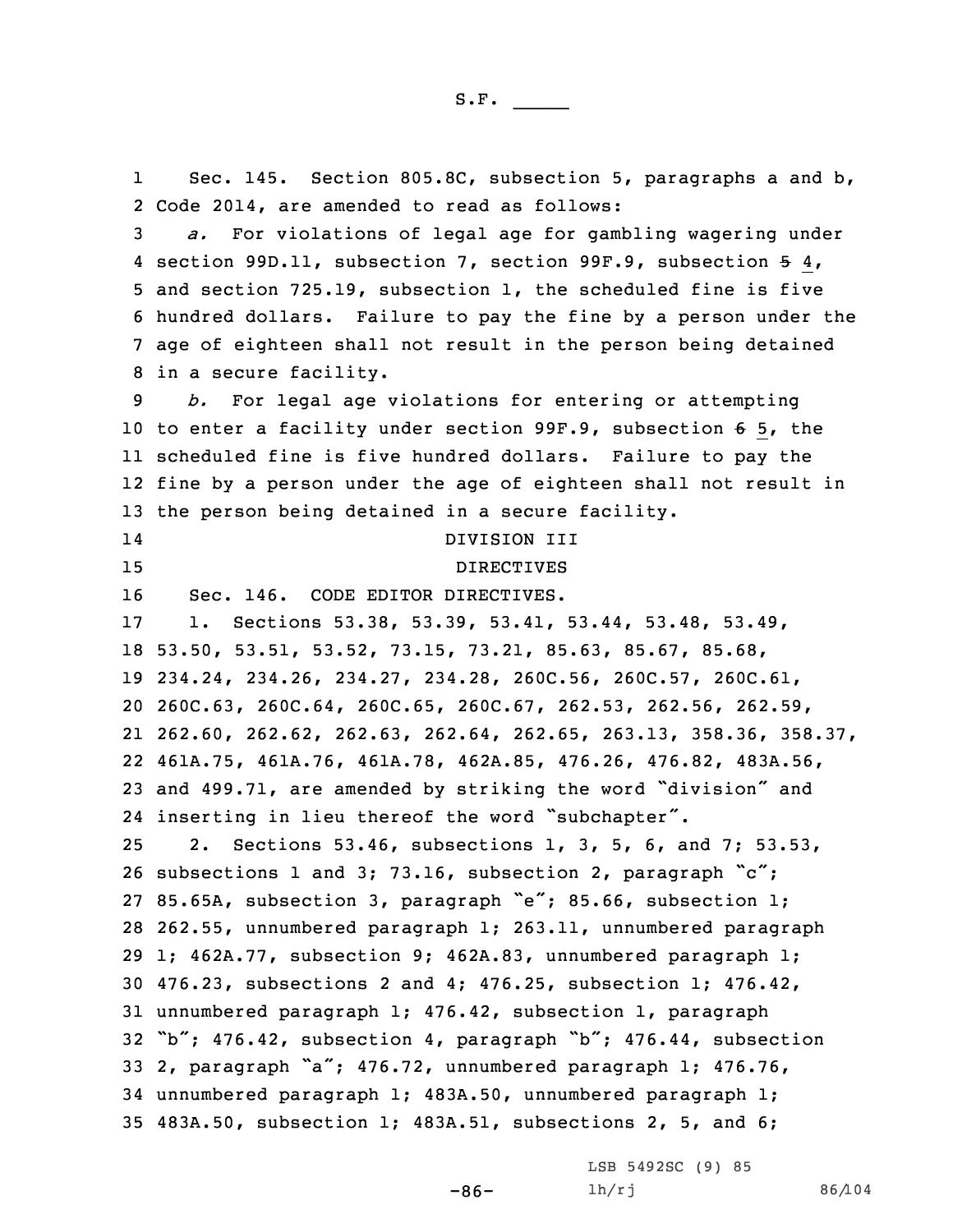Sec. 145. Section 805.8C, subsection 5, paragraphs a and b, Code 2014, are amended to read as follows:

*a.* For violations of legal age for gambling wagering under section 99D.11, subsection 7, section 99F.9, subsection ~~5~~ 4, and section 725.19, subsection 1, the scheduled fine is five hundred dollars. Failure to pay the fine by a person under the age of eighteen shall not result in the person being detained in a secure facility.

*b.* For legal age violations for entering or attempting to enter a facility under section 99F.9, subsection ~~6~~ 5, the scheduled fine is five hundred dollars. Failure to pay the fine by a person under the age of eighteen shall not result in the person being detained in a secure facility.

DIVISION III

DIRECTIVES

Sec. 146. CODE EDITOR DIRECTIVES.

1. Sections 53.38, 53.39, 53.41, 53.44, 53.48, 53.49, 53.50, 53.51, 53.52, 73.15, 73.21, 85.63, 85.67, 85.68, 234.24, 234.26, 234.27, 234.28, 260C.56, 260C.57, 260C.61, 260C.63, 260C.64, 260C.65, 260C.67, 262.53, 262.56, 262.59, 262.60, 262.62, 262.63, 262.64, 262.65, 263.13, 358.36, 358.37, 461A.75, 461A.76, 461A.78, 462A.85, 476.26, 476.82, 483A.56, and 499.71, are amended by striking the word "division" and inserting in lieu thereof the word "subchapter".

2. Sections 53.46, subsections 1, 3, 5, 6, and 7; 53.53, subsections 1 and 3; 73.16, subsection 2, paragraph "c"; 85.65A, subsection 3, paragraph "e"; 85.66, subsection 1; 262.55, unnumbered paragraph 1; 263.11, unnumbered paragraph 1; 462A.77, subsection 9; 462A.83, unnumbered paragraph 1; 476.23, subsections 2 and 4; 476.25, subsection 1; 476.42, unnumbered paragraph 1; 476.42, subsection 1, paragraph "b"; 476.42, subsection 4, paragraph "b"; 476.44, subsection 2, paragraph "a"; 476.72, unnumbered paragraph 1; 476.76, unnumbered paragraph 1; 483A.50, unnumbered paragraph 1; 483A.50, subsection 1; 483A.51, subsections 2, 5, and 6;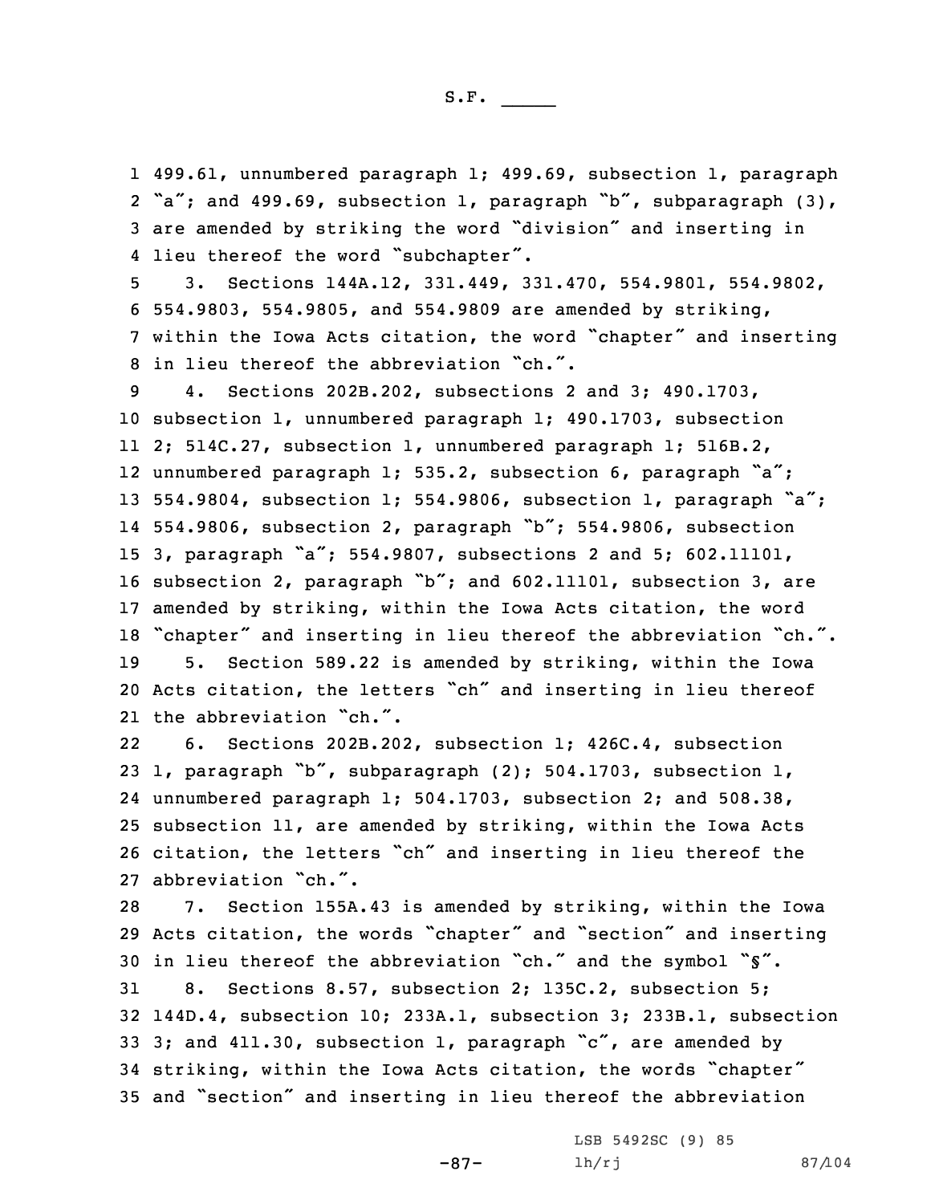499.61, unnumbered paragraph 1; 499.69, subsection 1, paragraph "a"; and 499.69, subsection 1, paragraph "b", subparagraph (3), are amended by striking the word "division" and inserting in lieu thereof the word "subchapter".

3. Sections 144A.12, 331.449, 331.470, 554.9801, 554.9802, 554.9803, 554.9805, and 554.9809 are amended by striking, within the Iowa Acts citation, the word "chapter" and inserting in lieu thereof the abbreviation "ch.".

4. Sections 202B.202, subsections 2 and 3; 490.1703, subsection 1, unnumbered paragraph 1; 490.1703, subsection 2; 514C.27, subsection 1, unnumbered paragraph 1; 516B.2, unnumbered paragraph 1; 535.2, subsection 6, paragraph "a"; 554.9804, subsection 1; 554.9806, subsection 1, paragraph "a"; 554.9806, subsection 2, paragraph "b"; 554.9806, subsection 3, paragraph "a"; 554.9807, subsections 2 and 5; 602.11101, subsection 2, paragraph "b"; and 602.11101, subsection 3, are amended by striking, within the Iowa Acts citation, the word "chapter" and inserting in lieu thereof the abbreviation "ch.".

5. Section 589.22 is amended by striking, within the Iowa Acts citation, the letters "ch" and inserting in lieu thereof the abbreviation "ch.".

6. Sections 202B.202, subsection 1; 426C.4, subsection 1, paragraph "b", subparagraph (2); 504.1703, subsection 1, unnumbered paragraph 1; 504.1703, subsection 2; and 508.38, subsection 11, are amended by striking, within the Iowa Acts citation, the letters "ch" and inserting in lieu thereof the abbreviation "ch.".

7. Section 155A.43 is amended by striking, within the Iowa Acts citation, the words "chapter" and "section" and inserting in lieu thereof the abbreviation "ch." and the symbol "§".

8. Sections 8.57, subsection 2; 135C.2, subsection 5; 144D.4, subsection 10; 233A.1, subsection 3; 233B.1, subsection 3; and 411.30, subsection 1, paragraph "c", are amended by striking, within the Iowa Acts citation, the words "chapter" and "section" and inserting in lieu thereof the abbreviation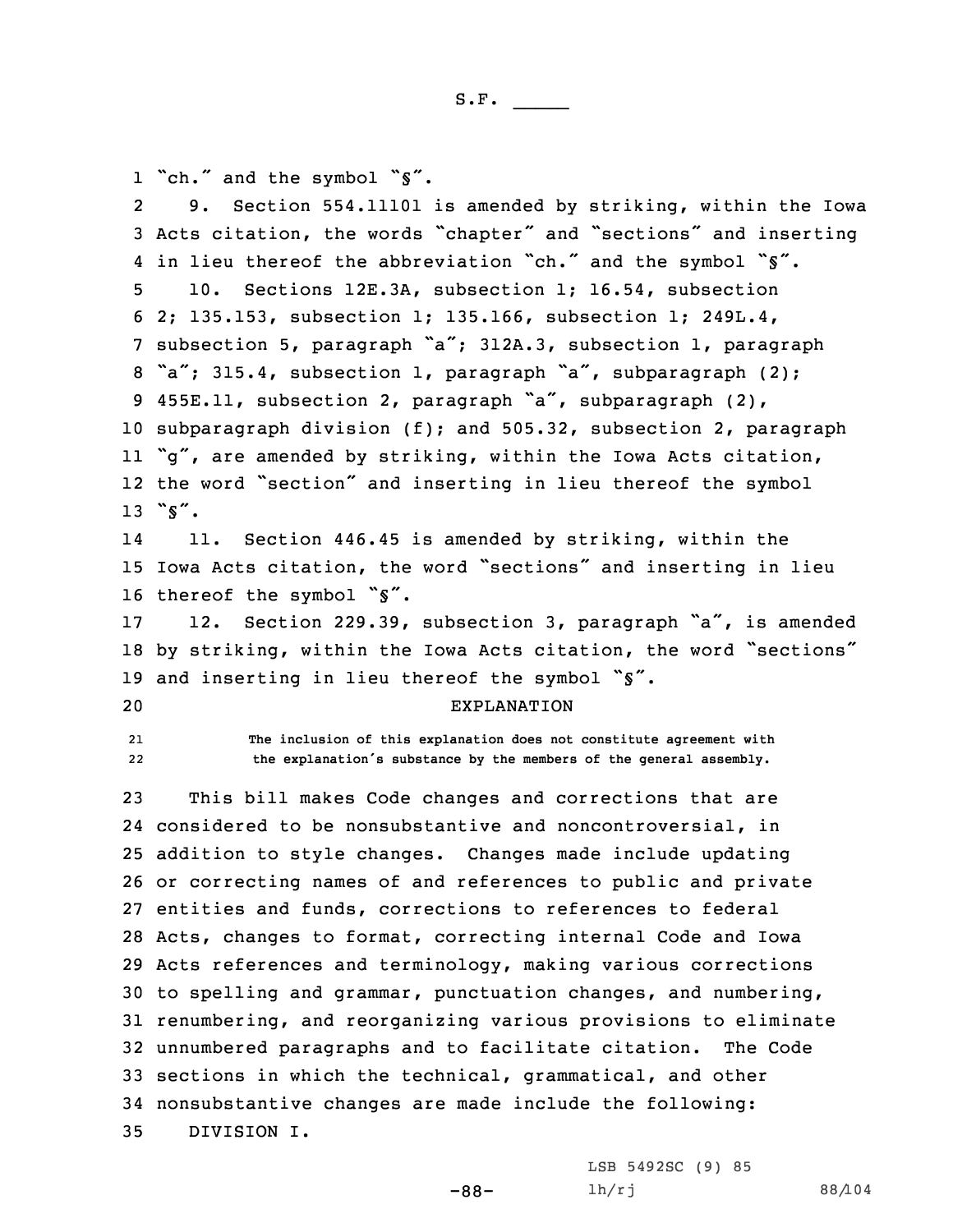"ch." and the symbol "§".

9. Section 554.11101 is amended by striking, within the Iowa Acts citation, the words "chapter" and "sections" and inserting in lieu thereof the abbreviation "ch." and the symbol "§".

10. Sections 12E.3A, subsection 1; 16.54, subsection 2; 135.153, subsection 1; 135.166, subsection 1; 249L.4, subsection 5, paragraph "a"; 312A.3, subsection 1, paragraph "a"; 315.4, subsection 1, paragraph "a", subparagraph (2); 455E.11, subsection 2, paragraph "a", subparagraph (2), subparagraph division (f); and 505.32, subsection 2, paragraph "g", are amended by striking, within the Iowa Acts citation, the word "section" and inserting in lieu thereof the symbol "§".

11. Section 446.45 is amended by striking, within the Iowa Acts citation, the word "sections" and inserting in lieu thereof the symbol "§".

12. Section 229.39, subsection 3, paragraph "a", is amended by striking, within the Iowa Acts citation, the word "sections" and inserting in lieu thereof the symbol "§".

EXPLANATION

The inclusion of this explanation does not constitute agreement with the explanation's substance by the members of the general assembly.

This bill makes Code changes and corrections that are considered to be nonsubstantive and noncontroversial, in addition to style changes. Changes made include updating or correcting names of and references to public and private entities and funds, corrections to references to federal Acts, changes to format, correcting internal Code and Iowa Acts references and terminology, making various corrections to spelling and grammar, punctuation changes, and numbering, renumbering, and reorganizing various provisions to eliminate unnumbered paragraphs and to facilitate citation. The Code sections in which the technical, grammatical, and other nonsubstantive changes are made include the following:

DIVISION I.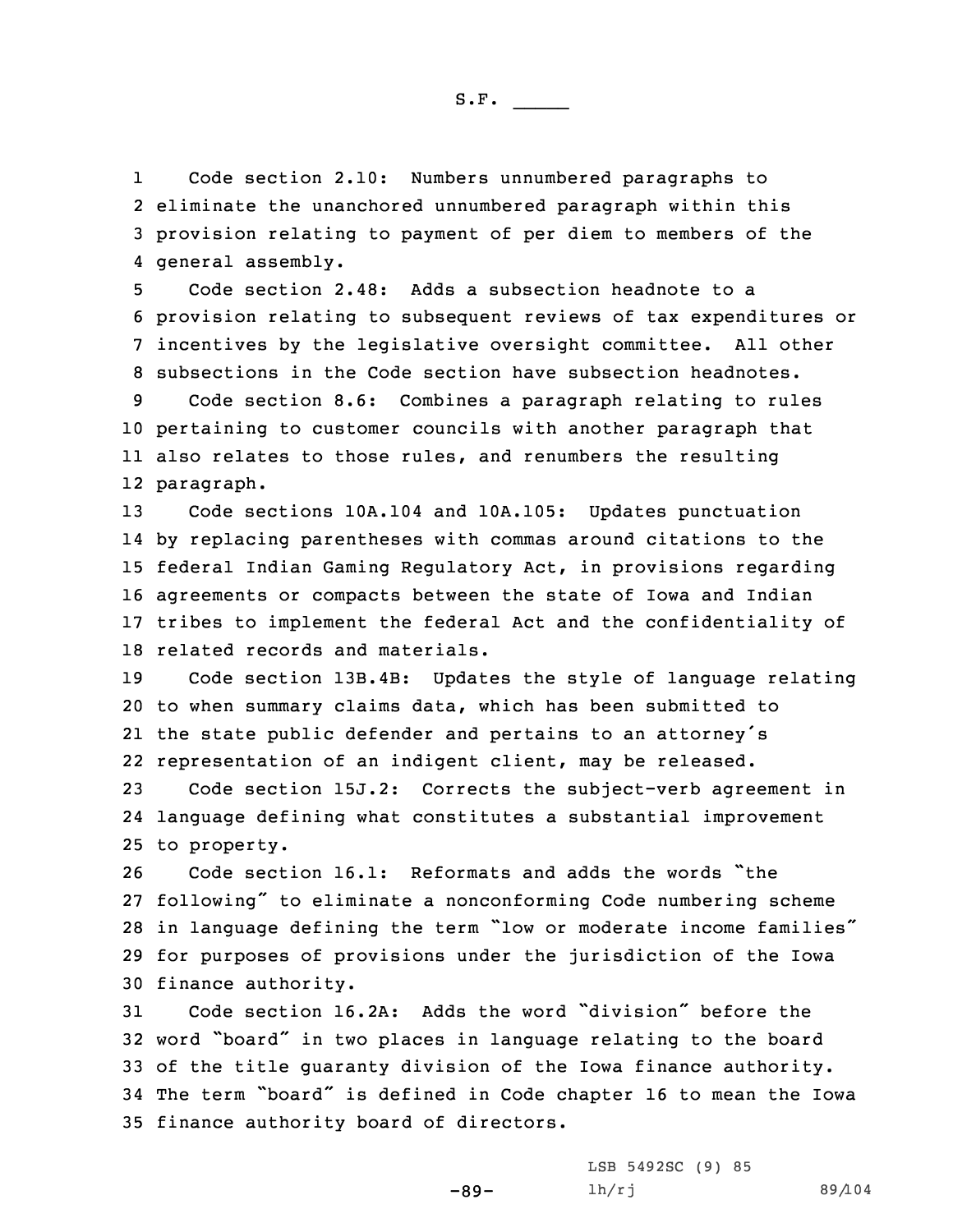S.F. _____

Code section 2.10: Numbers unnumbered paragraphs to eliminate the unanchored unnumbered paragraph within this provision relating to payment of per diem to members of the general assembly.

Code section 2.48: Adds a subsection headnote to a provision relating to subsequent reviews of tax expenditures or incentives by the legislative oversight committee. All other subsections in the Code section have subsection headnotes.

Code section 8.6: Combines a paragraph relating to rules pertaining to customer councils with another paragraph that also relates to those rules, and renumbers the resulting paragraph.

Code sections 10A.104 and 10A.105: Updates punctuation by replacing parentheses with commas around citations to the federal Indian Gaming Regulatory Act, in provisions regarding agreements or compacts between the state of Iowa and Indian tribes to implement the federal Act and the confidentiality of related records and materials.

Code section 13B.4B: Updates the style of language relating to when summary claims data, which has been submitted to the state public defender and pertains to an attorney's representation of an indigent client, may be released.

Code section 15J.2: Corrects the subject-verb agreement in language defining what constitutes a substantial improvement to property.

Code section 16.1: Reformats and adds the words "the following" to eliminate a nonconforming Code numbering scheme in language defining the term "low or moderate income families" for purposes of provisions under the jurisdiction of the Iowa finance authority.

Code section 16.2A: Adds the word "division" before the word "board" in two places in language relating to the board of the title guaranty division of the Iowa finance authority. The term "board" is defined in Code chapter 16 to mean the Iowa finance authority board of directors.

LSB 5492SC (9) 85
lh/rj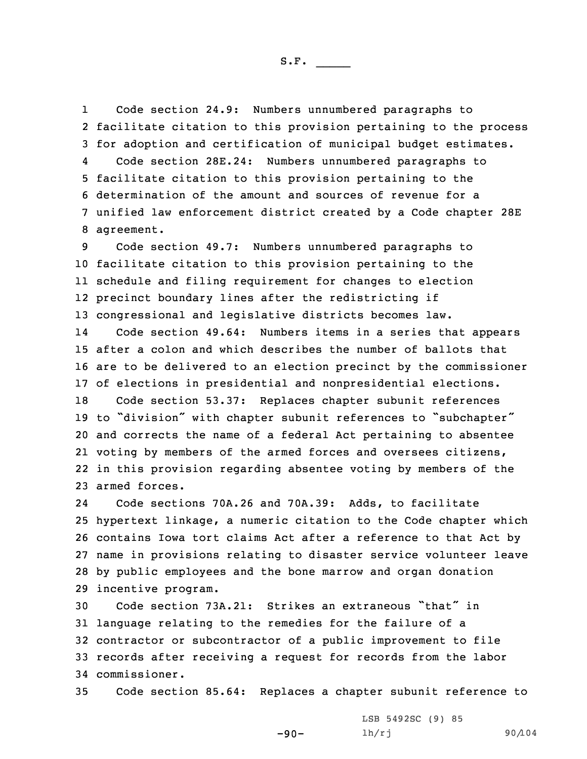Code section 24.9: Numbers unnumbered paragraphs to facilitate citation to this provision pertaining to the process for adoption and certification of municipal budget estimates.

Code section 28E.24: Numbers unnumbered paragraphs to facilitate citation to this provision pertaining to the determination of the amount and sources of revenue for a unified law enforcement district created by a Code chapter 28E agreement.

Code section 49.7: Numbers unnumbered paragraphs to facilitate citation to this provision pertaining to the schedule and filing requirement for changes to election precinct boundary lines after the redistricting if congressional and legislative districts becomes law.

Code section 49.64: Numbers items in a series that appears after a colon and which describes the number of ballots that are to be delivered to an election precinct by the commissioner of elections in presidential and nonpresidential elections.

Code section 53.37: Replaces chapter subunit references to "division" with chapter subunit references to "subchapter" and corrects the name of a federal Act pertaining to absentee voting by members of the armed forces and oversees citizens, in this provision regarding absentee voting by members of the armed forces.

Code sections 70A.26 and 70A.39: Adds, to facilitate hypertext linkage, a numeric citation to the Code chapter which contains Iowa tort claims Act after a reference to that Act by name in provisions relating to disaster service volunteer leave by public employees and the bone marrow and organ donation incentive program.

Code section 73A.21: Strikes an extraneous "that" in language relating to the remedies for the failure of a contractor or subcontractor of a public improvement to file records after receiving a request for records from the labor commissioner.

Code section 85.64: Replaces a chapter subunit reference to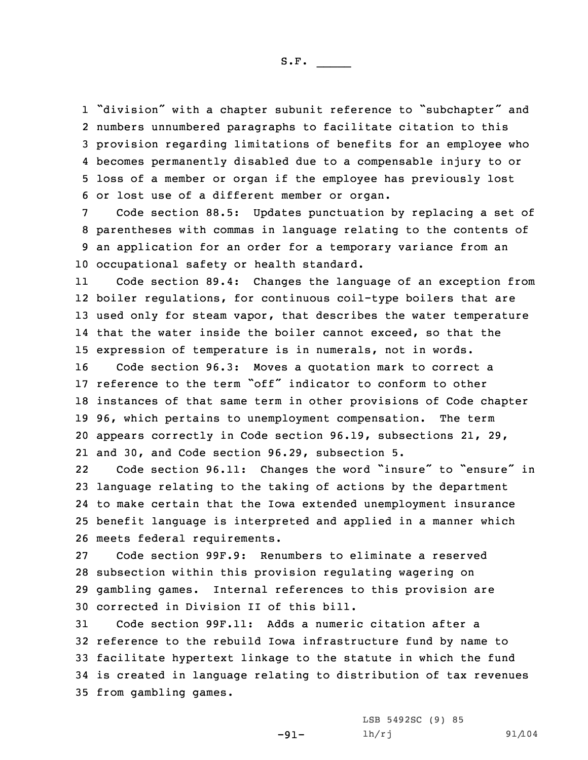"division" with a chapter subunit reference to "subchapter" and numbers unnumbered paragraphs to facilitate citation to this provision regarding limitations of benefits for an employee who becomes permanently disabled due to a compensable injury to or loss of a member or organ if the employee has previously lost or lost use of a different member or organ.

Code section 88.5: Updates punctuation by replacing a set of parentheses with commas in language relating to the contents of an application for an order for a temporary variance from an occupational safety or health standard.

Code section 89.4: Changes the language of an exception from boiler regulations, for continuous coil-type boilers that are used only for steam vapor, that describes the water temperature that the water inside the boiler cannot exceed, so that the expression of temperature is in numerals, not in words.

Code section 96.3: Moves a quotation mark to correct a reference to the term "off" indicator to conform to other instances of that same term in other provisions of Code chapter 96, which pertains to unemployment compensation. The term appears correctly in Code section 96.19, subsections 21, 29, and 30, and Code section 96.29, subsection 5.

Code section 96.11: Changes the word "insure" to "ensure" in language relating to the taking of actions by the department to make certain that the Iowa extended unemployment insurance benefit language is interpreted and applied in a manner which meets federal requirements.

Code section 99F.9: Renumbers to eliminate a reserved subsection within this provision regulating wagering on gambling games. Internal references to this provision are corrected in Division II of this bill.

Code section 99F.11: Adds a numeric citation after a reference to the rebuild Iowa infrastructure fund by name to facilitate hypertext linkage to the statute in which the fund is created in language relating to distribution of tax revenues from gambling games.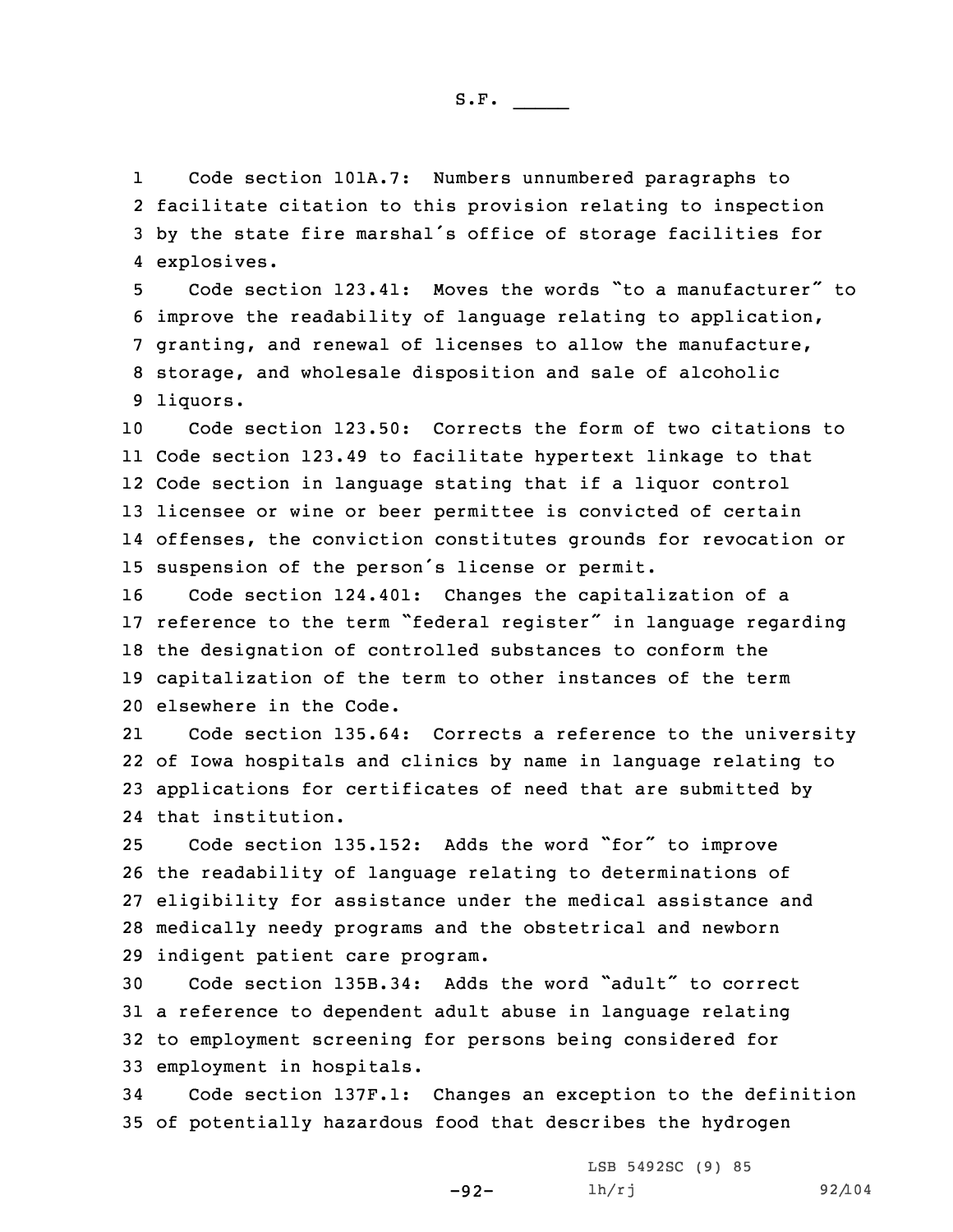Code section 101A.7: Numbers unnumbered paragraphs to facilitate citation to this provision relating to inspection by the state fire marshal's office of storage facilities for explosives.

Code section 123.41: Moves the words "to a manufacturer" to improve the readability of language relating to application, granting, and renewal of licenses to allow the manufacture, storage, and wholesale disposition and sale of alcoholic liquors.

Code section 123.50: Corrects the form of two citations to Code section 123.49 to facilitate hypertext linkage to that Code section in language stating that if a liquor control licensee or wine or beer permittee is convicted of certain offenses, the conviction constitutes grounds for revocation or suspension of the person's license or permit.

Code section 124.401: Changes the capitalization of a reference to the term "federal register" in language regarding the designation of controlled substances to conform the capitalization of the term to other instances of the term elsewhere in the Code.

Code section 135.64: Corrects a reference to the university of Iowa hospitals and clinics by name in language relating to applications for certificates of need that are submitted by that institution.

Code section 135.152: Adds the word "for" to improve the readability of language relating to determinations of eligibility for assistance under the medical assistance and medically needy programs and the obstetrical and newborn indigent patient care program.

Code section 135B.34: Adds the word "adult" to correct a reference to dependent adult abuse in language relating to employment screening for persons being considered for employment in hospitals.

Code section 137F.1: Changes an exception to the definition of potentially hazardous food that describes the hydrogen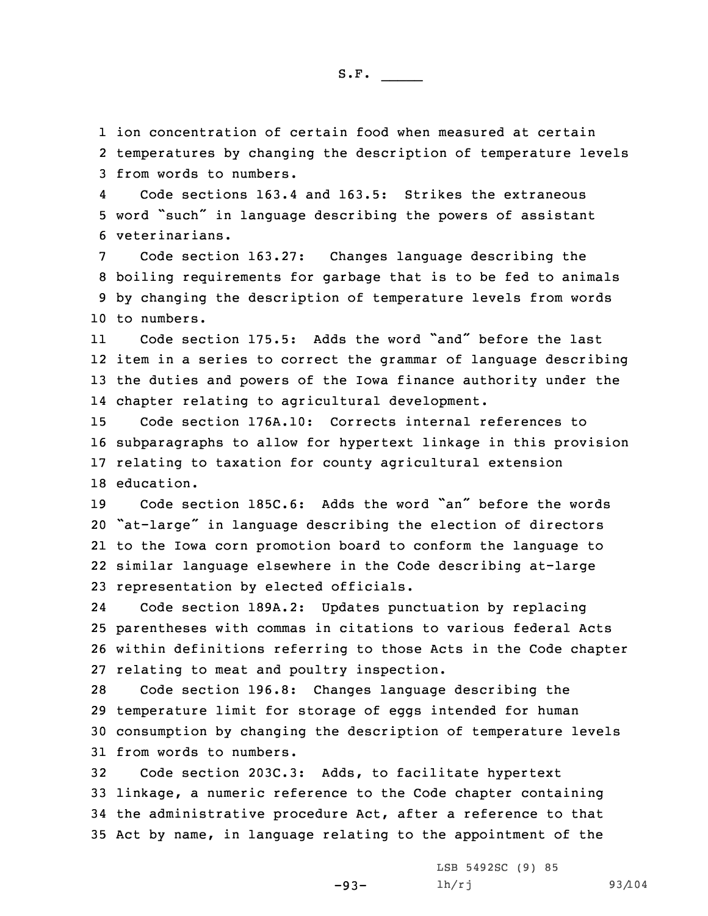ion concentration of certain food when measured at certain temperatures by changing the description of temperature levels from words to numbers.

Code sections 163.4 and 163.5: Strikes the extraneous word "such" in language describing the powers of assistant veterinarians.

Code section 163.27: Changes language describing the boiling requirements for garbage that is to be fed to animals by changing the description of temperature levels from words to numbers.

Code section 175.5: Adds the word "and" before the last item in a series to correct the grammar of language describing the duties and powers of the Iowa finance authority under the chapter relating to agricultural development.

Code section 176A.10: Corrects internal references to subparagraphs to allow for hypertext linkage in this provision relating to taxation for county agricultural extension education.

Code section 185C.6: Adds the word "an" before the words "at-large" in language describing the election of directors to the Iowa corn promotion board to conform the language to similar language elsewhere in the Code describing at-large representation by elected officials.

Code section 189A.2: Updates punctuation by replacing parentheses with commas in citations to various federal Acts within definitions referring to those Acts in the Code chapter relating to meat and poultry inspection.

Code section 196.8: Changes language describing the temperature limit for storage of eggs intended for human consumption by changing the description of temperature levels from words to numbers.

Code section 203C.3: Adds, to facilitate hypertext linkage, a numeric reference to the Code chapter containing the administrative procedure Act, after a reference to that Act by name, in language relating to the appointment of the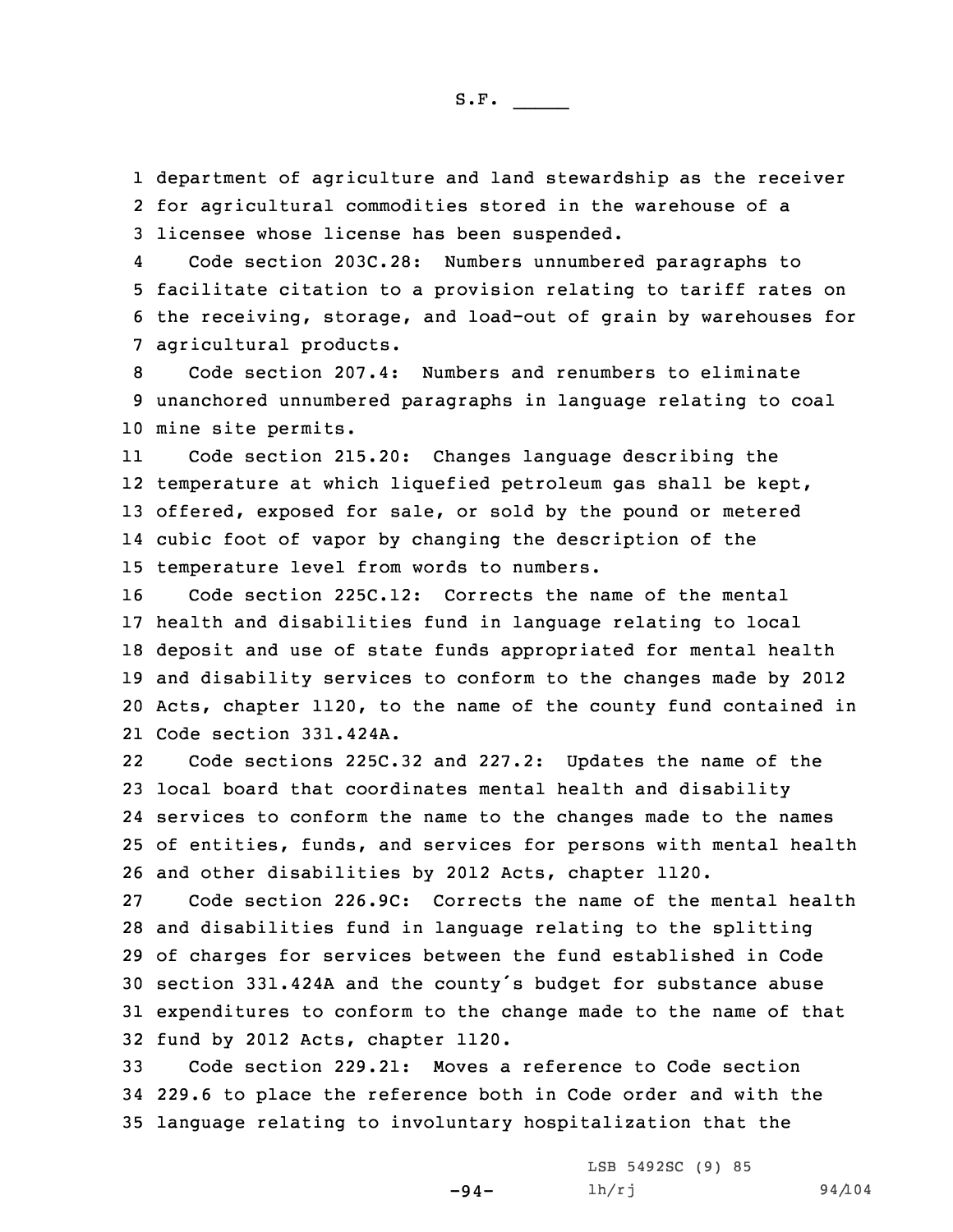department of agriculture and land stewardship as the receiver for agricultural commodities stored in the warehouse of a licensee whose license has been suspended.

Code section 203C.28: Numbers unnumbered paragraphs to facilitate citation to a provision relating to tariff rates on the receiving, storage, and load-out of grain by warehouses for agricultural products.

Code section 207.4: Numbers and renumbers to eliminate unanchored unnumbered paragraphs in language relating to coal mine site permits.

Code section 215.20: Changes language describing the temperature at which liquefied petroleum gas shall be kept, offered, exposed for sale, or sold by the pound or metered cubic foot of vapor by changing the description of the temperature level from words to numbers.

Code section 225C.12: Corrects the name of the mental health and disabilities fund in language relating to local deposit and use of state funds appropriated for mental health and disability services to conform to the changes made by 2012 Acts, chapter 1120, to the name of the county fund contained in Code section 331.424A.

Code sections 225C.32 and 227.2: Updates the name of the local board that coordinates mental health and disability services to conform the name to the changes made to the names of entities, funds, and services for persons with mental health and other disabilities by 2012 Acts, chapter 1120.

Code section 226.9C: Corrects the name of the mental health and disabilities fund in language relating to the splitting of charges for services between the fund established in Code section 331.424A and the county's budget for substance abuse expenditures to conform to the change made to the name of that fund by 2012 Acts, chapter 1120.

Code section 229.21: Moves a reference to Code section 229.6 to place the reference both in Code order and with the language relating to involuntary hospitalization that the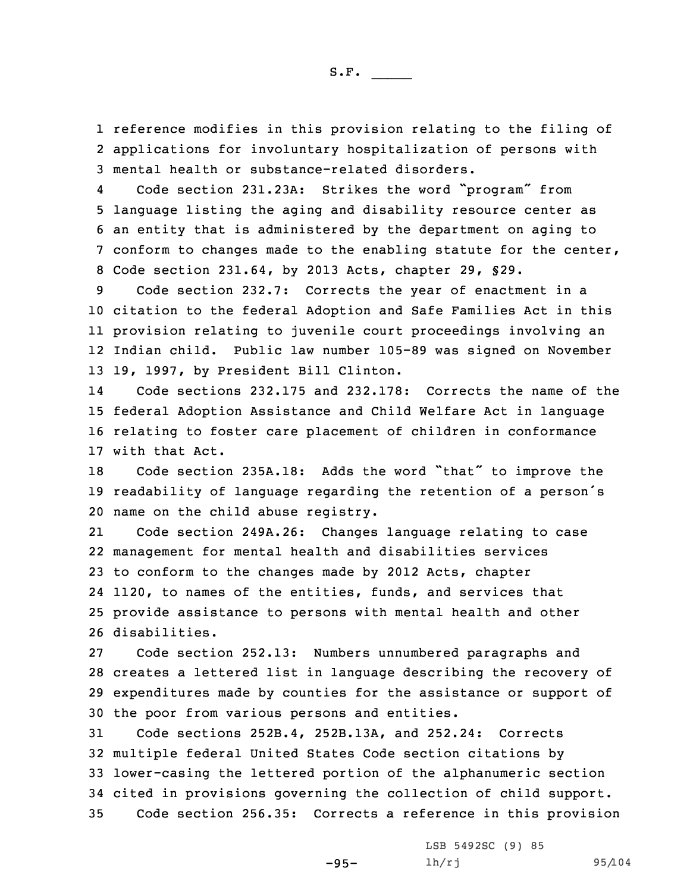reference modifies in this provision relating to the filing of applications for involuntary hospitalization of persons with mental health or substance-related disorders.

Code section 231.23A: Strikes the word "program" from language listing the aging and disability resource center as an entity that is administered by the department on aging to conform to changes made to the enabling statute for the center, Code section 231.64, by 2013 Acts, chapter 29, §29.

Code section 232.7: Corrects the year of enactment in a citation to the federal Adoption and Safe Families Act in this provision relating to juvenile court proceedings involving an Indian child. Public law number 105-89 was signed on November 19, 1997, by President Bill Clinton.

Code sections 232.175 and 232.178: Corrects the name of the federal Adoption Assistance and Child Welfare Act in language relating to foster care placement of children in conformance with that Act.

Code section 235A.18: Adds the word "that" to improve the readability of language regarding the retention of a person's name on the child abuse registry.

Code section 249A.26: Changes language relating to case management for mental health and disabilities services to conform to the changes made by 2012 Acts, chapter 1120, to names of the entities, funds, and services that provide assistance to persons with mental health and other disabilities.

Code section 252.13: Numbers unnumbered paragraphs and creates a lettered list in language describing the recovery of expenditures made by counties for the assistance or support of the poor from various persons and entities.

Code sections 252B.4, 252B.13A, and 252.24: Corrects multiple federal United States Code section citations by lower-casing the lettered portion of the alphanumeric section cited in provisions governing the collection of child support.

Code section 256.35: Corrects a reference in this provision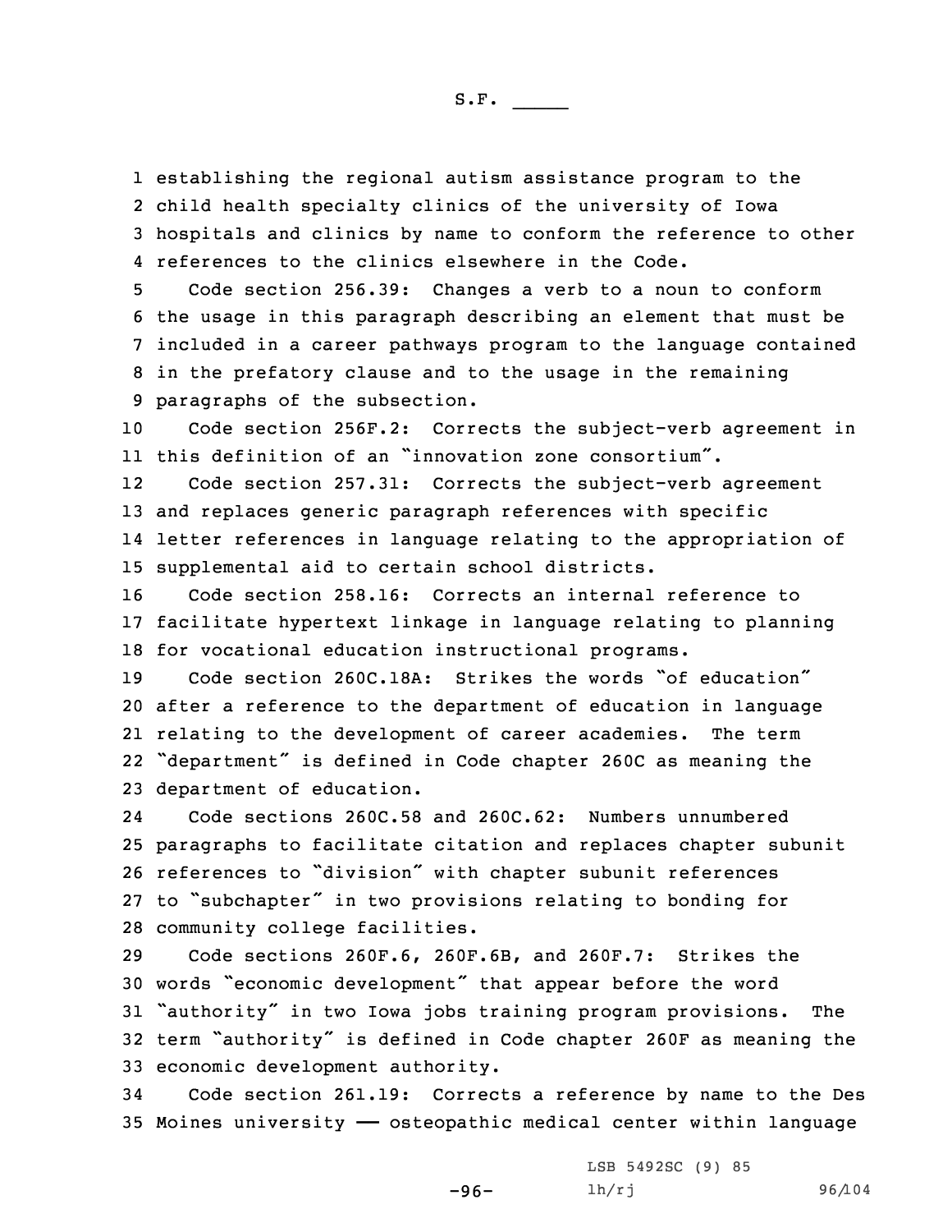establishing the regional autism assistance program to the child health specialty clinics of the university of Iowa hospitals and clinics by name to conform the reference to other references to the clinics elsewhere in the Code.

Code section 256.39: Changes a verb to a noun to conform the usage in this paragraph describing an element that must be included in a career pathways program to the language contained in the prefatory clause and to the usage in the remaining paragraphs of the subsection.

Code section 256F.2: Corrects the subject-verb agreement in this definition of an "innovation zone consortium".

Code section 257.31: Corrects the subject-verb agreement and replaces generic paragraph references with specific letter references in language relating to the appropriation of supplemental aid to certain school districts.

Code section 258.16: Corrects an internal reference to facilitate hypertext linkage in language relating to planning for vocational education instructional programs.

Code section 260C.18A: Strikes the words "of education" after a reference to the department of education in language relating to the development of career academies. The term "department" is defined in Code chapter 260C as meaning the department of education.

Code sections 260C.58 and 260C.62: Numbers unnumbered paragraphs to facilitate citation and replaces chapter subunit references to "division" with chapter subunit references to "subchapter" in two provisions relating to bonding for community college facilities.

Code sections 260F.6, 260F.6B, and 260F.7: Strikes the words "economic development" that appear before the word "authority" in two Iowa jobs training program provisions. The term "authority" is defined in Code chapter 260F as meaning the economic development authority.

Code section 261.19: Corrects a reference by name to the Des Moines university —— osteopathic medical center within language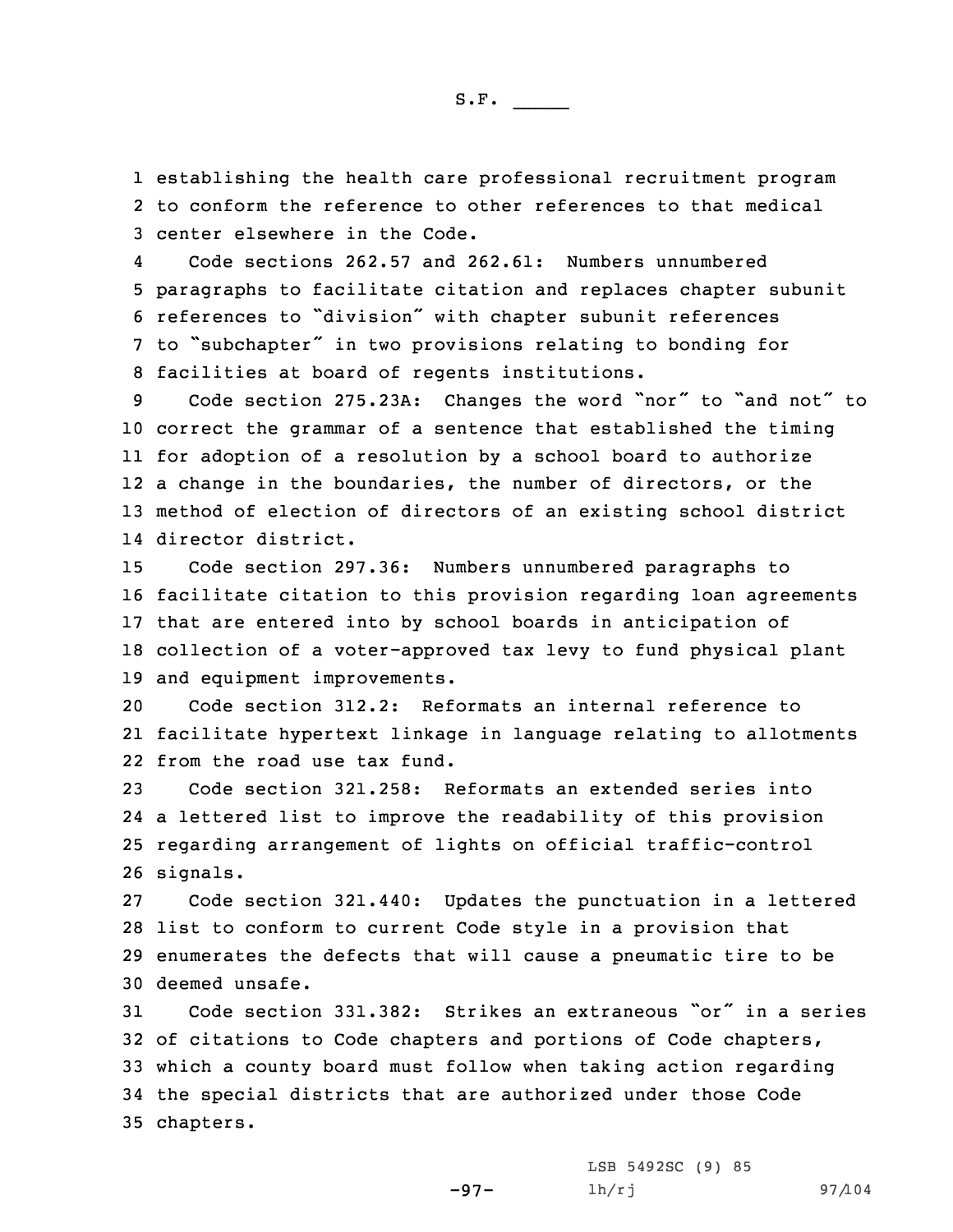establishing the health care professional recruitment program to conform the reference to other references to that medical center elsewhere in the Code.

Code sections 262.57 and 262.61: Numbers unnumbered paragraphs to facilitate citation and replaces chapter subunit references to "division" with chapter subunit references to "subchapter" in two provisions relating to bonding for facilities at board of regents institutions.

Code section 275.23A: Changes the word "nor" to "and not" to correct the grammar of a sentence that established the timing for adoption of a resolution by a school board to authorize a change in the boundaries, the number of directors, or the method of election of directors of an existing school district director district.

Code section 297.36: Numbers unnumbered paragraphs to facilitate citation to this provision regarding loan agreements that are entered into by school boards in anticipation of collection of a voter-approved tax levy to fund physical plant and equipment improvements.

Code section 312.2: Reformats an internal reference to facilitate hypertext linkage in language relating to allotments from the road use tax fund.

Code section 321.258: Reformats an extended series into a lettered list to improve the readability of this provision regarding arrangement of lights on official traffic-control signals.

Code section 321.440: Updates the punctuation in a lettered list to conform to current Code style in a provision that enumerates the defects that will cause a pneumatic tire to be deemed unsafe.

Code section 331.382: Strikes an extraneous "or" in a series of citations to Code chapters and portions of Code chapters, which a county board must follow when taking action regarding the special districts that are authorized under those Code chapters.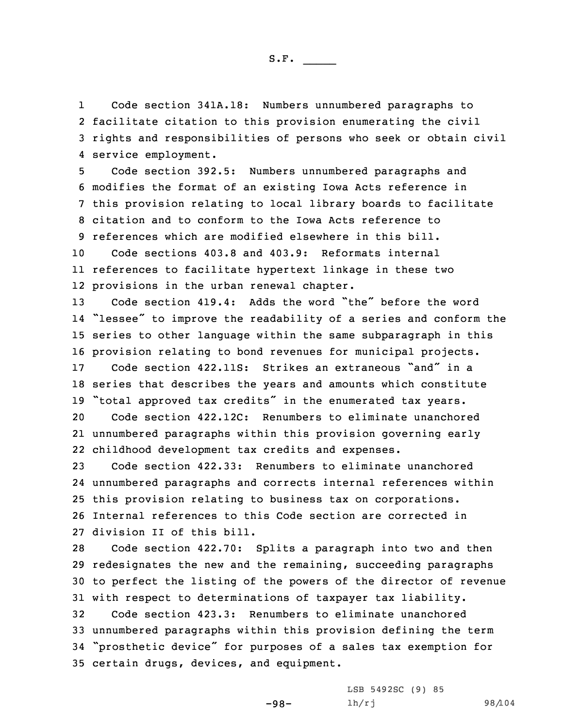S.F. _____

Code section 341A.18: Numbers unnumbered paragraphs to facilitate citation to this provision enumerating the civil rights and responsibilities of persons who seek or obtain civil service employment.

Code section 392.5: Numbers unnumbered paragraphs and modifies the format of an existing Iowa Acts reference in this provision relating to local library boards to facilitate citation and to conform to the Iowa Acts reference to references which are modified elsewhere in this bill.

Code sections 403.8 and 403.9: Reformats internal references to facilitate hypertext linkage in these two provisions in the urban renewal chapter.

Code section 419.4: Adds the word "the" before the word "lessee" to improve the readability of a series and conform the series to other language within the same subparagraph in this provision relating to bond revenues for municipal projects.

Code section 422.11S: Strikes an extraneous "and" in a series that describes the years and amounts which constitute "total approved tax credits" in the enumerated tax years.

Code section 422.12C: Renumbers to eliminate unanchored unnumbered paragraphs within this provision governing early childhood development tax credits and expenses.

Code section 422.33: Renumbers to eliminate unanchored unnumbered paragraphs and corrects internal references within this provision relating to business tax on corporations. Internal references to this Code section are corrected in division II of this bill.

Code section 422.70: Splits a paragraph into two and then redesignates the new and the remaining, succeeding paragraphs to perfect the listing of the powers of the director of revenue with respect to determinations of taxpayer tax liability.

Code section 423.3: Renumbers to eliminate unanchored unnumbered paragraphs within this provision defining the term "prosthetic device" for purposes of a sales tax exemption for certain drugs, devices, and equipment.

LSB 5492SC (9) 85
lh/rj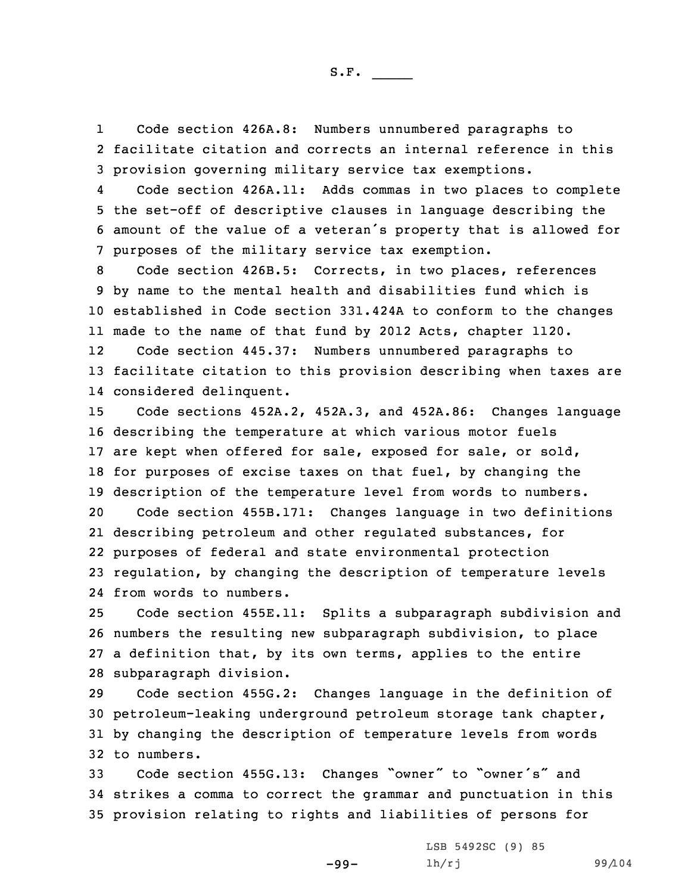Code section 426A.8: Numbers unnumbered paragraphs to facilitate citation and corrects an internal reference in this provision governing military service tax exemptions.

Code section 426A.11: Adds commas in two places to complete the set-off of descriptive clauses in language describing the amount of the value of a veteran's property that is allowed for purposes of the military service tax exemption.

Code section 426B.5: Corrects, in two places, references by name to the mental health and disabilities fund which is established in Code section 331.424A to conform to the changes made to the name of that fund by 2012 Acts, chapter 1120.

Code section 445.37: Numbers unnumbered paragraphs to facilitate citation to this provision describing when taxes are considered delinquent.

Code sections 452A.2, 452A.3, and 452A.86: Changes language describing the temperature at which various motor fuels are kept when offered for sale, exposed for sale, or sold, for purposes of excise taxes on that fuel, by changing the description of the temperature level from words to numbers.

Code section 455B.471: Changes language in two definitions describing petroleum and other regulated substances, for purposes of federal and state environmental protection regulation, by changing the description of temperature levels from words to numbers.

Code section 455E.11: Splits a subparagraph subdivision and numbers the resulting new subparagraph subdivision, to place a definition that, by its own terms, applies to the entire subparagraph division.

Code section 455G.2: Changes language in the definition of petroleum-leaking underground petroleum storage tank chapter, by changing the description of temperature levels from words to numbers.

Code section 455G.13: Changes "owner" to "owner's" and strikes a comma to correct the grammar and punctuation in this provision relating to rights and liabilities of persons for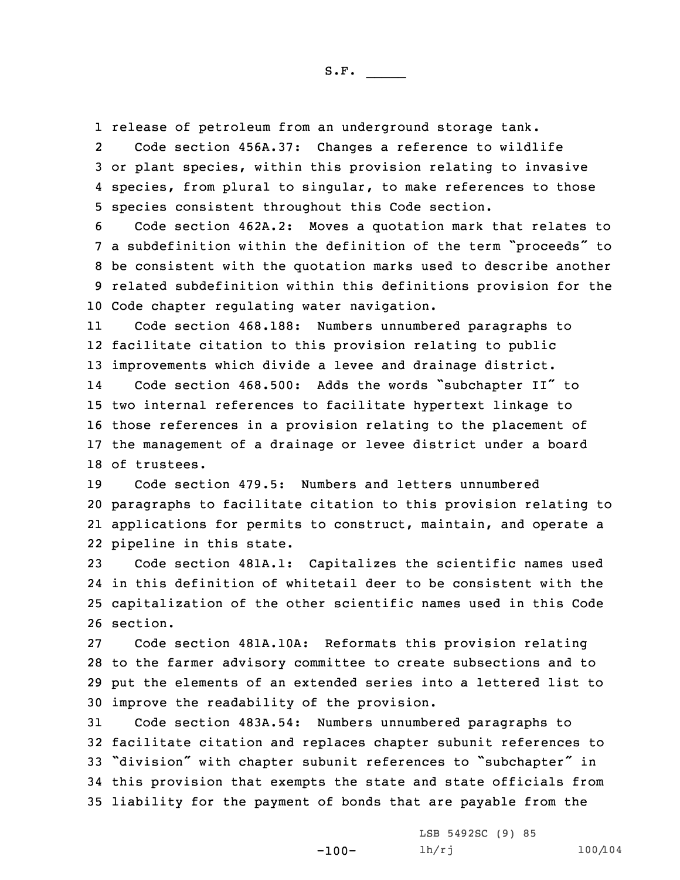release of petroleum from an underground storage tank.

Code section 456A.37: Changes a reference to wildlife or plant species, within this provision relating to invasive species, from plural to singular, to make references to those species consistent throughout this Code section.

Code section 462A.2: Moves a quotation mark that relates to a subdefinition within the definition of the term "proceeds" to be consistent with the quotation marks used to describe another related subdefinition within this definitions provision for the Code chapter regulating water navigation.

Code section 468.188: Numbers unnumbered paragraphs to facilitate citation to this provision relating to public improvements which divide a levee and drainage district.

Code section 468.500: Adds the words "subchapter II" to two internal references to facilitate hypertext linkage to those references in a provision relating to the placement of the management of a drainage or levee district under a board of trustees.

Code section 479.5: Numbers and letters unnumbered paragraphs to facilitate citation to this provision relating to applications for permits to construct, maintain, and operate a pipeline in this state.

Code section 481A.1: Capitalizes the scientific names used in this definition of whitetail deer to be consistent with the capitalization of the other scientific names used in this Code section.

Code section 481A.10A: Reformats this provision relating to the farmer advisory committee to create subsections and to put the elements of an extended series into a lettered list to improve the readability of the provision.

Code section 483A.54: Numbers unnumbered paragraphs to facilitate citation and replaces chapter subunit references to "division" with chapter subunit references to "subchapter" in this provision that exempts the state and state officials from liability for the payment of bonds that are payable from the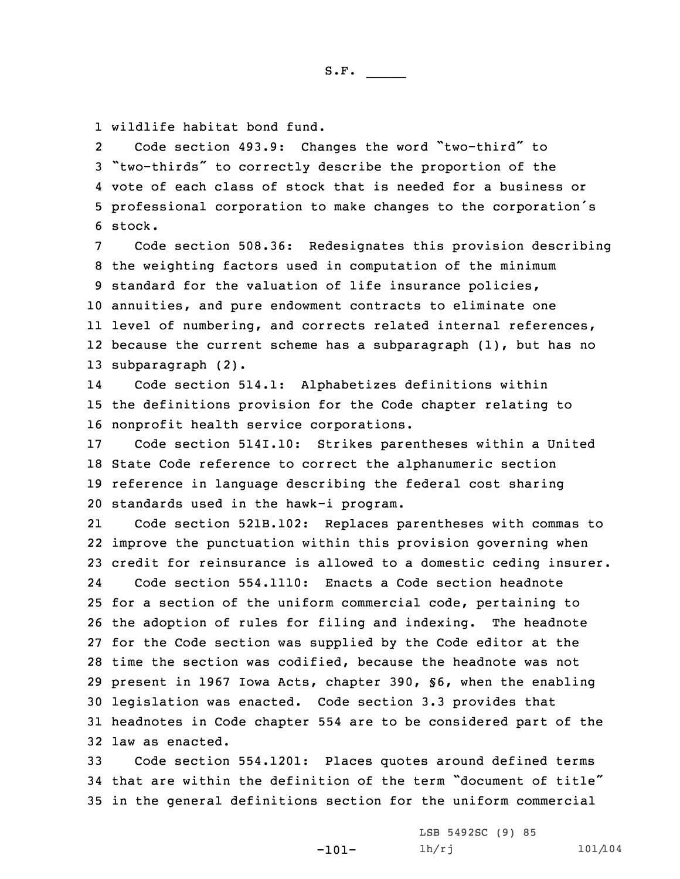wildlife habitat bond fund.

Code section 493.9: Changes the word "two-third" to "two-thirds" to correctly describe the proportion of the vote of each class of stock that is needed for a business or professional corporation to make changes to the corporation's stock.

Code section 508.36: Redesignates this provision describing the weighting factors used in computation of the minimum standard for the valuation of life insurance policies, annuities, and pure endowment contracts to eliminate one level of numbering, and corrects related internal references, because the current scheme has a subparagraph (1), but has no subparagraph (2).

Code section 514.1: Alphabetizes definitions within the definitions provision for the Code chapter relating to nonprofit health service corporations.

Code section 514I.10: Strikes parentheses within a United State Code reference to correct the alphanumeric section reference in language describing the federal cost sharing standards used in the hawk-i program.

Code section 521B.102: Replaces parentheses with commas to improve the punctuation within this provision governing when credit for reinsurance is allowed to a domestic ceding insurer.

Code section 554.1110: Enacts a Code section headnote for a section of the uniform commercial code, pertaining to the adoption of rules for filing and indexing. The headnote for the Code section was supplied by the Code editor at the time the section was codified, because the headnote was not present in 1967 Iowa Acts, chapter 390, §6, when the enabling legislation was enacted. Code section 3.3 provides that headnotes in Code chapter 554 are to be considered part of the law as enacted.

Code section 554.1201: Places quotes around defined terms that are within the definition of the term "document of title" in the general definitions section for the uniform commercial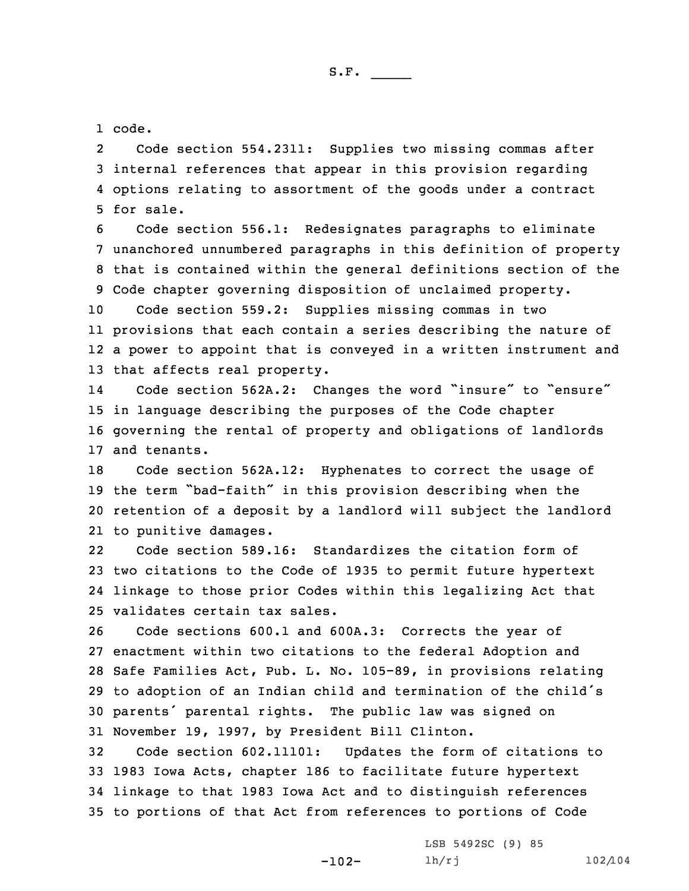code.

Code section 554.2311: Supplies two missing commas after internal references that appear in this provision regarding options relating to assortment of the goods under a contract for sale.

Code section 556.1: Redesignates paragraphs to eliminate unanchored unnumbered paragraphs in this definition of property that is contained within the general definitions section of the Code chapter governing disposition of unclaimed property.

Code section 559.2: Supplies missing commas in two provisions that each contain a series describing the nature of a power to appoint that is conveyed in a written instrument and that affects real property.

Code section 562A.2: Changes the word "insure" to "ensure" in language describing the purposes of the Code chapter governing the rental of property and obligations of landlords and tenants.

Code section 562A.12: Hyphenates to correct the usage of the term "bad-faith" in this provision describing when the retention of a deposit by a landlord will subject the landlord to punitive damages.

Code section 589.16: Standardizes the citation form of two citations to the Code of 1935 to permit future hypertext linkage to those prior Codes within this legalizing Act that validates certain tax sales.

Code sections 600.1 and 600A.3: Corrects the year of enactment within two citations to the federal Adoption and Safe Families Act, Pub. L. No. 105-89, in provisions relating to adoption of an Indian child and termination of the child's parents' parental rights. The public law was signed on November 19, 1997, by President Bill Clinton.

Code section 602.11101: Updates the form of citations to 1983 Iowa Acts, chapter 186 to facilitate future hypertext linkage to that 1983 Iowa Act and to distinguish references to portions of that Act from references to portions of Code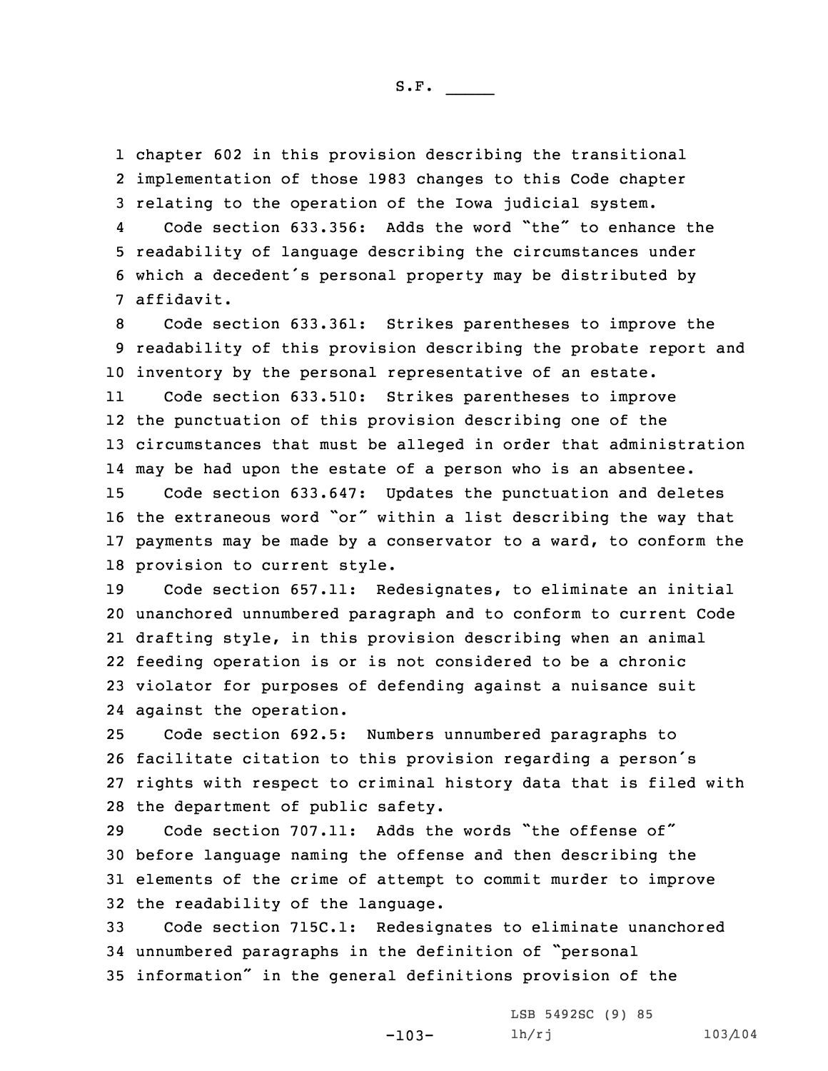chapter 602 in this provision describing the transitional implementation of those 1983 changes to this Code chapter relating to the operation of the Iowa judicial system.

Code section 633.356: Adds the word "the" to enhance the readability of language describing the circumstances under which a decedent's personal property may be distributed by affidavit.

Code section 633.361: Strikes parentheses to improve the readability of this provision describing the probate report and inventory by the personal representative of an estate.

Code section 633.510: Strikes parentheses to improve the punctuation of this provision describing one of the circumstances that must be alleged in order that administration may be had upon the estate of a person who is an absentee.

Code section 633.647: Updates the punctuation and deletes the extraneous word "or" within a list describing the way that payments may be made by a conservator to a ward, to conform the provision to current style.

Code section 657.11: Redesignates, to eliminate an initial unanchored unnumbered paragraph and to conform to current Code drafting style, in this provision describing when an animal feeding operation is or is not considered to be a chronic violator for purposes of defending against a nuisance suit against the operation.

Code section 692.5: Numbers unnumbered paragraphs to facilitate citation to this provision regarding a person's rights with respect to criminal history data that is filed with the department of public safety.

Code section 707.11: Adds the words "the offense of" before language naming the offense and then describing the elements of the crime of attempt to commit murder to improve the readability of the language.

Code section 715C.1: Redesignates to eliminate unanchored unnumbered paragraphs in the definition of "personal information" in the general definitions provision of the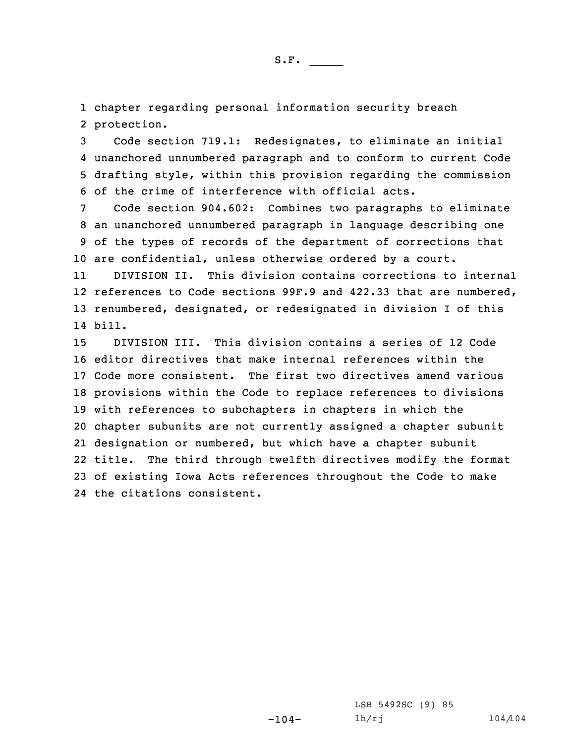chapter regarding personal information security breach protection.

Code section 719.1: Redesignates, to eliminate an initial unanchored unnumbered paragraph and to conform to current Code drafting style, within this provision regarding the commission of the crime of interference with official acts.

Code section 904.602: Combines two paragraphs to eliminate an unanchored unnumbered paragraph in language describing one of the types of records of the department of corrections that are confidential, unless otherwise ordered by a court.

DIVISION II. This division contains corrections to internal references to Code sections 99F.9 and 422.33 that are numbered, renumbered, designated, or redesignated in division I of this bill.

DIVISION III. This division contains a series of 12 Code editor directives that make internal references within the Code more consistent. The first two directives amend various provisions within the Code to replace references to divisions with references to subchapters in chapters in which the chapter subunits are not currently assigned a chapter subunit designation or numbered, but which have a chapter subunit title. The third through twelfth directives modify the format of existing Iowa Acts references throughout the Code to make the citations consistent.

LSB 5492SC (9) 85
lh/rj